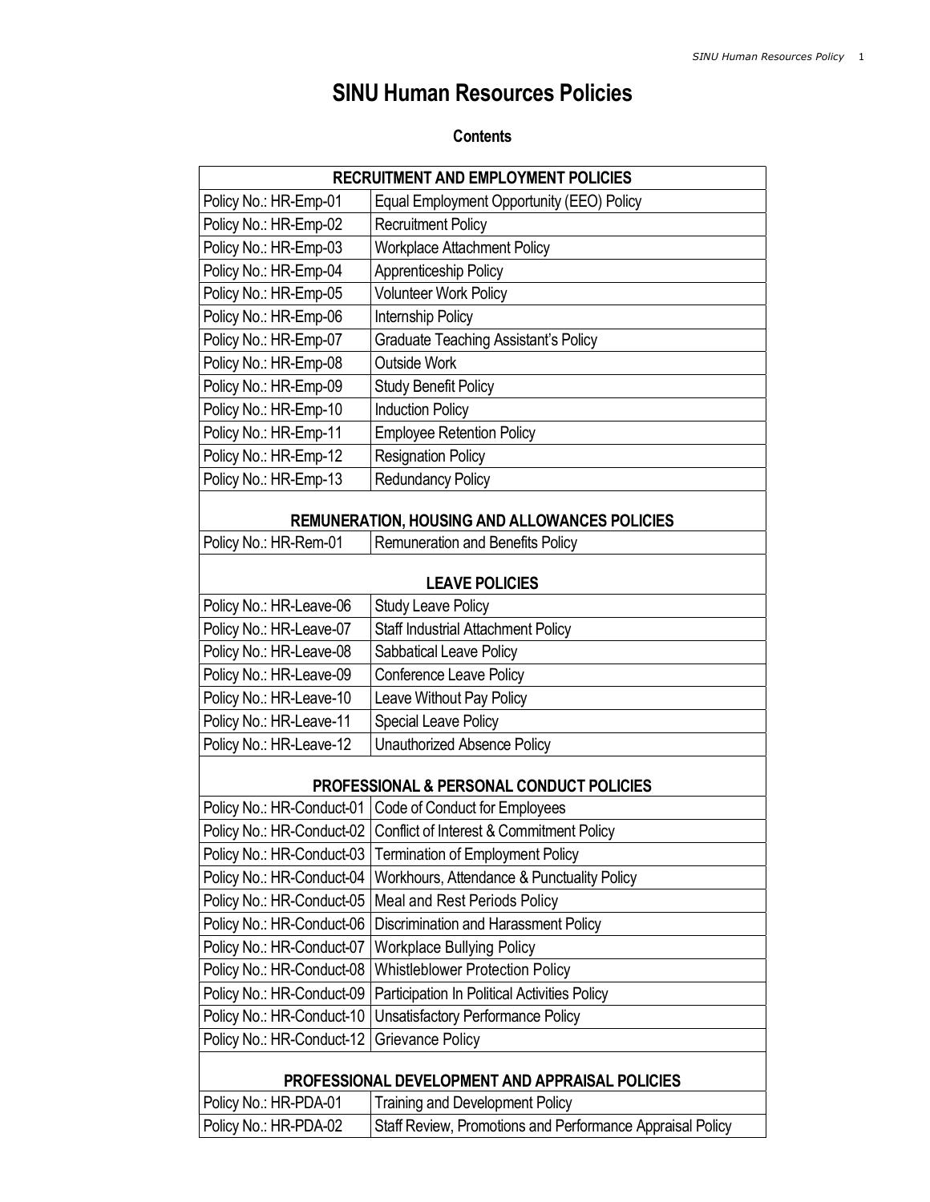# SINU Human Resources Policies

## Contents

| RECRUITMENT AND EMPLOYMENT POLICIES | |
|---|---|
| Policy No.: HR-Emp-01 | Equal Employment Opportunity (EEO) Policy |
| Policy No.: HR-Emp-02 | Recruitment Policy |
| Policy No.: HR-Emp-03 | Workplace Attachment Policy |
| Policy No.: HR-Emp-04 | Apprenticeship Policy |
| Policy No.: HR-Emp-05 | Volunteer Work Policy |
| Policy No.: HR-Emp-06 | Internship Policy |
| Policy No.: HR-Emp-07 | Graduate Teaching Assistant's Policy |
| Policy No.: HR-Emp-08 | Outside Work |
| Policy No.: HR-Emp-09 | Study Benefit Policy |
| Policy No.: HR-Emp-10 | Induction Policy |
| Policy No.: HR-Emp-11 | Employee Retention Policy |
| Policy No.: HR-Emp-12 | Resignation Policy |
| Policy No.: HR-Emp-13 | Redundancy Policy |
| **REMUNERATION, HOUSING AND ALLOWANCES POLICIES** | |
| Policy No.: HR-Rem-01 | Remuneration and Benefits Policy |
| **LEAVE POLICIES** | |
| Policy No.: HR-Leave-06 | Study Leave Policy |
| Policy No.: HR-Leave-07 | Staff Industrial Attachment Policy |
| Policy No.: HR-Leave-08 | Sabbatical Leave Policy |
| Policy No.: HR-Leave-09 | Conference Leave Policy |
| Policy No.: HR-Leave-10 | Leave Without Pay Policy |
| Policy No.: HR-Leave-11 | Special Leave Policy |
| Policy No.: HR-Leave-12 | Unauthorized Absence Policy |
| **PROFESSIONAL & PERSONAL CONDUCT POLICIES** | |
| Policy No.: HR-Conduct-01 | Code of Conduct for Employees |
| Policy No.: HR-Conduct-02 | Conflict of Interest & Commitment Policy |
| Policy No.: HR-Conduct-03 | Termination of Employment Policy |
| Policy No.: HR-Conduct-04 | Workhours, Attendance & Punctuality Policy |
| Policy No.: HR-Conduct-05 | Meal and Rest Periods Policy |
| Policy No.: HR-Conduct-06 | Discrimination and Harassment Policy |
| Policy No.: HR-Conduct-07 | Workplace Bullying Policy |
| Policy No.: HR-Conduct-08 | Whistleblower Protection Policy |
| Policy No.: HR-Conduct-09 | Participation In Political Activities Policy |
| Policy No.: HR-Conduct-10 | Unsatisfactory Performance Policy |
| Policy No.: HR-Conduct-12 | Grievance Policy |
| **PROFESSIONAL DEVELOPMENT AND APPRAISAL POLICIES** | |
| Policy No.: HR-PDA-01 | Training and Development Policy |
| Policy No.: HR-PDA-02 | Staff Review, Promotions and Performance Appraisal Policy |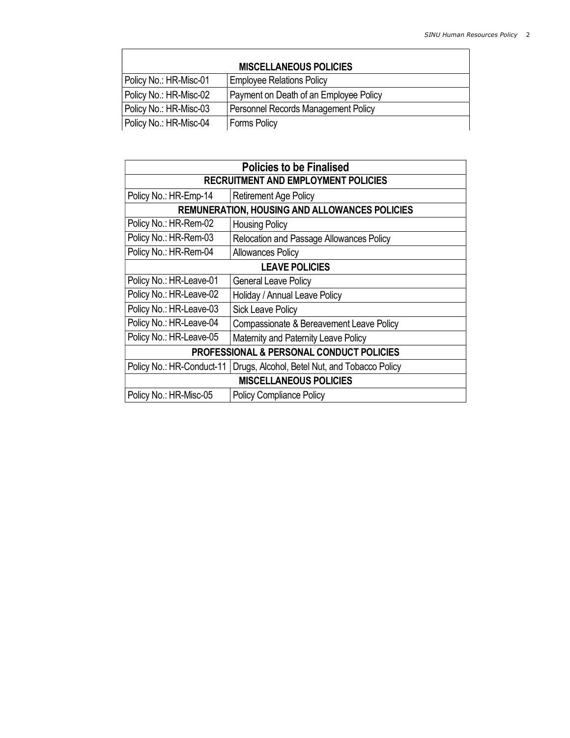| MISCELLANEOUS POLICIES | |
|---|---|
| Policy No.: HR-Misc-01 | Employee Relations Policy |
| Policy No.: HR-Misc-02 | Payment on Death of an Employee Policy |
| Policy No.: HR-Misc-03 | Personnel Records Management Policy |
| Policy No.: HR-Misc-04 | Forms Policy |

| Policies to be Finalised | |
|---|---|
| **RECRUITMENT AND EMPLOYMENT POLICIES** | |
| Policy No.: HR-Emp-14 | Retirement Age Policy |
| **REMUNERATION, HOUSING AND ALLOWANCES POLICIES** | |
| Policy No.: HR-Rem-02 | Housing Policy |
| Policy No.: HR-Rem-03 | Relocation and Passage Allowances Policy |
| Policy No.: HR-Rem-04 | Allowances Policy |
| **LEAVE POLICIES** | |
| Policy No.: HR-Leave-01 | General Leave Policy |
| Policy No.: HR-Leave-02 | Holiday / Annual Leave Policy |
| Policy No.: HR-Leave-03 | Sick Leave Policy |
| Policy No.: HR-Leave-04 | Compassionate & Bereavement Leave Policy |
| Policy No.: HR-Leave-05 | Maternity and Paternity Leave Policy |
| **PROFESSIONAL & PERSONAL CONDUCT POLICIES** | |
| Policy No.: HR-Conduct-11 | Drugs, Alcohol, Betel Nut, and Tobacco Policy |
| **MISCELLANEOUS POLICIES** | |
| Policy No.: HR-Misc-05 | Policy Compliance Policy |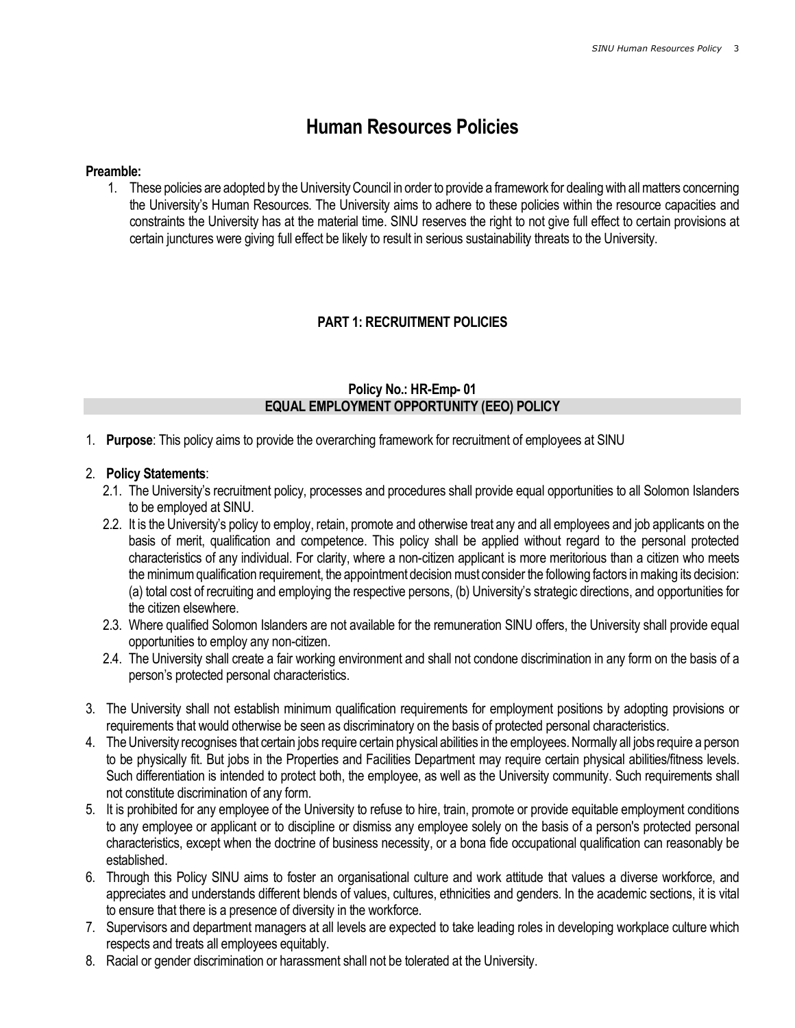# Human Resources Policies

**Preamble:**

1. These policies are adopted by the University Council in order to provide a framework for dealing with all matters concerning the University's Human Resources. The University aims to adhere to these policies within the resource capacities and constraints the University has at the material time. SINU reserves the right to not give full effect to certain provisions at certain junctures were giving full effect be likely to result in serious sustainability threats to the University.

## PART 1: RECRUITMENT POLICIES

### Policy No.: HR-Emp- 01
### EQUAL EMPLOYMENT OPPORTUNITY (EEO) POLICY

1. **Purpose**: This policy aims to provide the overarching framework for recruitment of employees at SINU

2. **Policy Statements**:
   2.1. The University's recruitment policy, processes and procedures shall provide equal opportunities to all Solomon Islanders to be employed at SINU.
   2.2. It is the University's policy to employ, retain, promote and otherwise treat any and all employees and job applicants on the basis of merit, qualification and competence. This policy shall be applied without regard to the personal protected characteristics of any individual. For clarity, where a non-citizen applicant is more meritorious than a citizen who meets the minimum qualification requirement, the appointment decision must consider the following factors in making its decision: (a) total cost of recruiting and employing the respective persons, (b) University's strategic directions, and opportunities for the citizen elsewhere.
   2.3. Where qualified Solomon Islanders are not available for the remuneration SINU offers, the University shall provide equal opportunities to employ any non-citizen.
   2.4. The University shall create a fair working environment and shall not condone discrimination in any form on the basis of a person's protected personal characteristics.

3. The University shall not establish minimum qualification requirements for employment positions by adopting provisions or requirements that would otherwise be seen as discriminatory on the basis of protected personal characteristics.
4. The University recognises that certain jobs require certain physical abilities in the employees. Normally all jobs require a person to be physically fit. But jobs in the Properties and Facilities Department may require certain physical abilities/fitness levels. Such differentiation is intended to protect both, the employee, as well as the University community. Such requirements shall not constitute discrimination of any form.
5. It is prohibited for any employee of the University to refuse to hire, train, promote or provide equitable employment conditions to any employee or applicant or to discipline or dismiss any employee solely on the basis of a person's protected personal characteristics, except when the doctrine of business necessity, or a bona fide occupational qualification can reasonably be established.
6. Through this Policy SINU aims to foster an organisational culture and work attitude that values a diverse workforce, and appreciates and understands different blends of values, cultures, ethnicities and genders. In the academic sections, it is vital to ensure that there is a presence of diversity in the workforce.
7. Supervisors and department managers at all levels are expected to take leading roles in developing workplace culture which respects and treats all employees equitably.
8. Racial or gender discrimination or harassment shall not be tolerated at the University.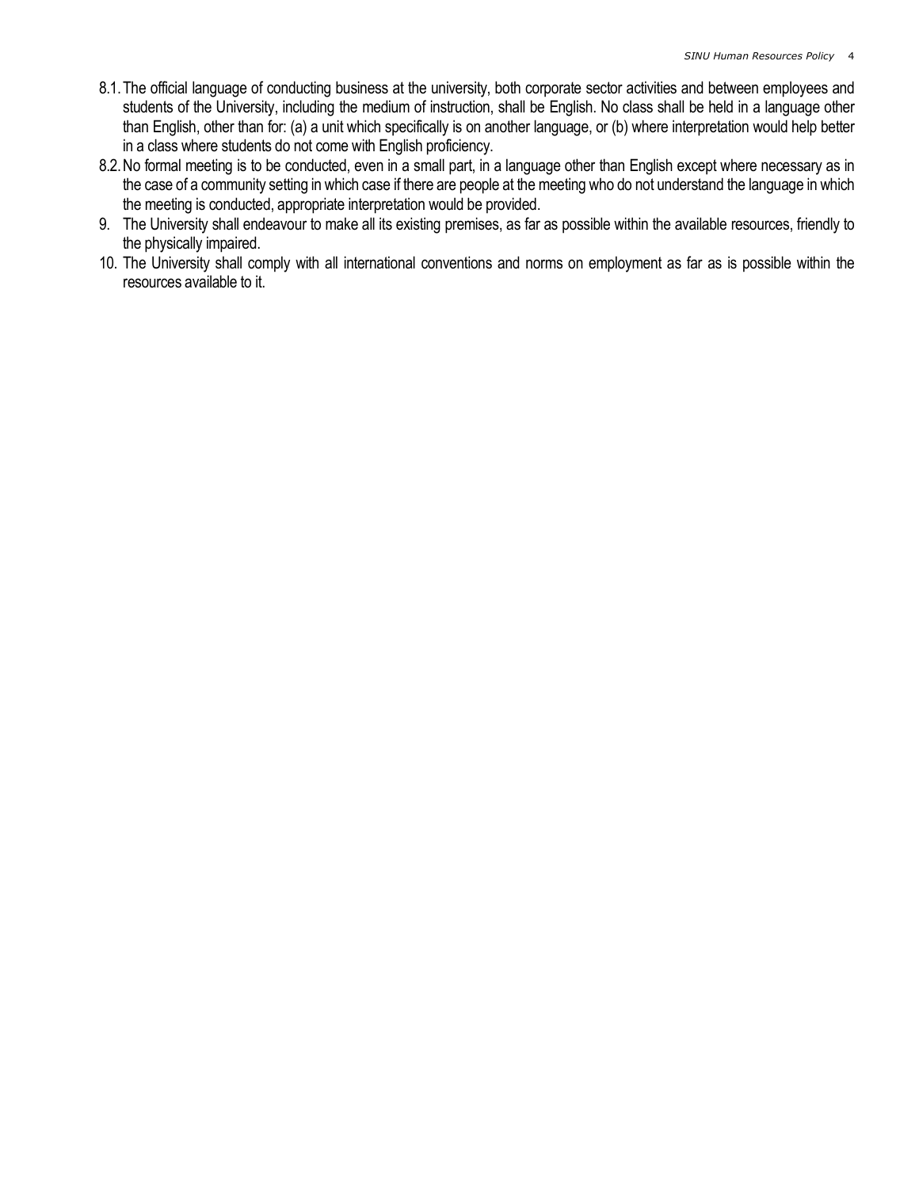8.1. The official language of conducting business at the university, both corporate sector activities and between employees and students of the University, including the medium of instruction, shall be English. No class shall be held in a language other than English, other than for: (a) a unit which specifically is on another language, or (b) where interpretation would help better in a class where students do not come with English proficiency.

8.2. No formal meeting is to be conducted, even in a small part, in a language other than English except where necessary as in the case of a community setting in which case if there are people at the meeting who do not understand the language in which the meeting is conducted, appropriate interpretation would be provided.

9. The University shall endeavour to make all its existing premises, as far as possible within the available resources, friendly to the physically impaired.

10. The University shall comply with all international conventions and norms on employment as far as is possible within the resources available to it.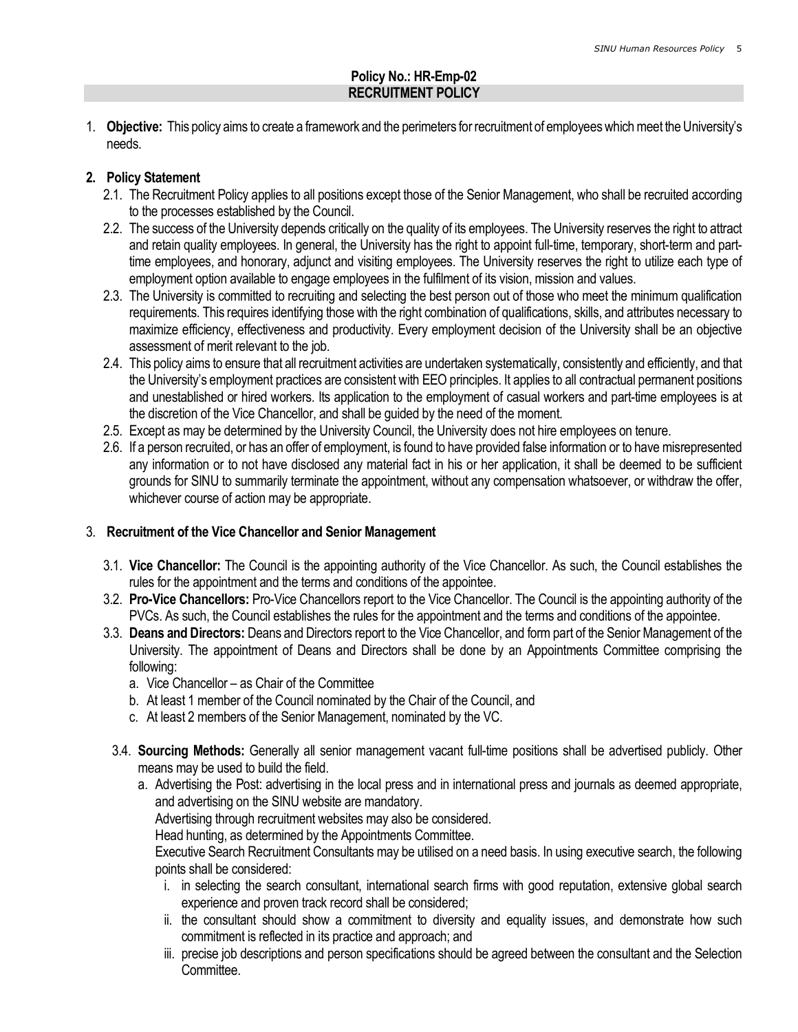**Policy No.: HR-Emp-02**

**RECRUITMENT POLICY**

1. **Objective:** This policy aims to create a framework and the perimeters for recruitment of employees which meet the University's needs.

2. **Policy Statement**
   - 2.1. The Recruitment Policy applies to all positions except those of the Senior Management, who shall be recruited according to the processes established by the Council.
   - 2.2. The success of the University depends critically on the quality of its employees. The University reserves the right to attract and retain quality employees. In general, the University has the right to appoint full-time, temporary, short-term and part-time employees, and honorary, adjunct and visiting employees. The University reserves the right to utilize each type of employment option available to engage employees in the fulfilment of its vision, mission and values.
   - 2.3. The University is committed to recruiting and selecting the best person out of those who meet the minimum qualification requirements. This requires identifying those with the right combination of qualifications, skills, and attributes necessary to maximize efficiency, effectiveness and productivity. Every employment decision of the University shall be an objective assessment of merit relevant to the job.
   - 2.4. This policy aims to ensure that all recruitment activities are undertaken systematically, consistently and efficiently, and that the University's employment practices are consistent with EEO principles. It applies to all contractual permanent positions and unestablished or hired workers. Its application to the employment of casual workers and part-time employees is at the discretion of the Vice Chancellor, and shall be guided by the need of the moment.
   - 2.5. Except as may be determined by the University Council, the University does not hire employees on tenure.
   - 2.6. If a person recruited, or has an offer of employment, is found to have provided false information or to have misrepresented any information or to not have disclosed any material fact in his or her application, it shall be deemed to be sufficient grounds for SINU to summarily terminate the appointment, without any compensation whatsoever, or withdraw the offer, whichever course of action may be appropriate.

3. **Recruitment of the Vice Chancellor and Senior Management**
   - 3.1. **Vice Chancellor:** The Council is the appointing authority of the Vice Chancellor. As such, the Council establishes the rules for the appointment and the terms and conditions of the appointee.
   - 3.2. **Pro-Vice Chancellors:** Pro-Vice Chancellors report to the Vice Chancellor. The Council is the appointing authority of the PVCs. As such, the Council establishes the rules for the appointment and the terms and conditions of the appointee.
   - 3.3. **Deans and Directors:** Deans and Directors report to the Vice Chancellor, and form part of the Senior Management of the University. The appointment of Deans and Directors shall be done by an Appointments Committee comprising the following:
     - a. Vice Chancellor – as Chair of the Committee
     - b. At least 1 member of the Council nominated by the Chair of the Council, and
     - c. At least 2 members of the Senior Management, nominated by the VC.
   - 3.4. **Sourcing Methods:** Generally all senior management vacant full-time positions shall be advertised publicly. Other means may be used to build the field.
     - a. Advertising the Post: advertising in the local press and in international press and journals as deemed appropriate, and advertising on the SINU website are mandatory.

       Advertising through recruitment websites may also be considered.

       Head hunting, as determined by the Appointments Committee.

       Executive Search Recruitment Consultants may be utilised on a need basis. In using executive search, the following points shall be considered:
       - i. in selecting the search consultant, international search firms with good reputation, extensive global search experience and proven track record shall be considered;
       - ii. the consultant should show a commitment to diversity and equality issues, and demonstrate how such commitment is reflected in its practice and approach; and
       - iii. precise job descriptions and person specifications should be agreed between the consultant and the Selection Committee.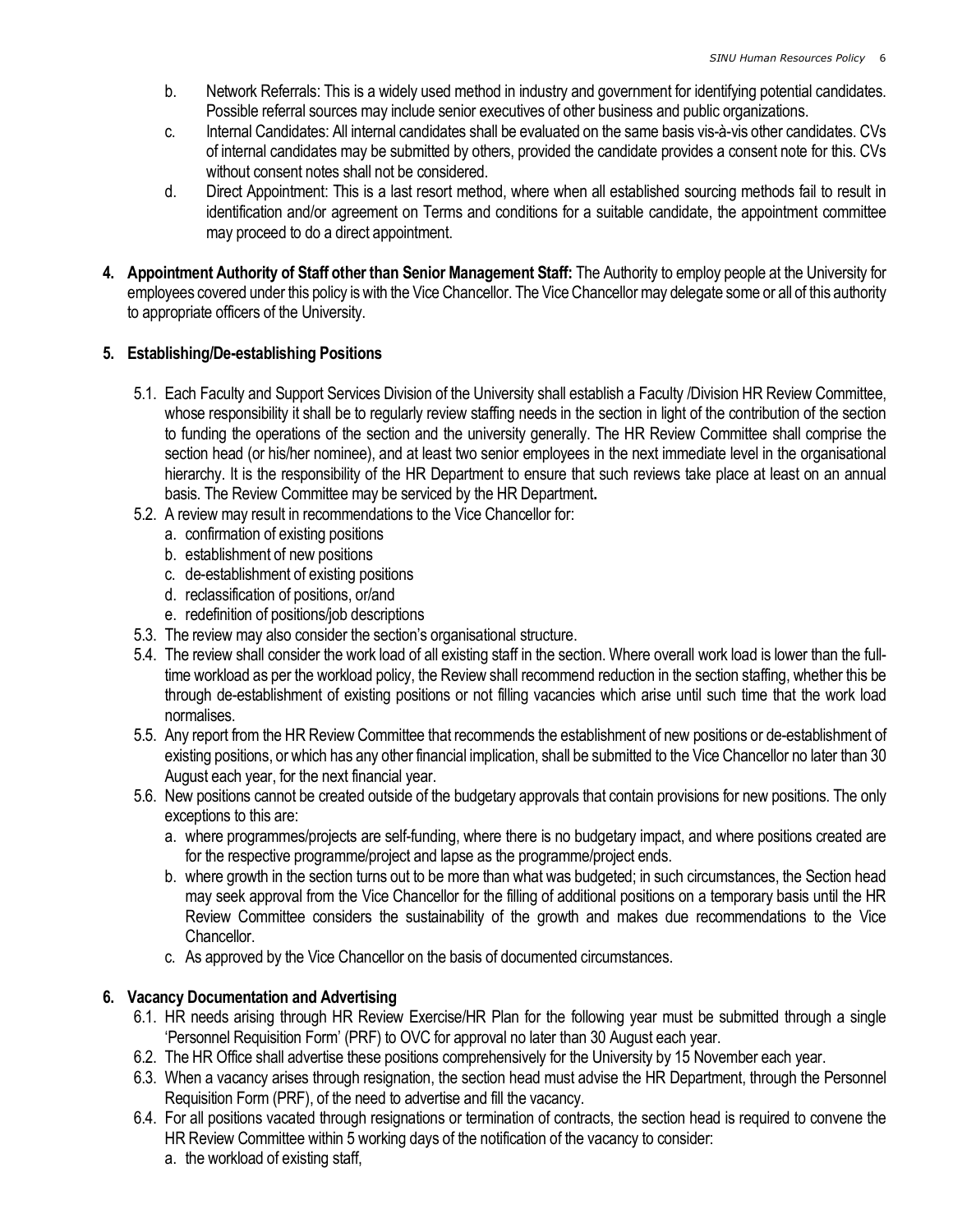b. Network Referrals: This is a widely used method in industry and government for identifying potential candidates. Possible referral sources may include senior executives of other business and public organizations.

c. Internal Candidates: All internal candidates shall be evaluated on the same basis vis-à-vis other candidates. CVs of internal candidates may be submitted by others, provided the candidate provides a consent note for this. CVs without consent notes shall not be considered.

d. Direct Appointment: This is a last resort method, where when all established sourcing methods fail to result in identification and/or agreement on Terms and conditions for a suitable candidate, the appointment committee may proceed to do a direct appointment.

**4. Appointment Authority of Staff other than Senior Management Staff:** The Authority to employ people at the University for employees covered under this policy is with the Vice Chancellor. The Vice Chancellor may delegate some or all of this authority to appropriate officers of the University.

**5. Establishing/De-establishing Positions**

5.1. Each Faculty and Support Services Division of the University shall establish a Faculty /Division HR Review Committee, whose responsibility it shall be to regularly review staffing needs in the section in light of the contribution of the section to funding the operations of the section and the university generally. The HR Review Committee shall comprise the section head (or his/her nominee), and at least two senior employees in the next immediate level in the organisational hierarchy. It is the responsibility of the HR Department to ensure that such reviews take place at least on an annual basis. The Review Committee may be serviced by the HR Department**.**

5.2. A review may result in recommendations to the Vice Chancellor for:

a. confirmation of existing positions
b. establishment of new positions
c. de-establishment of existing positions
d. reclassification of positions, or/and
e. redefinition of positions/job descriptions

5.3. The review may also consider the section's organisational structure.

5.4. The review shall consider the work load of all existing staff in the section. Where overall work load is lower than the full-time workload as per the workload policy, the Review shall recommend reduction in the section staffing, whether this be through de-establishment of existing positions or not filling vacancies which arise until such time that the work load normalises.

5.5. Any report from the HR Review Committee that recommends the establishment of new positions or de-establishment of existing positions, or which has any other financial implication, shall be submitted to the Vice Chancellor no later than 30 August each year, for the next financial year.

5.6. New positions cannot be created outside of the budgetary approvals that contain provisions for new positions. The only exceptions to this are:

a. where programmes/projects are self-funding, where there is no budgetary impact, and where positions created are for the respective programme/project and lapse as the programme/project ends.
b. where growth in the section turns out to be more than what was budgeted; in such circumstances, the Section head may seek approval from the Vice Chancellor for the filling of additional positions on a temporary basis until the HR Review Committee considers the sustainability of the growth and makes due recommendations to the Vice Chancellor.
c. As approved by the Vice Chancellor on the basis of documented circumstances.

**6. Vacancy Documentation and Advertising**

6.1. HR needs arising through HR Review Exercise/HR Plan for the following year must be submitted through a single 'Personnel Requisition Form' (PRF) to OVC for approval no later than 30 August each year.

6.2. The HR Office shall advertise these positions comprehensively for the University by 15 November each year.

6.3. When a vacancy arises through resignation, the section head must advise the HR Department, through the Personnel Requisition Form (PRF), of the need to advertise and fill the vacancy.

6.4. For all positions vacated through resignations or termination of contracts, the section head is required to convene the HR Review Committee within 5 working days of the notification of the vacancy to consider:

a. the workload of existing staff,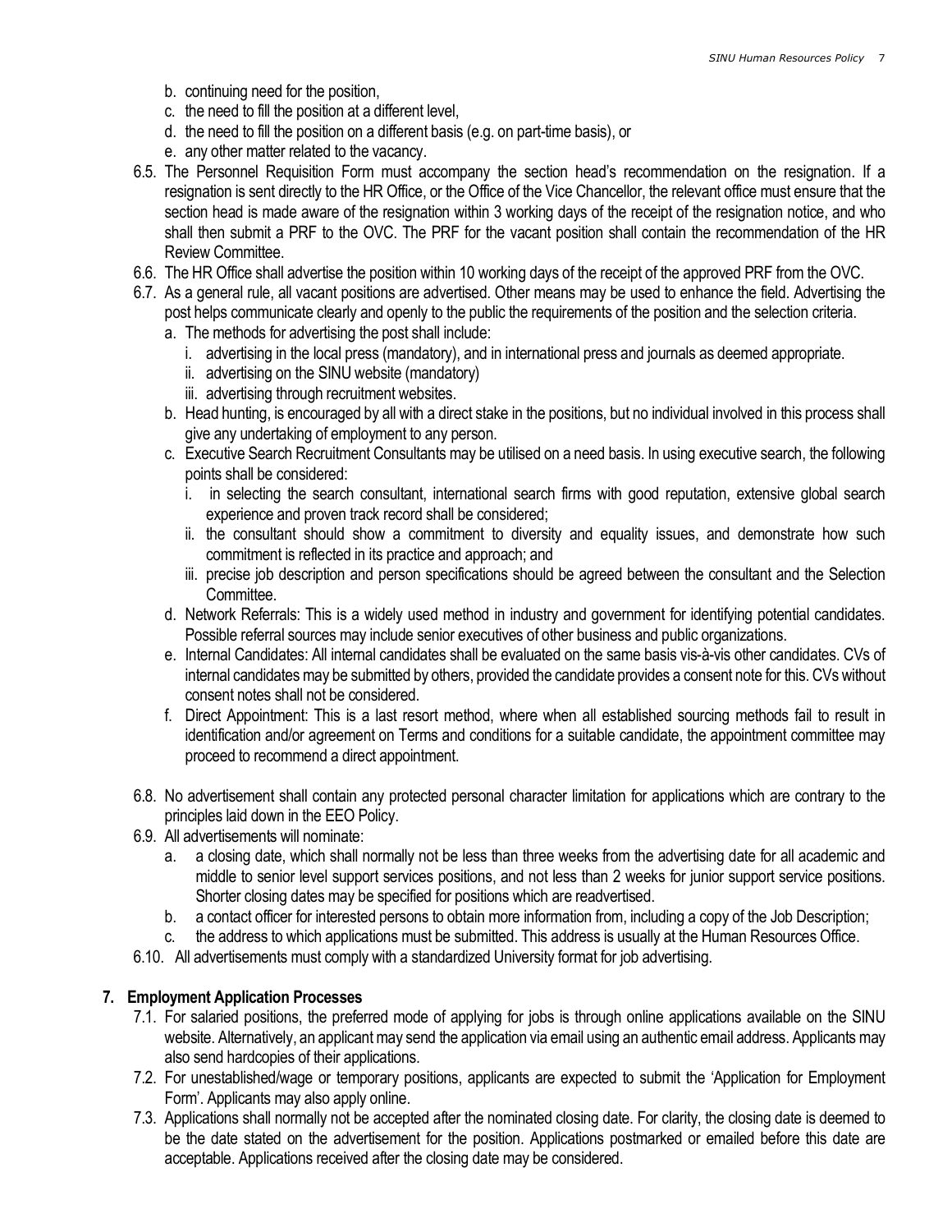b. continuing need for the position,
c. the need to fill the position at a different level,
d. the need to fill the position on a different basis (e.g. on part-time basis), or
e. any other matter related to the vacancy.

6.5. The Personnel Requisition Form must accompany the section head's recommendation on the resignation. If a resignation is sent directly to the HR Office, or the Office of the Vice Chancellor, the relevant office must ensure that the section head is made aware of the resignation within 3 working days of the receipt of the resignation notice, and who shall then submit a PRF to the OVC. The PRF for the vacant position shall contain the recommendation of the HR Review Committee.

6.6. The HR Office shall advertise the position within 10 working days of the receipt of the approved PRF from the OVC.

6.7. As a general rule, all vacant positions are advertised. Other means may be used to enhance the field. Advertising the post helps communicate clearly and openly to the public the requirements of the position and the selection criteria.

   a. The methods for advertising the post shall include:
      i. advertising in the local press (mandatory), and in international press and journals as deemed appropriate.
      ii. advertising on the SINU website (mandatory)
      iii. advertising through recruitment websites.
   b. Head hunting, is encouraged by all with a direct stake in the positions, but no individual involved in this process shall give any undertaking of employment to any person.
   c. Executive Search Recruitment Consultants may be utilised on a need basis. In using executive search, the following points shall be considered:
      i. in selecting the search consultant, international search firms with good reputation, extensive global search experience and proven track record shall be considered;
      ii. the consultant should show a commitment to diversity and equality issues, and demonstrate how such commitment is reflected in its practice and approach; and
      iii. precise job description and person specifications should be agreed between the consultant and the Selection Committee.
   d. Network Referrals: This is a widely used method in industry and government for identifying potential candidates. Possible referral sources may include senior executives of other business and public organizations.
   e. Internal Candidates: All internal candidates shall be evaluated on the same basis vis-à-vis other candidates. CVs of internal candidates may be submitted by others, provided the candidate provides a consent note for this. CVs without consent notes shall not be considered.
   f. Direct Appointment: This is a last resort method, where when all established sourcing methods fail to result in identification and/or agreement on Terms and conditions for a suitable candidate, the appointment committee may proceed to recommend a direct appointment.

6.8. No advertisement shall contain any protected personal character limitation for applications which are contrary to the principles laid down in the EEO Policy.

6.9. All advertisements will nominate:

   a. a closing date, which shall normally not be less than three weeks from the advertising date for all academic and middle to senior level support services positions, and not less than 2 weeks for junior support service positions. Shorter closing dates may be specified for positions which are readvertised.
   b. a contact officer for interested persons to obtain more information from, including a copy of the Job Description;
   c. the address to which applications must be submitted. This address is usually at the Human Resources Office.

6.10. All advertisements must comply with a standardized University format for job advertising.

## 7. Employment Application Processes

7.1. For salaried positions, the preferred mode of applying for jobs is through online applications available on the SINU website. Alternatively, an applicant may send the application via email using an authentic email address. Applicants may also send hardcopies of their applications.

7.2. For unestablished/wage or temporary positions, applicants are expected to submit the 'Application for Employment Form'. Applicants may also apply online.

7.3. Applications shall normally not be accepted after the nominated closing date. For clarity, the closing date is deemed to be the date stated on the advertisement for the position. Applications postmarked or emailed before this date are acceptable. Applications received after the closing date may be considered.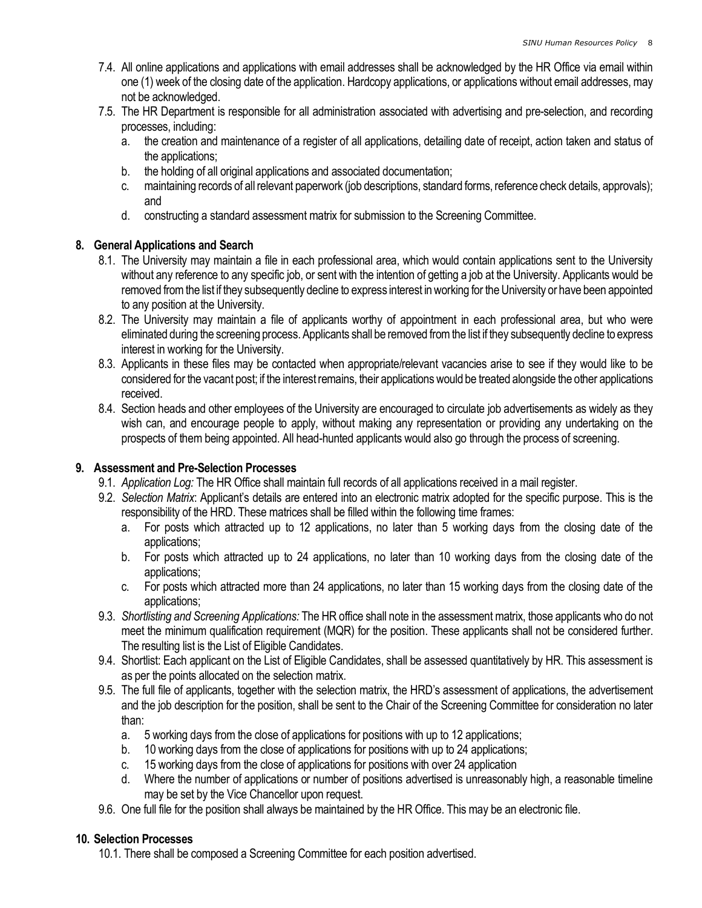7.4. All online applications and applications with email addresses shall be acknowledged by the HR Office via email within one (1) week of the closing date of the application. Hardcopy applications, or applications without email addresses, may not be acknowledged.

7.5. The HR Department is responsible for all administration associated with advertising and pre-selection, and recording processes, including:

a. the creation and maintenance of a register of all applications, detailing date of receipt, action taken and status of the applications;

b. the holding of all original applications and associated documentation;

c. maintaining records of all relevant paperwork (job descriptions, standard forms, reference check details, approvals); and

d. constructing a standard assessment matrix for submission to the Screening Committee.

## 8. General Applications and Search

8.1. The University may maintain a file in each professional area, which would contain applications sent to the University without any reference to any specific job, or sent with the intention of getting a job at the University. Applicants would be removed from the list if they subsequently decline to express interest in working for the University or have been appointed to any position at the University.

8.2. The University may maintain a file of applicants worthy of appointment in each professional area, but who were eliminated during the screening process. Applicants shall be removed from the list if they subsequently decline to express interest in working for the University.

8.3. Applicants in these files may be contacted when appropriate/relevant vacancies arise to see if they would like to be considered for the vacant post; if the interest remains, their applications would be treated alongside the other applications received.

8.4. Section heads and other employees of the University are encouraged to circulate job advertisements as widely as they wish can, and encourage people to apply, without making any representation or providing any undertaking on the prospects of them being appointed. All head-hunted applicants would also go through the process of screening.

## 9. Assessment and Pre-Selection Processes

9.1. *Application Log:* The HR Office shall maintain full records of all applications received in a mail register.

9.2. *Selection Matrix*: Applicant's details are entered into an electronic matrix adopted for the specific purpose. This is the responsibility of the HRD. These matrices shall be filled within the following time frames:

a. For posts which attracted up to 12 applications, no later than 5 working days from the closing date of the applications;

b. For posts which attracted up to 24 applications, no later than 10 working days from the closing date of the applications;

c. For posts which attracted more than 24 applications, no later than 15 working days from the closing date of the applications;

9.3. *Shortlisting and Screening Applications:* The HR office shall note in the assessment matrix, those applicants who do not meet the minimum qualification requirement (MQR) for the position. These applicants shall not be considered further. The resulting list is the List of Eligible Candidates.

9.4. Shortlist: Each applicant on the List of Eligible Candidates, shall be assessed quantitatively by HR. This assessment is as per the points allocated on the selection matrix.

9.5. The full file of applicants, together with the selection matrix, the HRD's assessment of applications, the advertisement and the job description for the position, shall be sent to the Chair of the Screening Committee for consideration no later than:

a. 5 working days from the close of applications for positions with up to 12 applications;

b. 10 working days from the close of applications for positions with up to 24 applications;

c. 15 working days from the close of applications for positions with over 24 application

d. Where the number of applications or number of positions advertised is unreasonably high, a reasonable timeline may be set by the Vice Chancellor upon request.

9.6. One full file for the position shall always be maintained by the HR Office. This may be an electronic file.

## 10. Selection Processes

10.1. There shall be composed a Screening Committee for each position advertised.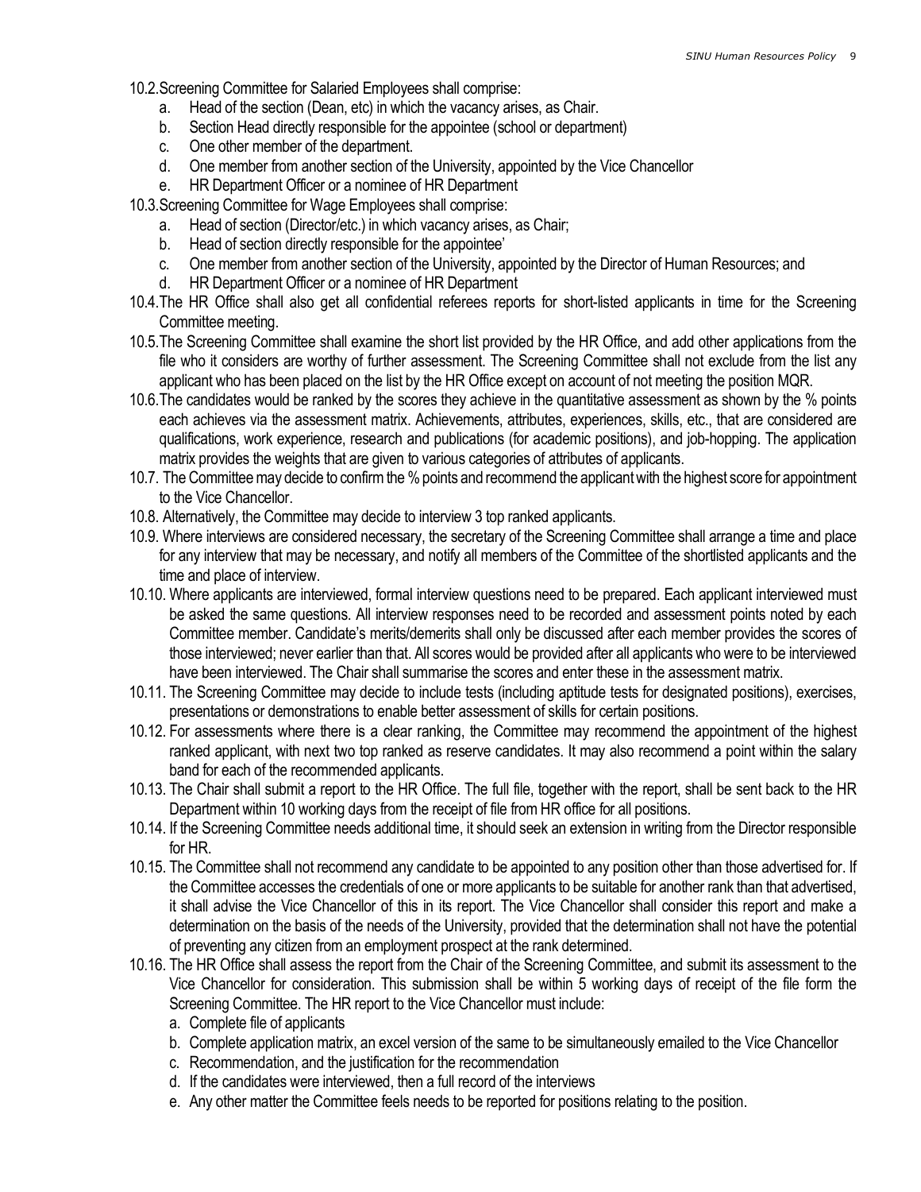10.2. Screening Committee for Salaried Employees shall comprise:

   a. Head of the section (Dean, etc) in which the vacancy arises, as Chair.
   b. Section Head directly responsible for the appointee (school or department)
   c. One other member of the department.
   d. One member from another section of the University, appointed by the Vice Chancellor
   e. HR Department Officer or a nominee of HR Department

10.3. Screening Committee for Wage Employees shall comprise:

   a. Head of section (Director/etc.) in which vacancy arises, as Chair;
   b. Head of section directly responsible for the appointee'
   c. One member from another section of the University, appointed by the Director of Human Resources; and
   d. HR Department Officer or a nominee of HR Department

10.4. The HR Office shall also get all confidential referees reports for short-listed applicants in time for the Screening Committee meeting.

10.5. The Screening Committee shall examine the short list provided by the HR Office, and add other applications from the file who it considers are worthy of further assessment. The Screening Committee shall not exclude from the list any applicant who has been placed on the list by the HR Office except on account of not meeting the position MQR.

10.6. The candidates would be ranked by the scores they achieve in the quantitative assessment as shown by the % points each achieves via the assessment matrix. Achievements, attributes, experiences, skills, etc., that are considered are qualifications, work experience, research and publications (for academic positions), and job-hopping. The application matrix provides the weights that are given to various categories of attributes of applicants.

10.7. The Committee may decide to confirm the % points and recommend the applicant with the highest score for appointment to the Vice Chancellor.

10.8. Alternatively, the Committee may decide to interview 3 top ranked applicants.

10.9. Where interviews are considered necessary, the secretary of the Screening Committee shall arrange a time and place for any interview that may be necessary, and notify all members of the Committee of the shortlisted applicants and the time and place of interview.

10.10. Where applicants are interviewed, formal interview questions need to be prepared. Each applicant interviewed must be asked the same questions. All interview responses need to be recorded and assessment points noted by each Committee member. Candidate's merits/demerits shall only be discussed after each member provides the scores of those interviewed; never earlier than that. All scores would be provided after all applicants who were to be interviewed have been interviewed. The Chair shall summarise the scores and enter these in the assessment matrix.

10.11. The Screening Committee may decide to include tests (including aptitude tests for designated positions), exercises, presentations or demonstrations to enable better assessment of skills for certain positions.

10.12. For assessments where there is a clear ranking, the Committee may recommend the appointment of the highest ranked applicant, with next two top ranked as reserve candidates. It may also recommend a point within the salary band for each of the recommended applicants.

10.13. The Chair shall submit a report to the HR Office. The full file, together with the report, shall be sent back to the HR Department within 10 working days from the receipt of file from HR office for all positions.

10.14. If the Screening Committee needs additional time, it should seek an extension in writing from the Director responsible for HR.

10.15. The Committee shall not recommend any candidate to be appointed to any position other than those advertised for. If the Committee accesses the credentials of one or more applicants to be suitable for another rank than that advertised, it shall advise the Vice Chancellor of this in its report. The Vice Chancellor shall consider this report and make a determination on the basis of the needs of the University, provided that the determination shall not have the potential of preventing any citizen from an employment prospect at the rank determined.

10.16. The HR Office shall assess the report from the Chair of the Screening Committee, and submit its assessment to the Vice Chancellor for consideration. This submission shall be within 5 working days of receipt of the file form the Screening Committee. The HR report to the Vice Chancellor must include:

   a. Complete file of applicants
   b. Complete application matrix, an excel version of the same to be simultaneously emailed to the Vice Chancellor
   c. Recommendation, and the justification for the recommendation
   d. If the candidates were interviewed, then a full record of the interviews
   e. Any other matter the Committee feels needs to be reported for positions relating to the position.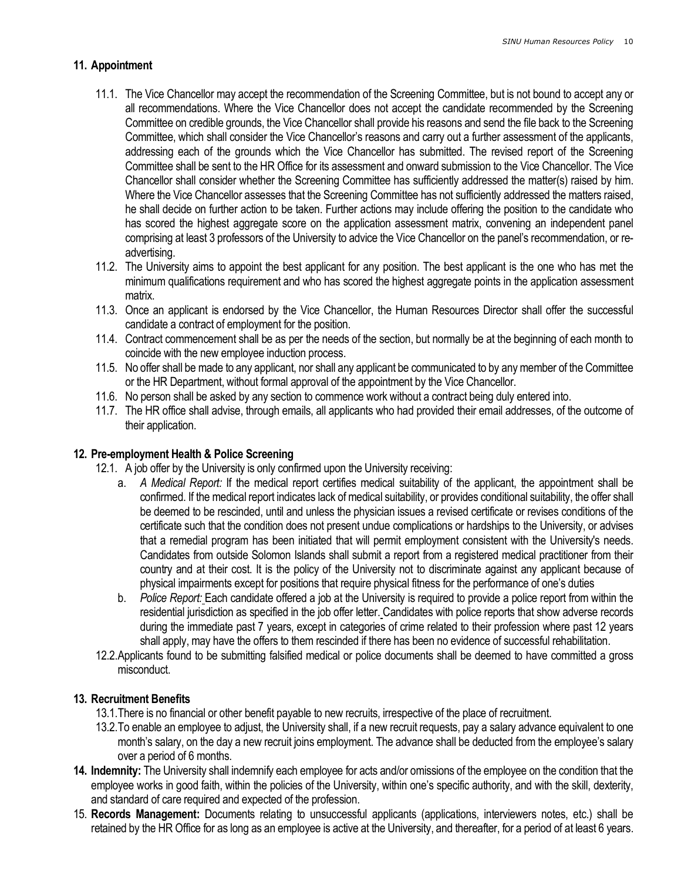## 11. Appointment

11.1. The Vice Chancellor may accept the recommendation of the Screening Committee, but is not bound to accept any or all recommendations. Where the Vice Chancellor does not accept the candidate recommended by the Screening Committee on credible grounds, the Vice Chancellor shall provide his reasons and send the file back to the Screening Committee, which shall consider the Vice Chancellor's reasons and carry out a further assessment of the applicants, addressing each of the grounds which the Vice Chancellor has submitted. The revised report of the Screening Committee shall be sent to the HR Office for its assessment and onward submission to the Vice Chancellor. The Vice Chancellor shall consider whether the Screening Committee has sufficiently addressed the matter(s) raised by him. Where the Vice Chancellor assesses that the Screening Committee has not sufficiently addressed the matters raised, he shall decide on further action to be taken. Further actions may include offering the position to the candidate who has scored the highest aggregate score on the application assessment matrix, convening an independent panel comprising at least 3 professors of the University to advice the Vice Chancellor on the panel's recommendation, or re-advertising.

11.2. The University aims to appoint the best applicant for any position. The best applicant is the one who has met the minimum qualifications requirement and who has scored the highest aggregate points in the application assessment matrix.

11.3. Once an applicant is endorsed by the Vice Chancellor, the Human Resources Director shall offer the successful candidate a contract of employment for the position.

11.4. Contract commencement shall be as per the needs of the section, but normally be at the beginning of each month to coincide with the new employee induction process.

11.5. No offer shall be made to any applicant, nor shall any applicant be communicated to by any member of the Committee or the HR Department, without formal approval of the appointment by the Vice Chancellor.

11.6. No person shall be asked by any section to commence work without a contract being duly entered into.

11.7. The HR office shall advise, through emails, all applicants who had provided their email addresses, of the outcome of their application.

## 12. Pre-employment Health & Police Screening

12.1. A job offer by the University is only confirmed upon the University receiving:

a. *A Medical Report:* If the medical report certifies medical suitability of the applicant, the appointment shall be confirmed. If the medical report indicates lack of medical suitability, or provides conditional suitability, the offer shall be deemed to be rescinded, until and unless the physician issues a revised certificate or revises conditions of the certificate such that the condition does not present undue complications or hardships to the University, or advises that a remedial program has been initiated that will permit employment consistent with the University's needs. Candidates from outside Solomon Islands shall submit a report from a registered medical practitioner from their country and at their cost. It is the policy of the University not to discriminate against any applicant because of physical impairments except for positions that require physical fitness for the performance of one's duties

b. *Police Report:* Each candidate offered a job at the University is required to provide a police report from within the residential jurisdiction as specified in the job offer letter. Candidates with police reports that show adverse records during the immediate past 7 years, except in categories of crime related to their profession where past 12 years shall apply, may have the offers to them rescinded if there has been no evidence of successful rehabilitation.

12.2. Applicants found to be submitting falsified medical or police documents shall be deemed to have committed a gross misconduct.

## 13. Recruitment Benefits

13.1. There is no financial or other benefit payable to new recruits, irrespective of the place of recruitment.

13.2. To enable an employee to adjust, the University shall, if a new recruit requests, pay a salary advance equivalent to one month's salary, on the day a new recruit joins employment. The advance shall be deducted from the employee's salary over a period of 6 months.

**14. Indemnity:** The University shall indemnify each employee for acts and/or omissions of the employee on the condition that the employee works in good faith, within the policies of the University, within one's specific authority, and with the skill, dexterity, and standard of care required and expected of the profession.

15. **Records Management:** Documents relating to unsuccessful applicants (applications, interviewers notes, etc.) shall be retained by the HR Office for as long as an employee is active at the University, and thereafter, for a period of at least 6 years.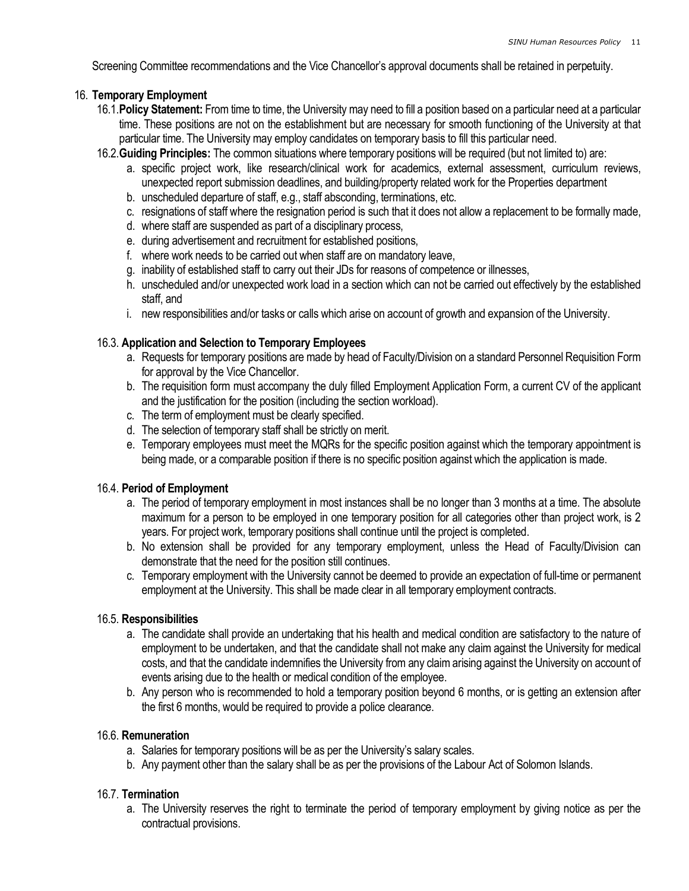Screening Committee recommendations and the Vice Chancellor's approval documents shall be retained in perpetuity.

## 16. Temporary Employment

16.1. **Policy Statement:** From time to time, the University may need to fill a position based on a particular need at a particular time. These positions are not on the establishment but are necessary for smooth functioning of the University at that particular time. The University may employ candidates on temporary basis to fill this particular need.

16.2. **Guiding Principles:** The common situations where temporary positions will be required (but not limited to) are:

a. specific project work, like research/clinical work for academics, external assessment, curriculum reviews, unexpected report submission deadlines, and building/property related work for the Properties department
b. unscheduled departure of staff, e.g., staff absconding, terminations, etc.
c. resignations of staff where the resignation period is such that it does not allow a replacement to be formally made,
d. where staff are suspended as part of a disciplinary process,
e. during advertisement and recruitment for established positions,
f. where work needs to be carried out when staff are on mandatory leave,
g. inability of established staff to carry out their JDs for reasons of competence or illnesses,
h. unscheduled and/or unexpected work load in a section which can not be carried out effectively by the established staff, and
i. new responsibilities and/or tasks or calls which arise on account of growth and expansion of the University.

### 16.3. Application and Selection to Temporary Employees

a. Requests for temporary positions are made by head of Faculty/Division on a standard Personnel Requisition Form for approval by the Vice Chancellor.
b. The requisition form must accompany the duly filled Employment Application Form, a current CV of the applicant and the justification for the position (including the section workload).
c. The term of employment must be clearly specified.
d. The selection of temporary staff shall be strictly on merit.
e. Temporary employees must meet the MQRs for the specific position against which the temporary appointment is being made, or a comparable position if there is no specific position against which the application is made.

### 16.4. Period of Employment

a. The period of temporary employment in most instances shall be no longer than 3 months at a time. The absolute maximum for a person to be employed in one temporary position for all categories other than project work, is 2 years. For project work, temporary positions shall continue until the project is completed.
b. No extension shall be provided for any temporary employment, unless the Head of Faculty/Division can demonstrate that the need for the position still continues.
c. Temporary employment with the University cannot be deemed to provide an expectation of full-time or permanent employment at the University. This shall be made clear in all temporary employment contracts.

### 16.5. Responsibilities

a. The candidate shall provide an undertaking that his health and medical condition are satisfactory to the nature of employment to be undertaken, and that the candidate shall not make any claim against the University for medical costs, and that the candidate indemnifies the University from any claim arising against the University on account of events arising due to the health or medical condition of the employee.
b. Any person who is recommended to hold a temporary position beyond 6 months, or is getting an extension after the first 6 months, would be required to provide a police clearance.

### 16.6. Remuneration

a. Salaries for temporary positions will be as per the University's salary scales.
b. Any payment other than the salary shall be as per the provisions of the Labour Act of Solomon Islands.

### 16.7. Termination

a. The University reserves the right to terminate the period of temporary employment by giving notice as per the contractual provisions.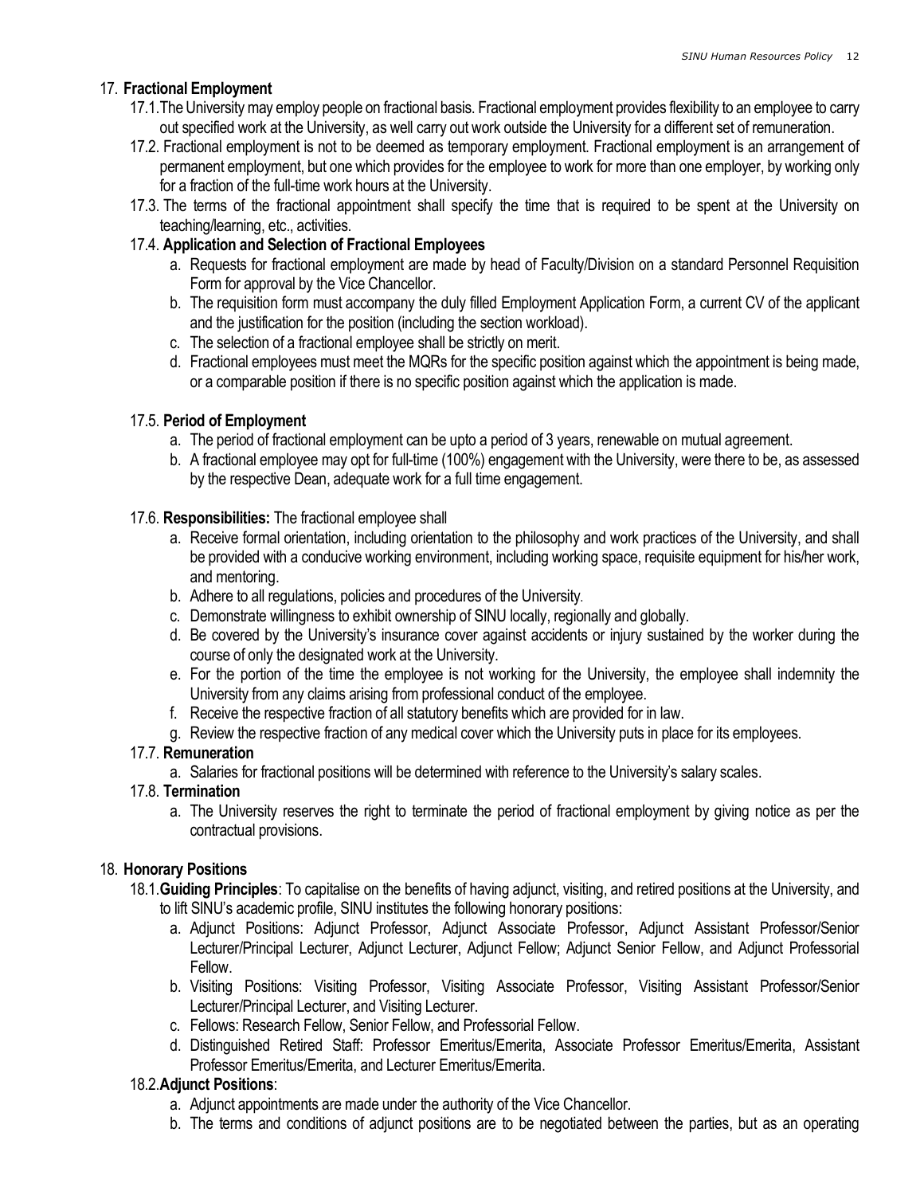## 17. **Fractional Employment**

17.1. The University may employ people on fractional basis. Fractional employment provides flexibility to an employee to carry out specified work at the University, as well carry out work outside the University for a different set of remuneration.

17.2. Fractional employment is not to be deemed as temporary employment. Fractional employment is an arrangement of permanent employment, but one which provides for the employee to work for more than one employer, by working only for a fraction of the full-time work hours at the University.

17.3. The terms of the fractional appointment shall specify the time that is required to be spent at the University on teaching/learning, etc., activities.

### 17.4. **Application and Selection of Fractional Employees**

a. Requests for fractional employment are made by head of Faculty/Division on a standard Personnel Requisition Form for approval by the Vice Chancellor.

b. The requisition form must accompany the duly filled Employment Application Form, a current CV of the applicant and the justification for the position (including the section workload).

c. The selection of a fractional employee shall be strictly on merit.

d. Fractional employees must meet the MQRs for the specific position against which the appointment is being made, or a comparable position if there is no specific position against which the application is made.

### 17.5. **Period of Employment**

a. The period of fractional employment can be upto a period of 3 years, renewable on mutual agreement.

b. A fractional employee may opt for full-time (100%) engagement with the University, were there to be, as assessed by the respective Dean, adequate work for a full time engagement.

### 17.6. **Responsibilities:** The fractional employee shall

a. Receive formal orientation, including orientation to the philosophy and work practices of the University, and shall be provided with a conducive working environment, including working space, requisite equipment for his/her work, and mentoring.

b. Adhere to all regulations, policies and procedures of the University.

c. Demonstrate willingness to exhibit ownership of SINU locally, regionally and globally.

d. Be covered by the University's insurance cover against accidents or injury sustained by the worker during the course of only the designated work at the University.

e. For the portion of the time the employee is not working for the University, the employee shall indemnity the University from any claims arising from professional conduct of the employee.

f. Receive the respective fraction of all statutory benefits which are provided for in law.

g. Review the respective fraction of any medical cover which the University puts in place for its employees.

### 17.7. **Remuneration**

a. Salaries for fractional positions will be determined with reference to the University's salary scales.

### 17.8. **Termination**

a. The University reserves the right to terminate the period of fractional employment by giving notice as per the contractual provisions.

## 18. **Honorary Positions**

18.1. **Guiding Principles**: To capitalise on the benefits of having adjunct, visiting, and retired positions at the University, and to lift SINU's academic profile, SINU institutes the following honorary positions:

a. Adjunct Positions: Adjunct Professor, Adjunct Associate Professor, Adjunct Assistant Professor/Senior Lecturer/Principal Lecturer, Adjunct Lecturer, Adjunct Fellow; Adjunct Senior Fellow, and Adjunct Professorial Fellow.

b. Visiting Positions: Visiting Professor, Visiting Associate Professor, Visiting Assistant Professor/Senior Lecturer/Principal Lecturer, and Visiting Lecturer.

c. Fellows: Research Fellow, Senior Fellow, and Professorial Fellow.

d. Distinguished Retired Staff: Professor Emeritus/Emerita, Associate Professor Emeritus/Emerita, Assistant Professor Emeritus/Emerita, and Lecturer Emeritus/Emerita.

### 18.2. **Adjunct Positions**:

a. Adjunct appointments are made under the authority of the Vice Chancellor.

b. The terms and conditions of adjunct positions are to be negotiated between the parties, but as an operating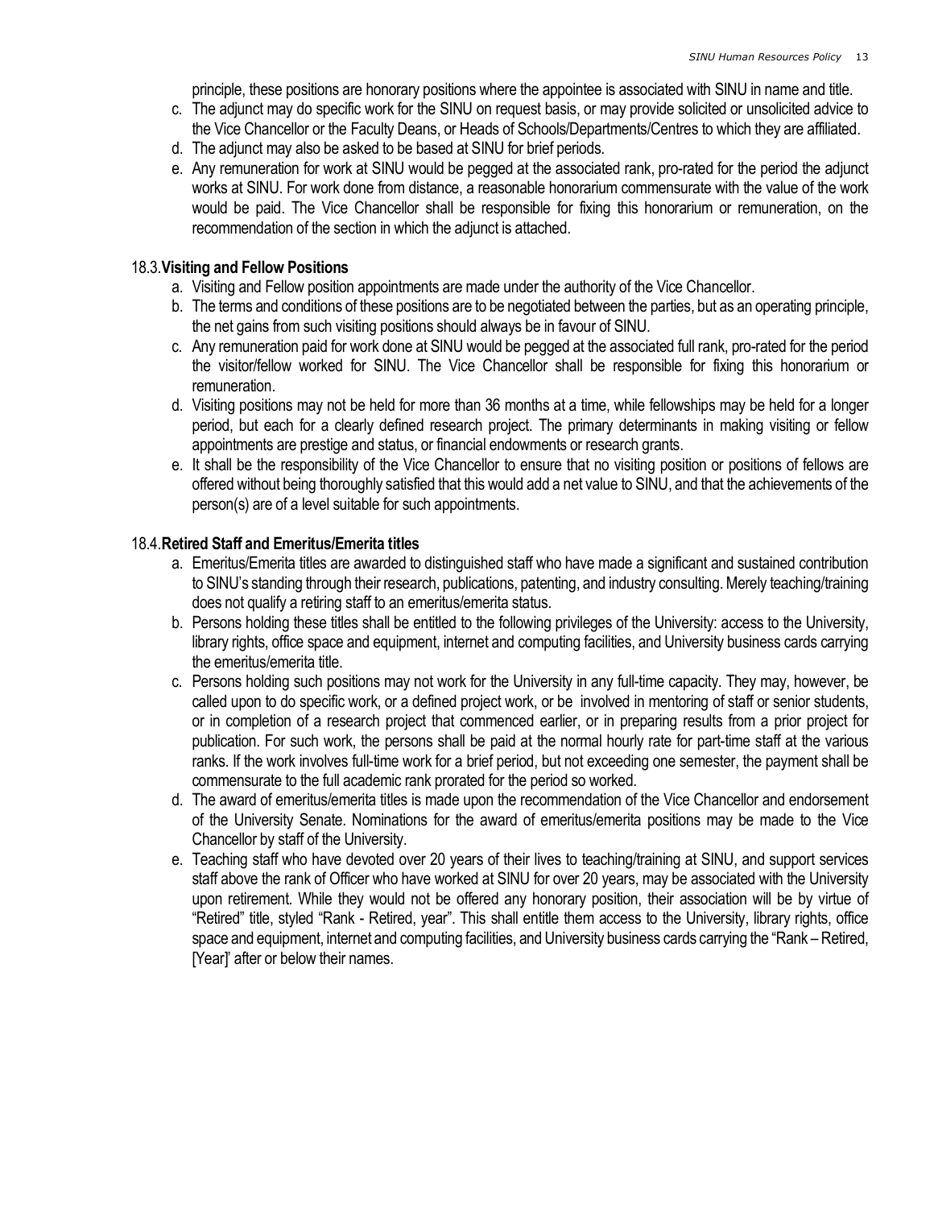principle, these positions are honorary positions where the appointee is associated with SINU in name and title.

c. The adjunct may do specific work for the SINU on request basis, or may provide solicited or unsolicited advice to the Vice Chancellor or the Faculty Deans, or Heads of Schools/Departments/Centres to which they are affiliated.
d. The adjunct may also be asked to be based at SINU for brief periods.
e. Any remuneration for work at SINU would be pegged at the associated rank, pro-rated for the period the adjunct works at SINU. For work done from distance, a reasonable honorarium commensurate with the value of the work would be paid. The Vice Chancellor shall be responsible for fixing this honorarium or remuneration, on the recommendation of the section in which the adjunct is attached.

### 18.3. Visiting and Fellow Positions

a. Visiting and Fellow position appointments are made under the authority of the Vice Chancellor.
b. The terms and conditions of these positions are to be negotiated between the parties, but as an operating principle, the net gains from such visiting positions should always be in favour of SINU.
c. Any remuneration paid for work done at SINU would be pegged at the associated full rank, pro-rated for the period the visitor/fellow worked for SINU. The Vice Chancellor shall be responsible for fixing this honorarium or remuneration.
d. Visiting positions may not be held for more than 36 months at a time, while fellowships may be held for a longer period, but each for a clearly defined research project. The primary determinants in making visiting or fellow appointments are prestige and status, or financial endowments or research grants.
e. It shall be the responsibility of the Vice Chancellor to ensure that no visiting position or positions of fellows are offered without being thoroughly satisfied that this would add a net value to SINU, and that the achievements of the person(s) are of a level suitable for such appointments.

### 18.4. Retired Staff and Emeritus/Emerita titles

a. Emeritus/Emerita titles are awarded to distinguished staff who have made a significant and sustained contribution to SINU's standing through their research, publications, patenting, and industry consulting. Merely teaching/training does not qualify a retiring staff to an emeritus/emerita status.
b. Persons holding these titles shall be entitled to the following privileges of the University: access to the University, library rights, office space and equipment, internet and computing facilities, and University business cards carrying the emeritus/emerita title.
c. Persons holding such positions may not work for the University in any full-time capacity. They may, however, be called upon to do specific work, or a defined project work, or be involved in mentoring of staff or senior students, or in completion of a research project that commenced earlier, or in preparing results from a prior project for publication. For such work, the persons shall be paid at the normal hourly rate for part-time staff at the various ranks. If the work involves full-time work for a brief period, but not exceeding one semester, the payment shall be commensurate to the full academic rank prorated for the period so worked.
d. The award of emeritus/emerita titles is made upon the recommendation of the Vice Chancellor and endorsement of the University Senate. Nominations for the award of emeritus/emerita positions may be made to the Vice Chancellor by staff of the University.
e. Teaching staff who have devoted over 20 years of their lives to teaching/training at SINU, and support services staff above the rank of Officer who have worked at SINU for over 20 years, may be associated with the University upon retirement. While they would not be offered any honorary position, their association will be by virtue of "Retired" title, styled "Rank - Retired, year". This shall entitle them access to the University, library rights, office space and equipment, internet and computing facilities, and University business cards carrying the "Rank – Retired, [Year]' after or below their names.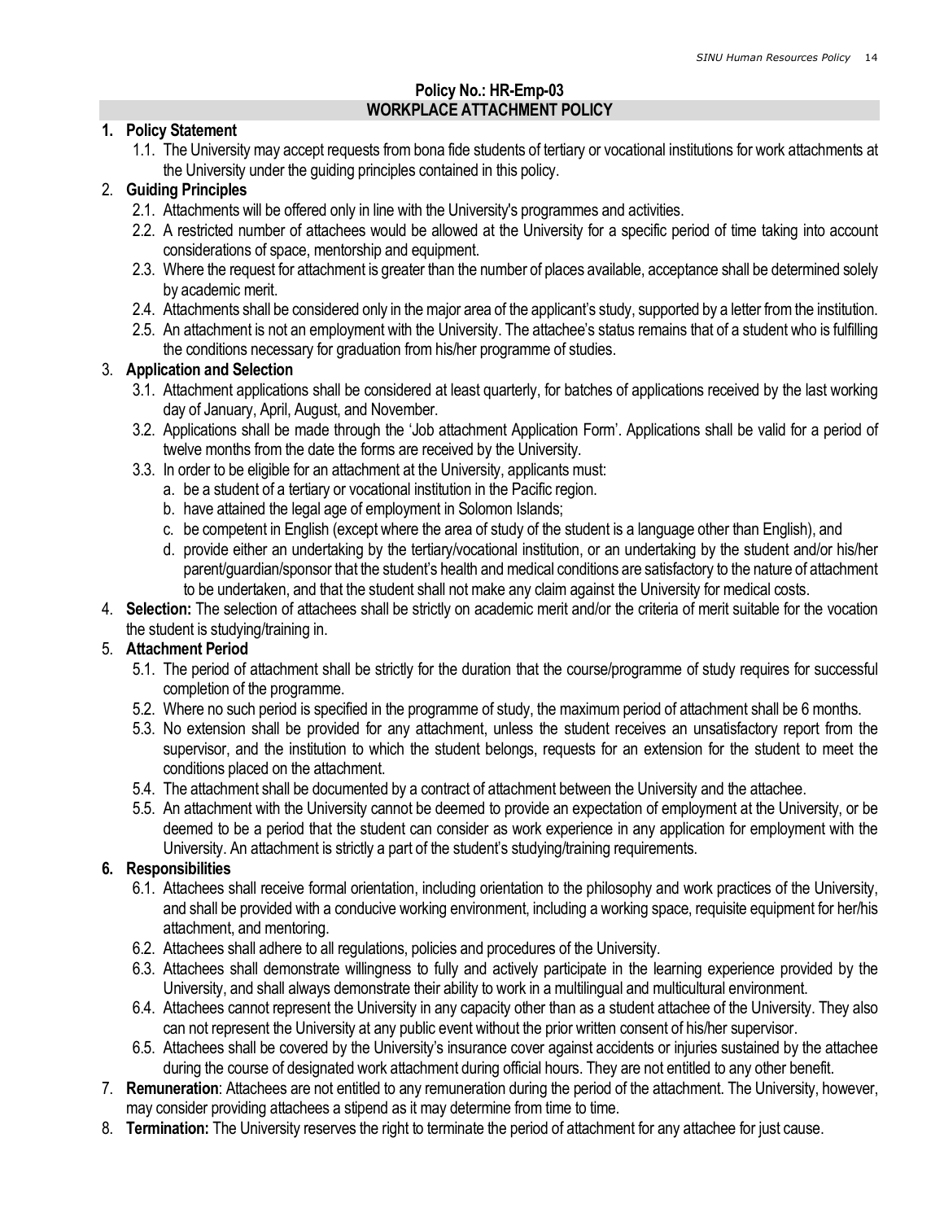**Policy No.: HR-Emp-03**

## WORKPLACE ATTACHMENT POLICY

**1. Policy Statement**

1.1. The University may accept requests from bona fide students of tertiary or vocational institutions for work attachments at the University under the guiding principles contained in this policy.

2. **Guiding Principles**

2.1. Attachments will be offered only in line with the University's programmes and activities.

2.2. A restricted number of attachees would be allowed at the University for a specific period of time taking into account considerations of space, mentorship and equipment.

2.3. Where the request for attachment is greater than the number of places available, acceptance shall be determined solely by academic merit.

2.4. Attachments shall be considered only in the major area of the applicant's study, supported by a letter from the institution.

2.5. An attachment is not an employment with the University. The attachee's status remains that of a student who is fulfilling the conditions necessary for graduation from his/her programme of studies.

3. **Application and Selection**

3.1. Attachment applications shall be considered at least quarterly, for batches of applications received by the last working day of January, April, August, and November.

3.2. Applications shall be made through the 'Job attachment Application Form'. Applications shall be valid for a period of twelve months from the date the forms are received by the University.

3.3. In order to be eligible for an attachment at the University, applicants must:

a. be a student of a tertiary or vocational institution in the Pacific region.

b. have attained the legal age of employment in Solomon Islands;

c. be competent in English (except where the area of study of the student is a language other than English), and

d. provide either an undertaking by the tertiary/vocational institution, or an undertaking by the student and/or his/her parent/guardian/sponsor that the student's health and medical conditions are satisfactory to the nature of attachment to be undertaken, and that the student shall not make any claim against the University for medical costs.

4. **Selection:** The selection of attachees shall be strictly on academic merit and/or the criteria of merit suitable for the vocation the student is studying/training in.

5. **Attachment Period**

5.1. The period of attachment shall be strictly for the duration that the course/programme of study requires for successful completion of the programme.

5.2. Where no such period is specified in the programme of study, the maximum period of attachment shall be 6 months.

5.3. No extension shall be provided for any attachment, unless the student receives an unsatisfactory report from the supervisor, and the institution to which the student belongs, requests for an extension for the student to meet the conditions placed on the attachment.

5.4. The attachment shall be documented by a contract of attachment between the University and the attachee.

5.5. An attachment with the University cannot be deemed to provide an expectation of employment at the University, or be deemed to be a period that the student can consider as work experience in any application for employment with the University. An attachment is strictly a part of the student's studying/training requirements.

**6. Responsibilities**

6.1. Attachees shall receive formal orientation, including orientation to the philosophy and work practices of the University, and shall be provided with a conducive working environment, including a working space, requisite equipment for her/his attachment, and mentoring.

6.2. Attachees shall adhere to all regulations, policies and procedures of the University.

6.3. Attachees shall demonstrate willingness to fully and actively participate in the learning experience provided by the University, and shall always demonstrate their ability to work in a multilingual and multicultural environment.

6.4. Attachees cannot represent the University in any capacity other than as a student attachee of the University. They also can not represent the University at any public event without the prior written consent of his/her supervisor.

6.5. Attachees shall be covered by the University's insurance cover against accidents or injuries sustained by the attachee during the course of designated work attachment during official hours. They are not entitled to any other benefit.

7. **Remuneration**: Attachees are not entitled to any remuneration during the period of the attachment. The University, however, may consider providing attachees a stipend as it may determine from time to time.

8. **Termination:** The University reserves the right to terminate the period of attachment for any attachee for just cause.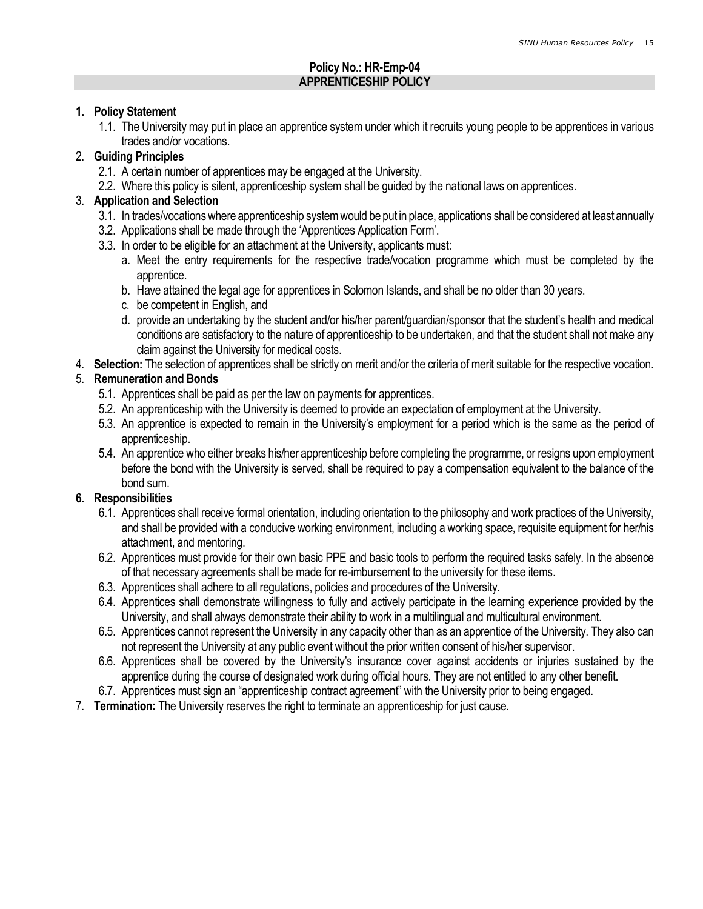**Policy No.: HR-Emp-04**

## APPRENTICESHIP POLICY

1. **Policy Statement**
   1.1. The University may put in place an apprentice system under which it recruits young people to be apprentices in various trades and/or vocations.
2. **Guiding Principles**
   2.1. A certain number of apprentices may be engaged at the University.
   2.2. Where this policy is silent, apprenticeship system shall be guided by the national laws on apprentices.
3. **Application and Selection**
   3.1. In trades/vocations where apprenticeship system would be put in place, applications shall be considered at least annually
   3.2. Applications shall be made through the 'Apprentices Application Form'.
   3.3. In order to be eligible for an attachment at the University, applicants must:
      a. Meet the entry requirements for the respective trade/vocation programme which must be completed by the apprentice.
      b. Have attained the legal age for apprentices in Solomon Islands, and shall be no older than 30 years.
      c. be competent in English, and
      d. provide an undertaking by the student and/or his/her parent/guardian/sponsor that the student's health and medical conditions are satisfactory to the nature of apprenticeship to be undertaken, and that the student shall not make any claim against the University for medical costs.
4. **Selection:** The selection of apprentices shall be strictly on merit and/or the criteria of merit suitable for the respective vocation.
5. **Remuneration and Bonds**
   5.1. Apprentices shall be paid as per the law on payments for apprentices.
   5.2. An apprenticeship with the University is deemed to provide an expectation of employment at the University.
   5.3. An apprentice is expected to remain in the University's employment for a period which is the same as the period of apprenticeship.
   5.4. An apprentice who either breaks his/her apprenticeship before completing the programme, or resigns upon employment before the bond with the University is served, shall be required to pay a compensation equivalent to the balance of the bond sum.
6. **Responsibilities**
   6.1. Apprentices shall receive formal orientation, including orientation to the philosophy and work practices of the University, and shall be provided with a conducive working environment, including a working space, requisite equipment for her/his attachment, and mentoring.
   6.2. Apprentices must provide for their own basic PPE and basic tools to perform the required tasks safely. In the absence of that necessary agreements shall be made for re-imbursement to the university for these items.
   6.3. Apprentices shall adhere to all regulations, policies and procedures of the University.
   6.4. Apprentices shall demonstrate willingness to fully and actively participate in the learning experience provided by the University, and shall always demonstrate their ability to work in a multilingual and multicultural environment.
   6.5. Apprentices cannot represent the University in any capacity other than as an apprentice of the University. They also can not represent the University at any public event without the prior written consent of his/her supervisor.
   6.6. Apprentices shall be covered by the University's insurance cover against accidents or injuries sustained by the apprentice during the course of designated work during official hours. They are not entitled to any other benefit.
   6.7. Apprentices must sign an "apprenticeship contract agreement" with the University prior to being engaged.
7. **Termination:** The University reserves the right to terminate an apprenticeship for just cause.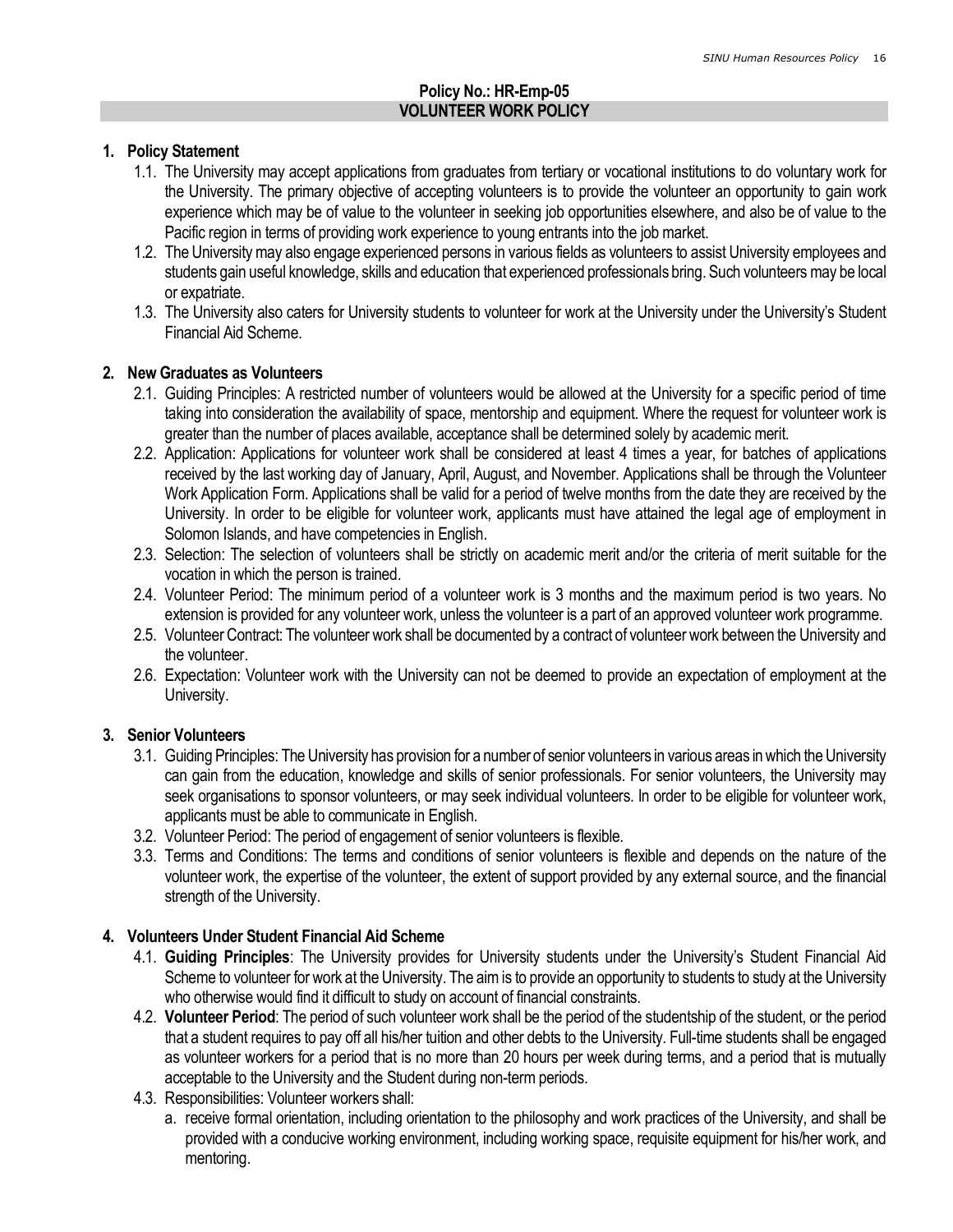## Policy No.: HR-Emp-05
## VOLUNTEER WORK POLICY

**1. Policy Statement**

1.1. The University may accept applications from graduates from tertiary or vocational institutions to do voluntary work for the University. The primary objective of accepting volunteers is to provide the volunteer an opportunity to gain work experience which may be of value to the volunteer in seeking job opportunities elsewhere, and also be of value to the Pacific region in terms of providing work experience to young entrants into the job market.

1.2. The University may also engage experienced persons in various fields as volunteers to assist University employees and students gain useful knowledge, skills and education that experienced professionals bring. Such volunteers may be local or expatriate.

1.3. The University also caters for University students to volunteer for work at the University under the University's Student Financial Aid Scheme.

**2. New Graduates as Volunteers**

2.1. Guiding Principles: A restricted number of volunteers would be allowed at the University for a specific period of time taking into consideration the availability of space, mentorship and equipment. Where the request for volunteer work is greater than the number of places available, acceptance shall be determined solely by academic merit.

2.2. Application: Applications for volunteer work shall be considered at least 4 times a year, for batches of applications received by the last working day of January, April, August, and November. Applications shall be through the Volunteer Work Application Form. Applications shall be valid for a period of twelve months from the date they are received by the University. In order to be eligible for volunteer work, applicants must have attained the legal age of employment in Solomon Islands, and have competencies in English.

2.3. Selection: The selection of volunteers shall be strictly on academic merit and/or the criteria of merit suitable for the vocation in which the person is trained.

2.4. Volunteer Period: The minimum period of a volunteer work is 3 months and the maximum period is two years. No extension is provided for any volunteer work, unless the volunteer is a part of an approved volunteer work programme.

2.5. Volunteer Contract: The volunteer work shall be documented by a contract of volunteer work between the University and the volunteer.

2.6. Expectation: Volunteer work with the University can not be deemed to provide an expectation of employment at the University.

**3. Senior Volunteers**

3.1. Guiding Principles: The University has provision for a number of senior volunteers in various areas in which the University can gain from the education, knowledge and skills of senior professionals. For senior volunteers, the University may seek organisations to sponsor volunteers, or may seek individual volunteers. In order to be eligible for volunteer work, applicants must be able to communicate in English.

3.2. Volunteer Period: The period of engagement of senior volunteers is flexible.

3.3. Terms and Conditions: The terms and conditions of senior volunteers is flexible and depends on the nature of the volunteer work, the expertise of the volunteer, the extent of support provided by any external source, and the financial strength of the University.

**4. Volunteers Under Student Financial Aid Scheme**

4.1. **Guiding Principles**: The University provides for University students under the University's Student Financial Aid Scheme to volunteer for work at the University. The aim is to provide an opportunity to students to study at the University who otherwise would find it difficult to study on account of financial constraints.

4.2. **Volunteer Period**: The period of such volunteer work shall be the period of the studentship of the student, or the period that a student requires to pay off all his/her tuition and other debts to the University. Full-time students shall be engaged as volunteer workers for a period that is no more than 20 hours per week during terms, and a period that is mutually acceptable to the University and the Student during non-term periods.

4.3. Responsibilities: Volunteer workers shall:

a. receive formal orientation, including orientation to the philosophy and work practices of the University, and shall be provided with a conducive working environment, including working space, requisite equipment for his/her work, and mentoring.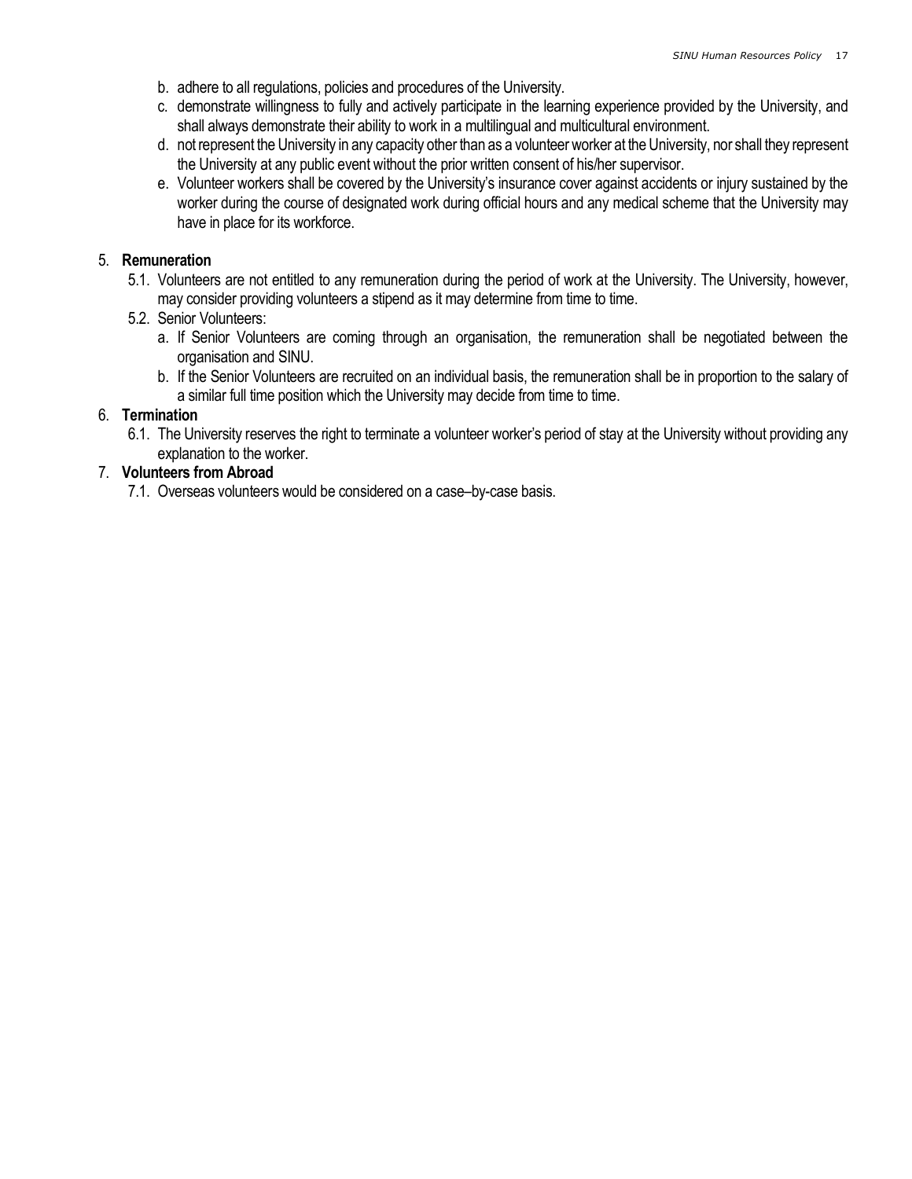b. adhere to all regulations, policies and procedures of the University.
c. demonstrate willingness to fully and actively participate in the learning experience provided by the University, and shall always demonstrate their ability to work in a multilingual and multicultural environment.
d. not represent the University in any capacity other than as a volunteer worker at the University, nor shall they represent the University at any public event without the prior written consent of his/her supervisor.
e. Volunteer workers shall be covered by the University's insurance cover against accidents or injury sustained by the worker during the course of designated work during official hours and any medical scheme that the University may have in place for its workforce.

5. **Remuneration**
   5.1. Volunteers are not entitled to any remuneration during the period of work at the University. The University, however, may consider providing volunteers a stipend as it may determine from time to time.
   5.2. Senior Volunteers:
      a. If Senior Volunteers are coming through an organisation, the remuneration shall be negotiated between the organisation and SINU.
      b. If the Senior Volunteers are recruited on an individual basis, the remuneration shall be in proportion to the salary of a similar full time position which the University may decide from time to time.
6. **Termination**
   6.1. The University reserves the right to terminate a volunteer worker's period of stay at the University without providing any explanation to the worker.
7. **Volunteers from Abroad**
   7.1. Overseas volunteers would be considered on a case–by-case basis.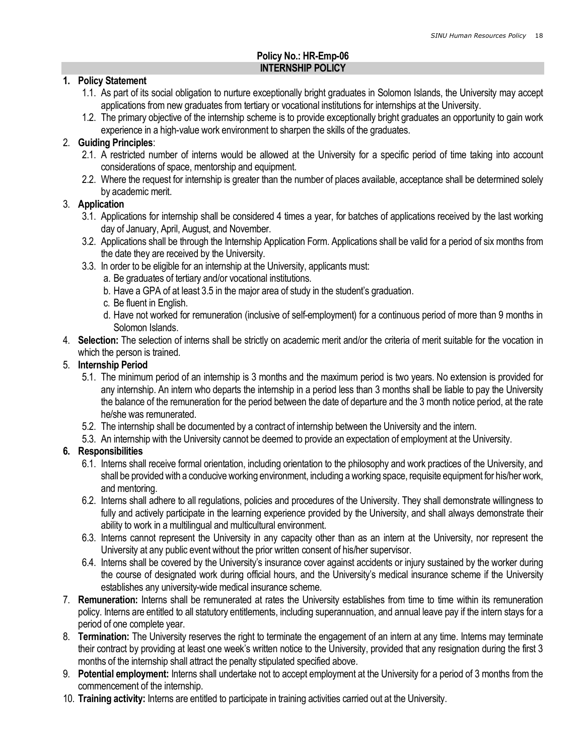## Policy No.: HR-Emp-06

## INTERNSHIP POLICY

**1. Policy Statement**

1.1. As part of its social obligation to nurture exceptionally bright graduates in Solomon Islands, the University may accept applications from new graduates from tertiary or vocational institutions for internships at the University.

1.2. The primary objective of the internship scheme is to provide exceptionally bright graduates an opportunity to gain work experience in a high-value work environment to sharpen the skills of the graduates.

2. **Guiding Principles**:

2.1. A restricted number of interns would be allowed at the University for a specific period of time taking into account considerations of space, mentorship and equipment.

2.2. Where the request for internship is greater than the number of places available, acceptance shall be determined solely by academic merit.

3. **Application**

3.1. Applications for internship shall be considered 4 times a year, for batches of applications received by the last working day of January, April, August, and November.

3.2. Applications shall be through the Internship Application Form. Applications shall be valid for a period of six months from the date they are received by the University.

3.3. In order to be eligible for an internship at the University, applicants must:

a. Be graduates of tertiary and/or vocational institutions.

b. Have a GPA of at least 3.5 in the major area of study in the student's graduation.

c. Be fluent in English.

d. Have not worked for remuneration (inclusive of self-employment) for a continuous period of more than 9 months in Solomon Islands.

4. **Selection:** The selection of interns shall be strictly on academic merit and/or the criteria of merit suitable for the vocation in which the person is trained.

5. **Internship Period**

5.1. The minimum period of an internship is 3 months and the maximum period is two years. No extension is provided for any internship. An intern who departs the internship in a period less than 3 months shall be liable to pay the University the balance of the remuneration for the period between the date of departure and the 3 month notice period, at the rate he/she was remunerated.

5.2. The internship shall be documented by a contract of internship between the University and the intern.

5.3. An internship with the University cannot be deemed to provide an expectation of employment at the University.

**6. Responsibilities**

6.1. Interns shall receive formal orientation, including orientation to the philosophy and work practices of the University, and shall be provided with a conducive working environment, including a working space, requisite equipment for his/her work, and mentoring.

6.2. Interns shall adhere to all regulations, policies and procedures of the University. They shall demonstrate willingness to fully and actively participate in the learning experience provided by the University, and shall always demonstrate their ability to work in a multilingual and multicultural environment.

6.3. Interns cannot represent the University in any capacity other than as an intern at the University, nor represent the University at any public event without the prior written consent of his/her supervisor.

6.4. Interns shall be covered by the University's insurance cover against accidents or injury sustained by the worker during the course of designated work during official hours, and the University's medical insurance scheme if the University establishes any university-wide medical insurance scheme.

7. **Remuneration:** Interns shall be remunerated at rates the University establishes from time to time within its remuneration policy. Interns are entitled to all statutory entitlements, including superannuation, and annual leave pay if the intern stays for a period of one complete year.

8. **Termination:** The University reserves the right to terminate the engagement of an intern at any time. Interns may terminate their contract by providing at least one week's written notice to the University, provided that any resignation during the first 3 months of the internship shall attract the penalty stipulated specified above.

9. **Potential employment:** Interns shall undertake not to accept employment at the University for a period of 3 months from the commencement of the internship.

10. **Training activity:** Interns are entitled to participate in training activities carried out at the University.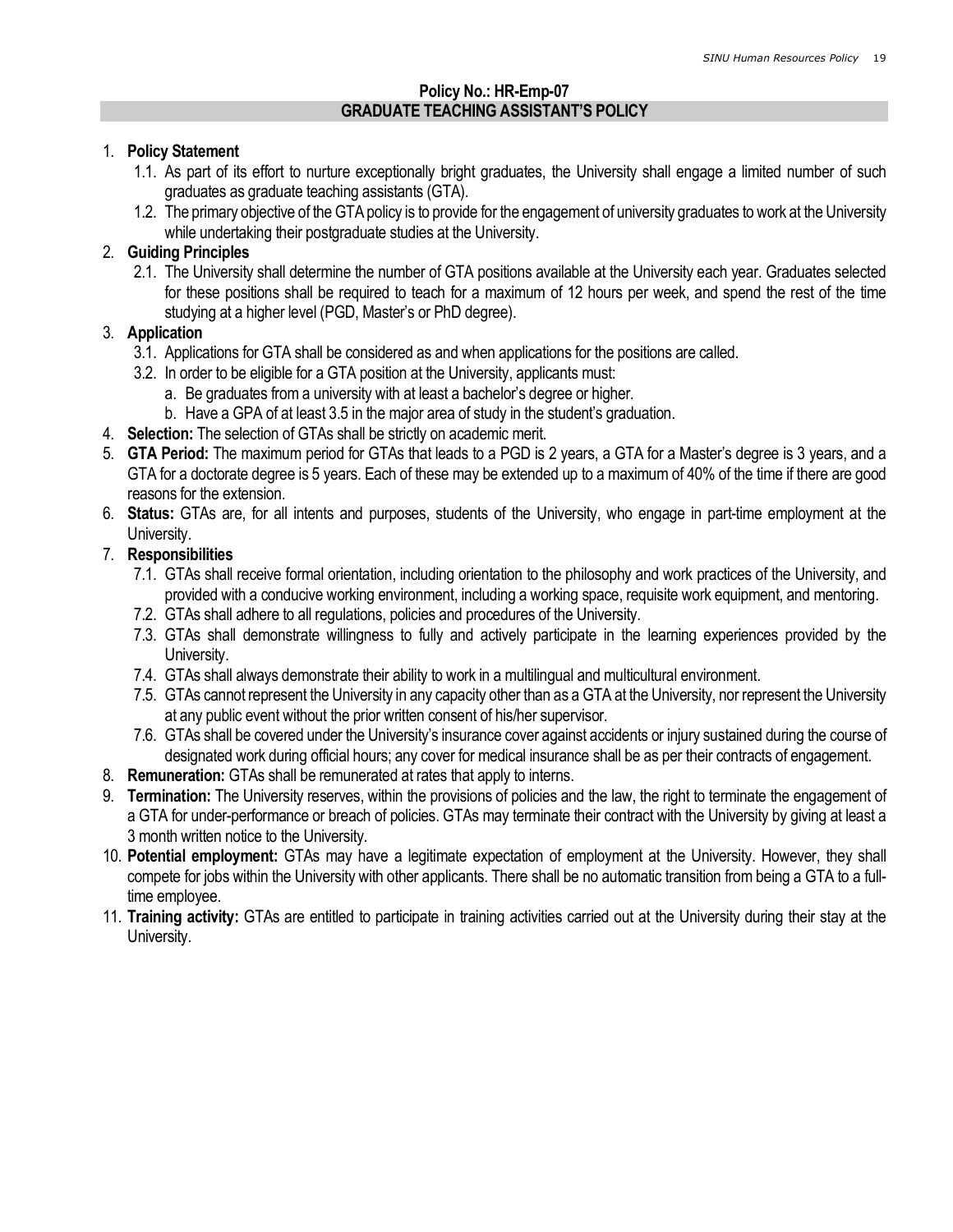**Policy No.: HR-Emp-07**

## GRADUATE TEACHING ASSISTANT'S POLICY

1. **Policy Statement**
   1.1. As part of its effort to nurture exceptionally bright graduates, the University shall engage a limited number of such graduates as graduate teaching assistants (GTA).
   1.2. The primary objective of the GTA policy is to provide for the engagement of university graduates to work at the University while undertaking their postgraduate studies at the University.
2. **Guiding Principles**
   2.1. The University shall determine the number of GTA positions available at the University each year. Graduates selected for these positions shall be required to teach for a maximum of 12 hours per week, and spend the rest of the time studying at a higher level (PGD, Master's or PhD degree).
3. **Application**
   3.1. Applications for GTA shall be considered as and when applications for the positions are called.
   3.2. In order to be eligible for a GTA position at the University, applicants must:
      a. Be graduates from a university with at least a bachelor's degree or higher.
      b. Have a GPA of at least 3.5 in the major area of study in the student's graduation.
4. **Selection:** The selection of GTAs shall be strictly on academic merit.
5. **GTA Period:** The maximum period for GTAs that leads to a PGD is 2 years, a GTA for a Master's degree is 3 years, and a GTA for a doctorate degree is 5 years. Each of these may be extended up to a maximum of 40% of the time if there are good reasons for the extension.
6. **Status:** GTAs are, for all intents and purposes, students of the University, who engage in part-time employment at the University.
7. **Responsibilities**
   7.1. GTAs shall receive formal orientation, including orientation to the philosophy and work practices of the University, and provided with a conducive working environment, including a working space, requisite work equipment, and mentoring.
   7.2. GTAs shall adhere to all regulations, policies and procedures of the University.
   7.3. GTAs shall demonstrate willingness to fully and actively participate in the learning experiences provided by the University.
   7.4. GTAs shall always demonstrate their ability to work in a multilingual and multicultural environment.
   7.5. GTAs cannot represent the University in any capacity other than as a GTA at the University, nor represent the University at any public event without the prior written consent of his/her supervisor.
   7.6. GTAs shall be covered under the University's insurance cover against accidents or injury sustained during the course of designated work during official hours; any cover for medical insurance shall be as per their contracts of engagement.
8. **Remuneration:** GTAs shall be remunerated at rates that apply to interns.
9. **Termination:** The University reserves, within the provisions of policies and the law, the right to terminate the engagement of a GTA for under-performance or breach of policies. GTAs may terminate their contract with the University by giving at least a 3 month written notice to the University.
10. **Potential employment:** GTAs may have a legitimate expectation of employment at the University. However, they shall compete for jobs within the University with other applicants. There shall be no automatic transition from being a GTA to a full-time employee.
11. **Training activity:** GTAs are entitled to participate in training activities carried out at the University during their stay at the University.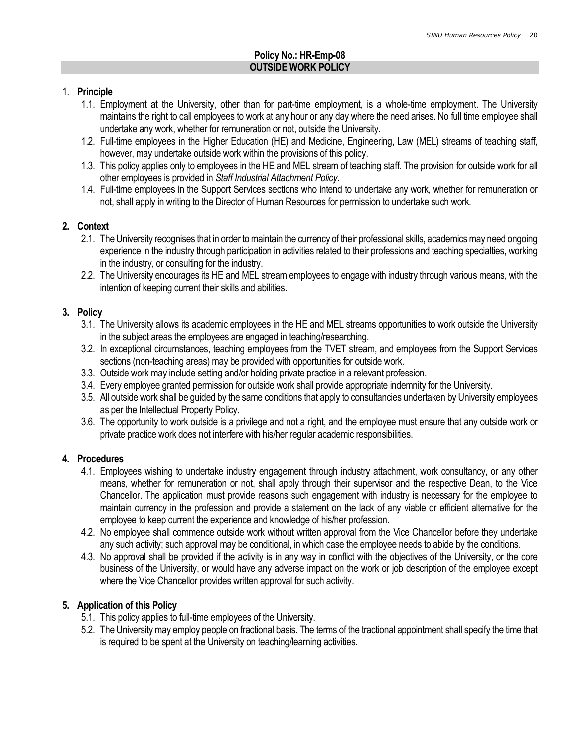**Policy No.: HR-Emp-08**

## OUTSIDE WORK POLICY

1. **Principle**
   1.1. Employment at the University, other than for part-time employment, is a whole-time employment. The University maintains the right to call employees to work at any hour or any day where the need arises. No full time employee shall undertake any work, whether for remuneration or not, outside the University.
   1.2. Full-time employees in the Higher Education (HE) and Medicine, Engineering, Law (MEL) streams of teaching staff, however, may undertake outside work within the provisions of this policy.
   1.3. This policy applies only to employees in the HE and MEL stream of teaching staff. The provision for outside work for all other employees is provided in *Staff Industrial Attachment Policy*.
   1.4. Full-time employees in the Support Services sections who intend to undertake any work, whether for remuneration or not, shall apply in writing to the Director of Human Resources for permission to undertake such work.

2. **Context**
   2.1. The University recognises that in order to maintain the currency of their professional skills, academics may need ongoing experience in the industry through participation in activities related to their professions and teaching specialties, working in the industry, or consulting for the industry.
   2.2. The University encourages its HE and MEL stream employees to engage with industry through various means, with the intention of keeping current their skills and abilities.

3. **Policy**
   3.1. The University allows its academic employees in the HE and MEL streams opportunities to work outside the University in the subject areas the employees are engaged in teaching/researching.
   3.2. In exceptional circumstances, teaching employees from the TVET stream, and employees from the Support Services sections (non-teaching areas) may be provided with opportunities for outside work.
   3.3. Outside work may include setting and/or holding private practice in a relevant profession.
   3.4. Every employee granted permission for outside work shall provide appropriate indemnity for the University.
   3.5. All outside work shall be guided by the same conditions that apply to consultancies undertaken by University employees as per the Intellectual Property Policy.
   3.6. The opportunity to work outside is a privilege and not a right, and the employee must ensure that any outside work or private practice work does not interfere with his/her regular academic responsibilities.

4. **Procedures**
   4.1. Employees wishing to undertake industry engagement through industry attachment, work consultancy, or any other means, whether for remuneration or not, shall apply through their supervisor and the respective Dean, to the Vice Chancellor. The application must provide reasons such engagement with industry is necessary for the employee to maintain currency in the profession and provide a statement on the lack of any viable or efficient alternative for the employee to keep current the experience and knowledge of his/her profession.
   4.2. No employee shall commence outside work without written approval from the Vice Chancellor before they undertake any such activity; such approval may be conditional, in which case the employee needs to abide by the conditions.
   4.3. No approval shall be provided if the activity is in any way in conflict with the objectives of the University, or the core business of the University, or would have any adverse impact on the work or job description of the employee except where the Vice Chancellor provides written approval for such activity.

5. **Application of this Policy**
   5.1. This policy applies to full-time employees of the University.
   5.2. The University may employ people on fractional basis. The terms of the tractional appointment shall specify the time that is required to be spent at the University on teaching/learning activities.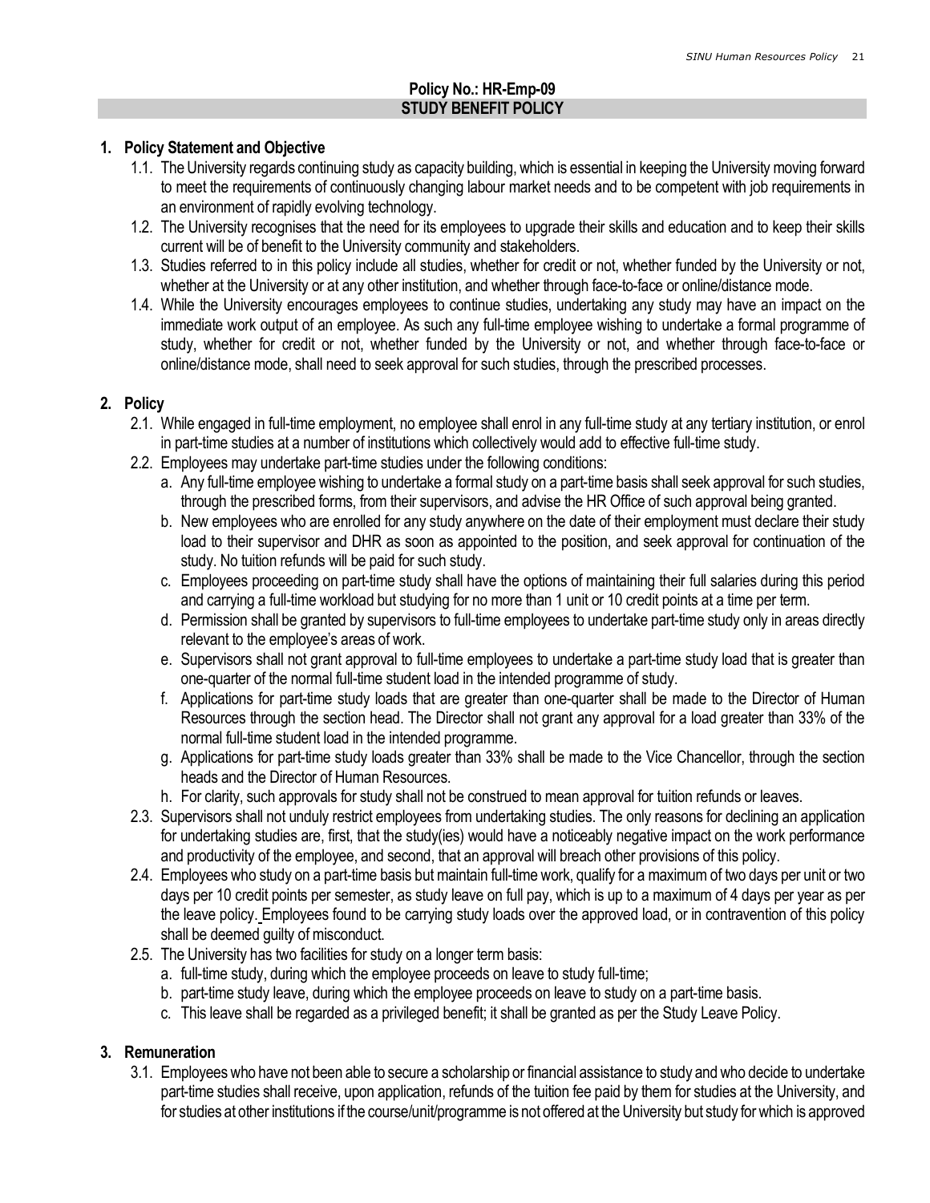**Policy No.: HR-Emp-09**

## STUDY BENEFIT POLICY

### 1. Policy Statement and Objective

1.1. The University regards continuing study as capacity building, which is essential in keeping the University moving forward to meet the requirements of continuously changing labour market needs and to be competent with job requirements in an environment of rapidly evolving technology.

1.2. The University recognises that the need for its employees to upgrade their skills and education and to keep their skills current will be of benefit to the University community and stakeholders.

1.3. Studies referred to in this policy include all studies, whether for credit or not, whether funded by the University or not, whether at the University or at any other institution, and whether through face-to-face or online/distance mode.

1.4. While the University encourages employees to continue studies, undertaking any study may have an impact on the immediate work output of an employee. As such any full-time employee wishing to undertake a formal programme of study, whether for credit or not, whether funded by the University or not, and whether through face-to-face or online/distance mode, shall need to seek approval for such studies, through the prescribed processes.

### 2. Policy

2.1. While engaged in full-time employment, no employee shall enrol in any full-time study at any tertiary institution, or enrol in part-time studies at a number of institutions which collectively would add to effective full-time study.

2.2. Employees may undertake part-time studies under the following conditions:

a. Any full-time employee wishing to undertake a formal study on a part-time basis shall seek approval for such studies, through the prescribed forms, from their supervisors, and advise the HR Office of such approval being granted.

b. New employees who are enrolled for any study anywhere on the date of their employment must declare their study load to their supervisor and DHR as soon as appointed to the position, and seek approval for continuation of the study. No tuition refunds will be paid for such study.

c. Employees proceeding on part-time study shall have the options of maintaining their full salaries during this period and carrying a full-time workload but studying for no more than 1 unit or 10 credit points at a time per term.

d. Permission shall be granted by supervisors to full-time employees to undertake part-time study only in areas directly relevant to the employee's areas of work.

e. Supervisors shall not grant approval to full-time employees to undertake a part-time study load that is greater than one-quarter of the normal full-time student load in the intended programme of study.

f. Applications for part-time study loads that are greater than one-quarter shall be made to the Director of Human Resources through the section head. The Director shall not grant any approval for a load greater than 33% of the normal full-time student load in the intended programme.

g. Applications for part-time study loads greater than 33% shall be made to the Vice Chancellor, through the section heads and the Director of Human Resources.

h. For clarity, such approvals for study shall not be construed to mean approval for tuition refunds or leaves.

2.3. Supervisors shall not unduly restrict employees from undertaking studies. The only reasons for declining an application for undertaking studies are, first, that the study(ies) would have a noticeably negative impact on the work performance and productivity of the employee, and second, that an approval will breach other provisions of this policy.

2.4. Employees who study on a part-time basis but maintain full-time work, qualify for a maximum of two days per unit or two days per 10 credit points per semester, as study leave on full pay, which is up to a maximum of 4 days per year as per the leave policy. Employees found to be carrying study loads over the approved load, or in contravention of this policy shall be deemed guilty of misconduct.

2.5. The University has two facilities for study on a longer term basis:

a. full-time study, during which the employee proceeds on leave to study full-time;

b. part-time study leave, during which the employee proceeds on leave to study on a part-time basis.

c. This leave shall be regarded as a privileged benefit; it shall be granted as per the Study Leave Policy.

### 3. Remuneration

3.1. Employees who have not been able to secure a scholarship or financial assistance to study and who decide to undertake part-time studies shall receive, upon application, refunds of the tuition fee paid by them for studies at the University, and for studies at other institutions if the course/unit/programme is not offered at the University but study for which is approved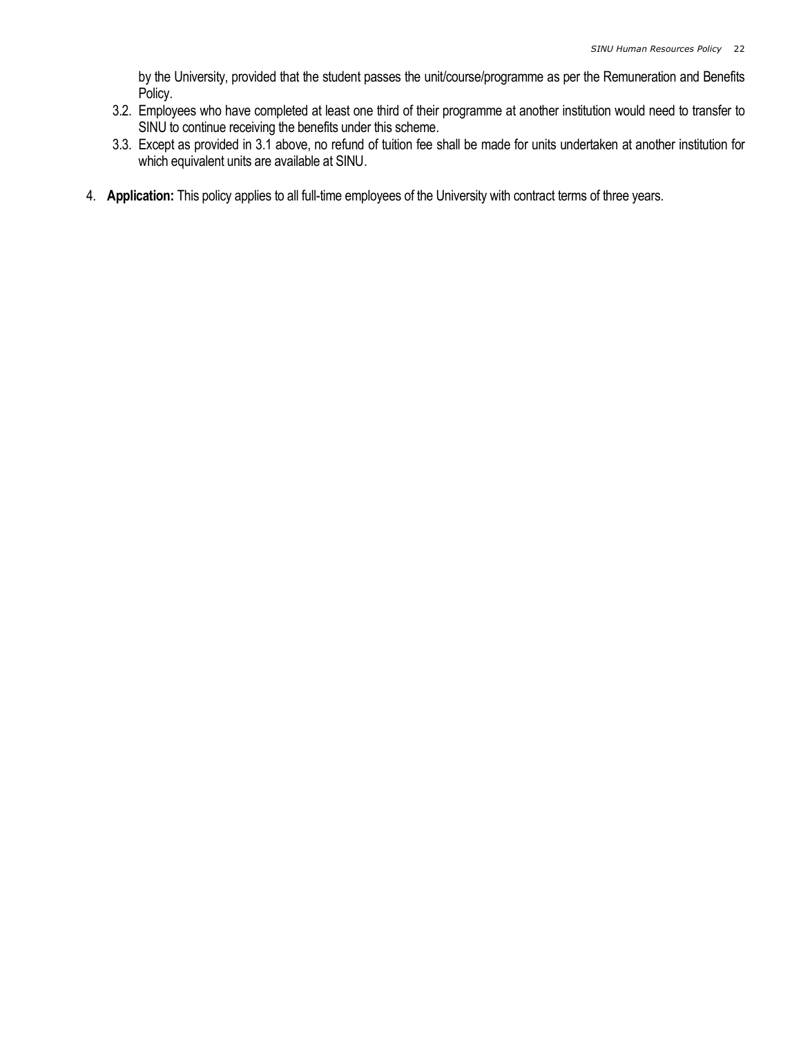by the University, provided that the student passes the unit/course/programme as per the Remuneration and Benefits Policy.

3.2. Employees who have completed at least one third of their programme at another institution would need to transfer to SINU to continue receiving the benefits under this scheme.

3.3. Except as provided in 3.1 above, no refund of tuition fee shall be made for units undertaken at another institution for which equivalent units are available at SINU.

4. **Application:** This policy applies to all full-time employees of the University with contract terms of three years.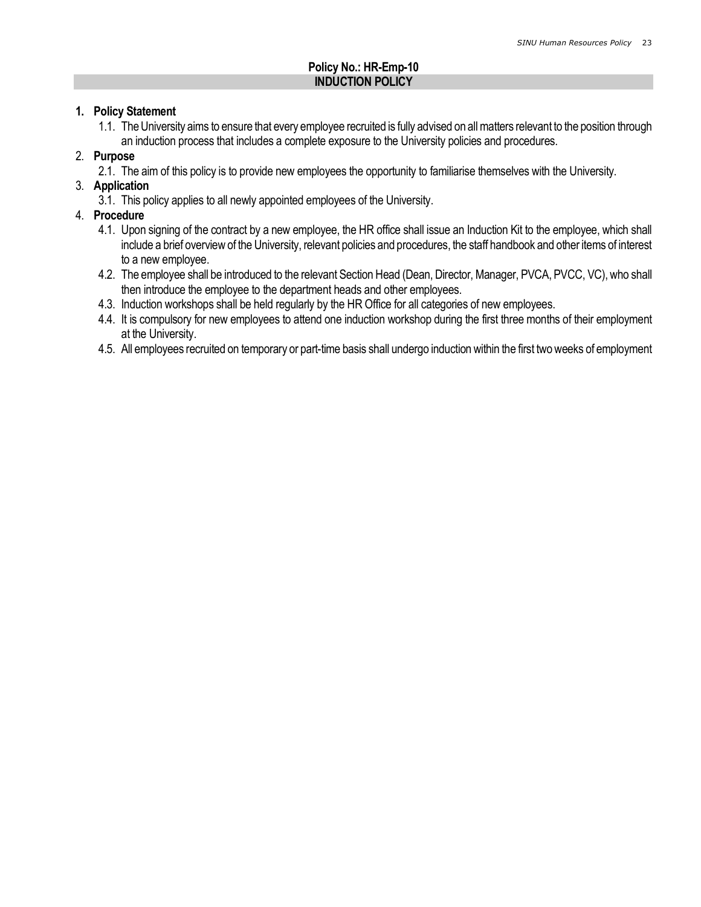## Policy No.: HR-Emp-10
## INDUCTION POLICY

1. **Policy Statement**
   1.1. The University aims to ensure that every employee recruited is fully advised on all matters relevant to the position through an induction process that includes a complete exposure to the University policies and procedures.
2. **Purpose**
   2.1. The aim of this policy is to provide new employees the opportunity to familiarise themselves with the University.
3. **Application**
   3.1. This policy applies to all newly appointed employees of the University.
4. **Procedure**
   4.1. Upon signing of the contract by a new employee, the HR office shall issue an Induction Kit to the employee, which shall include a brief overview of the University, relevant policies and procedures, the staff handbook and other items of interest to a new employee.
   4.2. The employee shall be introduced to the relevant Section Head (Dean, Director, Manager, PVCA, PVCC, VC), who shall then introduce the employee to the department heads and other employees.
   4.3. Induction workshops shall be held regularly by the HR Office for all categories of new employees.
   4.4. It is compulsory for new employees to attend one induction workshop during the first three months of their employment at the University.
   4.5. All employees recruited on temporary or part-time basis shall undergo induction within the first two weeks of employment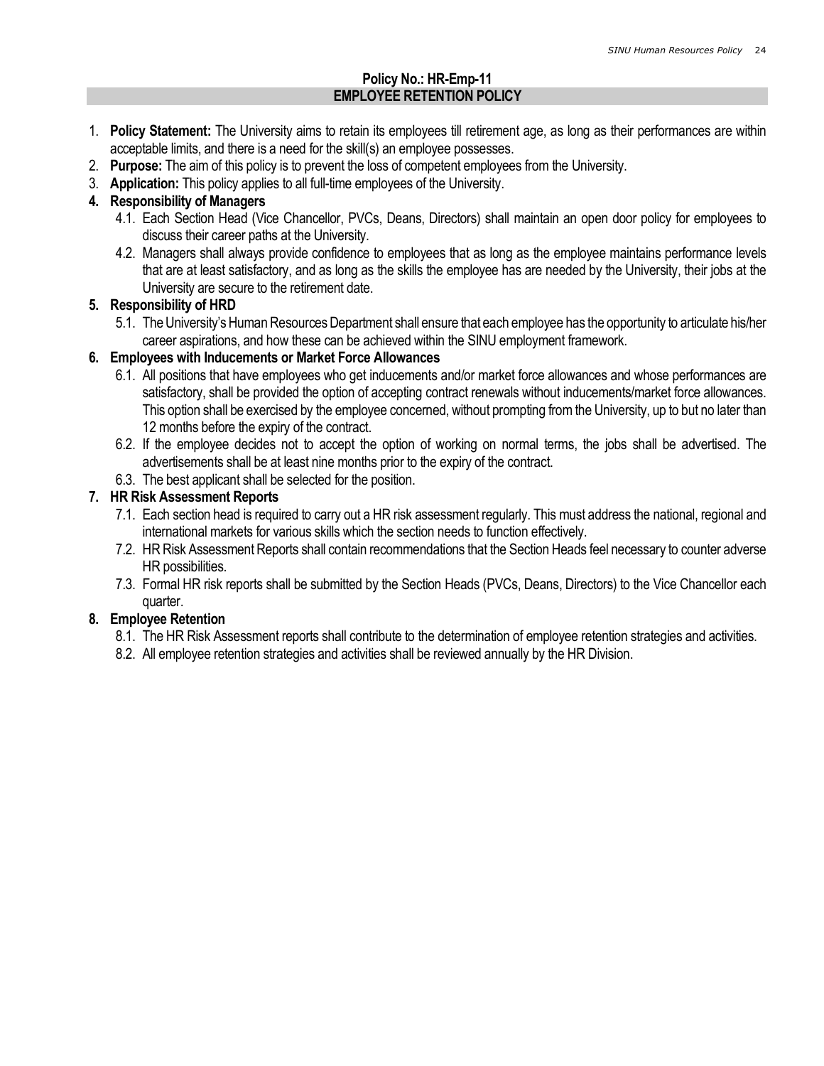## Policy No.: HR-Emp-11
## EMPLOYEE RETENTION POLICY

1. **Policy Statement:** The University aims to retain its employees till retirement age, as long as their performances are within acceptable limits, and there is a need for the skill(s) an employee possesses.
2. **Purpose:** The aim of this policy is to prevent the loss of competent employees from the University.
3. **Application:** This policy applies to all full-time employees of the University.
4. **Responsibility of Managers**
   - 4.1. Each Section Head (Vice Chancellor, PVCs, Deans, Directors) shall maintain an open door policy for employees to discuss their career paths at the University.
   - 4.2. Managers shall always provide confidence to employees that as long as the employee maintains performance levels that are at least satisfactory, and as long as the skills the employee has are needed by the University, their jobs at the University are secure to the retirement date.
5. **Responsibility of HRD**
   - 5.1. The University's Human Resources Department shall ensure that each employee has the opportunity to articulate his/her career aspirations, and how these can be achieved within the SINU employment framework.
6. **Employees with Inducements or Market Force Allowances**
   - 6.1. All positions that have employees who get inducements and/or market force allowances and whose performances are satisfactory, shall be provided the option of accepting contract renewals without inducements/market force allowances. This option shall be exercised by the employee concerned, without prompting from the University, up to but no later than 12 months before the expiry of the contract.
   - 6.2. If the employee decides not to accept the option of working on normal terms, the jobs shall be advertised. The advertisements shall be at least nine months prior to the expiry of the contract.
   - 6.3. The best applicant shall be selected for the position.
7. **HR Risk Assessment Reports**
   - 7.1. Each section head is required to carry out a HR risk assessment regularly. This must address the national, regional and international markets for various skills which the section needs to function effectively.
   - 7.2. HR Risk Assessment Reports shall contain recommendations that the Section Heads feel necessary to counter adverse HR possibilities.
   - 7.3. Formal HR risk reports shall be submitted by the Section Heads (PVCs, Deans, Directors) to the Vice Chancellor each quarter.
8. **Employee Retention**
   - 8.1. The HR Risk Assessment reports shall contribute to the determination of employee retention strategies and activities.
   - 8.2. All employee retention strategies and activities shall be reviewed annually by the HR Division.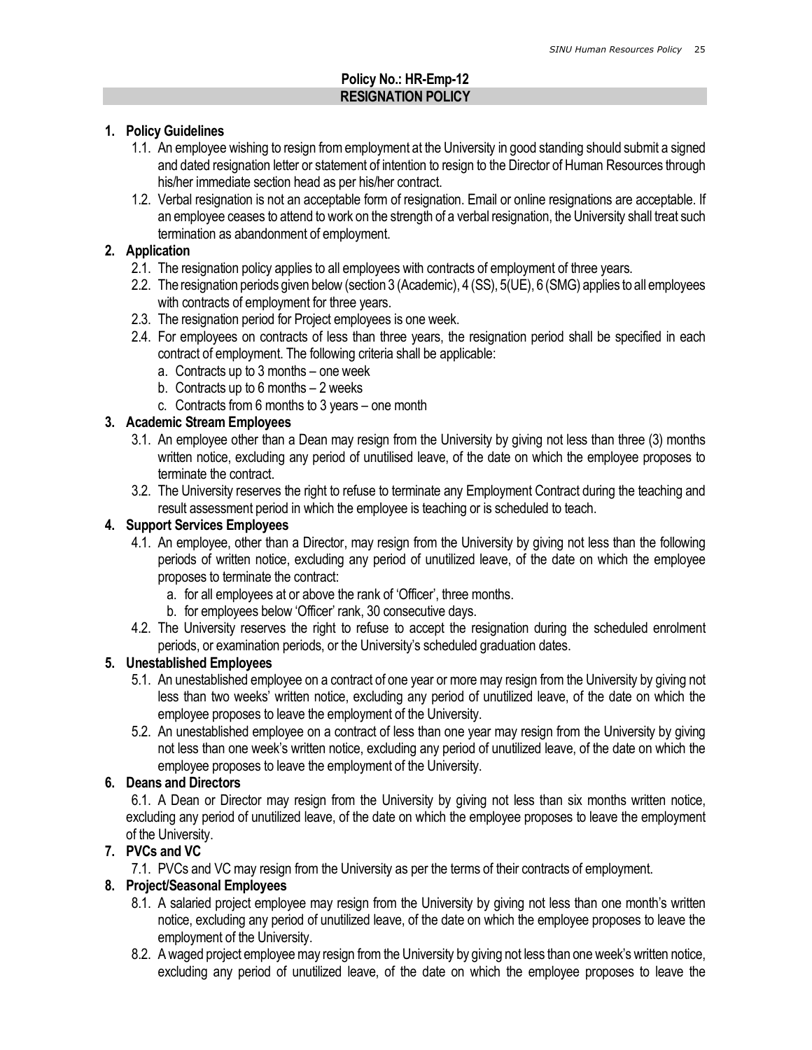**Policy No.: HR-Emp-12**

## RESIGNATION POLICY

**1. Policy Guidelines**

1.1. An employee wishing to resign from employment at the University in good standing should submit a signed and dated resignation letter or statement of intention to resign to the Director of Human Resources through his/her immediate section head as per his/her contract.

1.2. Verbal resignation is not an acceptable form of resignation. Email or online resignations are acceptable. If an employee ceases to attend to work on the strength of a verbal resignation, the University shall treat such termination as abandonment of employment.

**2. Application**

2.1. The resignation policy applies to all employees with contracts of employment of three years.

2.2. The resignation periods given below (section 3 (Academic), 4 (SS), 5(UE), 6 (SMG) applies to all employees with contracts of employment for three years.

2.3. The resignation period for Project employees is one week.

2.4. For employees on contracts of less than three years, the resignation period shall be specified in each contract of employment. The following criteria shall be applicable:

a. Contracts up to 3 months – one week

b. Contracts up to 6 months – 2 weeks

c. Contracts from 6 months to 3 years – one month

**3. Academic Stream Employees**

3.1. An employee other than a Dean may resign from the University by giving not less than three (3) months written notice, excluding any period of unutilised leave, of the date on which the employee proposes to terminate the contract.

3.2. The University reserves the right to refuse to terminate any Employment Contract during the teaching and result assessment period in which the employee is teaching or is scheduled to teach.

**4. Support Services Employees**

4.1. An employee, other than a Director, may resign from the University by giving not less than the following periods of written notice, excluding any period of unutilized leave, of the date on which the employee proposes to terminate the contract:

a. for all employees at or above the rank of 'Officer', three months.

b. for employees below 'Officer' rank, 30 consecutive days.

4.2. The University reserves the right to refuse to accept the resignation during the scheduled enrolment periods, or examination periods, or the University's scheduled graduation dates.

**5. Unestablished Employees**

5.1. An unestablished employee on a contract of one year or more may resign from the University by giving not less than two weeks' written notice, excluding any period of unutilized leave, of the date on which the employee proposes to leave the employment of the University.

5.2. An unestablished employee on a contract of less than one year may resign from the University by giving not less than one week's written notice, excluding any period of unutilized leave, of the date on which the employee proposes to leave the employment of the University.

**6. Deans and Directors**

6.1. A Dean or Director may resign from the University by giving not less than six months written notice, excluding any period of unutilized leave, of the date on which the employee proposes to leave the employment of the University.

**7. PVCs and VC**

7.1. PVCs and VC may resign from the University as per the terms of their contracts of employment.

**8. Project/Seasonal Employees**

8.1. A salaried project employee may resign from the University by giving not less than one month's written notice, excluding any period of unutilized leave, of the date on which the employee proposes to leave the employment of the University.

8.2. A waged project employee may resign from the University by giving not less than one week's written notice, excluding any period of unutilized leave, of the date on which the employee proposes to leave the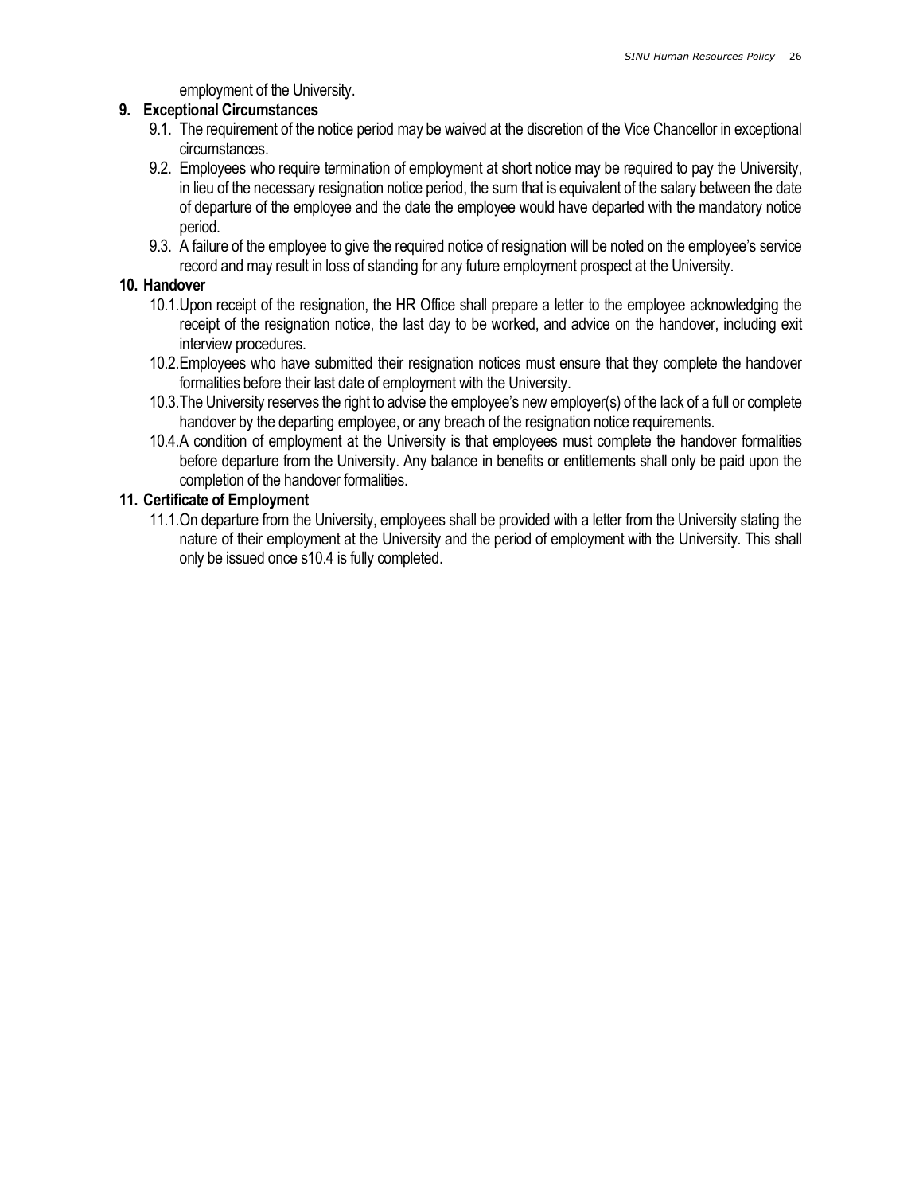employment of the University.

## 9. Exceptional Circumstances

9.1. The requirement of the notice period may be waived at the discretion of the Vice Chancellor in exceptional circumstances.

9.2. Employees who require termination of employment at short notice may be required to pay the University, in lieu of the necessary resignation notice period, the sum that is equivalent of the salary between the date of departure of the employee and the date the employee would have departed with the mandatory notice period.

9.3. A failure of the employee to give the required notice of resignation will be noted on the employee's service record and may result in loss of standing for any future employment prospect at the University.

## 10. Handover

10.1. Upon receipt of the resignation, the HR Office shall prepare a letter to the employee acknowledging the receipt of the resignation notice, the last day to be worked, and advice on the handover, including exit interview procedures.

10.2. Employees who have submitted their resignation notices must ensure that they complete the handover formalities before their last date of employment with the University.

10.3. The University reserves the right to advise the employee's new employer(s) of the lack of a full or complete handover by the departing employee, or any breach of the resignation notice requirements.

10.4. A condition of employment at the University is that employees must complete the handover formalities before departure from the University. Any balance in benefits or entitlements shall only be paid upon the completion of the handover formalities.

## 11. Certificate of Employment

11.1. On departure from the University, employees shall be provided with a letter from the University stating the nature of their employment at the University and the period of employment with the University. This shall only be issued once s10.4 is fully completed.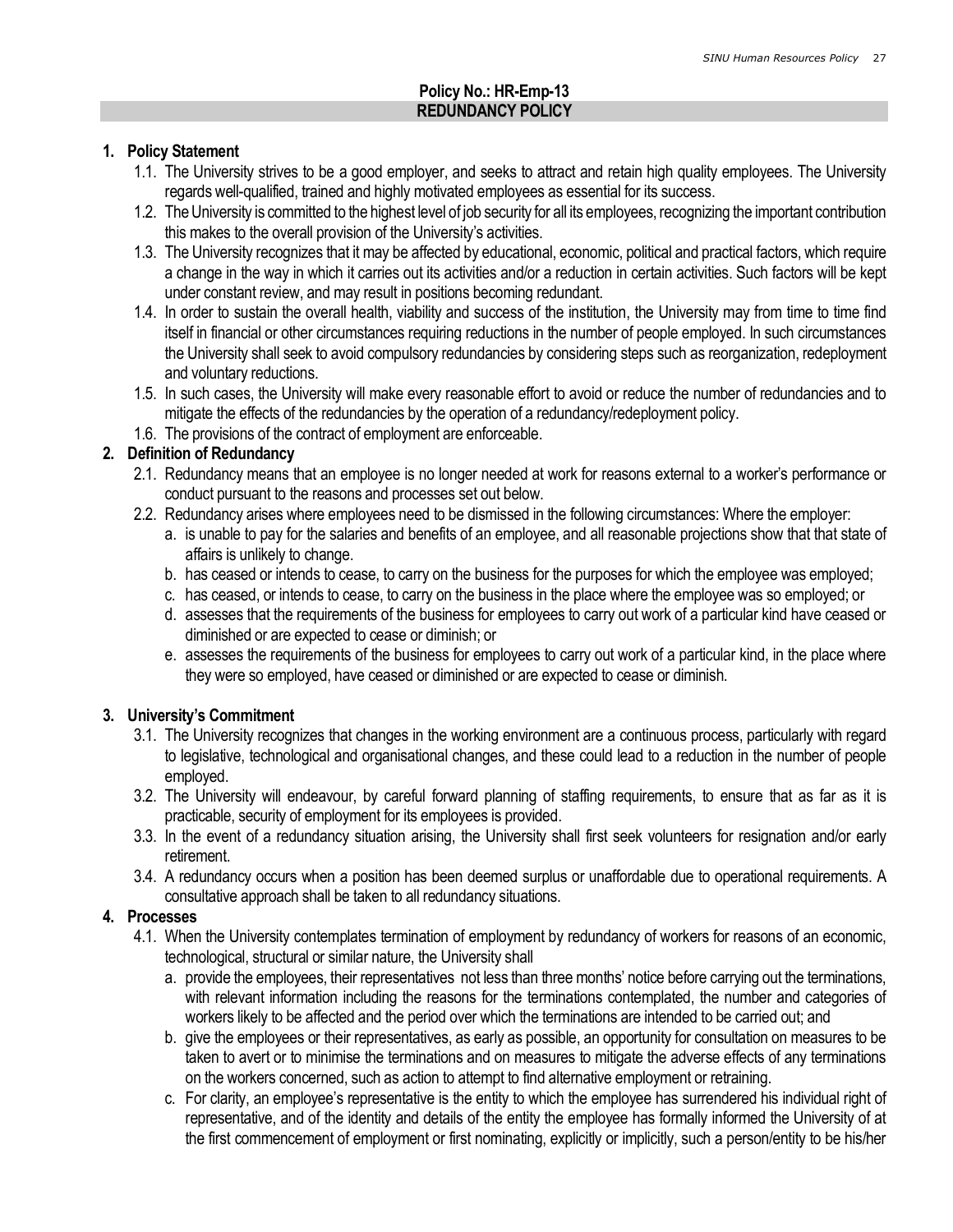## Policy No.: HR-Emp-13
## REDUNDANCY POLICY

### 1. Policy Statement

1.1. The University strives to be a good employer, and seeks to attract and retain high quality employees. The University regards well-qualified, trained and highly motivated employees as essential for its success.

1.2. The University is committed to the highest level of job security for all its employees, recognizing the important contribution this makes to the overall provision of the University's activities.

1.3. The University recognizes that it may be affected by educational, economic, political and practical factors, which require a change in the way in which it carries out its activities and/or a reduction in certain activities. Such factors will be kept under constant review, and may result in positions becoming redundant.

1.4. In order to sustain the overall health, viability and success of the institution, the University may from time to time find itself in financial or other circumstances requiring reductions in the number of people employed. In such circumstances the University shall seek to avoid compulsory redundancies by considering steps such as reorganization, redeployment and voluntary reductions.

1.5. In such cases, the University will make every reasonable effort to avoid or reduce the number of redundancies and to mitigate the effects of the redundancies by the operation of a redundancy/redeployment policy.

1.6. The provisions of the contract of employment are enforceable.

### 2. Definition of Redundancy

2.1. Redundancy means that an employee is no longer needed at work for reasons external to a worker's performance or conduct pursuant to the reasons and processes set out below.

2.2. Redundancy arises where employees need to be dismissed in the following circumstances: Where the employer:

a. is unable to pay for the salaries and benefits of an employee, and all reasonable projections show that that state of affairs is unlikely to change.

b. has ceased or intends to cease, to carry on the business for the purposes for which the employee was employed;

c. has ceased, or intends to cease, to carry on the business in the place where the employee was so employed; or

d. assesses that the requirements of the business for employees to carry out work of a particular kind have ceased or diminished or are expected to cease or diminish; or

e. assesses the requirements of the business for employees to carry out work of a particular kind, in the place where they were so employed, have ceased or diminished or are expected to cease or diminish.

### 3. University's Commitment

3.1. The University recognizes that changes in the working environment are a continuous process, particularly with regard to legislative, technological and organisational changes, and these could lead to a reduction in the number of people employed.

3.2. The University will endeavour, by careful forward planning of staffing requirements, to ensure that as far as it is practicable, security of employment for its employees is provided.

3.3. In the event of a redundancy situation arising, the University shall first seek volunteers for resignation and/or early retirement.

3.4. A redundancy occurs when a position has been deemed surplus or unaffordable due to operational requirements. A consultative approach shall be taken to all redundancy situations.

### 4. Processes

4.1. When the University contemplates termination of employment by redundancy of workers for reasons of an economic, technological, structural or similar nature, the University shall

a. provide the employees, their representatives not less than three months' notice before carrying out the terminations, with relevant information including the reasons for the terminations contemplated, the number and categories of workers likely to be affected and the period over which the terminations are intended to be carried out; and

b. give the employees or their representatives, as early as possible, an opportunity for consultation on measures to be taken to avert or to minimise the terminations and on measures to mitigate the adverse effects of any terminations on the workers concerned, such as action to attempt to find alternative employment or retraining.

c. For clarity, an employee's representative is the entity to which the employee has surrendered his individual right of representative, and of the identity and details of the entity the employee has formally informed the University of at the first commencement of employment or first nominating, explicitly or implicitly, such a person/entity to be his/her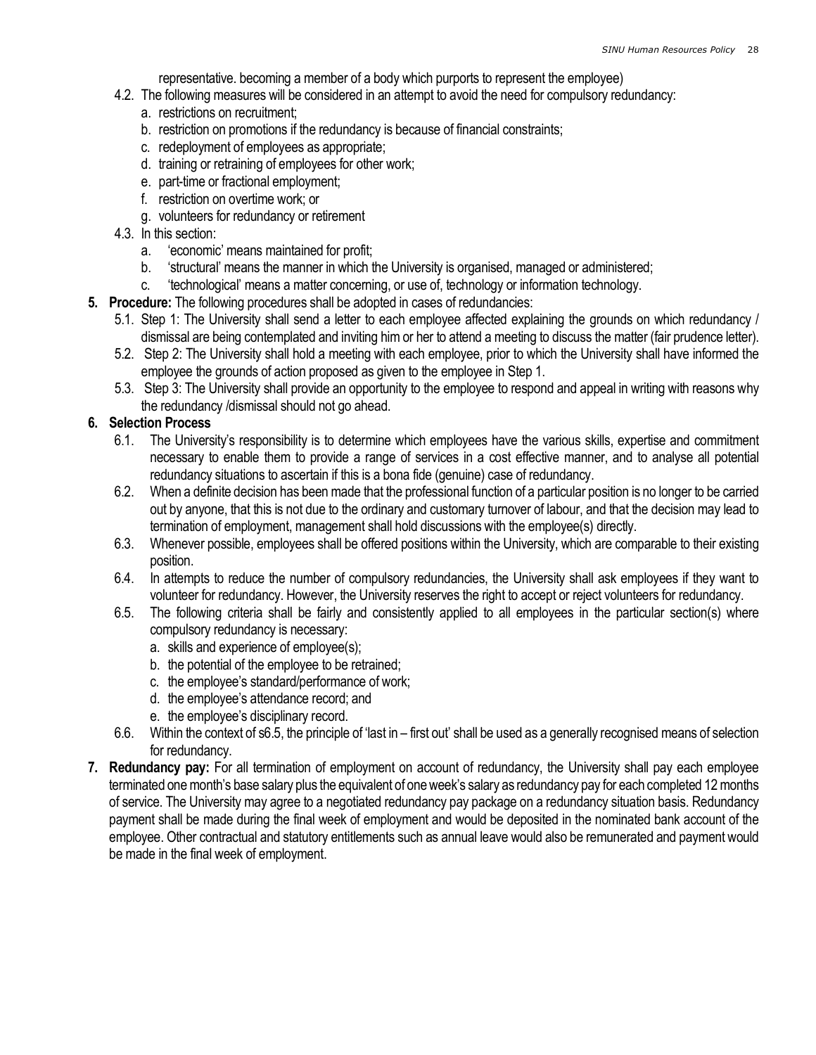representative. becoming a member of a body which purports to represent the employee)

4.2. The following measures will be considered in an attempt to avoid the need for compulsory redundancy:
   a. restrictions on recruitment;
   b. restriction on promotions if the redundancy is because of financial constraints;
   c. redeployment of employees as appropriate;
   d. training or retraining of employees for other work;
   e. part-time or fractional employment;
   f. restriction on overtime work; or
   g. volunteers for redundancy or retirement

4.3. In this section:
   a. 'economic' means maintained for profit;
   b. 'structural' means the manner in which the University is organised, managed or administered;
   c. 'technological' means a matter concerning, or use of, technology or information technology.

**5. Procedure:** The following procedures shall be adopted in cases of redundancies:

5.1. Step 1: The University shall send a letter to each employee affected explaining the grounds on which redundancy / dismissal are being contemplated and inviting him or her to attend a meeting to discuss the matter (fair prudence letter).

5.2. Step 2: The University shall hold a meeting with each employee, prior to which the University shall have informed the employee the grounds of action proposed as given to the employee in Step 1.

5.3. Step 3: The University shall provide an opportunity to the employee to respond and appeal in writing with reasons why the redundancy /dismissal should not go ahead.

**6. Selection Process**

6.1. The University's responsibility is to determine which employees have the various skills, expertise and commitment necessary to enable them to provide a range of services in a cost effective manner, and to analyse all potential redundancy situations to ascertain if this is a bona fide (genuine) case of redundancy.

6.2. When a definite decision has been made that the professional function of a particular position is no longer to be carried out by anyone, that this is not due to the ordinary and customary turnover of labour, and that the decision may lead to termination of employment, management shall hold discussions with the employee(s) directly.

6.3. Whenever possible, employees shall be offered positions within the University, which are comparable to their existing position.

6.4. In attempts to reduce the number of compulsory redundancies, the University shall ask employees if they want to volunteer for redundancy. However, the University reserves the right to accept or reject volunteers for redundancy.

6.5. The following criteria shall be fairly and consistently applied to all employees in the particular section(s) where compulsory redundancy is necessary:
   a. skills and experience of employee(s);
   b. the potential of the employee to be retrained;
   c. the employee's standard/performance of work;
   d. the employee's attendance record; and
   e. the employee's disciplinary record.

6.6. Within the context of s6.5, the principle of 'last in – first out' shall be used as a generally recognised means of selection for redundancy.

**7. Redundancy pay:** For all termination of employment on account of redundancy, the University shall pay each employee terminated one month's base salary plus the equivalent of one week's salary as redundancy pay for each completed 12 months of service. The University may agree to a negotiated redundancy pay package on a redundancy situation basis. Redundancy payment shall be made during the final week of employment and would be deposited in the nominated bank account of the employee. Other contractual and statutory entitlements such as annual leave would also be remunerated and payment would be made in the final week of employment.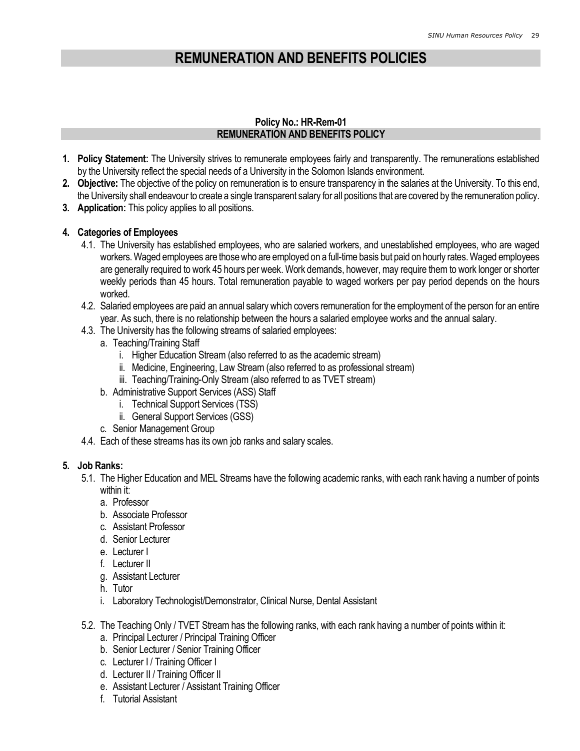# REMUNERATION AND BENEFITS POLICIES

**Policy No.: HR-Rem-01**

## REMUNERATION AND BENEFITS POLICY

1. **Policy Statement:** The University strives to remunerate employees fairly and transparently. The remunerations established by the University reflect the special needs of a University in the Solomon Islands environment.
2. **Objective:** The objective of the policy on remuneration is to ensure transparency in the salaries at the University. To this end, the University shall endeavour to create a single transparent salary for all positions that are covered by the remuneration policy.
3. **Application:** This policy applies to all positions.

4. **Categories of Employees**
   - 4.1. The University has established employees, who are salaried workers, and unestablished employees, who are waged workers. Waged employees are those who are employed on a full-time basis but paid on hourly rates. Waged employees are generally required to work 45 hours per week. Work demands, however, may require them to work longer or shorter weekly periods than 45 hours. Total remuneration payable to waged workers per pay period depends on the hours worked.
   - 4.2. Salaried employees are paid an annual salary which covers remuneration for the employment of the person for an entire year. As such, there is no relationship between the hours a salaried employee works and the annual salary.
   - 4.3. The University has the following streams of salaried employees:
     - a. Teaching/Training Staff
       - i. Higher Education Stream (also referred to as the academic stream)
       - ii. Medicine, Engineering, Law Stream (also referred to as professional stream)
       - iii. Teaching/Training-Only Stream (also referred to as TVET stream)
     - b. Administrative Support Services (ASS) Staff
       - i. Technical Support Services (TSS)
       - ii. General Support Services (GSS)
     - c. Senior Management Group
   - 4.4. Each of these streams has its own job ranks and salary scales.

5. **Job Ranks:**
   - 5.1. The Higher Education and MEL Streams have the following academic ranks, with each rank having a number of points within it:
     - a. Professor
     - b. Associate Professor
     - c. Assistant Professor
     - d. Senior Lecturer
     - e. Lecturer I
     - f. Lecturer II
     - g. Assistant Lecturer
     - h. Tutor
     - i. Laboratory Technologist/Demonstrator, Clinical Nurse, Dental Assistant
   - 5.2. The Teaching Only / TVET Stream has the following ranks, with each rank having a number of points within it:
     - a. Principal Lecturer / Principal Training Officer
     - b. Senior Lecturer / Senior Training Officer
     - c. Lecturer I / Training Officer I
     - d. Lecturer II / Training Officer II
     - e. Assistant Lecturer / Assistant Training Officer
     - f. Tutorial Assistant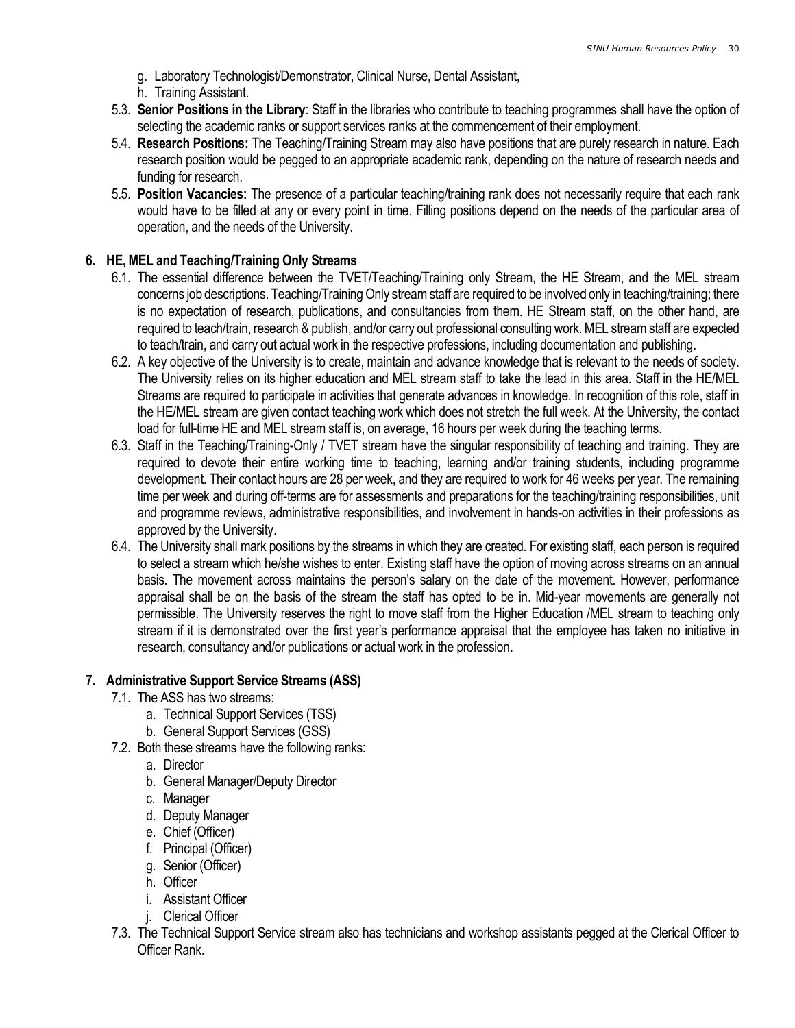g. Laboratory Technologist/Demonstrator, Clinical Nurse, Dental Assistant,
h. Training Assistant.

5.3. **Senior Positions in the Library**: Staff in the libraries who contribute to teaching programmes shall have the option of selecting the academic ranks or support services ranks at the commencement of their employment.

5.4. **Research Positions:** The Teaching/Training Stream may also have positions that are purely research in nature. Each research position would be pegged to an appropriate academic rank, depending on the nature of research needs and funding for research.

5.5. **Position Vacancies:** The presence of a particular teaching/training rank does not necessarily require that each rank would have to be filled at any or every point in time. Filling positions depend on the needs of the particular area of operation, and the needs of the University.

## 6. HE, MEL and Teaching/Training Only Streams

6.1. The essential difference between the TVET/Teaching/Training only Stream, the HE Stream, and the MEL stream concerns job descriptions. Teaching/Training Only stream staff are required to be involved only in teaching/training; there is no expectation of research, publications, and consultancies from them. HE Stream staff, on the other hand, are required to teach/train, research & publish, and/or carry out professional consulting work. MEL stream staff are expected to teach/train, and carry out actual work in the respective professions, including documentation and publishing.

6.2. A key objective of the University is to create, maintain and advance knowledge that is relevant to the needs of society. The University relies on its higher education and MEL stream staff to take the lead in this area. Staff in the HE/MEL Streams are required to participate in activities that generate advances in knowledge. In recognition of this role, staff in the HE/MEL stream are given contact teaching work which does not stretch the full week. At the University, the contact load for full-time HE and MEL stream staff is, on average, 16 hours per week during the teaching terms.

6.3. Staff in the Teaching/Training-Only / TVET stream have the singular responsibility of teaching and training. They are required to devote their entire working time to teaching, learning and/or training students, including programme development. Their contact hours are 28 per week, and they are required to work for 46 weeks per year. The remaining time per week and during off-terms are for assessments and preparations for the teaching/training responsibilities, unit and programme reviews, administrative responsibilities, and involvement in hands-on activities in their professions as approved by the University.

6.4. The University shall mark positions by the streams in which they are created. For existing staff, each person is required to select a stream which he/she wishes to enter. Existing staff have the option of moving across streams on an annual basis. The movement across maintains the person's salary on the date of the movement. However, performance appraisal shall be on the basis of the stream the staff has opted to be in. Mid-year movements are generally not permissible. The University reserves the right to move staff from the Higher Education /MEL stream to teaching only stream if it is demonstrated over the first year's performance appraisal that the employee has taken no initiative in research, consultancy and/or publications or actual work in the profession.

## 7. Administrative Support Service Streams (ASS)

7.1. The ASS has two streams:
   a. Technical Support Services (TSS)
   b. General Support Services (GSS)

7.2. Both these streams have the following ranks:
   a. Director
   b. General Manager/Deputy Director
   c. Manager
   d. Deputy Manager
   e. Chief (Officer)
   f. Principal (Officer)
   g. Senior (Officer)
   h. Officer
   i. Assistant Officer
   j. Clerical Officer

7.3. The Technical Support Service stream also has technicians and workshop assistants pegged at the Clerical Officer to Officer Rank.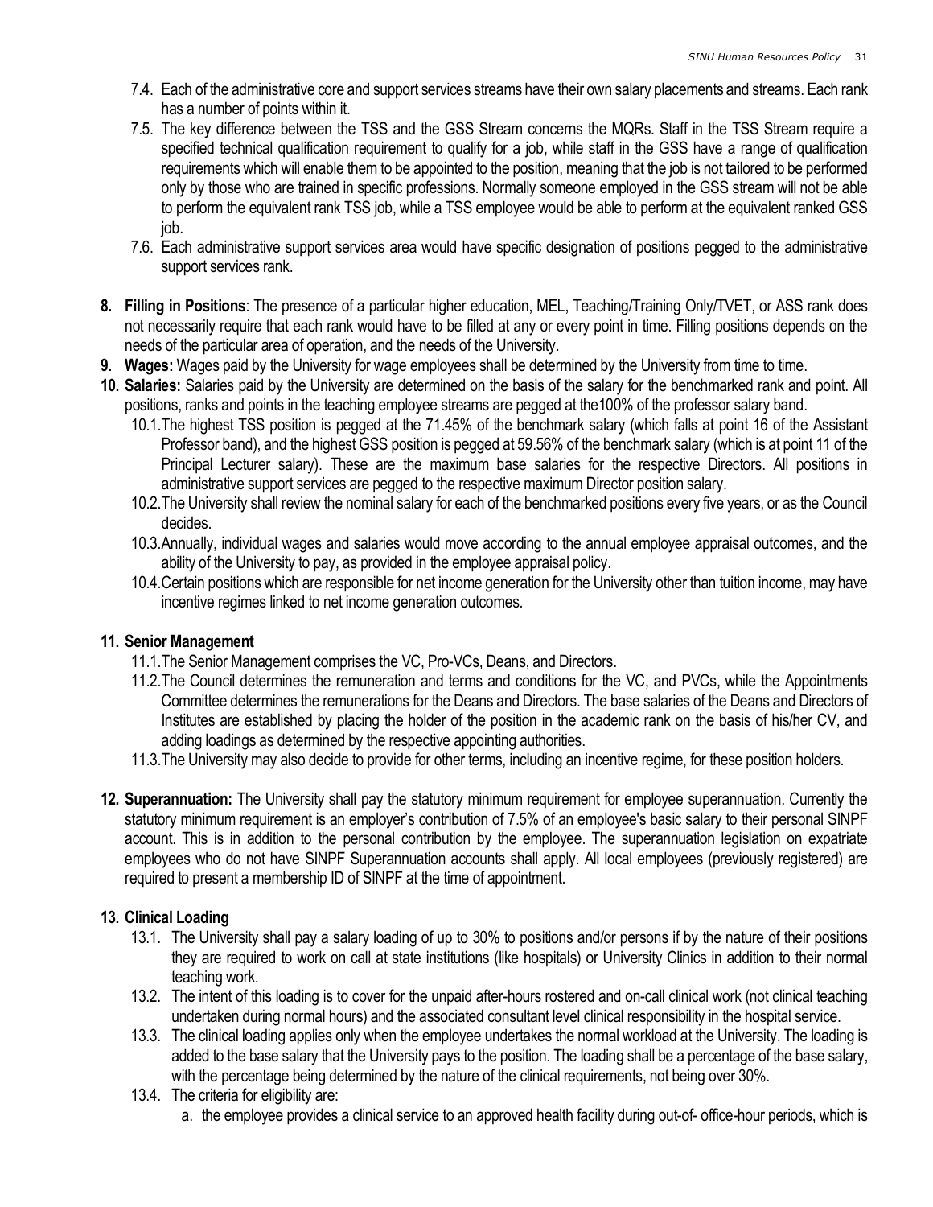7.4. Each of the administrative core and support services streams have their own salary placements and streams. Each rank has a number of points within it.

7.5. The key difference between the TSS and the GSS Stream concerns the MQRs. Staff in the TSS Stream require a specified technical qualification requirement to qualify for a job, while staff in the GSS have a range of qualification requirements which will enable them to be appointed to the position, meaning that the job is not tailored to be performed only by those who are trained in specific professions. Normally someone employed in the GSS stream will not be able to perform the equivalent rank TSS job, while a TSS employee would be able to perform at the equivalent ranked GSS job.

7.6. Each administrative support services area would have specific designation of positions pegged to the administrative support services rank.

8. **Filling in Positions**: The presence of a particular higher education, MEL, Teaching/Training Only/TVET, or ASS rank does not necessarily require that each rank would have to be filled at any or every point in time. Filling positions depends on the needs of the particular area of operation, and the needs of the University.

9. **Wages:** Wages paid by the University for wage employees shall be determined by the University from time to time.

10. **Salaries:** Salaries paid by the University are determined on the basis of the salary for the benchmarked rank and point. All positions, ranks and points in the teaching employee streams are pegged at the100% of the professor salary band.

    10.1. The highest TSS position is pegged at the 71.45% of the benchmark salary (which falls at point 16 of the Assistant Professor band), and the highest GSS position is pegged at 59.56% of the benchmark salary (which is at point 11 of the Principal Lecturer salary). These are the maximum base salaries for the respective Directors. All positions in administrative support services are pegged to the respective maximum Director position salary.

    10.2. The University shall review the nominal salary for each of the benchmarked positions every five years, or as the Council decides.

    10.3. Annually, individual wages and salaries would move according to the annual employee appraisal outcomes, and the ability of the University to pay, as provided in the employee appraisal policy.

    10.4. Certain positions which are responsible for net income generation for the University other than tuition income, may have incentive regimes linked to net income generation outcomes.

11. **Senior Management**

    11.1. The Senior Management comprises the VC, Pro-VCs, Deans, and Directors.

    11.2. The Council determines the remuneration and terms and conditions for the VC, and PVCs, while the Appointments Committee determines the remunerations for the Deans and Directors. The base salaries of the Deans and Directors of Institutes are established by placing the holder of the position in the academic rank on the basis of his/her CV, and adding loadings as determined by the respective appointing authorities.

    11.3. The University may also decide to provide for other terms, including an incentive regime, for these position holders.

12. **Superannuation:** The University shall pay the statutory minimum requirement for employee superannuation. Currently the statutory minimum requirement is an employer's contribution of 7.5% of an employee's basic salary to their personal SINPF account. This is in addition to the personal contribution by the employee. The superannuation legislation on expatriate employees who do not have SINPF Superannuation accounts shall apply. All local employees (previously registered) are required to present a membership ID of SINPF at the time of appointment.

13. **Clinical Loading**

    13.1. The University shall pay a salary loading of up to 30% to positions and/or persons if by the nature of their positions they are required to work on call at state institutions (like hospitals) or University Clinics in addition to their normal teaching work.

    13.2. The intent of this loading is to cover for the unpaid after-hours rostered and on-call clinical work (not clinical teaching undertaken during normal hours) and the associated consultant level clinical responsibility in the hospital service.

    13.3. The clinical loading applies only when the employee undertakes the normal workload at the University. The loading is added to the base salary that the University pays to the position. The loading shall be a percentage of the base salary, with the percentage being determined by the nature of the clinical requirements, not being over 30%.

    13.4. The criteria for eligibility are:

    a. the employee provides a clinical service to an approved health facility during out-of- office-hour periods, which is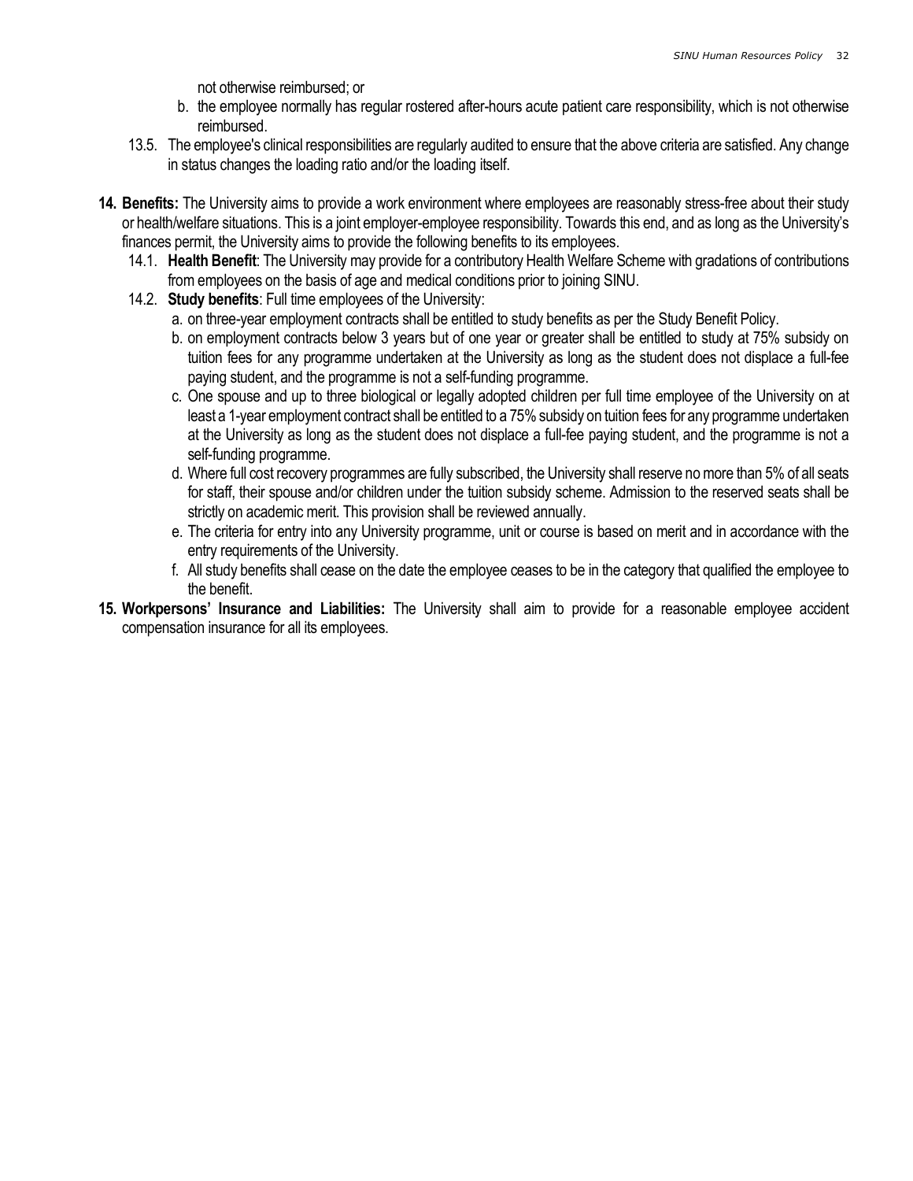not otherwise reimbursed; or

b. the employee normally has regular rostered after-hours acute patient care responsibility, which is not otherwise reimbursed.

13.5. The employee's clinical responsibilities are regularly audited to ensure that the above criteria are satisfied. Any change in status changes the loading ratio and/or the loading itself.

**14. Benefits:** The University aims to provide a work environment where employees are reasonably stress-free about their study or health/welfare situations. This is a joint employer-employee responsibility. Towards this end, and as long as the University's finances permit, the University aims to provide the following benefits to its employees.

14.1. **Health Benefit**: The University may provide for a contributory Health Welfare Scheme with gradations of contributions from employees on the basis of age and medical conditions prior to joining SINU.

14.2. **Study benefits**: Full time employees of the University:

a. on three-year employment contracts shall be entitled to study benefits as per the Study Benefit Policy.

b. on employment contracts below 3 years but of one year or greater shall be entitled to study at 75% subsidy on tuition fees for any programme undertaken at the University as long as the student does not displace a full-fee paying student, and the programme is not a self-funding programme.

c. One spouse and up to three biological or legally adopted children per full time employee of the University on at least a 1-year employment contract shall be entitled to a 75% subsidy on tuition fees for any programme undertaken at the University as long as the student does not displace a full-fee paying student, and the programme is not a self-funding programme.

d. Where full cost recovery programmes are fully subscribed, the University shall reserve no more than 5% of all seats for staff, their spouse and/or children under the tuition subsidy scheme. Admission to the reserved seats shall be strictly on academic merit. This provision shall be reviewed annually.

e. The criteria for entry into any University programme, unit or course is based on merit and in accordance with the entry requirements of the University.

f. All study benefits shall cease on the date the employee ceases to be in the category that qualified the employee to the benefit.

**15. Workpersons' Insurance and Liabilities:** The University shall aim to provide for a reasonable employee accident compensation insurance for all its employees.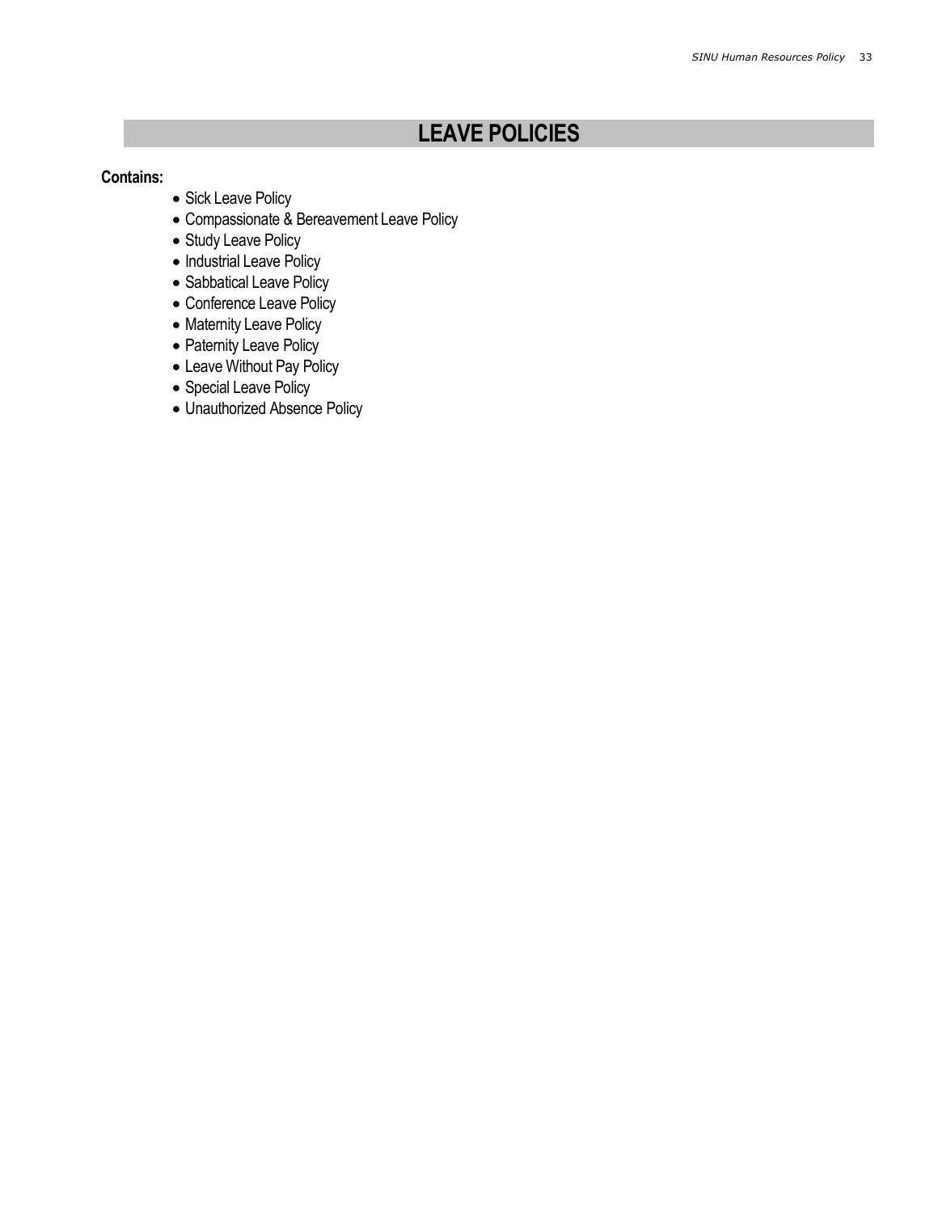# LEAVE POLICIES

**Contains:**

- Sick Leave Policy
- Compassionate & Bereavement Leave Policy
- Study Leave Policy
- Industrial Leave Policy
- Sabbatical Leave Policy
- Conference Leave Policy
- Maternity Leave Policy
- Paternity Leave Policy
- Leave Without Pay Policy
- Special Leave Policy
- Unauthorized Absence Policy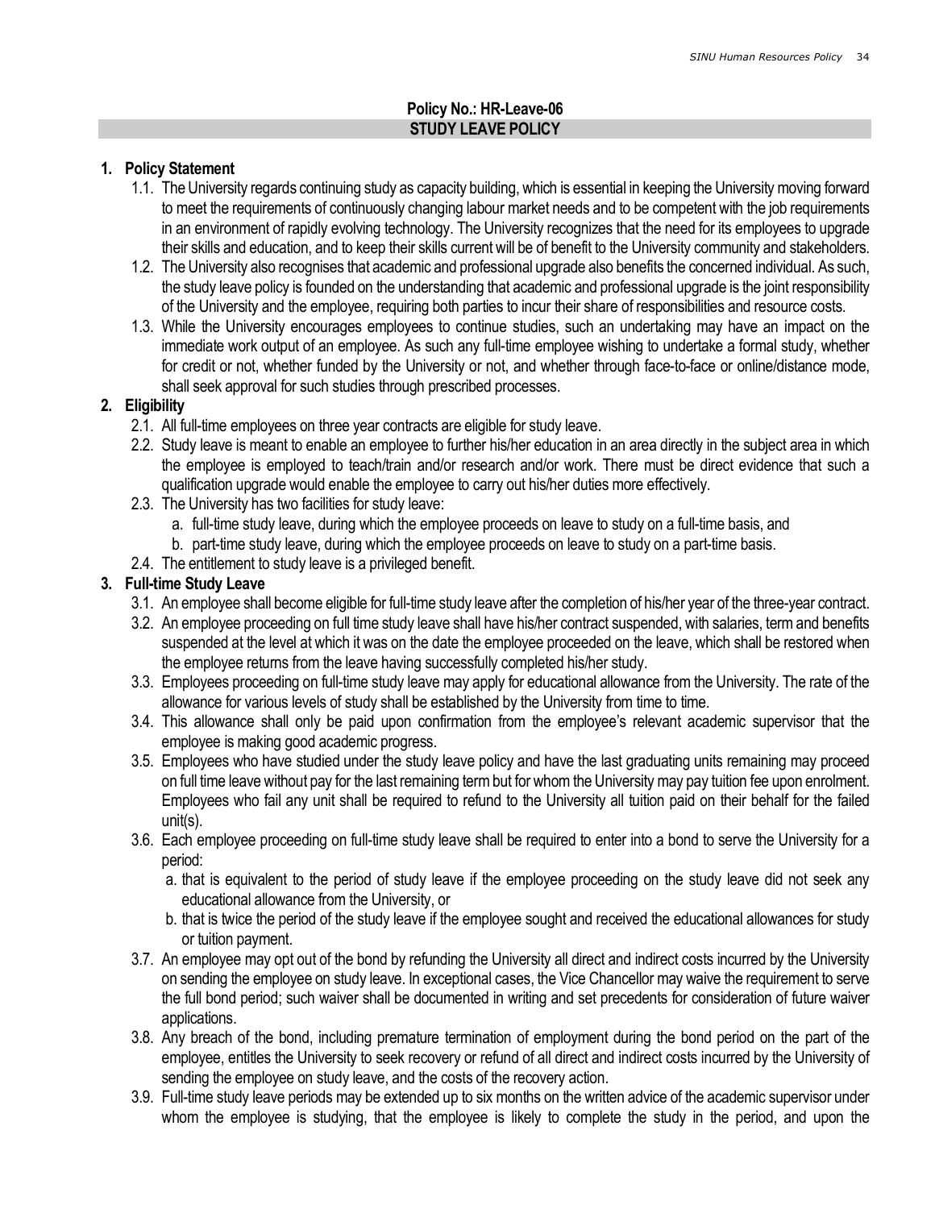**Policy No.: HR-Leave-06**

## STUDY LEAVE POLICY

### 1. Policy Statement

1.1. The University regards continuing study as capacity building, which is essential in keeping the University moving forward to meet the requirements of continuously changing labour market needs and to be competent with the job requirements in an environment of rapidly evolving technology. The University recognizes that the need for its employees to upgrade their skills and education, and to keep their skills current will be of benefit to the University community and stakeholders.

1.2. The University also recognises that academic and professional upgrade also benefits the concerned individual. As such, the study leave policy is founded on the understanding that academic and professional upgrade is the joint responsibility of the University and the employee, requiring both parties to incur their share of responsibilities and resource costs.

1.3. While the University encourages employees to continue studies, such an undertaking may have an impact on the immediate work output of an employee. As such any full-time employee wishing to undertake a formal study, whether for credit or not, whether funded by the University or not, and whether through face-to-face or online/distance mode, shall seek approval for such studies through prescribed processes.

### 2. Eligibility

2.1. All full-time employees on three year contracts are eligible for study leave.

2.2. Study leave is meant to enable an employee to further his/her education in an area directly in the subject area in which the employee is employed to teach/train and/or research and/or work. There must be direct evidence that such a qualification upgrade would enable the employee to carry out his/her duties more effectively.

2.3. The University has two facilities for study leave:

a. full-time study leave, during which the employee proceeds on leave to study on a full-time basis, and

b. part-time study leave, during which the employee proceeds on leave to study on a part-time basis.

2.4. The entitlement to study leave is a privileged benefit.

### 3. Full-time Study Leave

3.1. An employee shall become eligible for full-time study leave after the completion of his/her year of the three-year contract.

3.2. An employee proceeding on full time study leave shall have his/her contract suspended, with salaries, term and benefits suspended at the level at which it was on the date the employee proceeded on the leave, which shall be restored when the employee returns from the leave having successfully completed his/her study.

3.3. Employees proceeding on full-time study leave may apply for educational allowance from the University. The rate of the allowance for various levels of study shall be established by the University from time to time.

3.4. This allowance shall only be paid upon confirmation from the employee's relevant academic supervisor that the employee is making good academic progress.

3.5. Employees who have studied under the study leave policy and have the last graduating units remaining may proceed on full time leave without pay for the last remaining term but for whom the University may pay tuition fee upon enrolment. Employees who fail any unit shall be required to refund to the University all tuition paid on their behalf for the failed unit(s).

3.6. Each employee proceeding on full-time study leave shall be required to enter into a bond to serve the University for a period:

a. that is equivalent to the period of study leave if the employee proceeding on the study leave did not seek any educational allowance from the University, or

b. that is twice the period of the study leave if the employee sought and received the educational allowances for study or tuition payment.

3.7. An employee may opt out of the bond by refunding the University all direct and indirect costs incurred by the University on sending the employee on study leave. In exceptional cases, the Vice Chancellor may waive the requirement to serve the full bond period; such waiver shall be documented in writing and set precedents for consideration of future waiver applications.

3.8. Any breach of the bond, including premature termination of employment during the bond period on the part of the employee, entitles the University to seek recovery or refund of all direct and indirect costs incurred by the University of sending the employee on study leave, and the costs of the recovery action.

3.9. Full-time study leave periods may be extended up to six months on the written advice of the academic supervisor under whom the employee is studying, that the employee is likely to complete the study in the period, and upon the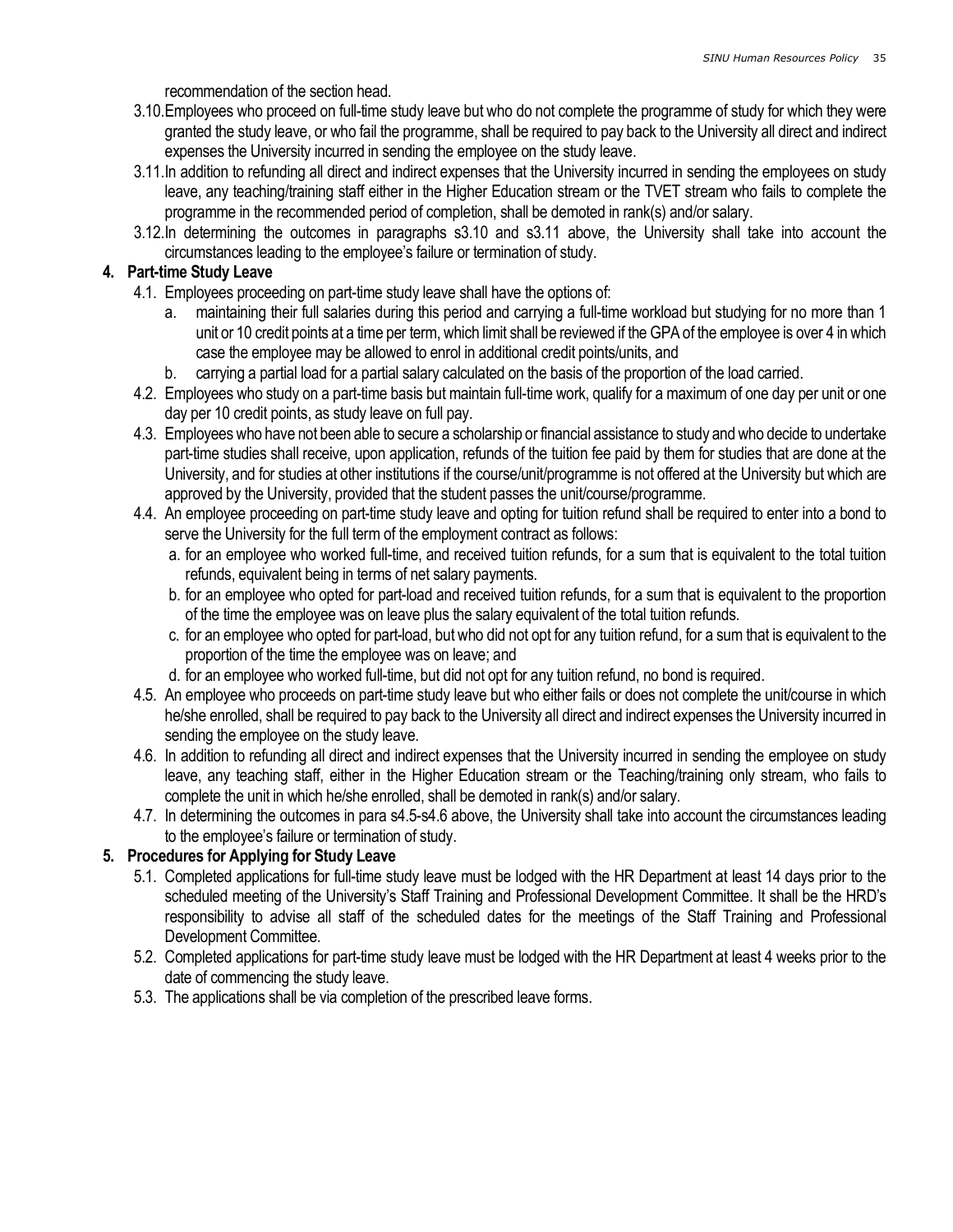recommendation of the section head.

3.10. Employees who proceed on full-time study leave but who do not complete the programme of study for which they were granted the study leave, or who fail the programme, shall be required to pay back to the University all direct and indirect expenses the University incurred in sending the employee on the study leave.

3.11. In addition to refunding all direct and indirect expenses that the University incurred in sending the employees on study leave, any teaching/training staff either in the Higher Education stream or the TVET stream who fails to complete the programme in the recommended period of completion, shall be demoted in rank(s) and/or salary.

3.12. In determining the outcomes in paragraphs s3.10 and s3.11 above, the University shall take into account the circumstances leading to the employee's failure or termination of study.

## 4. Part-time Study Leave

4.1. Employees proceeding on part-time study leave shall have the options of:

   a. maintaining their full salaries during this period and carrying a full-time workload but studying for no more than 1 unit or 10 credit points at a time per term, which limit shall be reviewed if the GPA of the employee is over 4 in which case the employee may be allowed to enrol in additional credit points/units, and
   b. carrying a partial load for a partial salary calculated on the basis of the proportion of the load carried.

4.2. Employees who study on a part-time basis but maintain full-time work, qualify for a maximum of one day per unit or one day per 10 credit points, as study leave on full pay.

4.3. Employees who have not been able to secure a scholarship or financial assistance to study and who decide to undertake part-time studies shall receive, upon application, refunds of the tuition fee paid by them for studies that are done at the University, and for studies at other institutions if the course/unit/programme is not offered at the University but which are approved by the University, provided that the student passes the unit/course/programme.

4.4. An employee proceeding on part-time study leave and opting for tuition refund shall be required to enter into a bond to serve the University for the full term of the employment contract as follows:

   a. for an employee who worked full-time, and received tuition refunds, for a sum that is equivalent to the total tuition refunds, equivalent being in terms of net salary payments.
   b. for an employee who opted for part-load and received tuition refunds, for a sum that is equivalent to the proportion of the time the employee was on leave plus the salary equivalent of the total tuition refunds.
   c. for an employee who opted for part-load, but who did not opt for any tuition refund, for a sum that is equivalent to the proportion of the time the employee was on leave; and
   d. for an employee who worked full-time, but did not opt for any tuition refund, no bond is required.

4.5. An employee who proceeds on part-time study leave but who either fails or does not complete the unit/course in which he/she enrolled, shall be required to pay back to the University all direct and indirect expenses the University incurred in sending the employee on the study leave.

4.6. In addition to refunding all direct and indirect expenses that the University incurred in sending the employee on study leave, any teaching staff, either in the Higher Education stream or the Teaching/training only stream, who fails to complete the unit in which he/she enrolled, shall be demoted in rank(s) and/or salary.

4.7. In determining the outcomes in para s4.5-s4.6 above, the University shall take into account the circumstances leading to the employee's failure or termination of study.

## 5. Procedures for Applying for Study Leave

5.1. Completed applications for full-time study leave must be lodged with the HR Department at least 14 days prior to the scheduled meeting of the University's Staff Training and Professional Development Committee. It shall be the HRD's responsibility to advise all staff of the scheduled dates for the meetings of the Staff Training and Professional Development Committee.

5.2. Completed applications for part-time study leave must be lodged with the HR Department at least 4 weeks prior to the date of commencing the study leave.

5.3. The applications shall be via completion of the prescribed leave forms.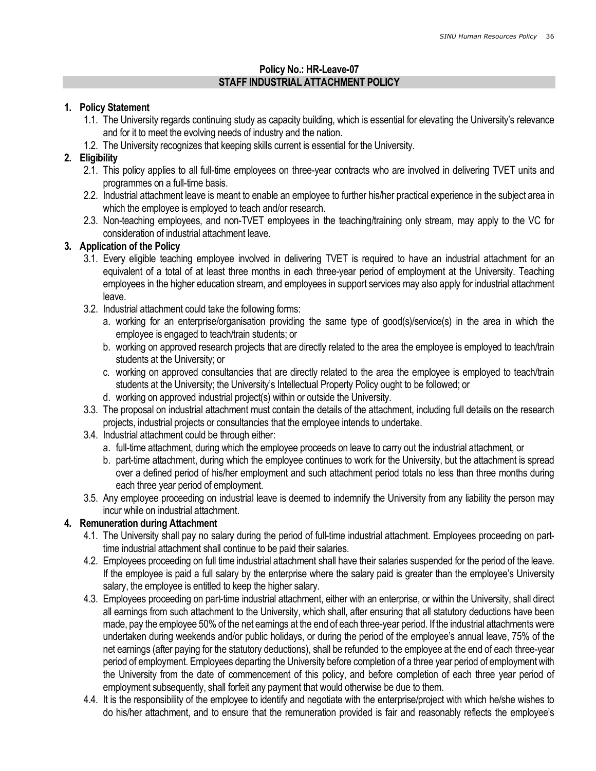**Policy No.: HR-Leave-07**

## STAFF INDUSTRIAL ATTACHMENT POLICY

**1. Policy Statement**

1.1. The University regards continuing study as capacity building, which is essential for elevating the University's relevance and for it to meet the evolving needs of industry and the nation.

1.2. The University recognizes that keeping skills current is essential for the University.

**2. Eligibility**

2.1. This policy applies to all full-time employees on three-year contracts who are involved in delivering TVET units and programmes on a full-time basis.

2.2. Industrial attachment leave is meant to enable an employee to further his/her practical experience in the subject area in which the employee is employed to teach and/or research.

2.3. Non-teaching employees, and non-TVET employees in the teaching/training only stream, may apply to the VC for consideration of industrial attachment leave.

**3. Application of the Policy**

3.1. Every eligible teaching employee involved in delivering TVET is required to have an industrial attachment for an equivalent of a total of at least three months in each three-year period of employment at the University. Teaching employees in the higher education stream, and employees in support services may also apply for industrial attachment leave.

3.2. Industrial attachment could take the following forms:

a. working for an enterprise/organisation providing the same type of good(s)/service(s) in the area in which the employee is engaged to teach/train students; or

b. working on approved research projects that are directly related to the area the employee is employed to teach/train students at the University; or

c. working on approved consultancies that are directly related to the area the employee is employed to teach/train students at the University; the University's Intellectual Property Policy ought to be followed; or

d. working on approved industrial project(s) within or outside the University.

3.3. The proposal on industrial attachment must contain the details of the attachment, including full details on the research projects, industrial projects or consultancies that the employee intends to undertake.

3.4. Industrial attachment could be through either:

a. full-time attachment, during which the employee proceeds on leave to carry out the industrial attachment, or

b. part-time attachment, during which the employee continues to work for the University, but the attachment is spread over a defined period of his/her employment and such attachment period totals no less than three months during each three year period of employment.

3.5. Any employee proceeding on industrial leave is deemed to indemnify the University from any liability the person may incur while on industrial attachment.

**4. Remuneration during Attachment**

4.1. The University shall pay no salary during the period of full-time industrial attachment. Employees proceeding on part-time industrial attachment shall continue to be paid their salaries.

4.2. Employees proceeding on full time industrial attachment shall have their salaries suspended for the period of the leave. If the employee is paid a full salary by the enterprise where the salary paid is greater than the employee's University salary, the employee is entitled to keep the higher salary.

4.3. Employees proceeding on part-time industrial attachment, either with an enterprise, or within the University, shall direct all earnings from such attachment to the University, which shall, after ensuring that all statutory deductions have been made, pay the employee 50% of the net earnings at the end of each three-year period. If the industrial attachments were undertaken during weekends and/or public holidays, or during the period of the employee's annual leave, 75% of the net earnings (after paying for the statutory deductions), shall be refunded to the employee at the end of each three-year period of employment. Employees departing the University before completion of a three year period of employment with the University from the date of commencement of this policy, and before completion of each three year period of employment subsequently, shall forfeit any payment that would otherwise be due to them.

4.4. It is the responsibility of the employee to identify and negotiate with the enterprise/project with which he/she wishes to do his/her attachment, and to ensure that the remuneration provided is fair and reasonably reflects the employee's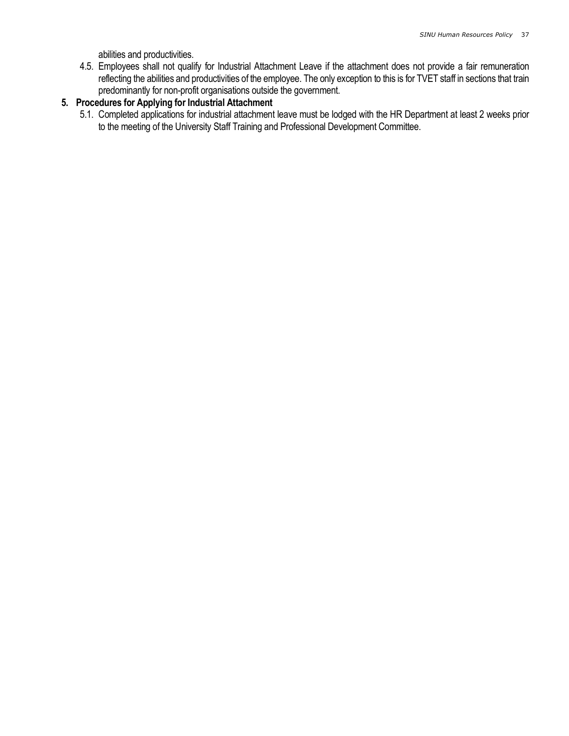abilities and productivities.

4.5. Employees shall not qualify for Industrial Attachment Leave if the attachment does not provide a fair remuneration reflecting the abilities and productivities of the employee. The only exception to this is for TVET staff in sections that train predominantly for non-profit organisations outside the government.

**5. Procedures for Applying for Industrial Attachment**

5.1. Completed applications for industrial attachment leave must be lodged with the HR Department at least 2 weeks prior to the meeting of the University Staff Training and Professional Development Committee.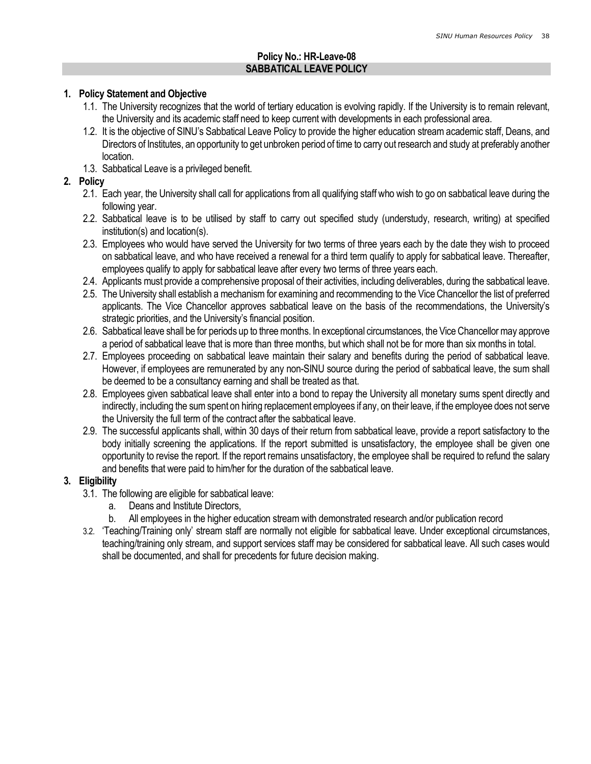## Policy No.: HR-Leave-08
## SABBATICAL LEAVE POLICY

**1. Policy Statement and Objective**

1.1. The University recognizes that the world of tertiary education is evolving rapidly. If the University is to remain relevant, the University and its academic staff need to keep current with developments in each professional area.

1.2. It is the objective of SINU's Sabbatical Leave Policy to provide the higher education stream academic staff, Deans, and Directors of Institutes, an opportunity to get unbroken period of time to carry out research and study at preferably another location.

1.3. Sabbatical Leave is a privileged benefit.

**2. Policy**

2.1. Each year, the University shall call for applications from all qualifying staff who wish to go on sabbatical leave during the following year.

2.2. Sabbatical leave is to be utilised by staff to carry out specified study (understudy, research, writing) at specified institution(s) and location(s).

2.3. Employees who would have served the University for two terms of three years each by the date they wish to proceed on sabbatical leave, and who have received a renewal for a third term qualify to apply for sabbatical leave. Thereafter, employees qualify to apply for sabbatical leave after every two terms of three years each.

2.4. Applicants must provide a comprehensive proposal of their activities, including deliverables, during the sabbatical leave.

2.5. The University shall establish a mechanism for examining and recommending to the Vice Chancellor the list of preferred applicants. The Vice Chancellor approves sabbatical leave on the basis of the recommendations, the University's strategic priorities, and the University's financial position.

2.6. Sabbatical leave shall be for periods up to three months. In exceptional circumstances, the Vice Chancellor may approve a period of sabbatical leave that is more than three months, but which shall not be for more than six months in total.

2.7. Employees proceeding on sabbatical leave maintain their salary and benefits during the period of sabbatical leave. However, if employees are remunerated by any non-SINU source during the period of sabbatical leave, the sum shall be deemed to be a consultancy earning and shall be treated as that.

2.8. Employees given sabbatical leave shall enter into a bond to repay the University all monetary sums spent directly and indirectly, including the sum spent on hiring replacement employees if any, on their leave, if the employee does not serve the University the full term of the contract after the sabbatical leave.

2.9. The successful applicants shall, within 30 days of their return from sabbatical leave, provide a report satisfactory to the body initially screening the applications. If the report submitted is unsatisfactory, the employee shall be given one opportunity to revise the report. If the report remains unsatisfactory, the employee shall be required to refund the salary and benefits that were paid to him/her for the duration of the sabbatical leave.

**3. Eligibility**

3.1. The following are eligible for sabbatical leave:

a. Deans and Institute Directors,

b. All employees in the higher education stream with demonstrated research and/or publication record

3.2. 'Teaching/Training only' stream staff are normally not eligible for sabbatical leave. Under exceptional circumstances, teaching/training only stream, and support services staff may be considered for sabbatical leave. All such cases would shall be documented, and shall for precedents for future decision making.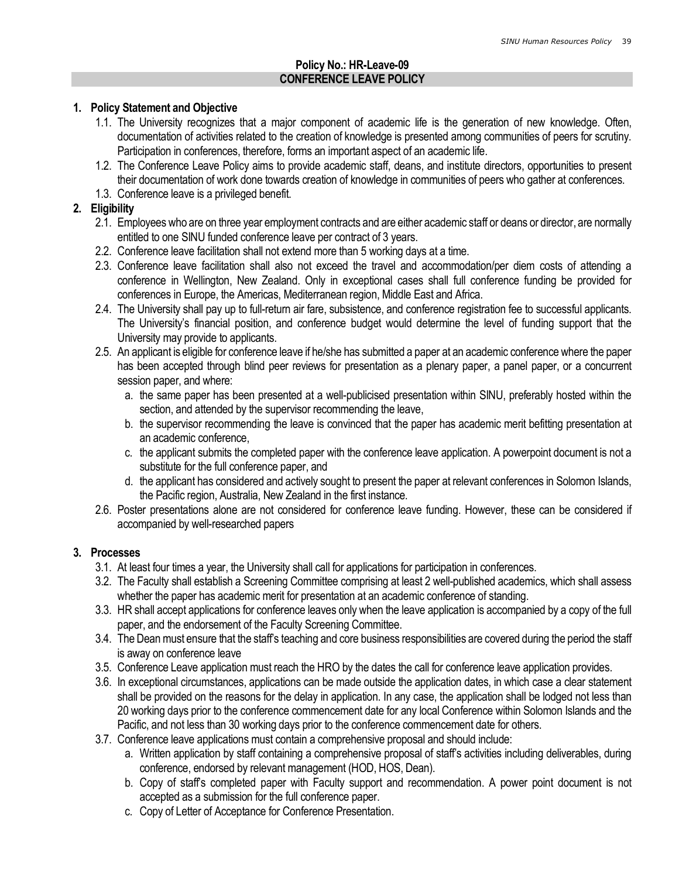## Policy No.: HR-Leave-09
## CONFERENCE LEAVE POLICY

**1. Policy Statement and Objective**

1.1. The University recognizes that a major component of academic life is the generation of new knowledge. Often, documentation of activities related to the creation of knowledge is presented among communities of peers for scrutiny. Participation in conferences, therefore, forms an important aspect of an academic life.

1.2. The Conference Leave Policy aims to provide academic staff, deans, and institute directors, opportunities to present their documentation of work done towards creation of knowledge in communities of peers who gather at conferences.

1.3. Conference leave is a privileged benefit.

**2. Eligibility**

2.1. Employees who are on three year employment contracts and are either academic staff or deans or director, are normally entitled to one SINU funded conference leave per contract of 3 years.

2.2. Conference leave facilitation shall not extend more than 5 working days at a time.

2.3. Conference leave facilitation shall also not exceed the travel and accommodation/per diem costs of attending a conference in Wellington, New Zealand. Only in exceptional cases shall full conference funding be provided for conferences in Europe, the Americas, Mediterranean region, Middle East and Africa.

2.4. The University shall pay up to full-return air fare, subsistence, and conference registration fee to successful applicants. The University's financial position, and conference budget would determine the level of funding support that the University may provide to applicants.

2.5. An applicant is eligible for conference leave if he/she has submitted a paper at an academic conference where the paper has been accepted through blind peer reviews for presentation as a plenary paper, a panel paper, or a concurrent session paper, and where:

a. the same paper has been presented at a well-publicised presentation within SINU, preferably hosted within the section, and attended by the supervisor recommending the leave,

b. the supervisor recommending the leave is convinced that the paper has academic merit befitting presentation at an academic conference,

c. the applicant submits the completed paper with the conference leave application. A powerpoint document is not a substitute for the full conference paper, and

d. the applicant has considered and actively sought to present the paper at relevant conferences in Solomon Islands, the Pacific region, Australia, New Zealand in the first instance.

2.6. Poster presentations alone are not considered for conference leave funding. However, these can be considered if accompanied by well-researched papers

**3. Processes**

3.1. At least four times a year, the University shall call for applications for participation in conferences.

3.2. The Faculty shall establish a Screening Committee comprising at least 2 well-published academics, which shall assess whether the paper has academic merit for presentation at an academic conference of standing.

3.3. HR shall accept applications for conference leaves only when the leave application is accompanied by a copy of the full paper, and the endorsement of the Faculty Screening Committee.

3.4. The Dean must ensure that the staff's teaching and core business responsibilities are covered during the period the staff is away on conference leave

3.5. Conference Leave application must reach the HRO by the dates the call for conference leave application provides.

3.6. In exceptional circumstances, applications can be made outside the application dates, in which case a clear statement shall be provided on the reasons for the delay in application. In any case, the application shall be lodged not less than 20 working days prior to the conference commencement date for any local Conference within Solomon Islands and the Pacific, and not less than 30 working days prior to the conference commencement date for others.

3.7. Conference leave applications must contain a comprehensive proposal and should include:

a. Written application by staff containing a comprehensive proposal of staff's activities including deliverables, during conference, endorsed by relevant management (HOD, HOS, Dean).

b. Copy of staff's completed paper with Faculty support and recommendation. A power point document is not accepted as a submission for the full conference paper.

c. Copy of Letter of Acceptance for Conference Presentation.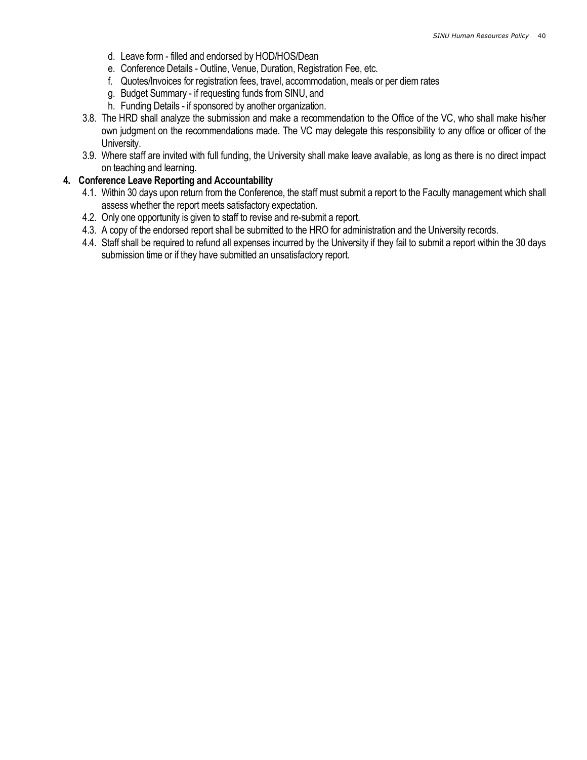d. Leave form - filled and endorsed by HOD/HOS/Dean
   e. Conference Details - Outline, Venue, Duration, Registration Fee, etc.
   f. Quotes/Invoices for registration fees, travel, accommodation, meals or per diem rates
   g. Budget Summary - if requesting funds from SINU, and
   h. Funding Details - if sponsored by another organization.

3.8. The HRD shall analyze the submission and make a recommendation to the Office of the VC, who shall make his/her own judgment on the recommendations made. The VC may delegate this responsibility to any office or officer of the University.

3.9. Where staff are invited with full funding, the University shall make leave available, as long as there is no direct impact on teaching and learning.

**4. Conference Leave Reporting and Accountability**

4.1. Within 30 days upon return from the Conference, the staff must submit a report to the Faculty management which shall assess whether the report meets satisfactory expectation.

4.2. Only one opportunity is given to staff to revise and re-submit a report.

4.3. A copy of the endorsed report shall be submitted to the HRO for administration and the University records.

4.4. Staff shall be required to refund all expenses incurred by the University if they fail to submit a report within the 30 days submission time or if they have submitted an unsatisfactory report.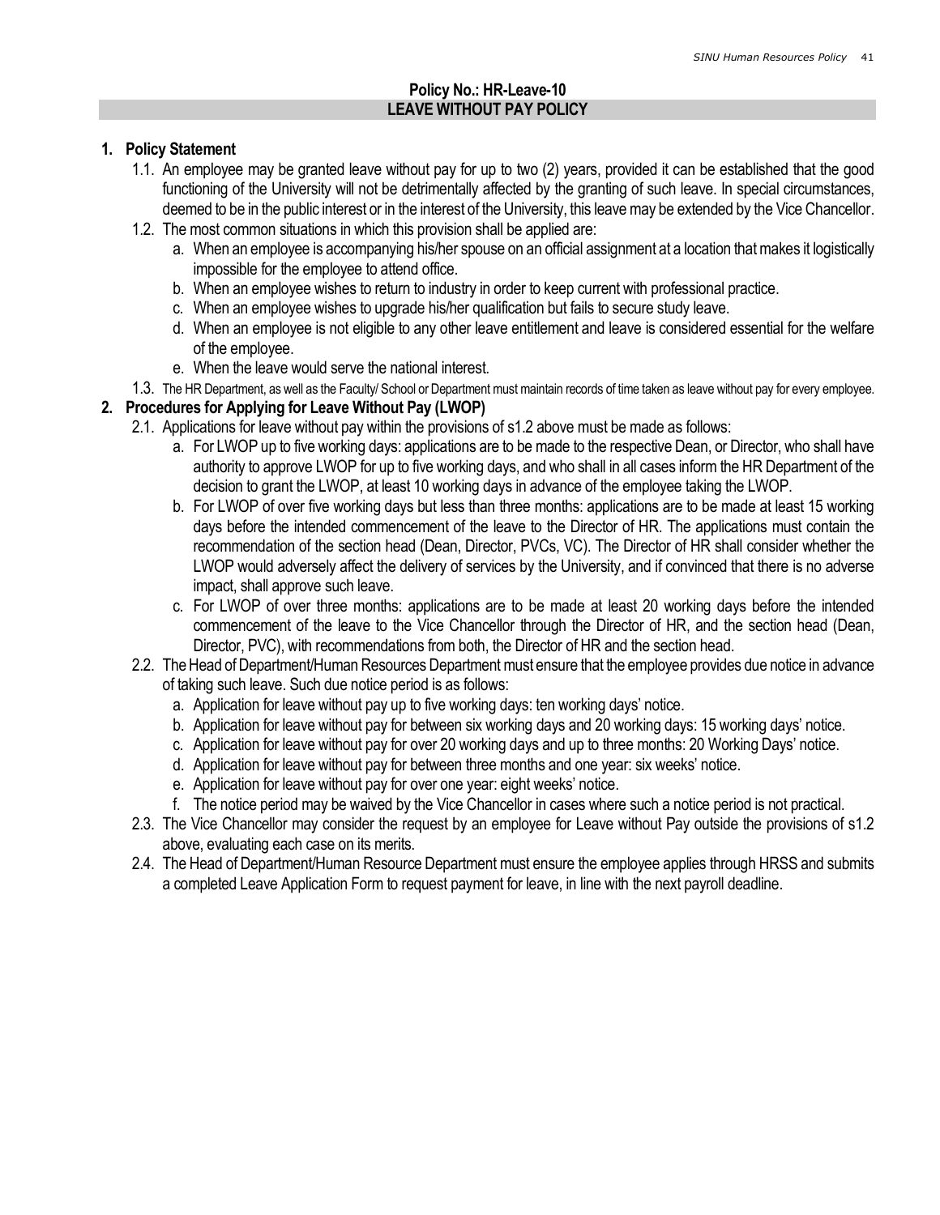**Policy No.: HR-Leave-10**

**LEAVE WITHOUT PAY POLICY**

1. **Policy Statement**
   1.1. An employee may be granted leave without pay for up to two (2) years, provided it can be established that the good functioning of the University will not be detrimentally affected by the granting of such leave. In special circumstances, deemed to be in the public interest or in the interest of the University, this leave may be extended by the Vice Chancellor.
   1.2. The most common situations in which this provision shall be applied are:
      a. When an employee is accompanying his/her spouse on an official assignment at a location that makes it logistically impossible for the employee to attend office.
      b. When an employee wishes to return to industry in order to keep current with professional practice.
      c. When an employee wishes to upgrade his/her qualification but fails to secure study leave.
      d. When an employee is not eligible to any other leave entitlement and leave is considered essential for the welfare of the employee.
      e. When the leave would serve the national interest.
   1.3. The HR Department, as well as the Faculty/ School or Department must maintain records of time taken as leave without pay for every employee.
2. **Procedures for Applying for Leave Without Pay (LWOP)**
   2.1. Applications for leave without pay within the provisions of s1.2 above must be made as follows:
      a. For LWOP up to five working days: applications are to be made to the respective Dean, or Director, who shall have authority to approve LWOP for up to five working days, and who shall in all cases inform the HR Department of the decision to grant the LWOP, at least 10 working days in advance of the employee taking the LWOP.
      b. For LWOP of over five working days but less than three months: applications are to be made at least 15 working days before the intended commencement of the leave to the Director of HR. The applications must contain the recommendation of the section head (Dean, Director, PVCs, VC). The Director of HR shall consider whether the LWOP would adversely affect the delivery of services by the University, and if convinced that there is no adverse impact, shall approve such leave.
      c. For LWOP of over three months: applications are to be made at least 20 working days before the intended commencement of the leave to the Vice Chancellor through the Director of HR, and the section head (Dean, Director, PVC), with recommendations from both, the Director of HR and the section head.
   2.2. The Head of Department/Human Resources Department must ensure that the employee provides due notice in advance of taking such leave. Such due notice period is as follows:
      a. Application for leave without pay up to five working days: ten working days' notice.
      b. Application for leave without pay for between six working days and 20 working days: 15 working days' notice.
      c. Application for leave without pay for over 20 working days and up to three months: 20 Working Days' notice.
      d. Application for leave without pay for between three months and one year: six weeks' notice.
      e. Application for leave without pay for over one year: eight weeks' notice.
      f. The notice period may be waived by the Vice Chancellor in cases where such a notice period is not practical.
   2.3. The Vice Chancellor may consider the request by an employee for Leave without Pay outside the provisions of s1.2 above, evaluating each case on its merits.
   2.4. The Head of Department/Human Resource Department must ensure the employee applies through HRSS and submits a completed Leave Application Form to request payment for leave, in line with the next payroll deadline.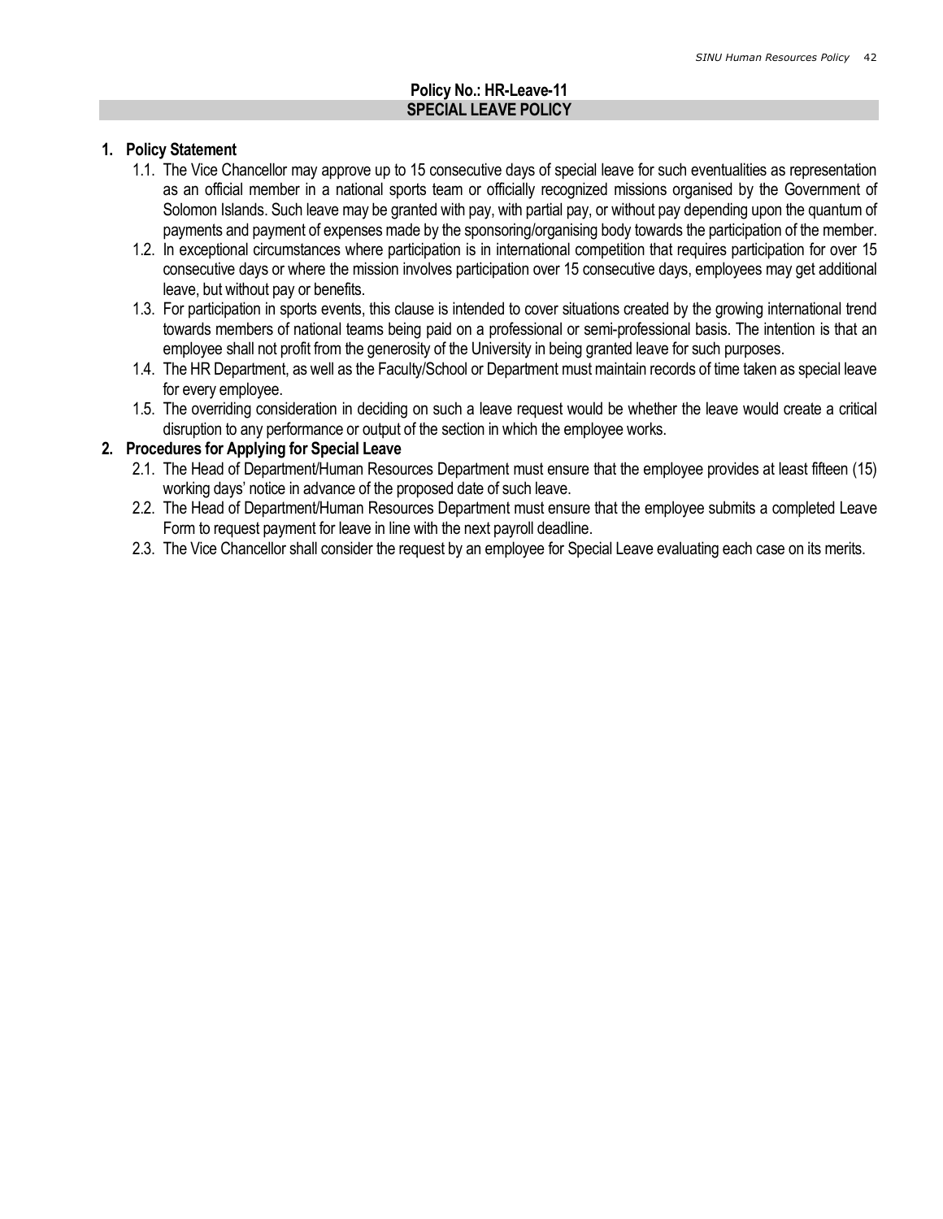**Policy No.: HR-Leave-11**

## SPECIAL LEAVE POLICY

### 1. Policy Statement

1.1. The Vice Chancellor may approve up to 15 consecutive days of special leave for such eventualities as representation as an official member in a national sports team or officially recognized missions organised by the Government of Solomon Islands. Such leave may be granted with pay, with partial pay, or without pay depending upon the quantum of payments and payment of expenses made by the sponsoring/organising body towards the participation of the member.

1.2. In exceptional circumstances where participation is in international competition that requires participation for over 15 consecutive days or where the mission involves participation over 15 consecutive days, employees may get additional leave, but without pay or benefits.

1.3. For participation in sports events, this clause is intended to cover situations created by the growing international trend towards members of national teams being paid on a professional or semi-professional basis. The intention is that an employee shall not profit from the generosity of the University in being granted leave for such purposes.

1.4. The HR Department, as well as the Faculty/School or Department must maintain records of time taken as special leave for every employee.

1.5. The overriding consideration in deciding on such a leave request would be whether the leave would create a critical disruption to any performance or output of the section in which the employee works.

### 2. Procedures for Applying for Special Leave

2.1. The Head of Department/Human Resources Department must ensure that the employee provides at least fifteen (15) working days' notice in advance of the proposed date of such leave.

2.2. The Head of Department/Human Resources Department must ensure that the employee submits a completed Leave Form to request payment for leave in line with the next payroll deadline.

2.3. The Vice Chancellor shall consider the request by an employee for Special Leave evaluating each case on its merits.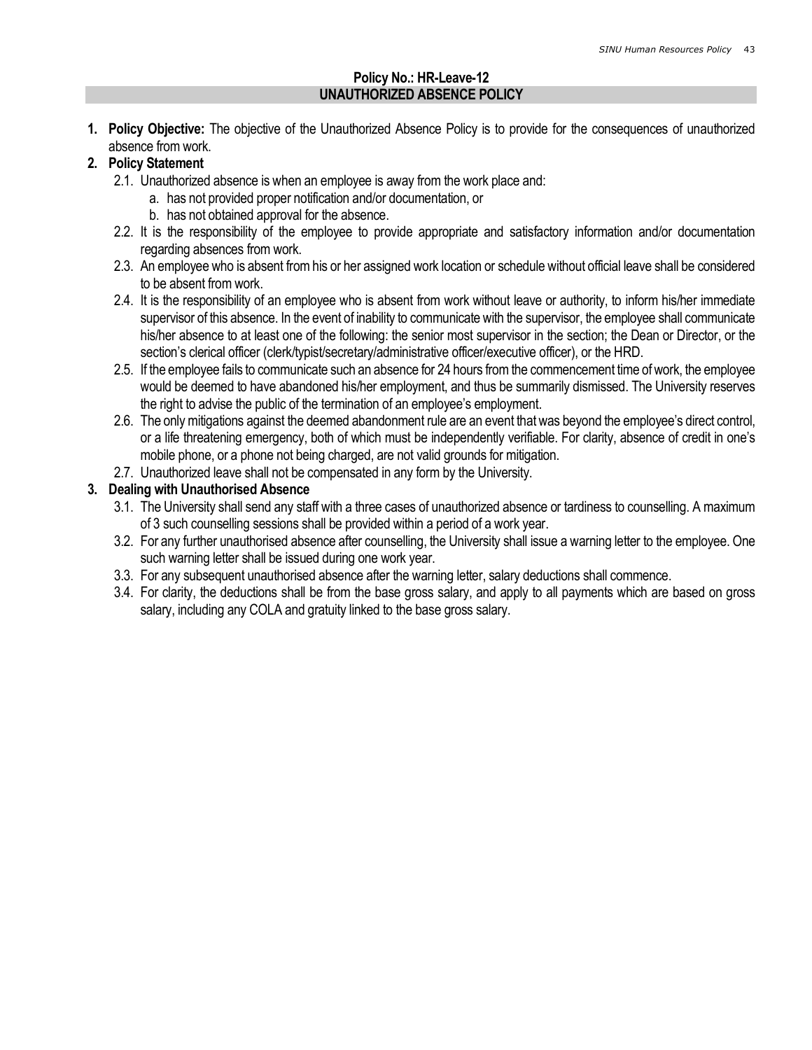**Policy No.: HR-Leave-12**

## UNAUTHORIZED ABSENCE POLICY

1. **Policy Objective:** The objective of the Unauthorized Absence Policy is to provide for the consequences of unauthorized absence from work.
2. **Policy Statement**
   - 2.1. Unauthorized absence is when an employee is away from the work place and:
     - a. has not provided proper notification and/or documentation, or
     - b. has not obtained approval for the absence.
   - 2.2. It is the responsibility of the employee to provide appropriate and satisfactory information and/or documentation regarding absences from work.
   - 2.3. An employee who is absent from his or her assigned work location or schedule without official leave shall be considered to be absent from work.
   - 2.4. It is the responsibility of an employee who is absent from work without leave or authority, to inform his/her immediate supervisor of this absence. In the event of inability to communicate with the supervisor, the employee shall communicate his/her absence to at least one of the following: the senior most supervisor in the section; the Dean or Director, or the section's clerical officer (clerk/typist/secretary/administrative officer/executive officer), or the HRD.
   - 2.5. If the employee fails to communicate such an absence for 24 hours from the commencement time of work, the employee would be deemed to have abandoned his/her employment, and thus be summarily dismissed. The University reserves the right to advise the public of the termination of an employee's employment.
   - 2.6. The only mitigations against the deemed abandonment rule are an event that was beyond the employee's direct control, or a life threatening emergency, both of which must be independently verifiable. For clarity, absence of credit in one's mobile phone, or a phone not being charged, are not valid grounds for mitigation.
   - 2.7. Unauthorized leave shall not be compensated in any form by the University.
3. **Dealing with Unauthorised Absence**
   - 3.1. The University shall send any staff with a three cases of unauthorized absence or tardiness to counselling. A maximum of 3 such counselling sessions shall be provided within a period of a work year.
   - 3.2. For any further unauthorised absence after counselling, the University shall issue a warning letter to the employee. One such warning letter shall be issued during one work year.
   - 3.3. For any subsequent unauthorised absence after the warning letter, salary deductions shall commence.
   - 3.4. For clarity, the deductions shall be from the base gross salary, and apply to all payments which are based on gross salary, including any COLA and gratuity linked to the base gross salary.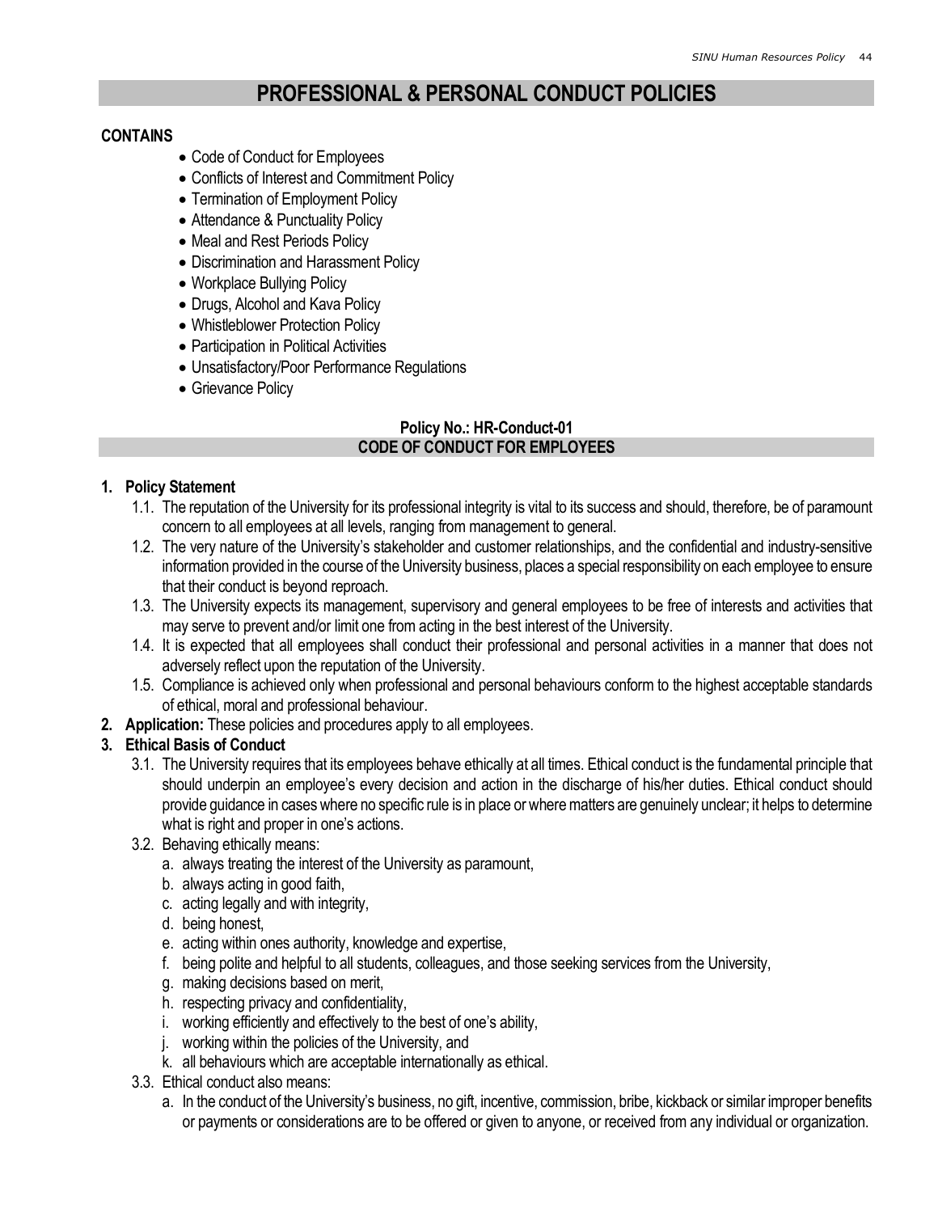# PROFESSIONAL & PERSONAL CONDUCT POLICIES

**CONTAINS**

- Code of Conduct for Employees
- Conflicts of Interest and Commitment Policy
- Termination of Employment Policy
- Attendance & Punctuality Policy
- Meal and Rest Periods Policy
- Discrimination and Harassment Policy
- Workplace Bullying Policy
- Drugs, Alcohol and Kava Policy
- Whistleblower Protection Policy
- Participation in Political Activities
- Unsatisfactory/Poor Performance Regulations
- Grievance Policy

**Policy No.: HR-Conduct-01**

## CODE OF CONDUCT FOR EMPLOYEES

1. **Policy Statement**
   1.1. The reputation of the University for its professional integrity is vital to its success and should, therefore, be of paramount concern to all employees at all levels, ranging from management to general.
   1.2. The very nature of the University's stakeholder and customer relationships, and the confidential and industry-sensitive information provided in the course of the University business, places a special responsibility on each employee to ensure that their conduct is beyond reproach.
   1.3. The University expects its management, supervisory and general employees to be free of interests and activities that may serve to prevent and/or limit one from acting in the best interest of the University.
   1.4. It is expected that all employees shall conduct their professional and personal activities in a manner that does not adversely reflect upon the reputation of the University.
   1.5. Compliance is achieved only when professional and personal behaviours conform to the highest acceptable standards of ethical, moral and professional behaviour.
2. **Application:** These policies and procedures apply to all employees.
3. **Ethical Basis of Conduct**
   3.1. The University requires that its employees behave ethically at all times. Ethical conduct is the fundamental principle that should underpin an employee's every decision and action in the discharge of his/her duties. Ethical conduct should provide guidance in cases where no specific rule is in place or where matters are genuinely unclear; it helps to determine what is right and proper in one's actions.
   3.2. Behaving ethically means:
      a. always treating the interest of the University as paramount,
      b. always acting in good faith,
      c. acting legally and with integrity,
      d. being honest,
      e. acting within ones authority, knowledge and expertise,
      f. being polite and helpful to all students, colleagues, and those seeking services from the University,
      g. making decisions based on merit,
      h. respecting privacy and confidentiality,
      i. working efficiently and effectively to the best of one's ability,
      j. working within the policies of the University, and
      k. all behaviours which are acceptable internationally as ethical.
   3.3. Ethical conduct also means:
      a. In the conduct of the University's business, no gift, incentive, commission, bribe, kickback or similar improper benefits or payments or considerations are to be offered or given to anyone, or received from any individual or organization.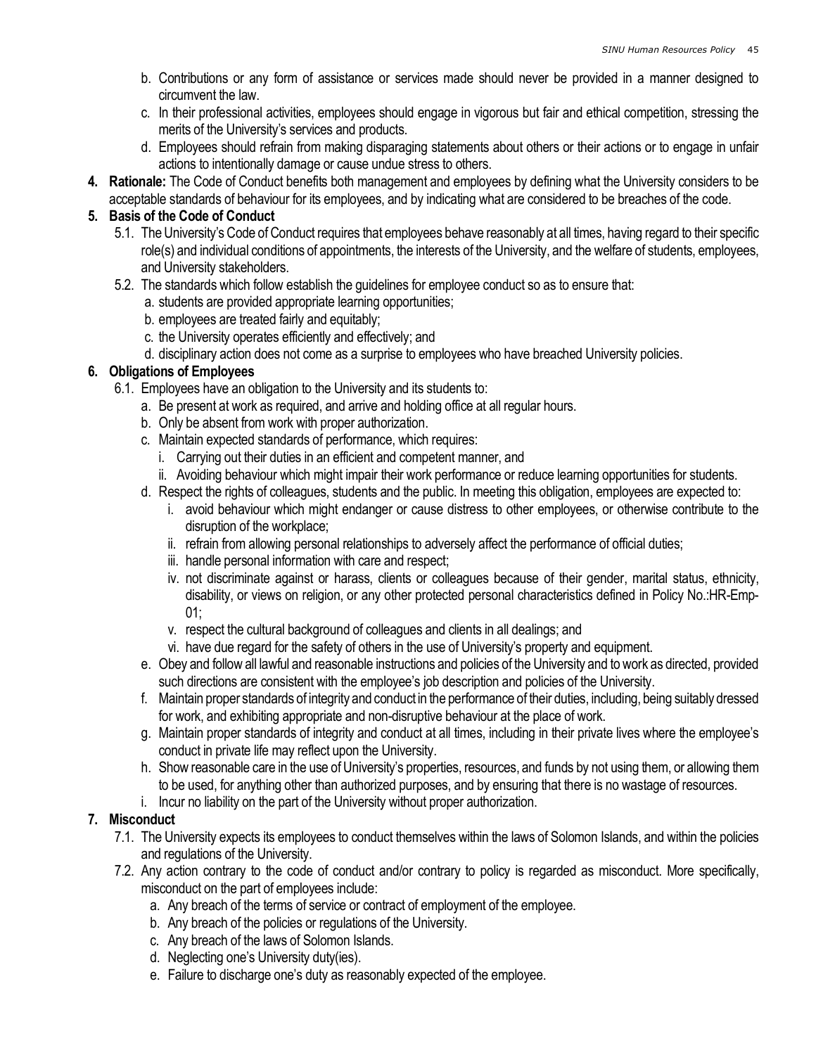b. Contributions or any form of assistance or services made should never be provided in a manner designed to circumvent the law.
c. In their professional activities, employees should engage in vigorous but fair and ethical competition, stressing the merits of the University's services and products.
d. Employees should refrain from making disparaging statements about others or their actions or to engage in unfair actions to intentionally damage or cause undue stress to others.

**4. Rationale:** The Code of Conduct benefits both management and employees by defining what the University considers to be acceptable standards of behaviour for its employees, and by indicating what are considered to be breaches of the code.

**5. Basis of the Code of Conduct**

5.1. The University's Code of Conduct requires that employees behave reasonably at all times, having regard to their specific role(s) and individual conditions of appointments, the interests of the University, and the welfare of students, employees, and University stakeholders.

5.2. The standards which follow establish the guidelines for employee conduct so as to ensure that:

a. students are provided appropriate learning opportunities;
b. employees are treated fairly and equitably;
c. the University operates efficiently and effectively; and
d. disciplinary action does not come as a surprise to employees who have breached University policies.

**6. Obligations of Employees**

6.1. Employees have an obligation to the University and its students to:

a. Be present at work as required, and arrive and holding office at all regular hours.
b. Only be absent from work with proper authorization.
c. Maintain expected standards of performance, which requires:
   i. Carrying out their duties in an efficient and competent manner, and
   ii. Avoiding behaviour which might impair their work performance or reduce learning opportunities for students.
d. Respect the rights of colleagues, students and the public. In meeting this obligation, employees are expected to:
   i. avoid behaviour which might endanger or cause distress to other employees, or otherwise contribute to the disruption of the workplace;
   ii. refrain from allowing personal relationships to adversely affect the performance of official duties;
   iii. handle personal information with care and respect;
   iv. not discriminate against or harass, clients or colleagues because of their gender, marital status, ethnicity, disability, or views on religion, or any other protected personal characteristics defined in Policy No.:HR-Emp-01;
   v. respect the cultural background of colleagues and clients in all dealings; and
   vi. have due regard for the safety of others in the use of University's property and equipment.
e. Obey and follow all lawful and reasonable instructions and policies of the University and to work as directed, provided such directions are consistent with the employee's job description and policies of the University.
f. Maintain proper standards of integrity and conduct in the performance of their duties, including, being suitably dressed for work, and exhibiting appropriate and non-disruptive behaviour at the place of work.
g. Maintain proper standards of integrity and conduct at all times, including in their private lives where the employee's conduct in private life may reflect upon the University.
h. Show reasonable care in the use of University's properties, resources, and funds by not using them, or allowing them to be used, for anything other than authorized purposes, and by ensuring that there is no wastage of resources.
i. Incur no liability on the part of the University without proper authorization.

**7. Misconduct**

7.1. The University expects its employees to conduct themselves within the laws of Solomon Islands, and within the policies and regulations of the University.

7.2. Any action contrary to the code of conduct and/or contrary to policy is regarded as misconduct. More specifically, misconduct on the part of employees include:

a. Any breach of the terms of service or contract of employment of the employee.
b. Any breach of the policies or regulations of the University.
c. Any breach of the laws of Solomon Islands.
d. Neglecting one's University duty(ies).
e. Failure to discharge one's duty as reasonably expected of the employee.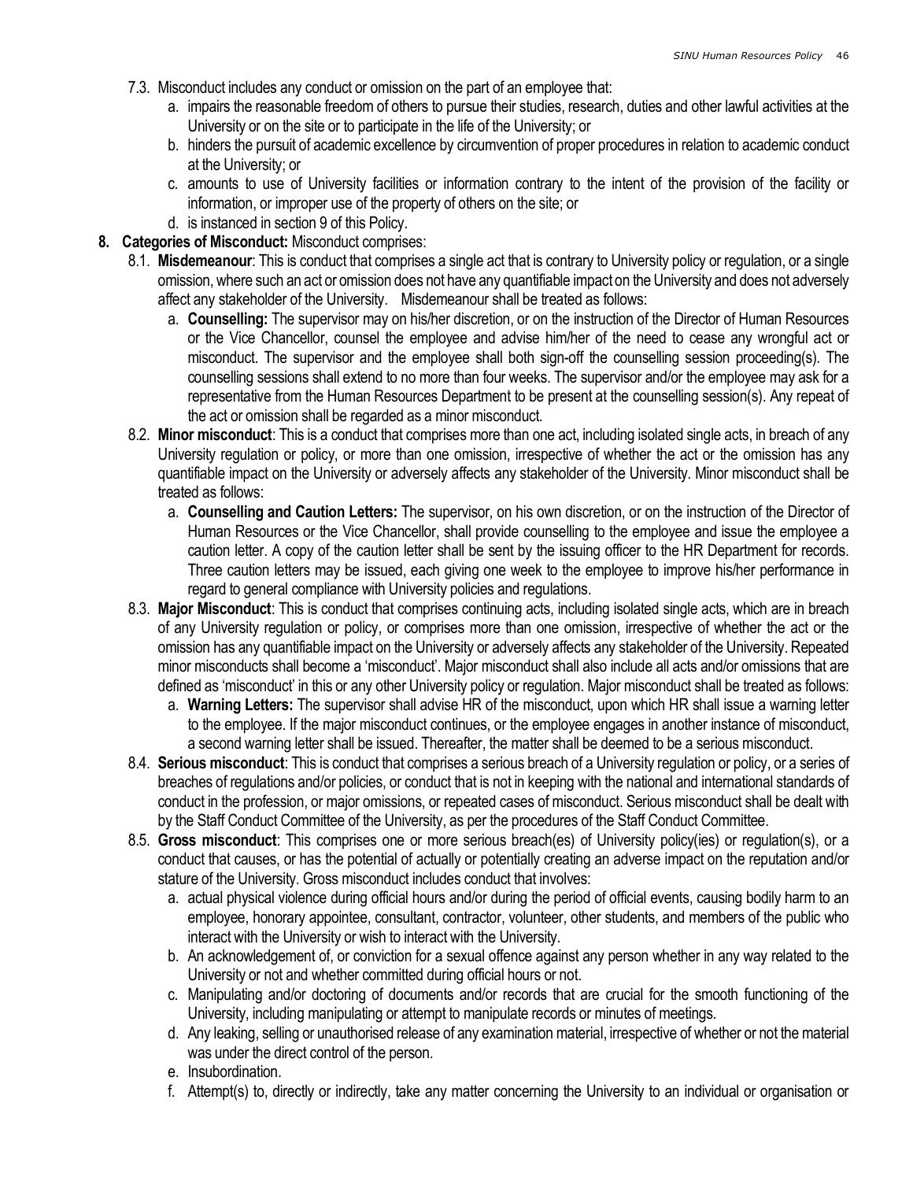7.3. Misconduct includes any conduct or omission on the part of an employee that:
   a. impairs the reasonable freedom of others to pursue their studies, research, duties and other lawful activities at the University or on the site or to participate in the life of the University; or
   b. hinders the pursuit of academic excellence by circumvention of proper procedures in relation to academic conduct at the University; or
   c. amounts to use of University facilities or information contrary to the intent of the provision of the facility or information, or improper use of the property of others on the site; or
   d. is instanced in section 9 of this Policy.

**8. Categories of Misconduct:** Misconduct comprises:

8.1. **Misdemeanour**: This is conduct that comprises a single act that is contrary to University policy or regulation, or a single omission, where such an act or omission does not have any quantifiable impact on the University and does not adversely affect any stakeholder of the University. Misdemeanour shall be treated as follows:
   a. **Counselling:** The supervisor may on his/her discretion, or on the instruction of the Director of Human Resources or the Vice Chancellor, counsel the employee and advise him/her of the need to cease any wrongful act or misconduct. The supervisor and the employee shall both sign-off the counselling session proceeding(s). The counselling sessions shall extend to no more than four weeks. The supervisor and/or the employee may ask for a representative from the Human Resources Department to be present at the counselling session(s). Any repeat of the act or omission shall be regarded as a minor misconduct.

8.2. **Minor misconduct**: This is a conduct that comprises more than one act, including isolated single acts, in breach of any University regulation or policy, or more than one omission, irrespective of whether the act or the omission has any quantifiable impact on the University or adversely affects any stakeholder of the University. Minor misconduct shall be treated as follows:
   a. **Counselling and Caution Letters:** The supervisor, on his own discretion, or on the instruction of the Director of Human Resources or the Vice Chancellor, shall provide counselling to the employee and issue the employee a caution letter. A copy of the caution letter shall be sent by the issuing officer to the HR Department for records. Three caution letters may be issued, each giving one week to the employee to improve his/her performance in regard to general compliance with University policies and regulations.

8.3. **Major Misconduct**: This is conduct that comprises continuing acts, including isolated single acts, which are in breach of any University regulation or policy, or comprises more than one omission, irrespective of whether the act or the omission has any quantifiable impact on the University or adversely affects any stakeholder of the University. Repeated minor misconducts shall become a 'misconduct'. Major misconduct shall also include all acts and/or omissions that are defined as 'misconduct' in this or any other University policy or regulation. Major misconduct shall be treated as follows:
   a. **Warning Letters:** The supervisor shall advise HR of the misconduct, upon which HR shall issue a warning letter to the employee. If the major misconduct continues, or the employee engages in another instance of misconduct, a second warning letter shall be issued. Thereafter, the matter shall be deemed to be a serious misconduct.

8.4. **Serious misconduct**: This is conduct that comprises a serious breach of a University regulation or policy, or a series of breaches of regulations and/or policies, or conduct that is not in keeping with the national and international standards of conduct in the profession, or major omissions, or repeated cases of misconduct. Serious misconduct shall be dealt with by the Staff Conduct Committee of the University, as per the procedures of the Staff Conduct Committee.

8.5. **Gross misconduct**: This comprises one or more serious breach(es) of University policy(ies) or regulation(s), or a conduct that causes, or has the potential of actually or potentially creating an adverse impact on the reputation and/or stature of the University. Gross misconduct includes conduct that involves:
   a. actual physical violence during official hours and/or during the period of official events, causing bodily harm to an employee, honorary appointee, consultant, contractor, volunteer, other students, and members of the public who interact with the University or wish to interact with the University.
   b. An acknowledgement of, or conviction for a sexual offence against any person whether in any way related to the University or not and whether committed during official hours or not.
   c. Manipulating and/or doctoring of documents and/or records that are crucial for the smooth functioning of the University, including manipulating or attempt to manipulate records or minutes of meetings.
   d. Any leaking, selling or unauthorised release of any examination material, irrespective of whether or not the material was under the direct control of the person.
   e. Insubordination.
   f. Attempt(s) to, directly or indirectly, take any matter concerning the University to an individual or organisation or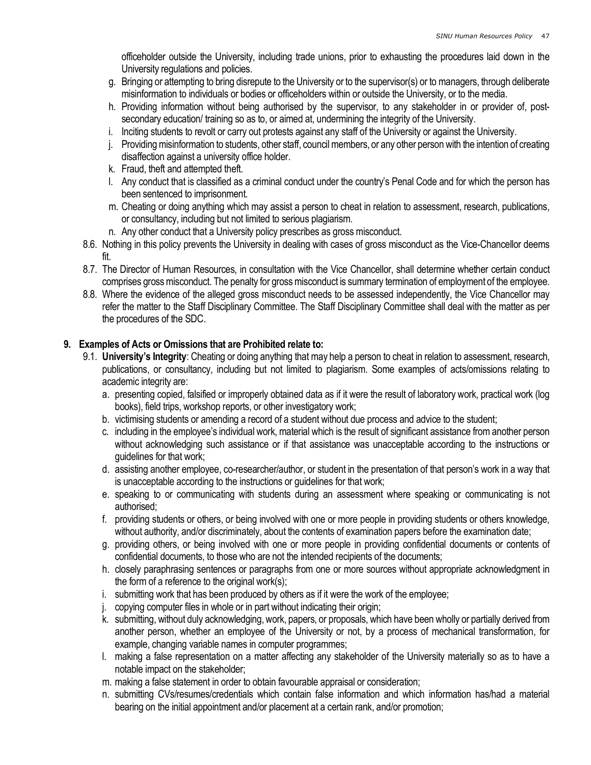officeholder outside the University, including trade unions, prior to exhausting the procedures laid down in the University regulations and policies.

   g. Bringing or attempting to bring disrepute to the University or to the supervisor(s) or to managers, through deliberate misinformation to individuals or bodies or officeholders within or outside the University, or to the media.
   h. Providing information without being authorised by the supervisor, to any stakeholder in or provider of, post-secondary education/ training so as to, or aimed at, undermining the integrity of the University.
   i. Inciting students to revolt or carry out protests against any staff of the University or against the University.
   j. Providing misinformation to students, other staff, council members, or any other person with the intention of creating disaffection against a university office holder.
   k. Fraud, theft and attempted theft.
   l. Any conduct that is classified as a criminal conduct under the country's Penal Code and for which the person has been sentenced to imprisonment.
   m. Cheating or doing anything which may assist a person to cheat in relation to assessment, research, publications, or consultancy, including but not limited to serious plagiarism.
   n. Any other conduct that a University policy prescribes as gross misconduct.

8.6. Nothing in this policy prevents the University in dealing with cases of gross misconduct as the Vice-Chancellor deems fit.

8.7. The Director of Human Resources, in consultation with the Vice Chancellor, shall determine whether certain conduct comprises gross misconduct. The penalty for gross misconduct is summary termination of employment of the employee.

8.8. Where the evidence of the alleged gross misconduct needs to be assessed independently, the Vice Chancellor may refer the matter to the Staff Disciplinary Committee. The Staff Disciplinary Committee shall deal with the matter as per the procedures of the SDC.

## 9. Examples of Acts or Omissions that are Prohibited relate to:

9.1. **University's Integrity**: Cheating or doing anything that may help a person to cheat in relation to assessment, research, publications, or consultancy, including but not limited to plagiarism. Some examples of acts/omissions relating to academic integrity are:

   a. presenting copied, falsified or improperly obtained data as if it were the result of laboratory work, practical work (log books), field trips, workshop reports, or other investigatory work;
   b. victimising students or amending a record of a student without due process and advice to the student;
   c. including in the employee's individual work, material which is the result of significant assistance from another person without acknowledging such assistance or if that assistance was unacceptable according to the instructions or guidelines for that work;
   d. assisting another employee, co-researcher/author, or student in the presentation of that person's work in a way that is unacceptable according to the instructions or guidelines for that work;
   e. speaking to or communicating with students during an assessment where speaking or communicating is not authorised;
   f. providing students or others, or being involved with one or more people in providing students or others knowledge, without authority, and/or discriminately, about the contents of examination papers before the examination date;
   g. providing others, or being involved with one or more people in providing confidential documents or contents of confidential documents, to those who are not the intended recipients of the documents;
   h. closely paraphrasing sentences or paragraphs from one or more sources without appropriate acknowledgment in the form of a reference to the original work(s);
   i. submitting work that has been produced by others as if it were the work of the employee;
   j. copying computer files in whole or in part without indicating their origin;
   k. submitting, without duly acknowledging, work, papers, or proposals, which have been wholly or partially derived from another person, whether an employee of the University or not, by a process of mechanical transformation, for example, changing variable names in computer programmes;
   l. making a false representation on a matter affecting any stakeholder of the University materially so as to have a notable impact on the stakeholder;
   m. making a false statement in order to obtain favourable appraisal or consideration;
   n. submitting CVs/resumes/credentials which contain false information and which information has/had a material bearing on the initial appointment and/or placement at a certain rank, and/or promotion;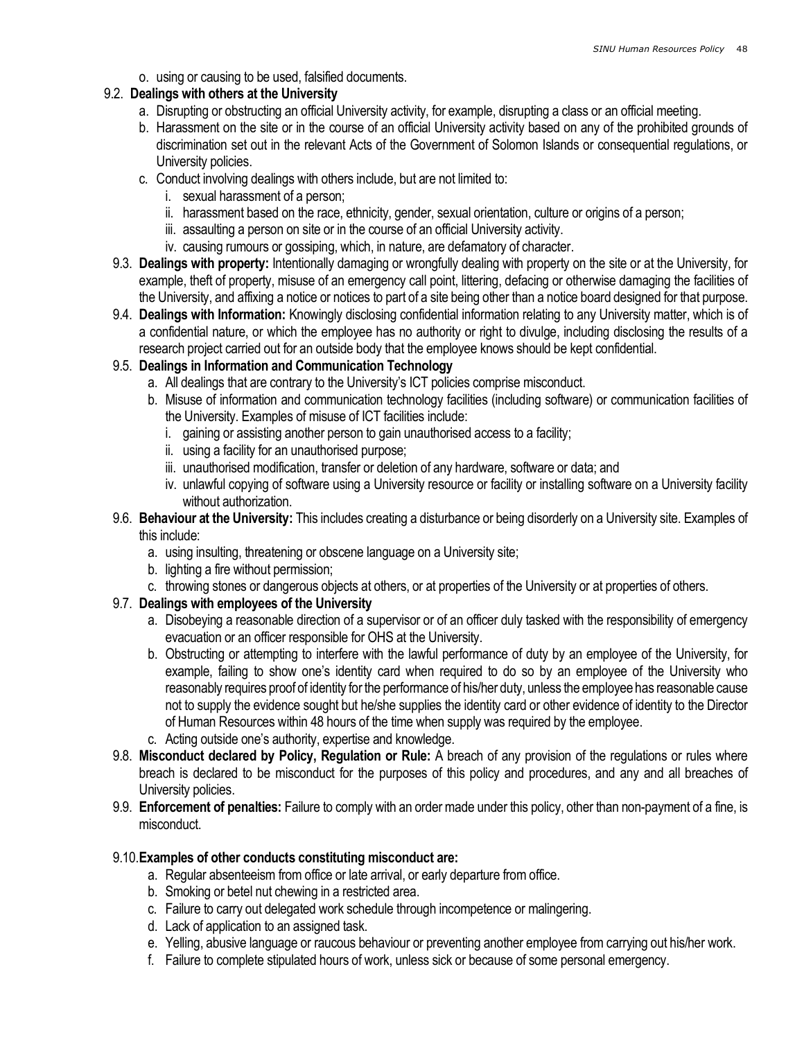o. using or causing to be used, falsified documents.

9.2. **Dealings with others at the University**

a. Disrupting or obstructing an official University activity, for example, disrupting a class or an official meeting.

b. Harassment on the site or in the course of an official University activity based on any of the prohibited grounds of discrimination set out in the relevant Acts of the Government of Solomon Islands or consequential regulations, or University policies.

c. Conduct involving dealings with others include, but are not limited to:

   i. sexual harassment of a person;
   ii. harassment based on the race, ethnicity, gender, sexual orientation, culture or origins of a person;
   iii. assaulting a person on site or in the course of an official University activity.
   iv. causing rumours or gossiping, which, in nature, are defamatory of character.

9.3. **Dealings with property:** Intentionally damaging or wrongfully dealing with property on the site or at the University, for example, theft of property, misuse of an emergency call point, littering, defacing or otherwise damaging the facilities of the University, and affixing a notice or notices to part of a site being other than a notice board designed for that purpose.

9.4. **Dealings with Information:** Knowingly disclosing confidential information relating to any University matter, which is of a confidential nature, or which the employee has no authority or right to divulge, including disclosing the results of a research project carried out for an outside body that the employee knows should be kept confidential.

9.5. **Dealings in Information and Communication Technology**

a. All dealings that are contrary to the University's ICT policies comprise misconduct.

b. Misuse of information and communication technology facilities (including software) or communication facilities of the University. Examples of misuse of ICT facilities include:

   i. gaining or assisting another person to gain unauthorised access to a facility;
   ii. using a facility for an unauthorised purpose;
   iii. unauthorised modification, transfer or deletion of any hardware, software or data; and
   iv. unlawful copying of software using a University resource or facility or installing software on a University facility without authorization.

9.6. **Behaviour at the University:** This includes creating a disturbance or being disorderly on a University site. Examples of this include:

a. using insulting, threatening or obscene language on a University site;
b. lighting a fire without permission;
c. throwing stones or dangerous objects at others, or at properties of the University or at properties of others.

9.7. **Dealings with employees of the University**

a. Disobeying a reasonable direction of a supervisor or of an officer duly tasked with the responsibility of emergency evacuation or an officer responsible for OHS at the University.

b. Obstructing or attempting to interfere with the lawful performance of duty by an employee of the University, for example, failing to show one's identity card when required to do so by an employee of the University who reasonably requires proof of identity for the performance of his/her duty, unless the employee has reasonable cause not to supply the evidence sought but he/she supplies the identity card or other evidence of identity to the Director of Human Resources within 48 hours of the time when supply was required by the employee.

c. Acting outside one's authority, expertise and knowledge.

9.8. **Misconduct declared by Policy, Regulation or Rule:** A breach of any provision of the regulations or rules where breach is declared to be misconduct for the purposes of this policy and procedures, and any and all breaches of University policies.

9.9. **Enforcement of penalties:** Failure to comply with an order made under this policy, other than non-payment of a fine, is misconduct.

9.10. **Examples of other conducts constituting misconduct are:**

a. Regular absenteeism from office or late arrival, or early departure from office.
b. Smoking or betel nut chewing in a restricted area.
c. Failure to carry out delegated work schedule through incompetence or malingering.
d. Lack of application to an assigned task.
e. Yelling, abusive language or raucous behaviour or preventing another employee from carrying out his/her work.
f. Failure to complete stipulated hours of work, unless sick or because of some personal emergency.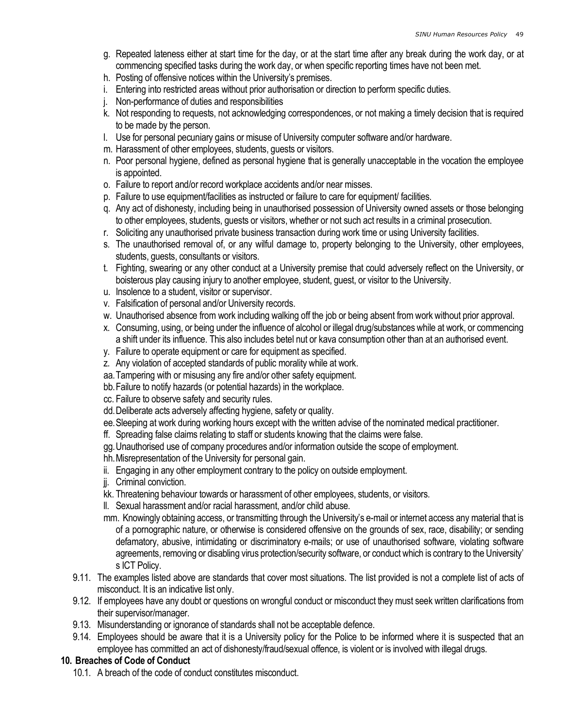g. Repeated lateness either at start time for the day, or at the start time after any break during the work day, or at commencing specified tasks during the work day, or when specific reporting times have not been met.
h. Posting of offensive notices within the University's premises.
i. Entering into restricted areas without prior authorisation or direction to perform specific duties.
j. Non-performance of duties and responsibilities
k. Not responding to requests, not acknowledging correspondences, or not making a timely decision that is required to be made by the person.
l. Use for personal pecuniary gains or misuse of University computer software and/or hardware.
m. Harassment of other employees, students, guests or visitors.
n. Poor personal hygiene, defined as personal hygiene that is generally unacceptable in the vocation the employee is appointed.
o. Failure to report and/or record workplace accidents and/or near misses.
p. Failure to use equipment/facilities as instructed or failure to care for equipment/ facilities.
q. Any act of dishonesty, including being in unauthorised possession of University owned assets or those belonging to other employees, students, guests or visitors, whether or not such act results in a criminal prosecution.
r. Soliciting any unauthorised private business transaction during work time or using University facilities.
s. The unauthorised removal of, or any wilful damage to, property belonging to the University, other employees, students, guests, consultants or visitors.
t. Fighting, swearing or any other conduct at a University premise that could adversely reflect on the University, or boisterous play causing injury to another employee, student, guest, or visitor to the University.
u. Insolence to a student, visitor or supervisor.
v. Falsification of personal and/or University records.
w. Unauthorised absence from work including walking off the job or being absent from work without prior approval.
x. Consuming, using, or being under the influence of alcohol or illegal drug/substances while at work, or commencing a shift under its influence. This also includes betel nut or kava consumption other than at an authorised event.
y. Failure to operate equipment or care for equipment as specified.
z. Any violation of accepted standards of public morality while at work.
aa. Tampering with or misusing any fire and/or other safety equipment.
bb. Failure to notify hazards (or potential hazards) in the workplace.
cc. Failure to observe safety and security rules.
dd. Deliberate acts adversely affecting hygiene, safety or quality.
ee. Sleeping at work during working hours except with the written advise of the nominated medical practitioner.
ff. Spreading false claims relating to staff or students knowing that the claims were false.
gg. Unauthorised use of company procedures and/or information outside the scope of employment.
hh. Misrepresentation of the University for personal gain.
ii. Engaging in any other employment contrary to the policy on outside employment.
jj. Criminal conviction.
kk. Threatening behaviour towards or harassment of other employees, students, or visitors.
ll. Sexual harassment and/or racial harassment, and/or child abuse.
mm. Knowingly obtaining access, or transmitting through the University's e-mail or internet access any material that is of a pornographic nature, or otherwise is considered offensive on the grounds of sex, race, disability; or sending defamatory, abusive, intimidating or discriminatory e-mails; or use of unauthorised software, violating software agreements, removing or disabling virus protection/security software, or conduct which is contrary to the University' s ICT Policy.

9.11. The examples listed above are standards that cover most situations. The list provided is not a complete list of acts of misconduct. It is an indicative list only.

9.12. If employees have any doubt or questions on wrongful conduct or misconduct they must seek written clarifications from their supervisor/manager.

9.13. Misunderstanding or ignorance of standards shall not be acceptable defence.

9.14. Employees should be aware that it is a University policy for the Police to be informed where it is suspected that an employee has committed an act of dishonesty/fraud/sexual offence, is violent or is involved with illegal drugs.

## 10. Breaches of Code of Conduct

10.1. A breach of the code of conduct constitutes misconduct.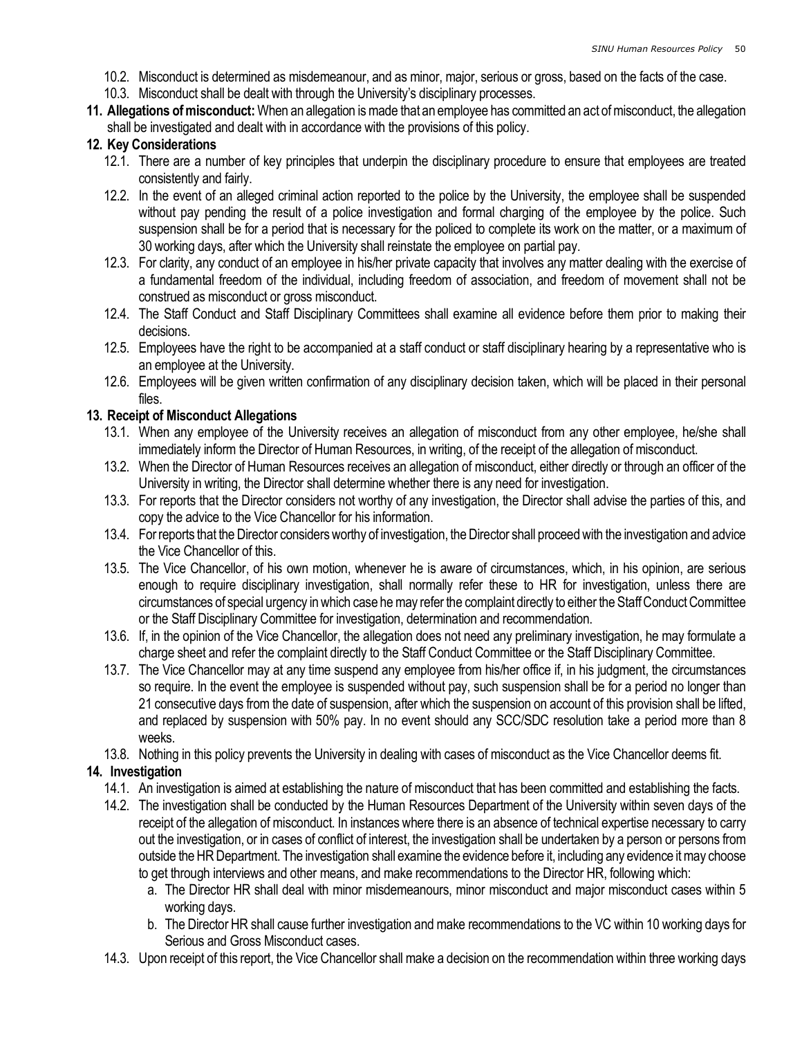10.2. Misconduct is determined as misdemeanour, and as minor, major, serious or gross, based on the facts of the case.

10.3. Misconduct shall be dealt with through the University's disciplinary processes.

**11. Allegations of misconduct:** When an allegation is made that an employee has committed an act of misconduct, the allegation shall be investigated and dealt with in accordance with the provisions of this policy.

**12. Key Considerations**

12.1. There are a number of key principles that underpin the disciplinary procedure to ensure that employees are treated consistently and fairly.

12.2. In the event of an alleged criminal action reported to the police by the University, the employee shall be suspended without pay pending the result of a police investigation and formal charging of the employee by the police. Such suspension shall be for a period that is necessary for the policed to complete its work on the matter, or a maximum of 30 working days, after which the University shall reinstate the employee on partial pay.

12.3. For clarity, any conduct of an employee in his/her private capacity that involves any matter dealing with the exercise of a fundamental freedom of the individual, including freedom of association, and freedom of movement shall not be construed as misconduct or gross misconduct.

12.4. The Staff Conduct and Staff Disciplinary Committees shall examine all evidence before them prior to making their decisions.

12.5. Employees have the right to be accompanied at a staff conduct or staff disciplinary hearing by a representative who is an employee at the University.

12.6. Employees will be given written confirmation of any disciplinary decision taken, which will be placed in their personal files.

**13. Receipt of Misconduct Allegations**

13.1. When any employee of the University receives an allegation of misconduct from any other employee, he/she shall immediately inform the Director of Human Resources, in writing, of the receipt of the allegation of misconduct.

13.2. When the Director of Human Resources receives an allegation of misconduct, either directly or through an officer of the University in writing, the Director shall determine whether there is any need for investigation.

13.3. For reports that the Director considers not worthy of any investigation, the Director shall advise the parties of this, and copy the advice to the Vice Chancellor for his information.

13.4. For reports that the Director considers worthy of investigation, the Director shall proceed with the investigation and advice the Vice Chancellor of this.

13.5. The Vice Chancellor, of his own motion, whenever he is aware of circumstances, which, in his opinion, are serious enough to require disciplinary investigation, shall normally refer these to HR for investigation, unless there are circumstances of special urgency in which case he may refer the complaint directly to either the Staff Conduct Committee or the Staff Disciplinary Committee for investigation, determination and recommendation.

13.6. If, in the opinion of the Vice Chancellor, the allegation does not need any preliminary investigation, he may formulate a charge sheet and refer the complaint directly to the Staff Conduct Committee or the Staff Disciplinary Committee.

13.7. The Vice Chancellor may at any time suspend any employee from his/her office if, in his judgment, the circumstances so require. In the event the employee is suspended without pay, such suspension shall be for a period no longer than 21 consecutive days from the date of suspension, after which the suspension on account of this provision shall be lifted, and replaced by suspension with 50% pay. In no event should any SCC/SDC resolution take a period more than 8 weeks.

13.8. Nothing in this policy prevents the University in dealing with cases of misconduct as the Vice Chancellor deems fit.

**14. Investigation**

14.1. An investigation is aimed at establishing the nature of misconduct that has been committed and establishing the facts.

14.2. The investigation shall be conducted by the Human Resources Department of the University within seven days of the receipt of the allegation of misconduct. In instances where there is an absence of technical expertise necessary to carry out the investigation, or in cases of conflict of interest, the investigation shall be undertaken by a person or persons from outside the HR Department. The investigation shall examine the evidence before it, including any evidence it may choose to get through interviews and other means, and make recommendations to the Director HR, following which:

a. The Director HR shall deal with minor misdemeanours, minor misconduct and major misconduct cases within 5 working days.

b. The Director HR shall cause further investigation and make recommendations to the VC within 10 working days for Serious and Gross Misconduct cases.

14.3. Upon receipt of this report, the Vice Chancellor shall make a decision on the recommendation within three working days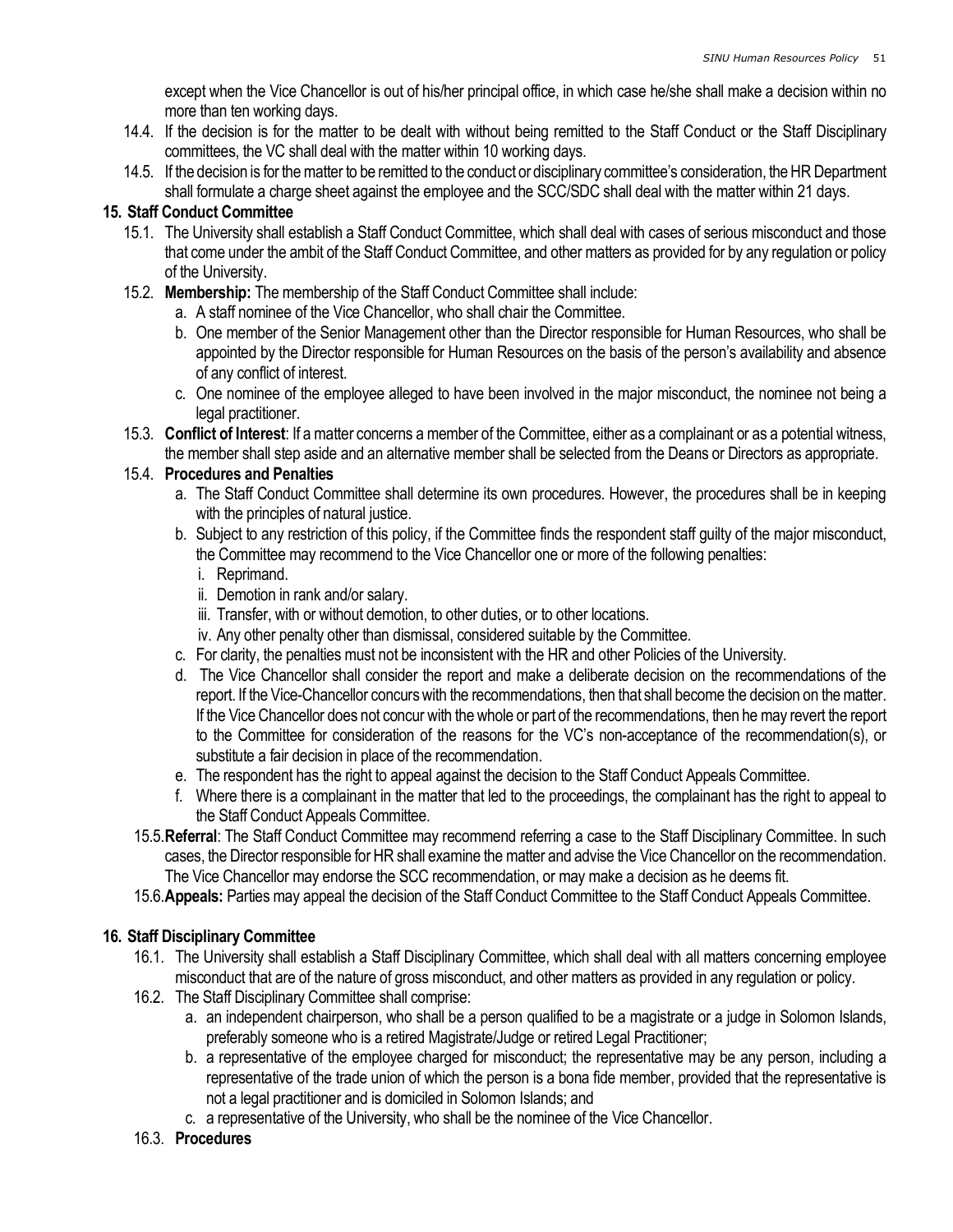except when the Vice Chancellor is out of his/her principal office, in which case he/she shall make a decision within no more than ten working days.

14.4. If the decision is for the matter to be dealt with without being remitted to the Staff Conduct or the Staff Disciplinary committees, the VC shall deal with the matter within 10 working days.

14.5. If the decision is for the matter to be remitted to the conduct or disciplinary committee's consideration, the HR Department shall formulate a charge sheet against the employee and the SCC/SDC shall deal with the matter within 21 days.

## 15. Staff Conduct Committee

15.1. The University shall establish a Staff Conduct Committee, which shall deal with cases of serious misconduct and those that come under the ambit of the Staff Conduct Committee, and other matters as provided for by any regulation or policy of the University.

15.2. **Membership:** The membership of the Staff Conduct Committee shall include:

a. A staff nominee of the Vice Chancellor, who shall chair the Committee.

b. One member of the Senior Management other than the Director responsible for Human Resources, who shall be appointed by the Director responsible for Human Resources on the basis of the person's availability and absence of any conflict of interest.

c. One nominee of the employee alleged to have been involved in the major misconduct, the nominee not being a legal practitioner.

15.3. **Conflict of Interest**: If a matter concerns a member of the Committee, either as a complainant or as a potential witness, the member shall step aside and an alternative member shall be selected from the Deans or Directors as appropriate.

15.4. **Procedures and Penalties**

a. The Staff Conduct Committee shall determine its own procedures. However, the procedures shall be in keeping with the principles of natural justice.

b. Subject to any restriction of this policy, if the Committee finds the respondent staff guilty of the major misconduct, the Committee may recommend to the Vice Chancellor one or more of the following penalties:

i. Reprimand.

ii. Demotion in rank and/or salary.

iii. Transfer, with or without demotion, to other duties, or to other locations.

iv. Any other penalty other than dismissal, considered suitable by the Committee.

c. For clarity, the penalties must not be inconsistent with the HR and other Policies of the University.

d. The Vice Chancellor shall consider the report and make a deliberate decision on the recommendations of the report. If the Vice-Chancellor concurs with the recommendations, then that shall become the decision on the matter. If the Vice Chancellor does not concur with the whole or part of the recommendations, then he may revert the report to the Committee for consideration of the reasons for the VC's non-acceptance of the recommendation(s), or substitute a fair decision in place of the recommendation.

e. The respondent has the right to appeal against the decision to the Staff Conduct Appeals Committee.

f. Where there is a complainant in the matter that led to the proceedings, the complainant has the right to appeal to the Staff Conduct Appeals Committee.

15.5. **Referral**: The Staff Conduct Committee may recommend referring a case to the Staff Disciplinary Committee. In such cases, the Director responsible for HR shall examine the matter and advise the Vice Chancellor on the recommendation. The Vice Chancellor may endorse the SCC recommendation, or may make a decision as he deems fit.

15.6. **Appeals:** Parties may appeal the decision of the Staff Conduct Committee to the Staff Conduct Appeals Committee.

## 16. Staff Disciplinary Committee

16.1. The University shall establish a Staff Disciplinary Committee, which shall deal with all matters concerning employee misconduct that are of the nature of gross misconduct, and other matters as provided in any regulation or policy.

16.2. The Staff Disciplinary Committee shall comprise:

a. an independent chairperson, who shall be a person qualified to be a magistrate or a judge in Solomon Islands, preferably someone who is a retired Magistrate/Judge or retired Legal Practitioner;

b. a representative of the employee charged for misconduct; the representative may be any person, including a representative of the trade union of which the person is a bona fide member, provided that the representative is not a legal practitioner and is domiciled in Solomon Islands; and

c. a representative of the University, who shall be the nominee of the Vice Chancellor.

16.3. **Procedures**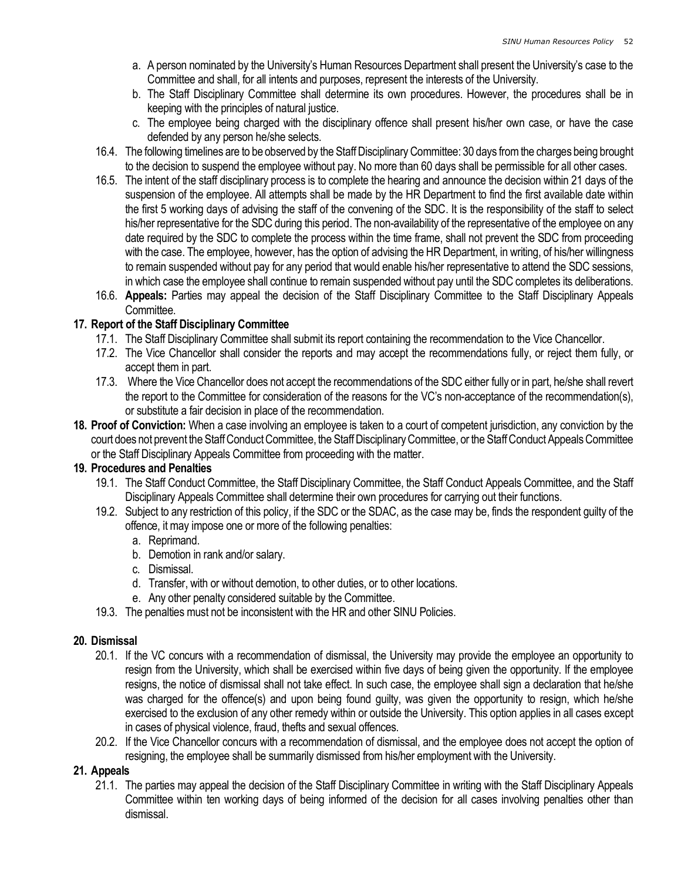a. A person nominated by the University's Human Resources Department shall present the University's case to the Committee and shall, for all intents and purposes, represent the interests of the University.
b. The Staff Disciplinary Committee shall determine its own procedures. However, the procedures shall be in keeping with the principles of natural justice.
c. The employee being charged with the disciplinary offence shall present his/her own case, or have the case defended by any person he/she selects.

16.4. The following timelines are to be observed by the Staff Disciplinary Committee: 30 days from the charges being brought to the decision to suspend the employee without pay. No more than 60 days shall be permissible for all other cases.

16.5. The intent of the staff disciplinary process is to complete the hearing and announce the decision within 21 days of the suspension of the employee. All attempts shall be made by the HR Department to find the first available date within the first 5 working days of advising the staff of the convening of the SDC. It is the responsibility of the staff to select his/her representative for the SDC during this period. The non-availability of the representative of the employee on any date required by the SDC to complete the process within the time frame, shall not prevent the SDC from proceeding with the case. The employee, however, has the option of advising the HR Department, in writing, of his/her willingness to remain suspended without pay for any period that would enable his/her representative to attend the SDC sessions, in which case the employee shall continue to remain suspended without pay until the SDC completes its deliberations.

16.6. **Appeals:** Parties may appeal the decision of the Staff Disciplinary Committee to the Staff Disciplinary Appeals Committee.

**17. Report of the Staff Disciplinary Committee**

17.1. The Staff Disciplinary Committee shall submit its report containing the recommendation to the Vice Chancellor.

17.2. The Vice Chancellor shall consider the reports and may accept the recommendations fully, or reject them fully, or accept them in part.

17.3. Where the Vice Chancellor does not accept the recommendations of the SDC either fully or in part, he/she shall revert the report to the Committee for consideration of the reasons for the VC's non-acceptance of the recommendation(s), or substitute a fair decision in place of the recommendation.

**18. Proof of Conviction:** When a case involving an employee is taken to a court of competent jurisdiction, any conviction by the court does not prevent the Staff Conduct Committee, the Staff Disciplinary Committee, or the Staff Conduct Appeals Committee or the Staff Disciplinary Appeals Committee from proceeding with the matter.

**19. Procedures and Penalties**

19.1. The Staff Conduct Committee, the Staff Disciplinary Committee, the Staff Conduct Appeals Committee, and the Staff Disciplinary Appeals Committee shall determine their own procedures for carrying out their functions.

19.2. Subject to any restriction of this policy, if the SDC or the SDAC, as the case may be, finds the respondent guilty of the offence, it may impose one or more of the following penalties:

a. Reprimand.
b. Demotion in rank and/or salary.
c. Dismissal.
d. Transfer, with or without demotion, to other duties, or to other locations.
e. Any other penalty considered suitable by the Committee.

19.3. The penalties must not be inconsistent with the HR and other SINU Policies.

**20. Dismissal**

20.1. If the VC concurs with a recommendation of dismissal, the University may provide the employee an opportunity to resign from the University, which shall be exercised within five days of being given the opportunity. If the employee resigns, the notice of dismissal shall not take effect. In such case, the employee shall sign a declaration that he/she was charged for the offence(s) and upon being found guilty, was given the opportunity to resign, which he/she exercised to the exclusion of any other remedy within or outside the University. This option applies in all cases except in cases of physical violence, fraud, thefts and sexual offences.

20.2. If the Vice Chancellor concurs with a recommendation of dismissal, and the employee does not accept the option of resigning, the employee shall be summarily dismissed from his/her employment with the University.

**21. Appeals**

21.1. The parties may appeal the decision of the Staff Disciplinary Committee in writing with the Staff Disciplinary Appeals Committee within ten working days of being informed of the decision for all cases involving penalties other than dismissal.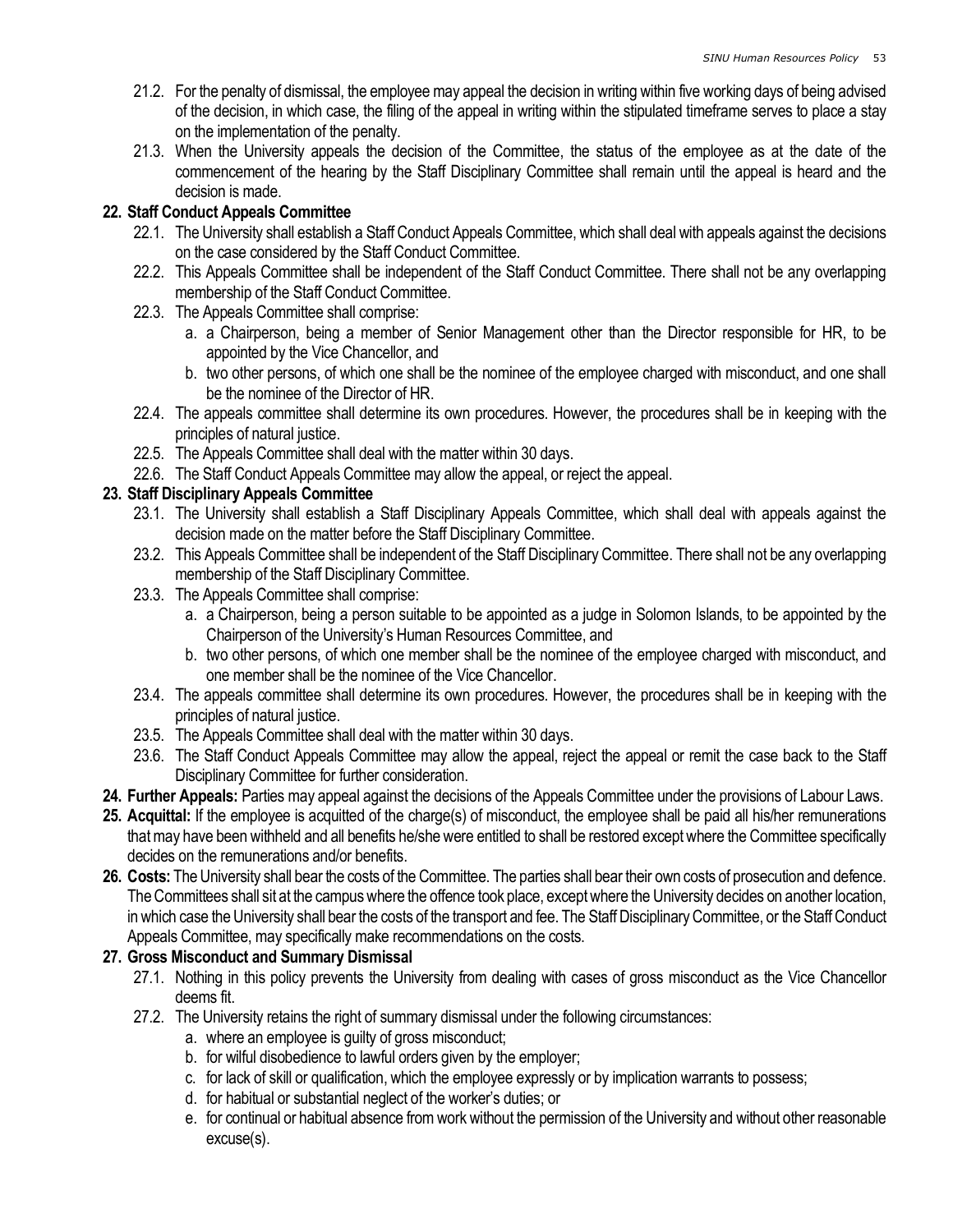21.2. For the penalty of dismissal, the employee may appeal the decision in writing within five working days of being advised of the decision, in which case, the filing of the appeal in writing within the stipulated timeframe serves to place a stay on the implementation of the penalty.

21.3. When the University appeals the decision of the Committee, the status of the employee as at the date of the commencement of the hearing by the Staff Disciplinary Committee shall remain until the appeal is heard and the decision is made.

**22. Staff Conduct Appeals Committee**

22.1. The University shall establish a Staff Conduct Appeals Committee, which shall deal with appeals against the decisions on the case considered by the Staff Conduct Committee.

22.2. This Appeals Committee shall be independent of the Staff Conduct Committee. There shall not be any overlapping membership of the Staff Conduct Committee.

22.3. The Appeals Committee shall comprise:

a. a Chairperson, being a member of Senior Management other than the Director responsible for HR, to be appointed by the Vice Chancellor, and

b. two other persons, of which one shall be the nominee of the employee charged with misconduct, and one shall be the nominee of the Director of HR.

22.4. The appeals committee shall determine its own procedures. However, the procedures shall be in keeping with the principles of natural justice.

22.5. The Appeals Committee shall deal with the matter within 30 days.

22.6. The Staff Conduct Appeals Committee may allow the appeal, or reject the appeal.

**23. Staff Disciplinary Appeals Committee**

23.1. The University shall establish a Staff Disciplinary Appeals Committee, which shall deal with appeals against the decision made on the matter before the Staff Disciplinary Committee.

23.2. This Appeals Committee shall be independent of the Staff Disciplinary Committee. There shall not be any overlapping membership of the Staff Disciplinary Committee.

23.3. The Appeals Committee shall comprise:

a. a Chairperson, being a person suitable to be appointed as a judge in Solomon Islands, to be appointed by the Chairperson of the University's Human Resources Committee, and

b. two other persons, of which one member shall be the nominee of the employee charged with misconduct, and one member shall be the nominee of the Vice Chancellor.

23.4. The appeals committee shall determine its own procedures. However, the procedures shall be in keeping with the principles of natural justice.

23.5. The Appeals Committee shall deal with the matter within 30 days.

23.6. The Staff Conduct Appeals Committee may allow the appeal, reject the appeal or remit the case back to the Staff Disciplinary Committee for further consideration.

**24. Further Appeals:** Parties may appeal against the decisions of the Appeals Committee under the provisions of Labour Laws.

**25. Acquittal:** If the employee is acquitted of the charge(s) of misconduct, the employee shall be paid all his/her remunerations that may have been withheld and all benefits he/she were entitled to shall be restored except where the Committee specifically decides on the remunerations and/or benefits.

**26. Costs:** The University shall bear the costs of the Committee. The parties shall bear their own costs of prosecution and defence. The Committees shall sit at the campus where the offence took place, except where the University decides on another location, in which case the University shall bear the costs of the transport and fee. The Staff Disciplinary Committee, or the Staff Conduct Appeals Committee, may specifically make recommendations on the costs.

**27. Gross Misconduct and Summary Dismissal**

27.1. Nothing in this policy prevents the University from dealing with cases of gross misconduct as the Vice Chancellor deems fit.

27.2. The University retains the right of summary dismissal under the following circumstances:

a. where an employee is guilty of gross misconduct;

b. for wilful disobedience to lawful orders given by the employer;

c. for lack of skill or qualification, which the employee expressly or by implication warrants to possess;

d. for habitual or substantial neglect of the worker's duties; or

e. for continual or habitual absence from work without the permission of the University and without other reasonable excuse(s).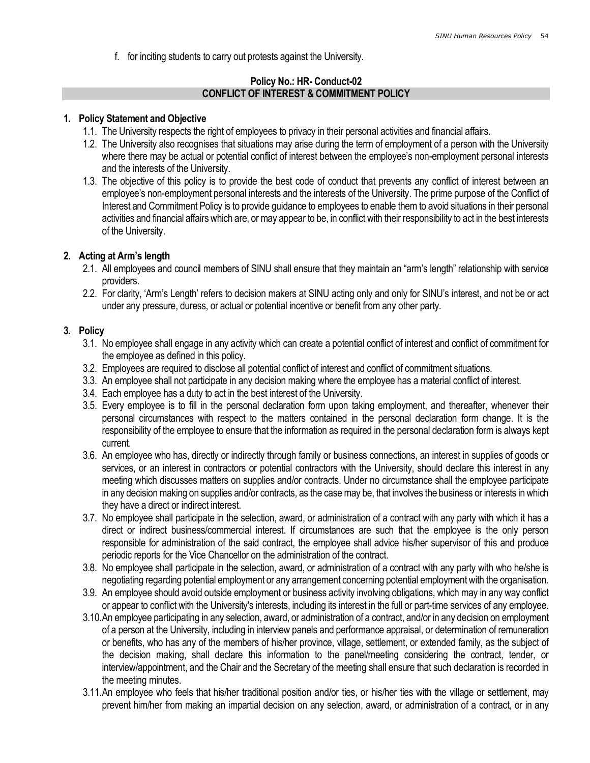f. for inciting students to carry out protests against the University.

**Policy No.: HR- Conduct-02**

## CONFLICT OF INTEREST & COMMITMENT POLICY

### 1. Policy Statement and Objective

1.1. The University respects the right of employees to privacy in their personal activities and financial affairs.

1.2. The University also recognises that situations may arise during the term of employment of a person with the University where there may be actual or potential conflict of interest between the employee's non-employment personal interests and the interests of the University.

1.3. The objective of this policy is to provide the best code of conduct that prevents any conflict of interest between an employee's non-employment personal interests and the interests of the University. The prime purpose of the Conflict of Interest and Commitment Policy is to provide guidance to employees to enable them to avoid situations in their personal activities and financial affairs which are, or may appear to be, in conflict with their responsibility to act in the best interests of the University.

### 2. Acting at Arm's length

2.1. All employees and council members of SINU shall ensure that they maintain an "arm's length" relationship with service providers.

2.2. For clarity, 'Arm's Length' refers to decision makers at SINU acting only and only for SINU's interest, and not be or act under any pressure, duress, or actual or potential incentive or benefit from any other party.

### 3. Policy

3.1. No employee shall engage in any activity which can create a potential conflict of interest and conflict of commitment for the employee as defined in this policy.

3.2. Employees are required to disclose all potential conflict of interest and conflict of commitment situations.

3.3. An employee shall not participate in any decision making where the employee has a material conflict of interest.

3.4. Each employee has a duty to act in the best interest of the University.

3.5. Every employee is to fill in the personal declaration form upon taking employment, and thereafter, whenever their personal circumstances with respect to the matters contained in the personal declaration form change. It is the responsibility of the employee to ensure that the information as required in the personal declaration form is always kept current.

3.6. An employee who has, directly or indirectly through family or business connections, an interest in supplies of goods or services, or an interest in contractors or potential contractors with the University, should declare this interest in any meeting which discusses matters on supplies and/or contracts. Under no circumstance shall the employee participate in any decision making on supplies and/or contracts, as the case may be, that involves the business or interests in which they have a direct or indirect interest.

3.7. No employee shall participate in the selection, award, or administration of a contract with any party with which it has a direct or indirect business/commercial interest. If circumstances are such that the employee is the only person responsible for administration of the said contract, the employee shall advice his/her supervisor of this and produce periodic reports for the Vice Chancellor on the administration of the contract.

3.8. No employee shall participate in the selection, award, or administration of a contract with any party with who he/she is negotiating regarding potential employment or any arrangement concerning potential employment with the organisation.

3.9. An employee should avoid outside employment or business activity involving obligations, which may in any way conflict or appear to conflict with the University's interests, including its interest in the full or part-time services of any employee.

3.10. An employee participating in any selection, award, or administration of a contract, and/or in any decision on employment of a person at the University, including in interview panels and performance appraisal, or determination of remuneration or benefits, who has any of the members of his/her province, village, settlement, or extended family, as the subject of the decision making, shall declare this information to the panel/meeting considering the contract, tender, or interview/appointment, and the Chair and the Secretary of the meeting shall ensure that such declaration is recorded in the meeting minutes.

3.11. An employee who feels that his/her traditional position and/or ties, or his/her ties with the village or settlement, may prevent him/her from making an impartial decision on any selection, award, or administration of a contract, or in any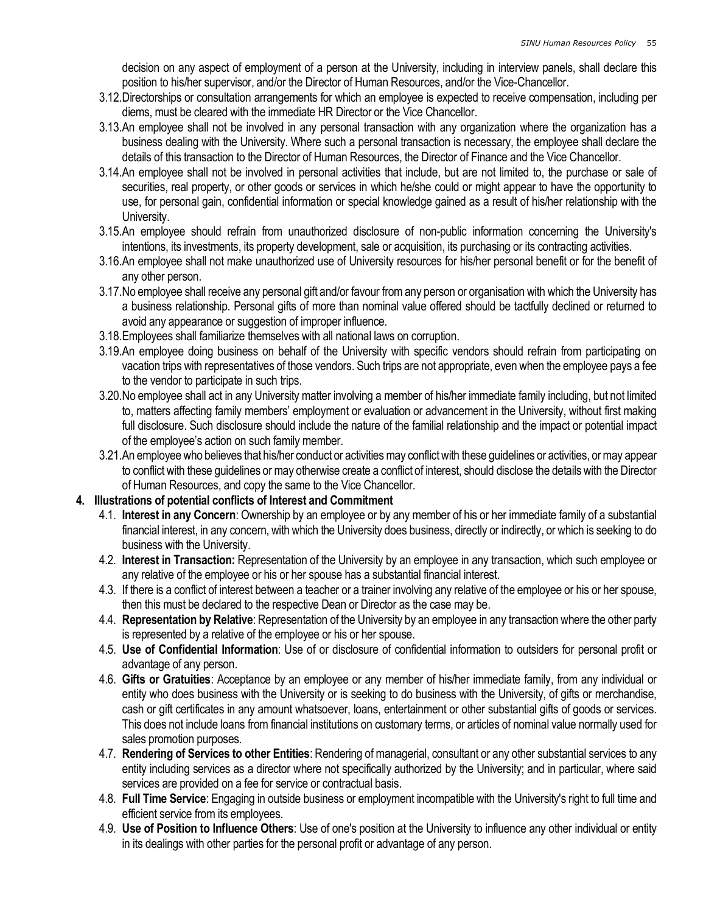decision on any aspect of employment of a person at the University, including in interview panels, shall declare this position to his/her supervisor, and/or the Director of Human Resources, and/or the Vice-Chancellor.

- 3.12. Directorships or consultation arrangements for which an employee is expected to receive compensation, including per diems, must be cleared with the immediate HR Director or the Vice Chancellor.
- 3.13. An employee shall not be involved in any personal transaction with any organization where the organization has a business dealing with the University. Where such a personal transaction is necessary, the employee shall declare the details of this transaction to the Director of Human Resources, the Director of Finance and the Vice Chancellor.
- 3.14. An employee shall not be involved in personal activities that include, but are not limited to, the purchase or sale of securities, real property, or other goods or services in which he/she could or might appear to have the opportunity to use, for personal gain, confidential information or special knowledge gained as a result of his/her relationship with the University.
- 3.15. An employee should refrain from unauthorized disclosure of non-public information concerning the University's intentions, its investments, its property development, sale or acquisition, its purchasing or its contracting activities.
- 3.16. An employee shall not make unauthorized use of University resources for his/her personal benefit or for the benefit of any other person.
- 3.17. No employee shall receive any personal gift and/or favour from any person or organisation with which the University has a business relationship. Personal gifts of more than nominal value offered should be tactfully declined or returned to avoid any appearance or suggestion of improper influence.
- 3.18. Employees shall familiarize themselves with all national laws on corruption.
- 3.19. An employee doing business on behalf of the University with specific vendors should refrain from participating on vacation trips with representatives of those vendors. Such trips are not appropriate, even when the employee pays a fee to the vendor to participate in such trips.
- 3.20. No employee shall act in any University matter involving a member of his/her immediate family including, but not limited to, matters affecting family members' employment or evaluation or advancement in the University, without first making full disclosure. Such disclosure should include the nature of the familial relationship and the impact or potential impact of the employee's action on such family member.
- 3.21. An employee who believes that his/her conduct or activities may conflict with these guidelines or activities, or may appear to conflict with these guidelines or may otherwise create a conflict of interest, should disclose the details with the Director of Human Resources, and copy the same to the Vice Chancellor.

**4. Illustrations of potential conflicts of Interest and Commitment**

- 4.1. **Interest in any Concern**: Ownership by an employee or by any member of his or her immediate family of a substantial financial interest, in any concern, with which the University does business, directly or indirectly, or which is seeking to do business with the University.
- 4.2. **Interest in Transaction:** Representation of the University by an employee in any transaction, which such employee or any relative of the employee or his or her spouse has a substantial financial interest.
- 4.3. If there is a conflict of interest between a teacher or a trainer involving any relative of the employee or his or her spouse, then this must be declared to the respective Dean or Director as the case may be.
- 4.4. **Representation by Relative**: Representation of the University by an employee in any transaction where the other party is represented by a relative of the employee or his or her spouse.
- 4.5. **Use of Confidential Information**: Use of or disclosure of confidential information to outsiders for personal profit or advantage of any person.
- 4.6. **Gifts or Gratuities**: Acceptance by an employee or any member of his/her immediate family, from any individual or entity who does business with the University or is seeking to do business with the University, of gifts or merchandise, cash or gift certificates in any amount whatsoever, loans, entertainment or other substantial gifts of goods or services. This does not include loans from financial institutions on customary terms, or articles of nominal value normally used for sales promotion purposes.
- 4.7. **Rendering of Services to other Entities**: Rendering of managerial, consultant or any other substantial services to any entity including services as a director where not specifically authorized by the University; and in particular, where said services are provided on a fee for service or contractual basis.
- 4.8. **Full Time Service**: Engaging in outside business or employment incompatible with the University's right to full time and efficient service from its employees.
- 4.9. **Use of Position to Influence Others**: Use of one's position at the University to influence any other individual or entity in its dealings with other parties for the personal profit or advantage of any person.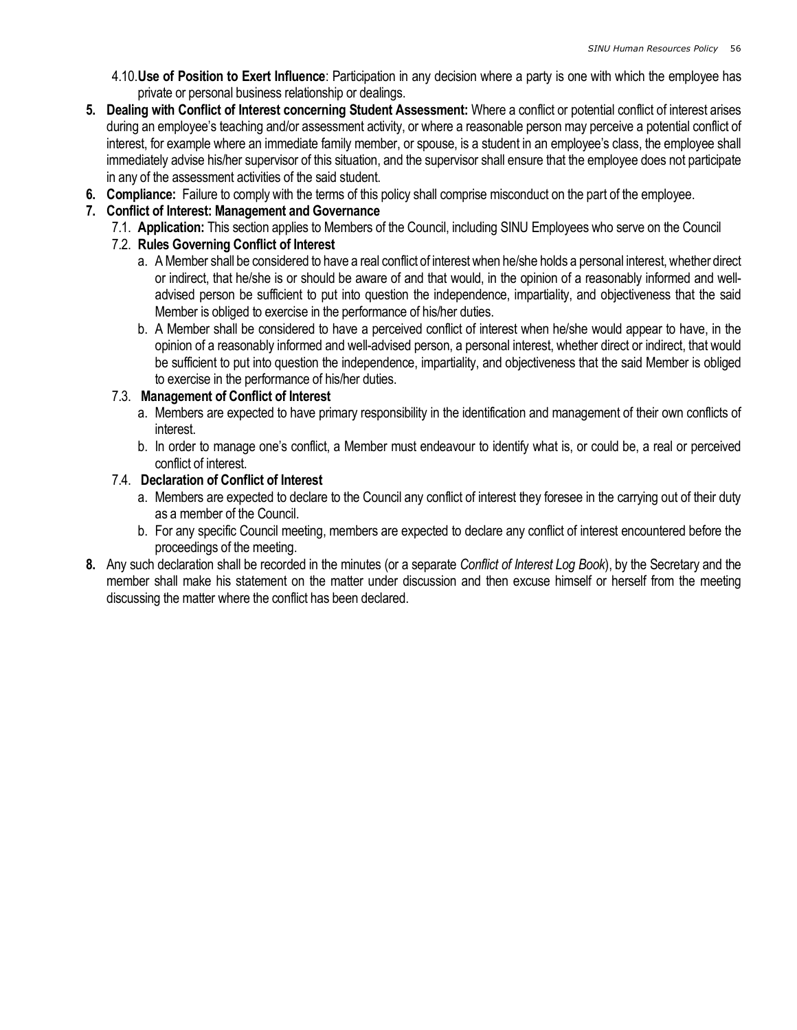4.10. **Use of Position to Exert Influence**: Participation in any decision where a party is one with which the employee has private or personal business relationship or dealings.

5. **Dealing with Conflict of Interest concerning Student Assessment:** Where a conflict or potential conflict of interest arises during an employee's teaching and/or assessment activity, or where a reasonable person may perceive a potential conflict of interest, for example where an immediate family member, or spouse, is a student in an employee's class, the employee shall immediately advise his/her supervisor of this situation, and the supervisor shall ensure that the employee does not participate in any of the assessment activities of the said student.
6. **Compliance:** Failure to comply with the terms of this policy shall comprise misconduct on the part of the employee.
7. **Conflict of Interest: Management and Governance**
   - 7.1. **Application:** This section applies to Members of the Council, including SINU Employees who serve on the Council
   - 7.2. **Rules Governing Conflict of Interest**
     - a. A Member shall be considered to have a real conflict of interest when he/she holds a personal interest, whether direct or indirect, that he/she is or should be aware of and that would, in the opinion of a reasonably informed and well-advised person be sufficient to put into question the independence, impartiality, and objectiveness that the said Member is obliged to exercise in the performance of his/her duties.
     - b. A Member shall be considered to have a perceived conflict of interest when he/she would appear to have, in the opinion of a reasonably informed and well-advised person, a personal interest, whether direct or indirect, that would be sufficient to put into question the independence, impartiality, and objectiveness that the said Member is obliged to exercise in the performance of his/her duties.
   - 7.3. **Management of Conflict of Interest**
     - a. Members are expected to have primary responsibility in the identification and management of their own conflicts of interest.
     - b. In order to manage one's conflict, a Member must endeavour to identify what is, or could be, a real or perceived conflict of interest.
   - 7.4. **Declaration of Conflict of Interest**
     - a. Members are expected to declare to the Council any conflict of interest they foresee in the carrying out of their duty as a member of the Council.
     - b. For any specific Council meeting, members are expected to declare any conflict of interest encountered before the proceedings of the meeting.
8. Any such declaration shall be recorded in the minutes (or a separate *Conflict of Interest Log Book*), by the Secretary and the member shall make his statement on the matter under discussion and then excuse himself or herself from the meeting discussing the matter where the conflict has been declared.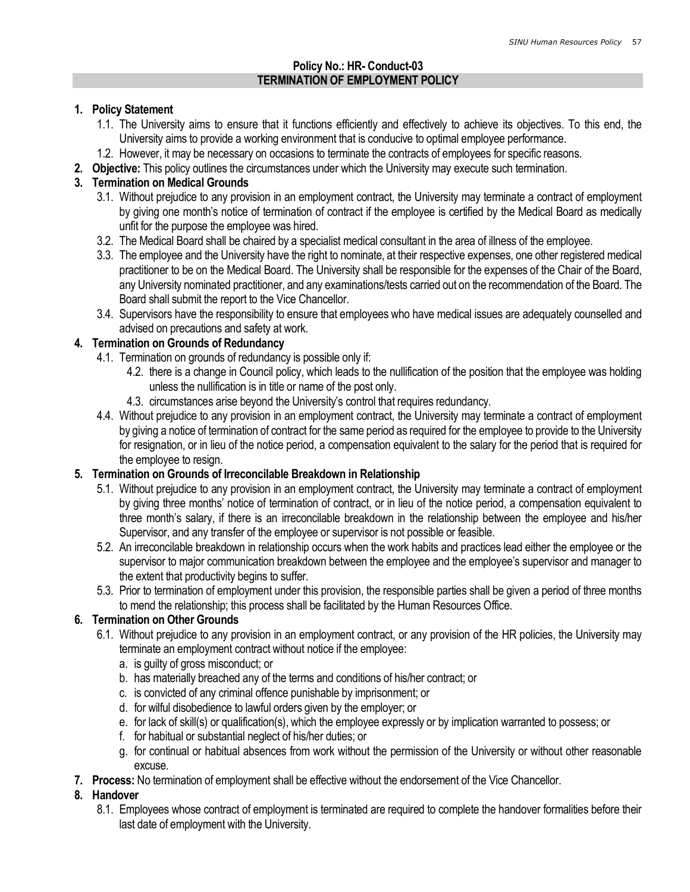**Policy No.: HR- Conduct-03**

## TERMINATION OF EMPLOYMENT POLICY

1. **Policy Statement**
   1.1. The University aims to ensure that it functions efficiently and effectively to achieve its objectives. To this end, the University aims to provide a working environment that is conducive to optimal employee performance.
   1.2. However, it may be necessary on occasions to terminate the contracts of employees for specific reasons.
2. **Objective:** This policy outlines the circumstances under which the University may execute such termination.
3. **Termination on Medical Grounds**
   3.1. Without prejudice to any provision in an employment contract, the University may terminate a contract of employment by giving one month's notice of termination of contract if the employee is certified by the Medical Board as medically unfit for the purpose the employee was hired.
   3.2. The Medical Board shall be chaired by a specialist medical consultant in the area of illness of the employee.
   3.3. The employee and the University have the right to nominate, at their respective expenses, one other registered medical practitioner to be on the Medical Board. The University shall be responsible for the expenses of the Chair of the Board, any University nominated practitioner, and any examinations/tests carried out on the recommendation of the Board. The Board shall submit the report to the Vice Chancellor.
   3.4. Supervisors have the responsibility to ensure that employees who have medical issues are adequately counselled and advised on precautions and safety at work.
4. **Termination on Grounds of Redundancy**
   4.1. Termination on grounds of redundancy is possible only if:
      4.2. there is a change in Council policy, which leads to the nullification of the position that the employee was holding unless the nullification is in title or name of the post only.
      4.3. circumstances arise beyond the University's control that requires redundancy.
   4.4. Without prejudice to any provision in an employment contract, the University may terminate a contract of employment by giving a notice of termination of contract for the same period as required for the employee to provide to the University for resignation, or in lieu of the notice period, a compensation equivalent to the salary for the period that is required for the employee to resign.
5. **Termination on Grounds of Irreconcilable Breakdown in Relationship**
   5.1. Without prejudice to any provision in an employment contract, the University may terminate a contract of employment by giving three months' notice of termination of contract, or in lieu of the notice period, a compensation equivalent to three month's salary, if there is an irreconcilable breakdown in the relationship between the employee and his/her Supervisor, and any transfer of the employee or supervisor is not possible or feasible.
   5.2. An irreconcilable breakdown in relationship occurs when the work habits and practices lead either the employee or the supervisor to major communication breakdown between the employee and the employee's supervisor and manager to the extent that productivity begins to suffer.
   5.3. Prior to termination of employment under this provision, the responsible parties shall be given a period of three months to mend the relationship; this process shall be facilitated by the Human Resources Office.
6. **Termination on Other Grounds**
   6.1. Without prejudice to any provision in an employment contract, or any provision of the HR policies, the University may terminate an employment contract without notice if the employee:
      a. is guilty of gross misconduct; or
      b. has materially breached any of the terms and conditions of his/her contract; or
      c. is convicted of any criminal offence punishable by imprisonment; or
      d. for wilful disobedience to lawful orders given by the employer; or
      e. for lack of skill(s) or qualification(s), which the employee expressly or by implication warranted to possess; or
      f. for habitual or substantial neglect of his/her duties; or
      g. for continual or habitual absences from work without the permission of the University or without other reasonable excuse.
7. **Process:** No termination of employment shall be effective without the endorsement of the Vice Chancellor.
8. **Handover**
   8.1. Employees whose contract of employment is terminated are required to complete the handover formalities before their last date of employment with the University.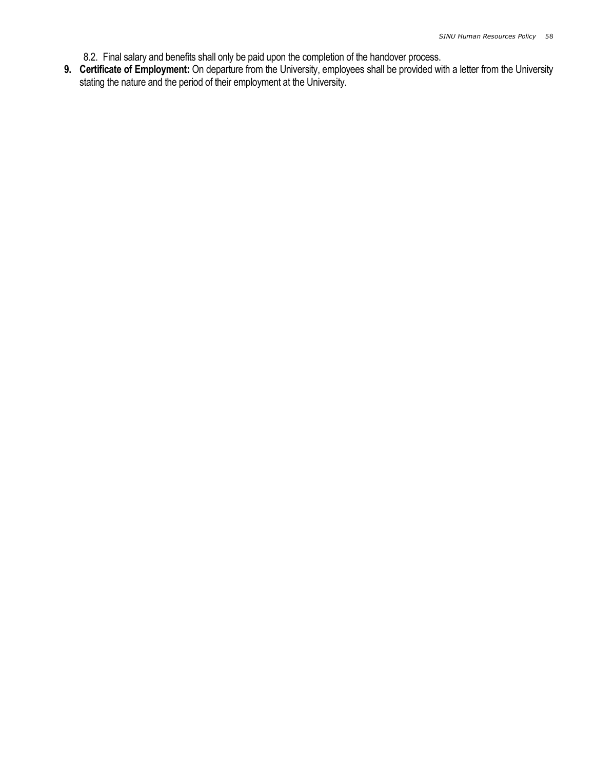8.2. Final salary and benefits shall only be paid upon the completion of the handover process.

9. **Certificate of Employment:** On departure from the University, employees shall be provided with a letter from the University stating the nature and the period of their employment at the University.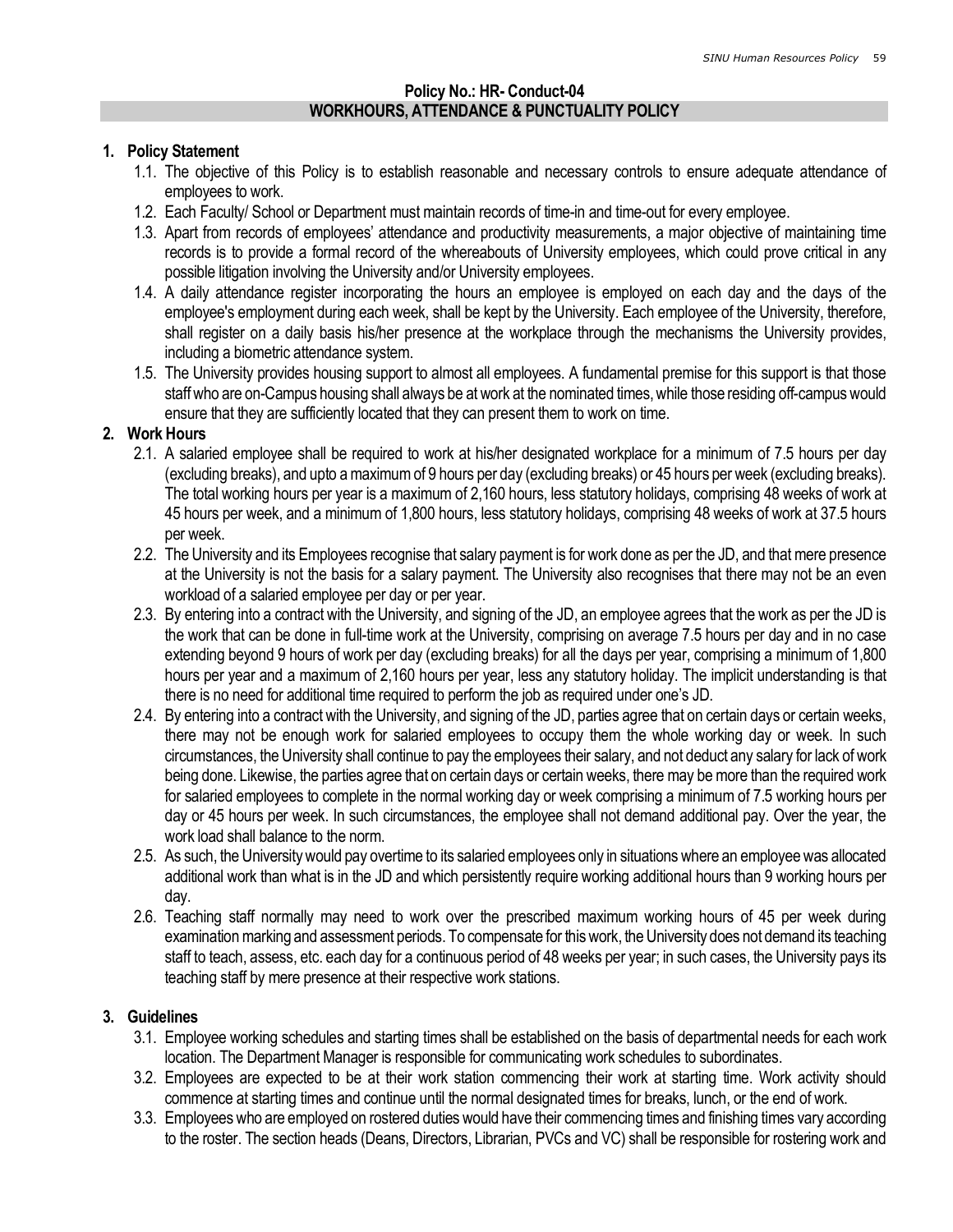**Policy No.: HR- Conduct-04**

## WORKHOURS, ATTENDANCE & PUNCTUALITY POLICY

**1. Policy Statement**

1.1. The objective of this Policy is to establish reasonable and necessary controls to ensure adequate attendance of employees to work.

1.2. Each Faculty/ School or Department must maintain records of time-in and time-out for every employee.

1.3. Apart from records of employees' attendance and productivity measurements, a major objective of maintaining time records is to provide a formal record of the whereabouts of University employees, which could prove critical in any possible litigation involving the University and/or University employees.

1.4. A daily attendance register incorporating the hours an employee is employed on each day and the days of the employee's employment during each week, shall be kept by the University. Each employee of the University, therefore, shall register on a daily basis his/her presence at the workplace through the mechanisms the University provides, including a biometric attendance system.

1.5. The University provides housing support to almost all employees. A fundamental premise for this support is that those staff who are on-Campus housing shall always be at work at the nominated times, while those residing off-campus would ensure that they are sufficiently located that they can present them to work on time.

**2. Work Hours**

2.1. A salaried employee shall be required to work at his/her designated workplace for a minimum of 7.5 hours per day (excluding breaks), and upto a maximum of 9 hours per day (excluding breaks) or 45 hours per week (excluding breaks). The total working hours per year is a maximum of 2,160 hours, less statutory holidays, comprising 48 weeks of work at 45 hours per week, and a minimum of 1,800 hours, less statutory holidays, comprising 48 weeks of work at 37.5 hours per week.

2.2. The University and its Employees recognise that salary payment is for work done as per the JD, and that mere presence at the University is not the basis for a salary payment. The University also recognises that there may not be an even workload of a salaried employee per day or per year.

2.3. By entering into a contract with the University, and signing of the JD, an employee agrees that the work as per the JD is the work that can be done in full-time work at the University, comprising on average 7.5 hours per day and in no case extending beyond 9 hours of work per day (excluding breaks) for all the days per year, comprising a minimum of 1,800 hours per year and a maximum of 2,160 hours per year, less any statutory holiday. The implicit understanding is that there is no need for additional time required to perform the job as required under one's JD.

2.4. By entering into a contract with the University, and signing of the JD, parties agree that on certain days or certain weeks, there may not be enough work for salaried employees to occupy them the whole working day or week. In such circumstances, the University shall continue to pay the employees their salary, and not deduct any salary for lack of work being done. Likewise, the parties agree that on certain days or certain weeks, there may be more than the required work for salaried employees to complete in the normal working day or week comprising a minimum of 7.5 working hours per day or 45 hours per week. In such circumstances, the employee shall not demand additional pay. Over the year, the work load shall balance to the norm.

2.5. As such, the University would pay overtime to its salaried employees only in situations where an employee was allocated additional work than what is in the JD and which persistently require working additional hours than 9 working hours per day.

2.6. Teaching staff normally may need to work over the prescribed maximum working hours of 45 per week during examination marking and assessment periods. To compensate for this work, the University does not demand its teaching staff to teach, assess, etc. each day for a continuous period of 48 weeks per year; in such cases, the University pays its teaching staff by mere presence at their respective work stations.

**3. Guidelines**

3.1. Employee working schedules and starting times shall be established on the basis of departmental needs for each work location. The Department Manager is responsible for communicating work schedules to subordinates.

3.2. Employees are expected to be at their work station commencing their work at starting time. Work activity should commence at starting times and continue until the normal designated times for breaks, lunch, or the end of work.

3.3. Employees who are employed on rostered duties would have their commencing times and finishing times vary according to the roster. The section heads (Deans, Directors, Librarian, PVCs and VC) shall be responsible for rostering work and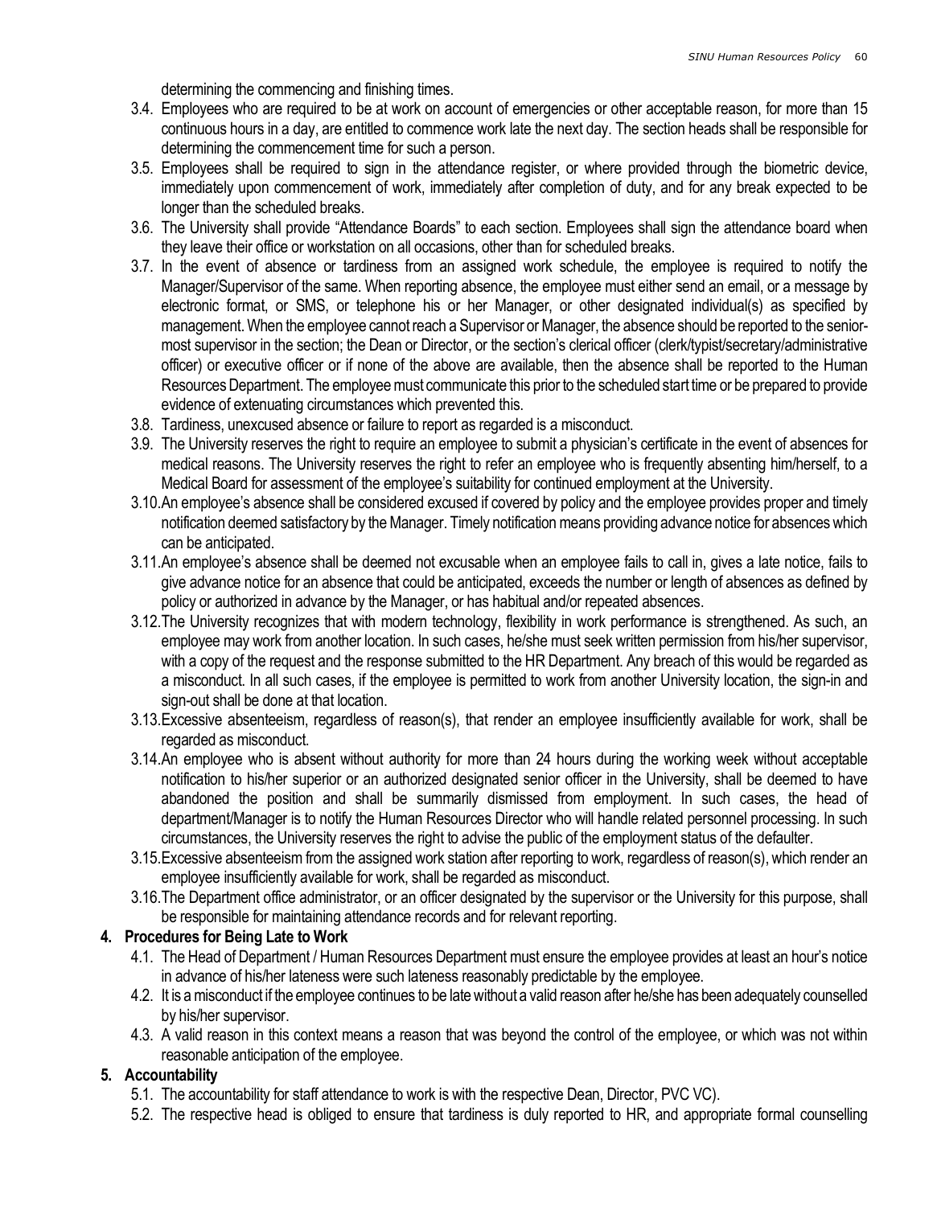determining the commencing and finishing times.

3.4. Employees who are required to be at work on account of emergencies or other acceptable reason, for more than 15 continuous hours in a day, are entitled to commence work late the next day. The section heads shall be responsible for determining the commencement time for such a person.

3.5. Employees shall be required to sign in the attendance register, or where provided through the biometric device, immediately upon commencement of work, immediately after completion of duty, and for any break expected to be longer than the scheduled breaks.

3.6. The University shall provide "Attendance Boards" to each section. Employees shall sign the attendance board when they leave their office or workstation on all occasions, other than for scheduled breaks.

3.7. In the event of absence or tardiness from an assigned work schedule, the employee is required to notify the Manager/Supervisor of the same. When reporting absence, the employee must either send an email, or a message by electronic format, or SMS, or telephone his or her Manager, or other designated individual(s) as specified by management. When the employee cannot reach a Supervisor or Manager, the absence should be reported to the senior-most supervisor in the section; the Dean or Director, or the section's clerical officer (clerk/typist/secretary/administrative officer) or executive officer or if none of the above are available, then the absence shall be reported to the Human Resources Department. The employee must communicate this prior to the scheduled start time or be prepared to provide evidence of extenuating circumstances which prevented this.

3.8. Tardiness, unexcused absence or failure to report as regarded is a misconduct.

3.9. The University reserves the right to require an employee to submit a physician's certificate in the event of absences for medical reasons. The University reserves the right to refer an employee who is frequently absenting him/herself, to a Medical Board for assessment of the employee's suitability for continued employment at the University.

3.10. An employee's absence shall be considered excused if covered by policy and the employee provides proper and timely notification deemed satisfactory by the Manager. Timely notification means providing advance notice for absences which can be anticipated.

3.11. An employee's absence shall be deemed not excusable when an employee fails to call in, gives a late notice, fails to give advance notice for an absence that could be anticipated, exceeds the number or length of absences as defined by policy or authorized in advance by the Manager, or has habitual and/or repeated absences.

3.12. The University recognizes that with modern technology, flexibility in work performance is strengthened. As such, an employee may work from another location. In such cases, he/she must seek written permission from his/her supervisor, with a copy of the request and the response submitted to the HR Department. Any breach of this would be regarded as a misconduct. In all such cases, if the employee is permitted to work from another University location, the sign-in and sign-out shall be done at that location.

3.13. Excessive absenteeism, regardless of reason(s), that render an employee insufficiently available for work, shall be regarded as misconduct.

3.14. An employee who is absent without authority for more than 24 hours during the working week without acceptable notification to his/her superior or an authorized designated senior officer in the University, shall be deemed to have abandoned the position and shall be summarily dismissed from employment. In such cases, the head of department/Manager is to notify the Human Resources Director who will handle related personnel processing. In such circumstances, the University reserves the right to advise the public of the employment status of the defaulter.

3.15. Excessive absenteeism from the assigned work station after reporting to work, regardless of reason(s), which render an employee insufficiently available for work, shall be regarded as misconduct.

3.16. The Department office administrator, or an officer designated by the supervisor or the University for this purpose, shall be responsible for maintaining attendance records and for relevant reporting.

**4. Procedures for Being Late to Work**

4.1. The Head of Department / Human Resources Department must ensure the employee provides at least an hour's notice in advance of his/her lateness were such lateness reasonably predictable by the employee.

4.2. It is a misconduct if the employee continues to be late without a valid reason after he/she has been adequately counselled by his/her supervisor.

4.3. A valid reason in this context means a reason that was beyond the control of the employee, or which was not within reasonable anticipation of the employee.

**5. Accountability**

5.1. The accountability for staff attendance to work is with the respective Dean, Director, PVC VC).

5.2. The respective head is obliged to ensure that tardiness is duly reported to HR, and appropriate formal counselling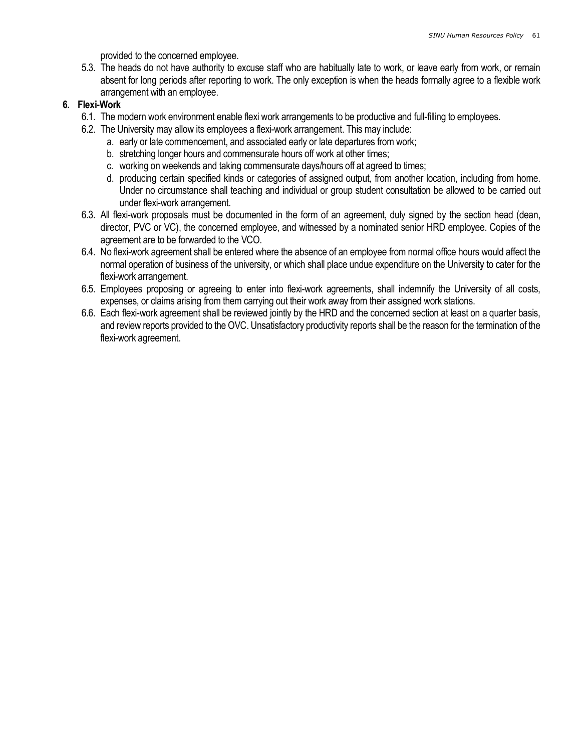provided to the concerned employee.

5.3. The heads do not have authority to excuse staff who are habitually late to work, or leave early from work, or remain absent for long periods after reporting to work. The only exception is when the heads formally agree to a flexible work arrangement with an employee.

**6. Flexi-Work**

6.1. The modern work environment enable flexi work arrangements to be productive and full-filling to employees.

6.2. The University may allow its employees a flexi-work arrangement. This may include:

a. early or late commencement, and associated early or late departures from work;
b. stretching longer hours and commensurate hours off work at other times;
c. working on weekends and taking commensurate days/hours off at agreed to times;
d. producing certain specified kinds or categories of assigned output, from another location, including from home. Under no circumstance shall teaching and individual or group student consultation be allowed to be carried out under flexi-work arrangement.

6.3. All flexi-work proposals must be documented in the form of an agreement, duly signed by the section head (dean, director, PVC or VC), the concerned employee, and witnessed by a nominated senior HRD employee. Copies of the agreement are to be forwarded to the VCO.

6.4. No flexi-work agreement shall be entered where the absence of an employee from normal office hours would affect the normal operation of business of the university, or which shall place undue expenditure on the University to cater for the flexi-work arrangement.

6.5. Employees proposing or agreeing to enter into flexi-work agreements, shall indemnify the University of all costs, expenses, or claims arising from them carrying out their work away from their assigned work stations.

6.6. Each flexi-work agreement shall be reviewed jointly by the HRD and the concerned section at least on a quarter basis, and review reports provided to the OVC. Unsatisfactory productivity reports shall be the reason for the termination of the flexi-work agreement.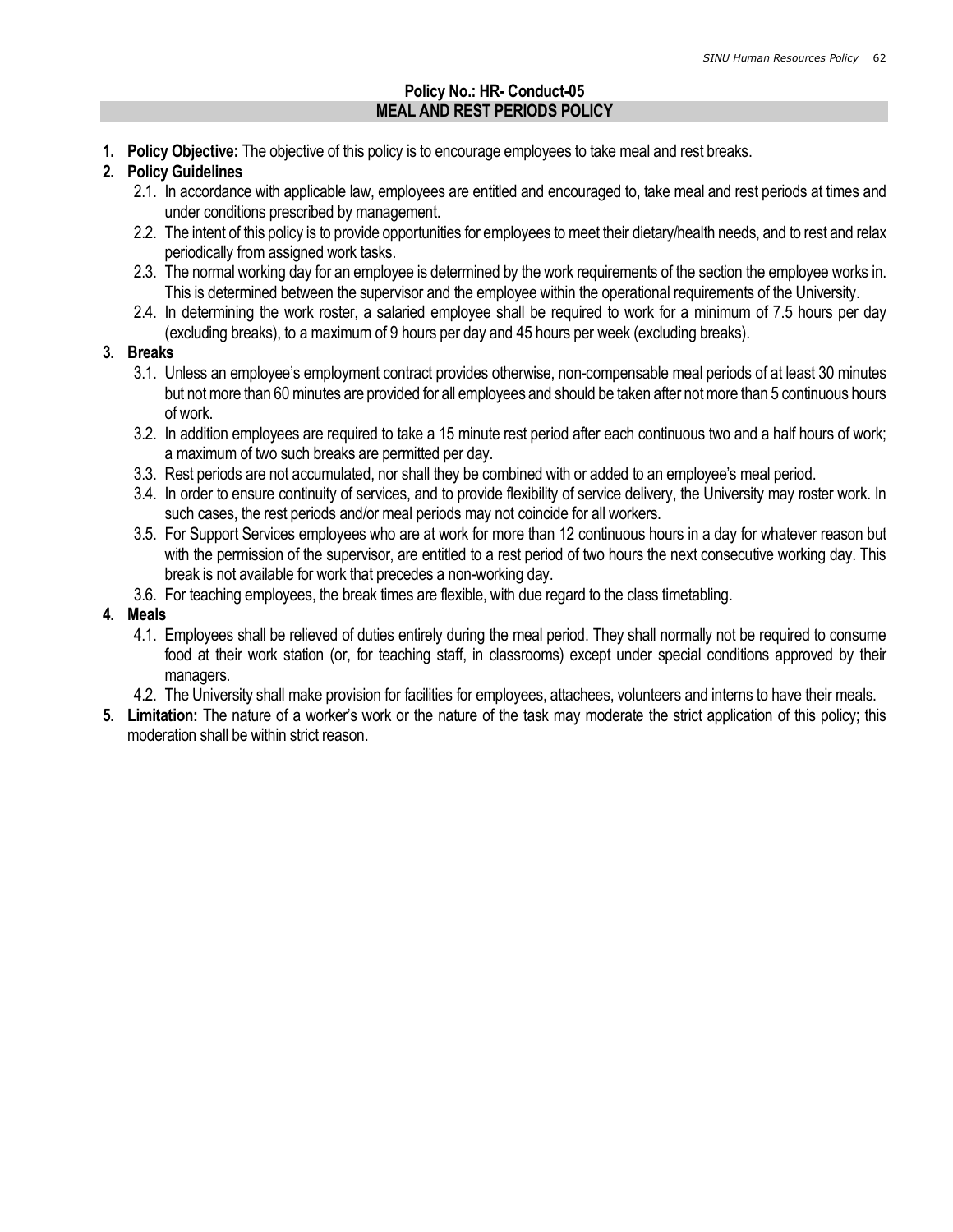**Policy No.: HR- Conduct-05**

## MEAL AND REST PERIODS POLICY

1. **Policy Objective:** The objective of this policy is to encourage employees to take meal and rest breaks.
2. **Policy Guidelines**
   - 2.1. In accordance with applicable law, employees are entitled and encouraged to, take meal and rest periods at times and under conditions prescribed by management.
   - 2.2. The intent of this policy is to provide opportunities for employees to meet their dietary/health needs, and to rest and relax periodically from assigned work tasks.
   - 2.3. The normal working day for an employee is determined by the work requirements of the section the employee works in. This is determined between the supervisor and the employee within the operational requirements of the University.
   - 2.4. In determining the work roster, a salaried employee shall be required to work for a minimum of 7.5 hours per day (excluding breaks), to a maximum of 9 hours per day and 45 hours per week (excluding breaks).
3. **Breaks**
   - 3.1. Unless an employee's employment contract provides otherwise, non-compensable meal periods of at least 30 minutes but not more than 60 minutes are provided for all employees and should be taken after not more than 5 continuous hours of work.
   - 3.2. In addition employees are required to take a 15 minute rest period after each continuous two and a half hours of work; a maximum of two such breaks are permitted per day.
   - 3.3. Rest periods are not accumulated, nor shall they be combined with or added to an employee's meal period.
   - 3.4. In order to ensure continuity of services, and to provide flexibility of service delivery, the University may roster work. In such cases, the rest periods and/or meal periods may not coincide for all workers.
   - 3.5. For Support Services employees who are at work for more than 12 continuous hours in a day for whatever reason but with the permission of the supervisor, are entitled to a rest period of two hours the next consecutive working day. This break is not available for work that precedes a non-working day.
   - 3.6. For teaching employees, the break times are flexible, with due regard to the class timetabling.
4. **Meals**
   - 4.1. Employees shall be relieved of duties entirely during the meal period. They shall normally not be required to consume food at their work station (or, for teaching staff, in classrooms) except under special conditions approved by their managers.
   - 4.2. The University shall make provision for facilities for employees, attachees, volunteers and interns to have their meals.
5. **Limitation:** The nature of a worker's work or the nature of the task may moderate the strict application of this policy; this moderation shall be within strict reason.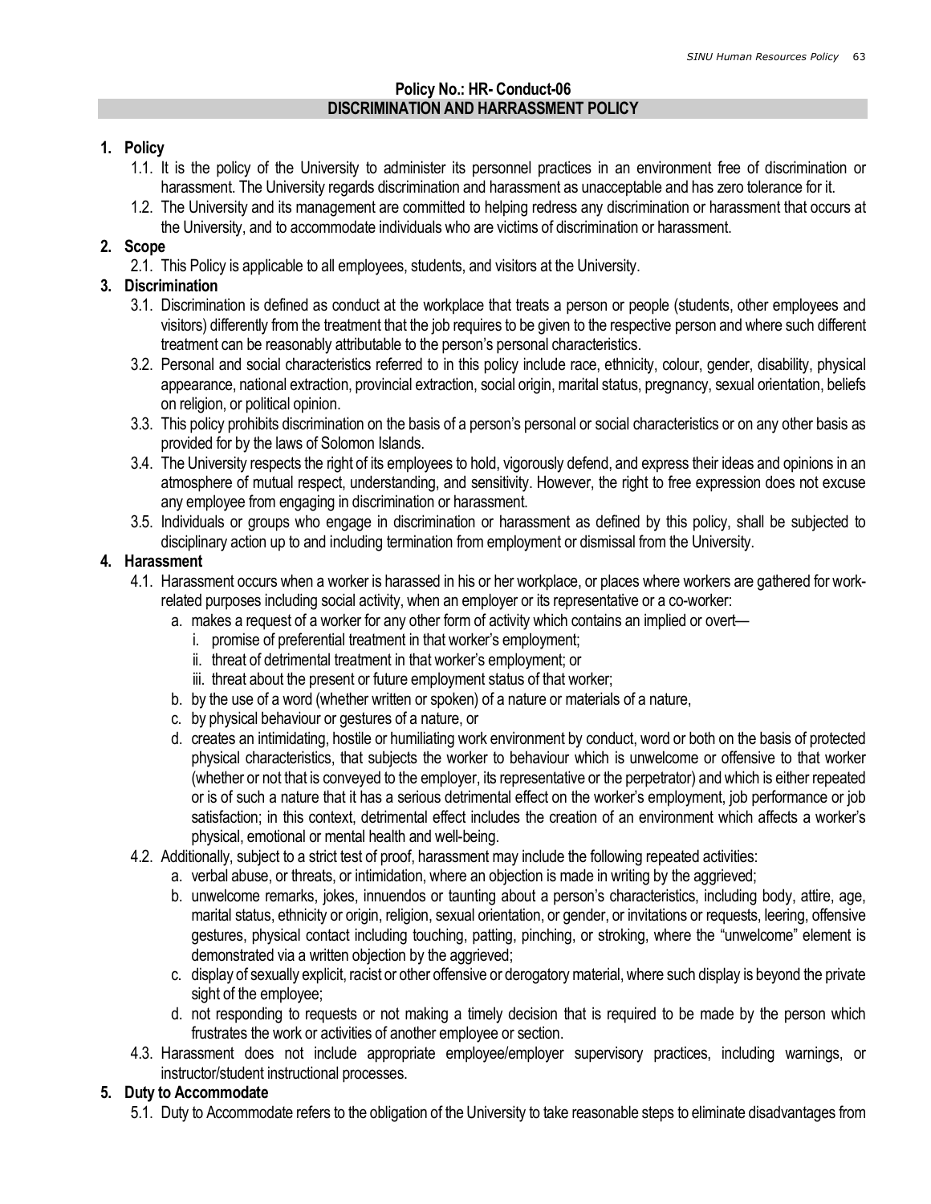**Policy No.: HR- Conduct-06**

## DISCRIMINATION AND HARRASSMENT POLICY

### 1. Policy

1.1. It is the policy of the University to administer its personnel practices in an environment free of discrimination or harassment. The University regards discrimination and harassment as unacceptable and has zero tolerance for it.

1.2. The University and its management are committed to helping redress any discrimination or harassment that occurs at the University, and to accommodate individuals who are victims of discrimination or harassment.

### 2. Scope

2.1. This Policy is applicable to all employees, students, and visitors at the University.

### 3. Discrimination

3.1. Discrimination is defined as conduct at the workplace that treats a person or people (students, other employees and visitors) differently from the treatment that the job requires to be given to the respective person and where such different treatment can be reasonably attributable to the person's personal characteristics.

3.2. Personal and social characteristics referred to in this policy include race, ethnicity, colour, gender, disability, physical appearance, national extraction, provincial extraction, social origin, marital status, pregnancy, sexual orientation, beliefs on religion, or political opinion.

3.3. This policy prohibits discrimination on the basis of a person's personal or social characteristics or on any other basis as provided for by the laws of Solomon Islands.

3.4. The University respects the right of its employees to hold, vigorously defend, and express their ideas and opinions in an atmosphere of mutual respect, understanding, and sensitivity. However, the right to free expression does not excuse any employee from engaging in discrimination or harassment.

3.5. Individuals or groups who engage in discrimination or harassment as defined by this policy, shall be subjected to disciplinary action up to and including termination from employment or dismissal from the University.

### 4. Harassment

4.1. Harassment occurs when a worker is harassed in his or her workplace, or places where workers are gathered for work-related purposes including social activity, when an employer or its representative or a co-worker:

a. makes a request of a worker for any other form of activity which contains an implied or overt—
   i. promise of preferential treatment in that worker's employment;
   ii. threat of detrimental treatment in that worker's employment; or
   iii. threat about the present or future employment status of that worker;

b. by the use of a word (whether written or spoken) of a nature or materials of a nature,

c. by physical behaviour or gestures of a nature, or

d. creates an intimidating, hostile or humiliating work environment by conduct, word or both on the basis of protected physical characteristics, that subjects the worker to behaviour which is unwelcome or offensive to that worker (whether or not that is conveyed to the employer, its representative or the perpetrator) and which is either repeated or is of such a nature that it has a serious detrimental effect on the worker's employment, job performance or job satisfaction; in this context, detrimental effect includes the creation of an environment which affects a worker's physical, emotional or mental health and well-being.

4.2. Additionally, subject to a strict test of proof, harassment may include the following repeated activities:

a. verbal abuse, or threats, or intimidation, where an objection is made in writing by the aggrieved;

b. unwelcome remarks, jokes, innuendos or taunting about a person's characteristics, including body, attire, age, marital status, ethnicity or origin, religion, sexual orientation, or gender, or invitations or requests, leering, offensive gestures, physical contact including touching, patting, pinching, or stroking, where the "unwelcome" element is demonstrated via a written objection by the aggrieved;

c. display of sexually explicit, racist or other offensive or derogatory material, where such display is beyond the private sight of the employee;

d. not responding to requests or not making a timely decision that is required to be made by the person which frustrates the work or activities of another employee or section.

4.3. Harassment does not include appropriate employee/employer supervisory practices, including warnings, or instructor/student instructional processes.

### 5. Duty to Accommodate

5.1. Duty to Accommodate refers to the obligation of the University to take reasonable steps to eliminate disadvantages from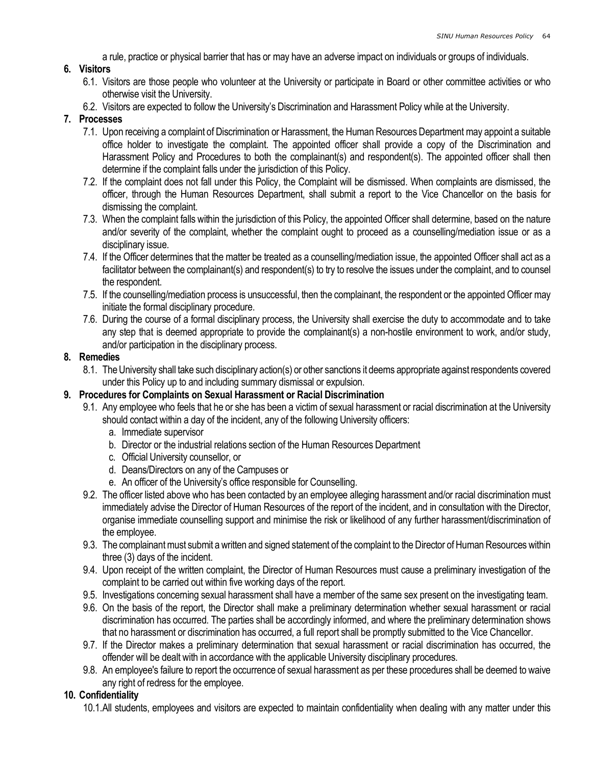a rule, practice or physical barrier that has or may have an adverse impact on individuals or groups of individuals.

**6. Visitors**

6.1. Visitors are those people who volunteer at the University or participate in Board or other committee activities or who otherwise visit the University.

6.2. Visitors are expected to follow the University's Discrimination and Harassment Policy while at the University.

**7. Processes**

7.1. Upon receiving a complaint of Discrimination or Harassment, the Human Resources Department may appoint a suitable office holder to investigate the complaint. The appointed officer shall provide a copy of the Discrimination and Harassment Policy and Procedures to both the complainant(s) and respondent(s). The appointed officer shall then determine if the complaint falls under the jurisdiction of this Policy.

7.2. If the complaint does not fall under this Policy, the Complaint will be dismissed. When complaints are dismissed, the officer, through the Human Resources Department, shall submit a report to the Vice Chancellor on the basis for dismissing the complaint.

7.3. When the complaint falls within the jurisdiction of this Policy, the appointed Officer shall determine, based on the nature and/or severity of the complaint, whether the complaint ought to proceed as a counselling/mediation issue or as a disciplinary issue.

7.4. If the Officer determines that the matter be treated as a counselling/mediation issue, the appointed Officer shall act as a facilitator between the complainant(s) and respondent(s) to try to resolve the issues under the complaint, and to counsel the respondent.

7.5. If the counselling/mediation process is unsuccessful, then the complainant, the respondent or the appointed Officer may initiate the formal disciplinary procedure.

7.6. During the course of a formal disciplinary process, the University shall exercise the duty to accommodate and to take any step that is deemed appropriate to provide the complainant(s) a non-hostile environment to work, and/or study, and/or participation in the disciplinary process.

**8. Remedies**

8.1. The University shall take such disciplinary action(s) or other sanctions it deems appropriate against respondents covered under this Policy up to and including summary dismissal or expulsion.

**9. Procedures for Complaints on Sexual Harassment or Racial Discrimination**

9.1. Any employee who feels that he or she has been a victim of sexual harassment or racial discrimination at the University should contact within a day of the incident, any of the following University officers:

   a. Immediate supervisor
   b. Director or the industrial relations section of the Human Resources Department
   c. Official University counsellor, or
   d. Deans/Directors on any of the Campuses or
   e. An officer of the University's office responsible for Counselling.

9.2. The officer listed above who has been contacted by an employee alleging harassment and/or racial discrimination must immediately advise the Director of Human Resources of the report of the incident, and in consultation with the Director, organise immediate counselling support and minimise the risk or likelihood of any further harassment/discrimination of the employee.

9.3. The complainant must submit a written and signed statement of the complaint to the Director of Human Resources within three (3) days of the incident.

9.4. Upon receipt of the written complaint, the Director of Human Resources must cause a preliminary investigation of the complaint to be carried out within five working days of the report.

9.5. Investigations concerning sexual harassment shall have a member of the same sex present on the investigating team.

9.6. On the basis of the report, the Director shall make a preliminary determination whether sexual harassment or racial discrimination has occurred. The parties shall be accordingly informed, and where the preliminary determination shows that no harassment or discrimination has occurred, a full report shall be promptly submitted to the Vice Chancellor.

9.7. If the Director makes a preliminary determination that sexual harassment or racial discrimination has occurred, the offender will be dealt with in accordance with the applicable University disciplinary procedures.

9.8. An employee's failure to report the occurrence of sexual harassment as per these procedures shall be deemed to waive any right of redress for the employee.

**10. Confidentiality**

10.1. All students, employees and visitors are expected to maintain confidentiality when dealing with any matter under this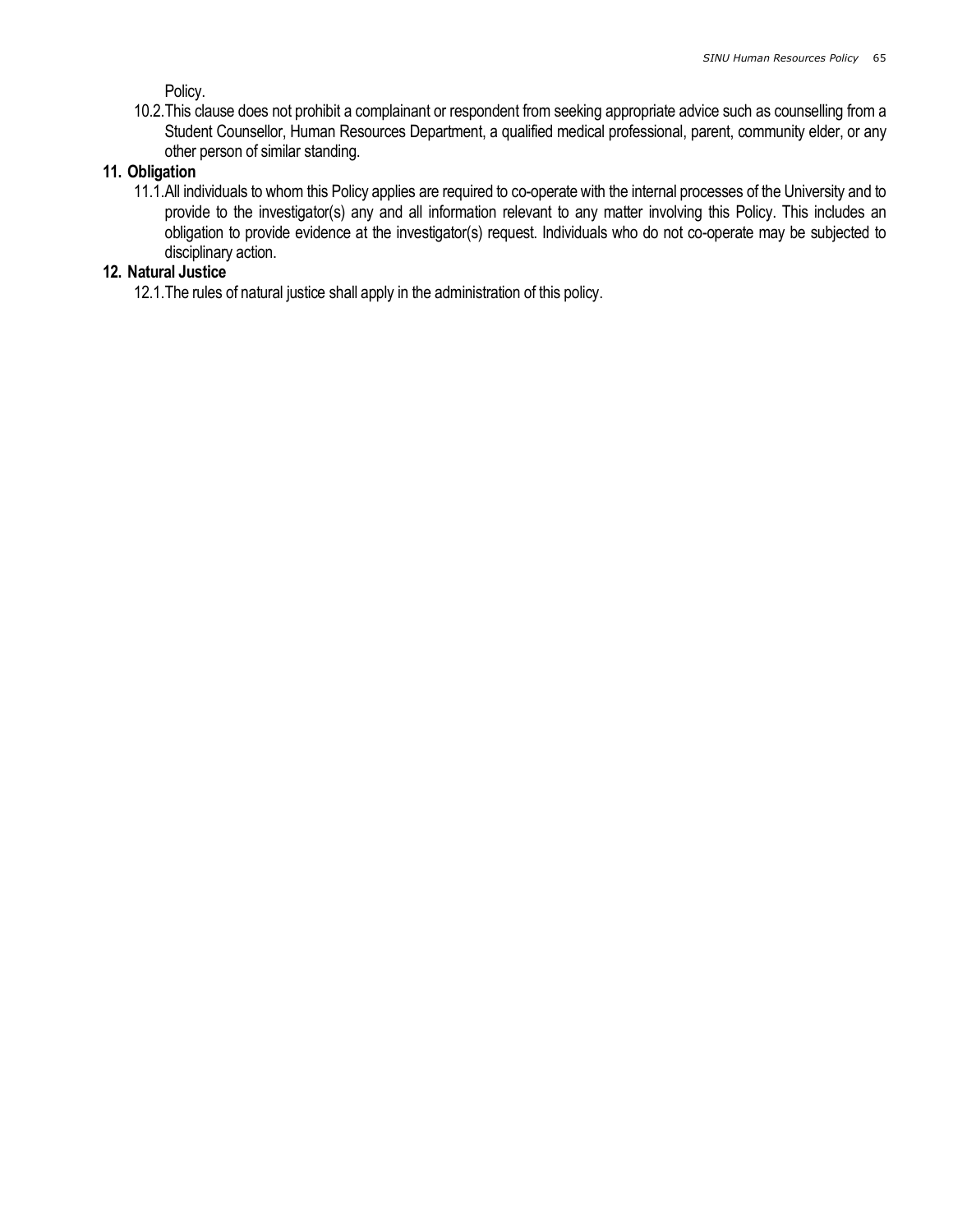Policy.

10.2. This clause does not prohibit a complainant or respondent from seeking appropriate advice such as counselling from a Student Counsellor, Human Resources Department, a qualified medical professional, parent, community elder, or any other person of similar standing.

**11. Obligation**

11.1. All individuals to whom this Policy applies are required to co-operate with the internal processes of the University and to provide to the investigator(s) any and all information relevant to any matter involving this Policy. This includes an obligation to provide evidence at the investigator(s) request. Individuals who do not co-operate may be subjected to disciplinary action.

**12. Natural Justice**

12.1. The rules of natural justice shall apply in the administration of this policy.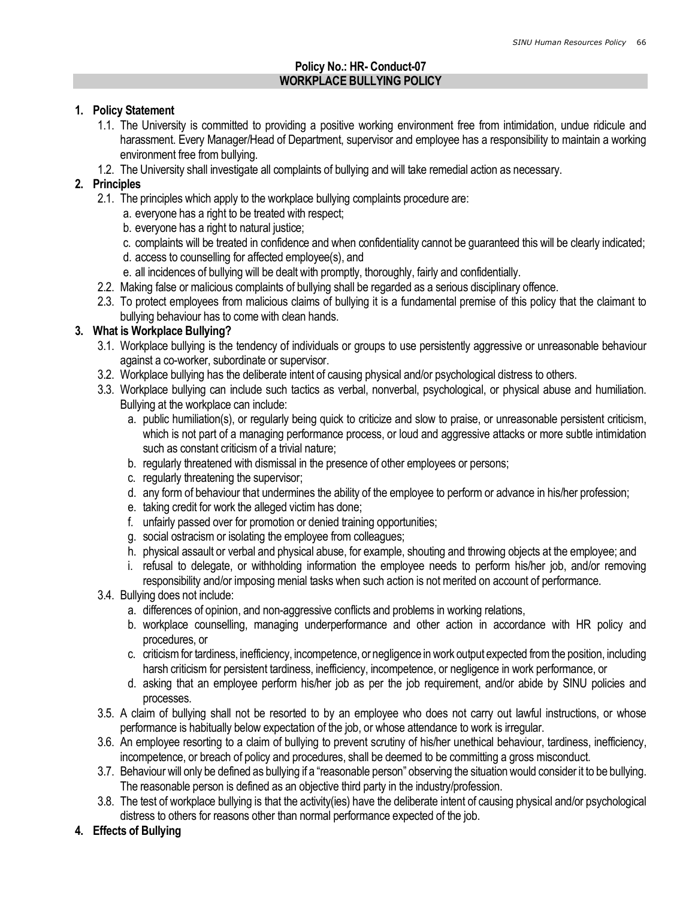**Policy No.: HR- Conduct-07**

## WORKPLACE BULLYING POLICY

### 1. Policy Statement

1.1. The University is committed to providing a positive working environment free from intimidation, undue ridicule and harassment. Every Manager/Head of Department, supervisor and employee has a responsibility to maintain a working environment free from bullying.

1.2. The University shall investigate all complaints of bullying and will take remedial action as necessary.

### 2. Principles

2.1. The principles which apply to the workplace bullying complaints procedure are:

a. everyone has a right to be treated with respect;
b. everyone has a right to natural justice;
c. complaints will be treated in confidence and when confidentiality cannot be guaranteed this will be clearly indicated;
d. access to counselling for affected employee(s), and
e. all incidences of bullying will be dealt with promptly, thoroughly, fairly and confidentially.

2.2. Making false or malicious complaints of bullying shall be regarded as a serious disciplinary offence.

2.3. To protect employees from malicious claims of bullying it is a fundamental premise of this policy that the claimant to bullying behaviour has to come with clean hands.

### 3. What is Workplace Bullying?

3.1. Workplace bullying is the tendency of individuals or groups to use persistently aggressive or unreasonable behaviour against a co-worker, subordinate or supervisor.

3.2. Workplace bullying has the deliberate intent of causing physical and/or psychological distress to others.

3.3. Workplace bullying can include such tactics as verbal, nonverbal, psychological, or physical abuse and humiliation. Bullying at the workplace can include:

a. public humiliation(s), or regularly being quick to criticize and slow to praise, or unreasonable persistent criticism, which is not part of a managing performance process, or loud and aggressive attacks or more subtle intimidation such as constant criticism of a trivial nature;
b. regularly threatened with dismissal in the presence of other employees or persons;
c. regularly threatening the supervisor;
d. any form of behaviour that undermines the ability of the employee to perform or advance in his/her profession;
e. taking credit for work the alleged victim has done;
f. unfairly passed over for promotion or denied training opportunities;
g. social ostracism or isolating the employee from colleagues;
h. physical assault or verbal and physical abuse, for example, shouting and throwing objects at the employee; and
i. refusal to delegate, or withholding information the employee needs to perform his/her job, and/or removing responsibility and/or imposing menial tasks when such action is not merited on account of performance.

3.4. Bullying does not include:

a. differences of opinion, and non-aggressive conflicts and problems in working relations,
b. workplace counselling, managing underperformance and other action in accordance with HR policy and procedures, or
c. criticism for tardiness, inefficiency, incompetence, or negligence in work output expected from the position, including harsh criticism for persistent tardiness, inefficiency, incompetence, or negligence in work performance, or
d. asking that an employee perform his/her job as per the job requirement, and/or abide by SINU policies and processes.

3.5. A claim of bullying shall not be resorted to by an employee who does not carry out lawful instructions, or whose performance is habitually below expectation of the job, or whose attendance to work is irregular.

3.6. An employee resorting to a claim of bullying to prevent scrutiny of his/her unethical behaviour, tardiness, inefficiency, incompetence, or breach of policy and procedures, shall be deemed to be committing a gross misconduct.

3.7. Behaviour will only be defined as bullying if a "reasonable person" observing the situation would consider it to be bullying. The reasonable person is defined as an objective third party in the industry/profession.

3.8. The test of workplace bullying is that the activity(ies) have the deliberate intent of causing physical and/or psychological distress to others for reasons other than normal performance expected of the job.

### 4. Effects of Bullying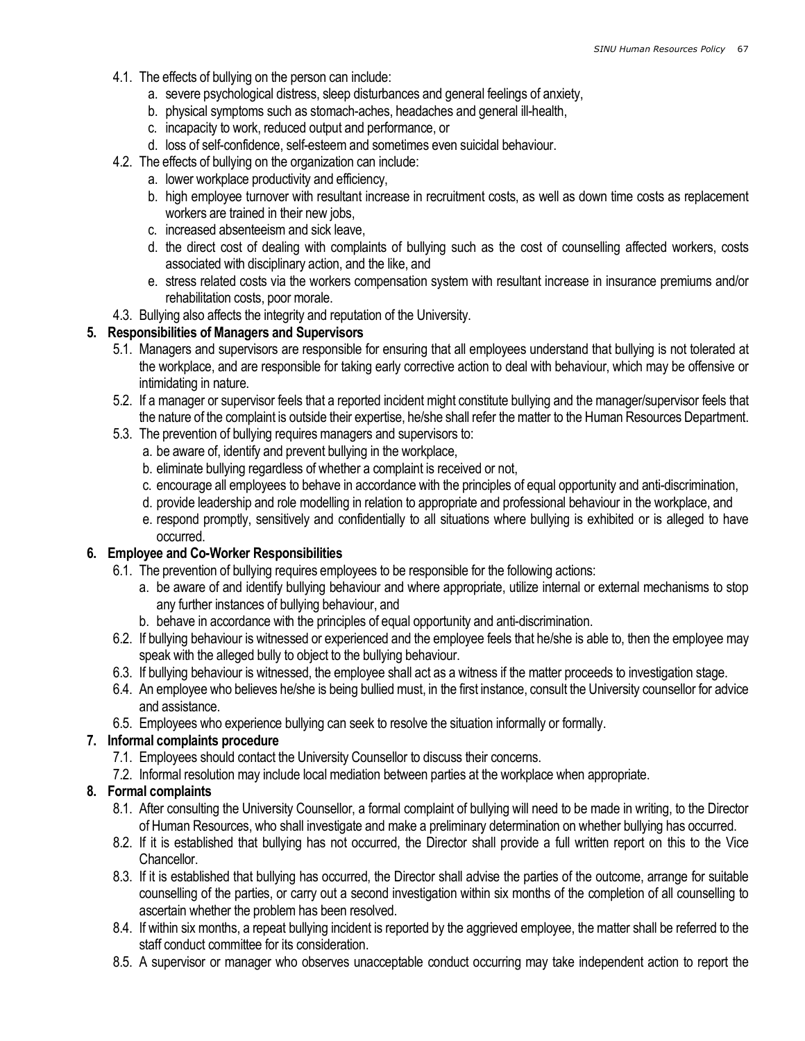4.1. The effects of bullying on the person can include:

   a. severe psychological distress, sleep disturbances and general feelings of anxiety,
   b. physical symptoms such as stomach-aches, headaches and general ill-health,
   c. incapacity to work, reduced output and performance, or
   d. loss of self-confidence, self-esteem and sometimes even suicidal behaviour.

4.2. The effects of bullying on the organization can include:

   a. lower workplace productivity and efficiency,
   b. high employee turnover with resultant increase in recruitment costs, as well as down time costs as replacement workers are trained in their new jobs,
   c. increased absenteeism and sick leave,
   d. the direct cost of dealing with complaints of bullying such as the cost of counselling affected workers, costs associated with disciplinary action, and the like, and
   e. stress related costs via the workers compensation system with resultant increase in insurance premiums and/or rehabilitation costs, poor morale.

4.3. Bullying also affects the integrity and reputation of the University.

**5. Responsibilities of Managers and Supervisors**

5.1. Managers and supervisors are responsible for ensuring that all employees understand that bullying is not tolerated at the workplace, and are responsible for taking early corrective action to deal with behaviour, which may be offensive or intimidating in nature.

5.2. If a manager or supervisor feels that a reported incident might constitute bullying and the manager/supervisor feels that the nature of the complaint is outside their expertise, he/she shall refer the matter to the Human Resources Department.

5.3. The prevention of bullying requires managers and supervisors to:

   a. be aware of, identify and prevent bullying in the workplace,
   b. eliminate bullying regardless of whether a complaint is received or not,
   c. encourage all employees to behave in accordance with the principles of equal opportunity and anti-discrimination,
   d. provide leadership and role modelling in relation to appropriate and professional behaviour in the workplace, and
   e. respond promptly, sensitively and confidentially to all situations where bullying is exhibited or is alleged to have occurred.

**6. Employee and Co-Worker Responsibilities**

6.1. The prevention of bullying requires employees to be responsible for the following actions:

   a. be aware of and identify bullying behaviour and where appropriate, utilize internal or external mechanisms to stop any further instances of bullying behaviour, and
   b. behave in accordance with the principles of equal opportunity and anti-discrimination.

6.2. If bullying behaviour is witnessed or experienced and the employee feels that he/she is able to, then the employee may speak with the alleged bully to object to the bullying behaviour.

6.3. If bullying behaviour is witnessed, the employee shall act as a witness if the matter proceeds to investigation stage.

6.4. An employee who believes he/she is being bullied must, in the first instance, consult the University counsellor for advice and assistance.

6.5. Employees who experience bullying can seek to resolve the situation informally or formally.

**7. Informal complaints procedure**

7.1. Employees should contact the University Counsellor to discuss their concerns.

7.2. Informal resolution may include local mediation between parties at the workplace when appropriate.

**8. Formal complaints**

8.1. After consulting the University Counsellor, a formal complaint of bullying will need to be made in writing, to the Director of Human Resources, who shall investigate and make a preliminary determination on whether bullying has occurred.

8.2. If it is established that bullying has not occurred, the Director shall provide a full written report on this to the Vice Chancellor.

8.3. If it is established that bullying has occurred, the Director shall advise the parties of the outcome, arrange for suitable counselling of the parties, or carry out a second investigation within six months of the completion of all counselling to ascertain whether the problem has been resolved.

8.4. If within six months, a repeat bullying incident is reported by the aggrieved employee, the matter shall be referred to the staff conduct committee for its consideration.

8.5. A supervisor or manager who observes unacceptable conduct occurring may take independent action to report the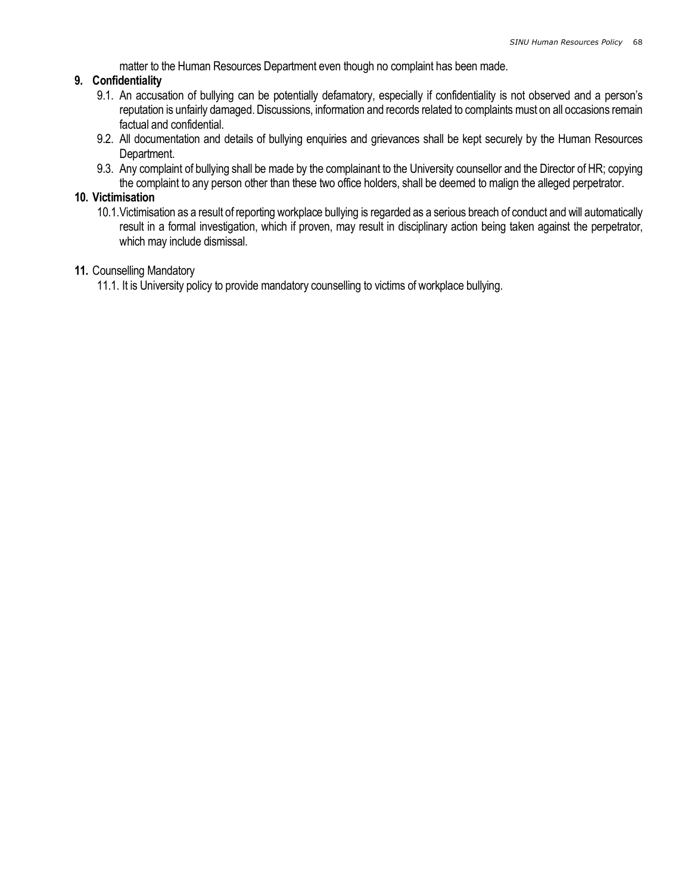matter to the Human Resources Department even though no complaint has been made.

**9. Confidentiality**

9.1. An accusation of bullying can be potentially defamatory, especially if confidentiality is not observed and a person's reputation is unfairly damaged. Discussions, information and records related to complaints must on all occasions remain factual and confidential.

9.2. All documentation and details of bullying enquiries and grievances shall be kept securely by the Human Resources Department.

9.3. Any complaint of bullying shall be made by the complainant to the University counsellor and the Director of HR; copying the complaint to any person other than these two office holders, shall be deemed to malign the alleged perpetrator.

**10. Victimisation**

10.1. Victimisation as a result of reporting workplace bullying is regarded as a serious breach of conduct and will automatically result in a formal investigation, which if proven, may result in disciplinary action being taken against the perpetrator, which may include dismissal.

**11.** Counselling Mandatory

11.1. It is University policy to provide mandatory counselling to victims of workplace bullying.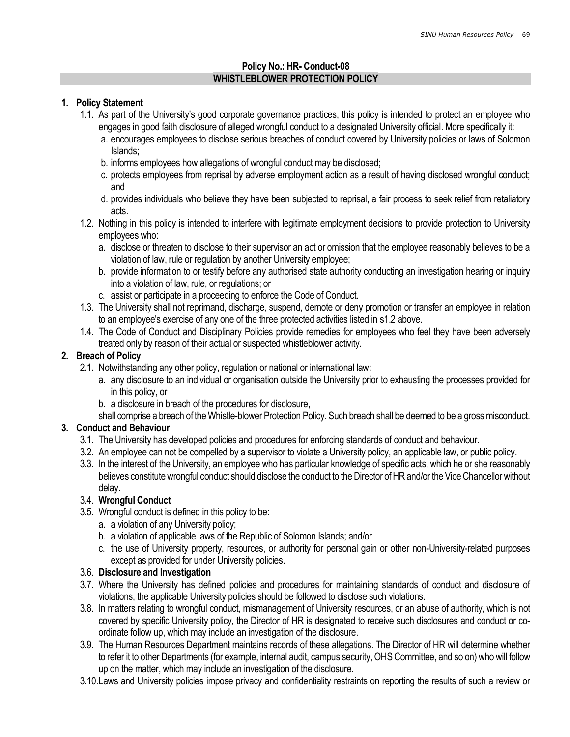## Policy No.: HR- Conduct-08
## WHISTLEBLOWER PROTECTION POLICY

### 1. Policy Statement

1.1. As part of the University's good corporate governance practices, this policy is intended to protect an employee who engages in good faith disclosure of alleged wrongful conduct to a designated University official. More specifically it:

a. encourages employees to disclose serious breaches of conduct covered by University policies or laws of Solomon Islands;
b. informs employees how allegations of wrongful conduct may be disclosed;
c. protects employees from reprisal by adverse employment action as a result of having disclosed wrongful conduct; and
d. provides individuals who believe they have been subjected to reprisal, a fair process to seek relief from retaliatory acts.

1.2. Nothing in this policy is intended to interfere with legitimate employment decisions to provide protection to University employees who:

a. disclose or threaten to disclose to their supervisor an act or omission that the employee reasonably believes to be a violation of law, rule or regulation by another University employee;
b. provide information to or testify before any authorised state authority conducting an investigation hearing or inquiry into a violation of law, rule, or regulations; or
c. assist or participate in a proceeding to enforce the Code of Conduct.

1.3. The University shall not reprimand, discharge, suspend, demote or deny promotion or transfer an employee in relation to an employee's exercise of any one of the three protected activities listed in s1.2 above.

1.4. The Code of Conduct and Disciplinary Policies provide remedies for employees who feel they have been adversely treated only by reason of their actual or suspected whistleblower activity.

### 2. Breach of Policy

2.1. Notwithstanding any other policy, regulation or national or international law:

a. any disclosure to an individual or organisation outside the University prior to exhausting the processes provided for in this policy, or
b. a disclosure in breach of the procedures for disclosure,

shall comprise a breach of the Whistle-blower Protection Policy. Such breach shall be deemed to be a gross misconduct.

### 3. Conduct and Behaviour

3.1. The University has developed policies and procedures for enforcing standards of conduct and behaviour.

3.2. An employee can not be compelled by a supervisor to violate a University policy, an applicable law, or public policy.

3.3. In the interest of the University, an employee who has particular knowledge of specific acts, which he or she reasonably believes constitute wrongful conduct should disclose the conduct to the Director of HR and/or the Vice Chancellor without delay.

3.4. **Wrongful Conduct**

3.5. Wrongful conduct is defined in this policy to be:

a. a violation of any University policy;
b. a violation of applicable laws of the Republic of Solomon Islands; and/or
c. the use of University property, resources, or authority for personal gain or other non-University-related purposes except as provided for under University policies.

3.6. **Disclosure and Investigation**

3.7. Where the University has defined policies and procedures for maintaining standards of conduct and disclosure of violations, the applicable University policies should be followed to disclose such violations.

3.8. In matters relating to wrongful conduct, mismanagement of University resources, or an abuse of authority, which is not covered by specific University policy, the Director of HR is designated to receive such disclosures and conduct or co-ordinate follow up, which may include an investigation of the disclosure.

3.9. The Human Resources Department maintains records of these allegations. The Director of HR will determine whether to refer it to other Departments (for example, internal audit, campus security, OHS Committee, and so on) who will follow up on the matter, which may include an investigation of the disclosure.

3.10. Laws and University policies impose privacy and confidentiality restraints on reporting the results of such a review or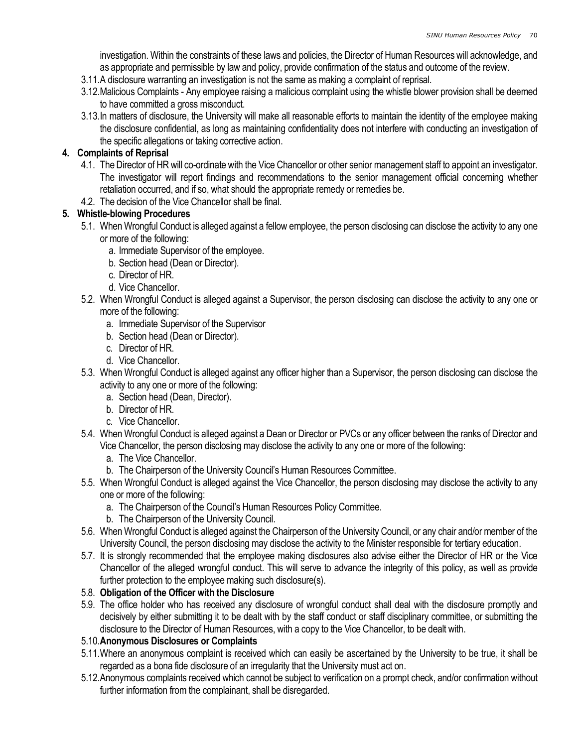investigation. Within the constraints of these laws and policies, the Director of Human Resources will acknowledge, and as appropriate and permissible by law and policy, provide confirmation of the status and outcome of the review.

3.11. A disclosure warranting an investigation is not the same as making a complaint of reprisal.

3.12. Malicious Complaints - Any employee raising a malicious complaint using the whistle blower provision shall be deemed to have committed a gross misconduct.

3.13. In matters of disclosure, the University will make all reasonable efforts to maintain the identity of the employee making the disclosure confidential, as long as maintaining confidentiality does not interfere with conducting an investigation of the specific allegations or taking corrective action.

**4. Complaints of Reprisal**

4.1. The Director of HR will co-ordinate with the Vice Chancellor or other senior management staff to appoint an investigator. The investigator will report findings and recommendations to the senior management official concerning whether retaliation occurred, and if so, what should the appropriate remedy or remedies be.

4.2. The decision of the Vice Chancellor shall be final.

**5. Whistle-blowing Procedures**

5.1. When Wrongful Conduct is alleged against a fellow employee, the person disclosing can disclose the activity to any one or more of the following:

a. Immediate Supervisor of the employee.
b. Section head (Dean or Director).
c. Director of HR.
d. Vice Chancellor.

5.2. When Wrongful Conduct is alleged against a Supervisor, the person disclosing can disclose the activity to any one or more of the following:

a. Immediate Supervisor of the Supervisor
b. Section head (Dean or Director).
c. Director of HR.
d. Vice Chancellor.

5.3. When Wrongful Conduct is alleged against any officer higher than a Supervisor, the person disclosing can disclose the activity to any one or more of the following:

a. Section head (Dean, Director).
b. Director of HR.
c. Vice Chancellor.

5.4. When Wrongful Conduct is alleged against a Dean or Director or PVCs or any officer between the ranks of Director and Vice Chancellor, the person disclosing may disclose the activity to any one or more of the following:

a. The Vice Chancellor.
b. The Chairperson of the University Council's Human Resources Committee.

5.5. When Wrongful Conduct is alleged against the Vice Chancellor, the person disclosing may disclose the activity to any one or more of the following:

a. The Chairperson of the Council's Human Resources Policy Committee.
b. The Chairperson of the University Council.

5.6. When Wrongful Conduct is alleged against the Chairperson of the University Council, or any chair and/or member of the University Council, the person disclosing may disclose the activity to the Minister responsible for tertiary education.

5.7. It is strongly recommended that the employee making disclosures also advise either the Director of HR or the Vice Chancellor of the alleged wrongful conduct. This will serve to advance the integrity of this policy, as well as provide further protection to the employee making such disclosure(s).

5.8. **Obligation of the Officer with the Disclosure**

5.9. The office holder who has received any disclosure of wrongful conduct shall deal with the disclosure promptly and decisively by either submitting it to be dealt with by the staff conduct or staff disciplinary committee, or submitting the disclosure to the Director of Human Resources, with a copy to the Vice Chancellor, to be dealt with.

5.10. **Anonymous Disclosures or Complaints**

5.11. Where an anonymous complaint is received which can easily be ascertained by the University to be true, it shall be regarded as a bona fide disclosure of an irregularity that the University must act on.

5.12. Anonymous complaints received which cannot be subject to verification on a prompt check, and/or confirmation without further information from the complainant, shall be disregarded.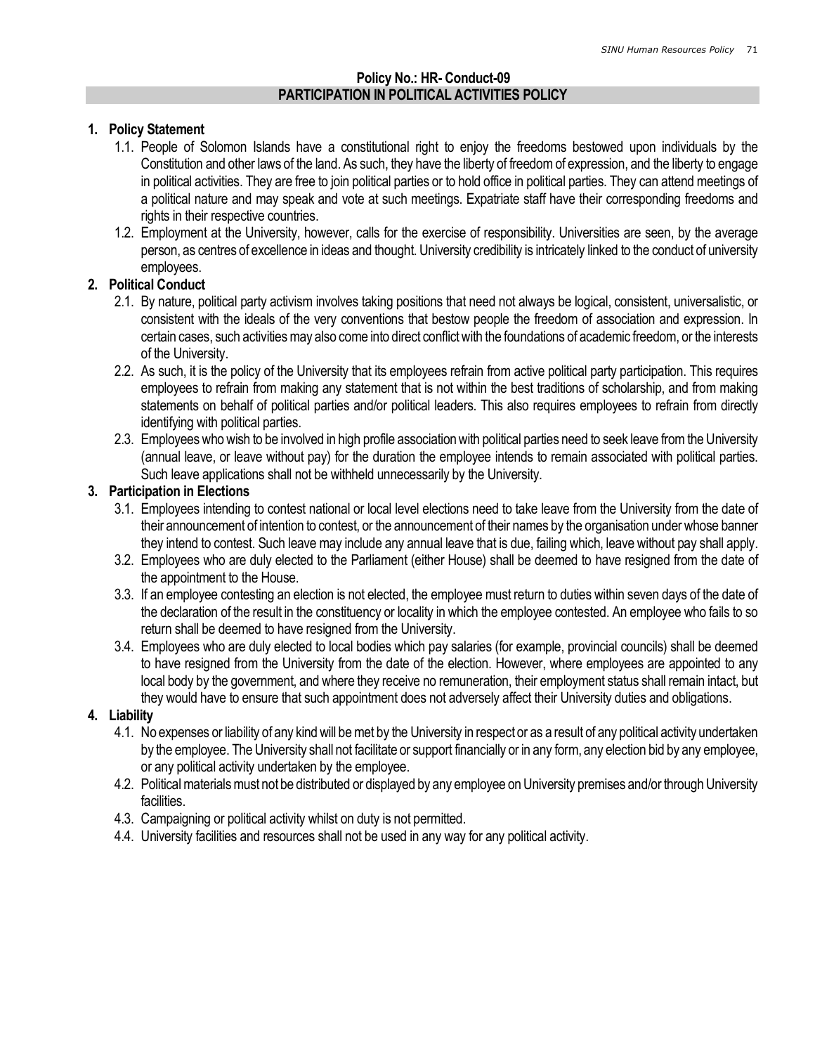**Policy No.: HR- Conduct-09**

## PARTICIPATION IN POLITICAL ACTIVITIES POLICY

### 1. Policy Statement

1.1. People of Solomon Islands have a constitutional right to enjoy the freedoms bestowed upon individuals by the Constitution and other laws of the land. As such, they have the liberty of freedom of expression, and the liberty to engage in political activities. They are free to join political parties or to hold office in political parties. They can attend meetings of a political nature and may speak and vote at such meetings. Expatriate staff have their corresponding freedoms and rights in their respective countries.

1.2. Employment at the University, however, calls for the exercise of responsibility. Universities are seen, by the average person, as centres of excellence in ideas and thought. University credibility is intricately linked to the conduct of university employees.

### 2. Political Conduct

2.1. By nature, political party activism involves taking positions that need not always be logical, consistent, universalistic, or consistent with the ideals of the very conventions that bestow people the freedom of association and expression. In certain cases, such activities may also come into direct conflict with the foundations of academic freedom, or the interests of the University.

2.2. As such, it is the policy of the University that its employees refrain from active political party participation. This requires employees to refrain from making any statement that is not within the best traditions of scholarship, and from making statements on behalf of political parties and/or political leaders. This also requires employees to refrain from directly identifying with political parties.

2.3. Employees who wish to be involved in high profile association with political parties need to seek leave from the University (annual leave, or leave without pay) for the duration the employee intends to remain associated with political parties. Such leave applications shall not be withheld unnecessarily by the University.

### 3. Participation in Elections

3.1. Employees intending to contest national or local level elections need to take leave from the University from the date of their announcement of intention to contest, or the announcement of their names by the organisation under whose banner they intend to contest. Such leave may include any annual leave that is due, failing which, leave without pay shall apply.

3.2. Employees who are duly elected to the Parliament (either House) shall be deemed to have resigned from the date of the appointment to the House.

3.3. If an employee contesting an election is not elected, the employee must return to duties within seven days of the date of the declaration of the result in the constituency or locality in which the employee contested. An employee who fails to so return shall be deemed to have resigned from the University.

3.4. Employees who are duly elected to local bodies which pay salaries (for example, provincial councils) shall be deemed to have resigned from the University from the date of the election. However, where employees are appointed to any local body by the government, and where they receive no remuneration, their employment status shall remain intact, but they would have to ensure that such appointment does not adversely affect their University duties and obligations.

### 4. Liability

4.1. No expenses or liability of any kind will be met by the University in respect or as a result of any political activity undertaken by the employee. The University shall not facilitate or support financially or in any form, any election bid by any employee, or any political activity undertaken by the employee.

4.2. Political materials must not be distributed or displayed by any employee on University premises and/or through University facilities.

4.3. Campaigning or political activity whilst on duty is not permitted.

4.4. University facilities and resources shall not be used in any way for any political activity.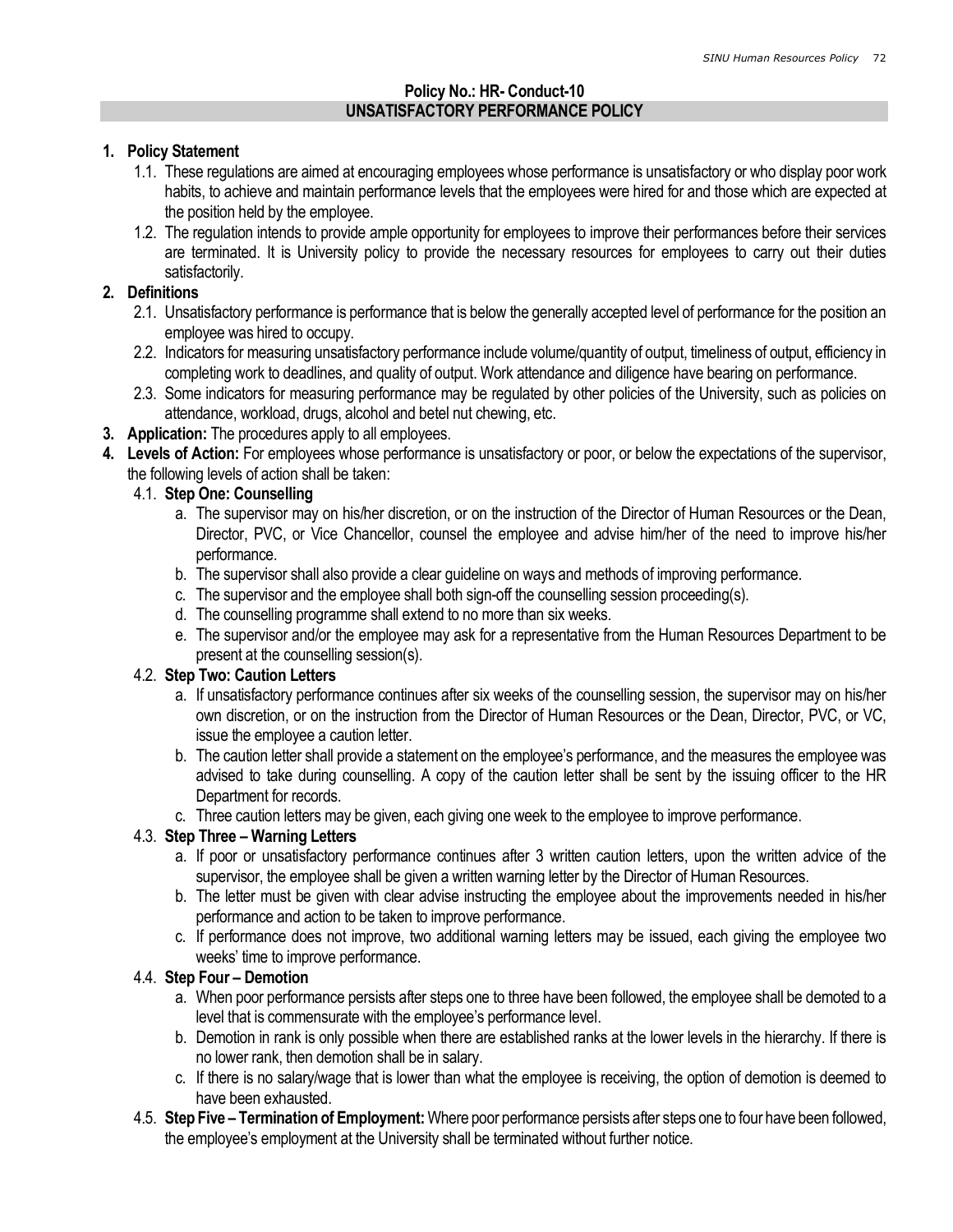**Policy No.: HR- Conduct-10**

## UNSATISFACTORY PERFORMANCE POLICY

1. **Policy Statement**
   1.1. These regulations are aimed at encouraging employees whose performance is unsatisfactory or who display poor work habits, to achieve and maintain performance levels that the employees were hired for and those which are expected at the position held by the employee.
   1.2. The regulation intends to provide ample opportunity for employees to improve their performances before their services are terminated. It is University policy to provide the necessary resources for employees to carry out their duties satisfactorily.
2. **Definitions**
   2.1. Unsatisfactory performance is performance that is below the generally accepted level of performance for the position an employee was hired to occupy.
   2.2. Indicators for measuring unsatisfactory performance include volume/quantity of output, timeliness of output, efficiency in completing work to deadlines, and quality of output. Work attendance and diligence have bearing on performance.
   2.3. Some indicators for measuring performance may be regulated by other policies of the University, such as policies on attendance, workload, drugs, alcohol and betel nut chewing, etc.
3. **Application:** The procedures apply to all employees.
4. **Levels of Action:** For employees whose performance is unsatisfactory or poor, or below the expectations of the supervisor, the following levels of action shall be taken:
   4.1. **Step One: Counselling**
      a. The supervisor may on his/her discretion, or on the instruction of the Director of Human Resources or the Dean, Director, PVC, or Vice Chancellor, counsel the employee and advise him/her of the need to improve his/her performance.
      b. The supervisor shall also provide a clear guideline on ways and methods of improving performance.
      c. The supervisor and the employee shall both sign-off the counselling session proceeding(s).
      d. The counselling programme shall extend to no more than six weeks.
      e. The supervisor and/or the employee may ask for a representative from the Human Resources Department to be present at the counselling session(s).

   4.2. **Step Two: Caution Letters**
      a. If unsatisfactory performance continues after six weeks of the counselling session, the supervisor may on his/her own discretion, or on the instruction from the Director of Human Resources or the Dean, Director, PVC, or VC, issue the employee a caution letter.
      b. The caution letter shall provide a statement on the employee's performance, and the measures the employee was advised to take during counselling. A copy of the caution letter shall be sent by the issuing officer to the HR Department for records.
      c. Three caution letters may be given, each giving one week to the employee to improve performance.

   4.3. **Step Three – Warning Letters**
      a. If poor or unsatisfactory performance continues after 3 written caution letters, upon the written advice of the supervisor, the employee shall be given a written warning letter by the Director of Human Resources.
      b. The letter must be given with clear advise instructing the employee about the improvements needed in his/her performance and action to be taken to improve performance.
      c. If performance does not improve, two additional warning letters may be issued, each giving the employee two weeks' time to improve performance.

   4.4. **Step Four – Demotion**
      a. When poor performance persists after steps one to three have been followed, the employee shall be demoted to a level that is commensurate with the employee's performance level.
      b. Demotion in rank is only possible when there are established ranks at the lower levels in the hierarchy. If there is no lower rank, then demotion shall be in salary.
      c. If there is no salary/wage that is lower than what the employee is receiving, the option of demotion is deemed to have been exhausted.

   4.5. **Step Five – Termination of Employment:** Where poor performance persists after steps one to four have been followed, the employee's employment at the University shall be terminated without further notice.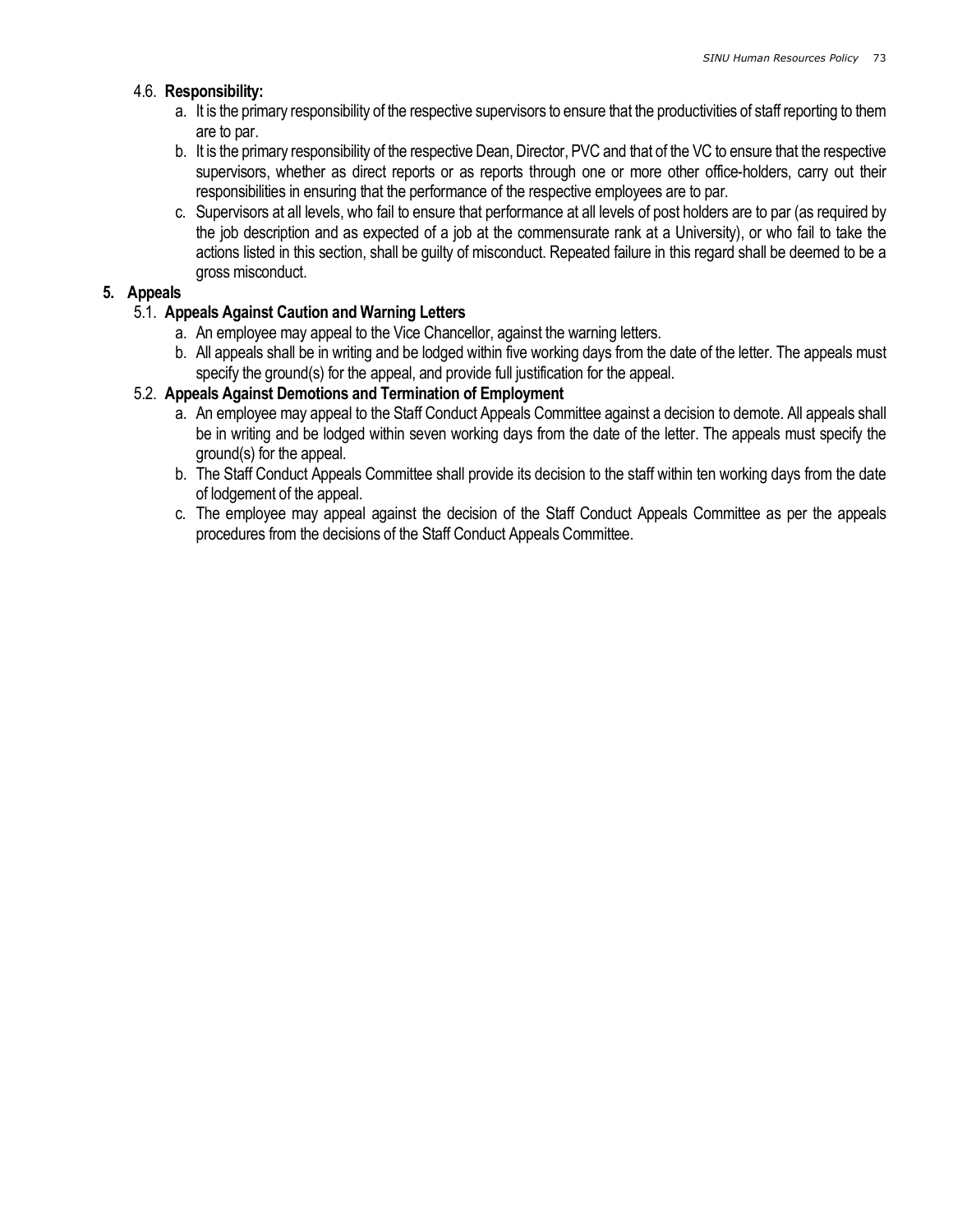4.6. **Responsibility:**

a. It is the primary responsibility of the respective supervisors to ensure that the productivities of staff reporting to them are to par.

b. It is the primary responsibility of the respective Dean, Director, PVC and that of the VC to ensure that the respective supervisors, whether as direct reports or as reports through one or more other office-holders, carry out their responsibilities in ensuring that the performance of the respective employees are to par.

c. Supervisors at all levels, who fail to ensure that performance at all levels of post holders are to par (as required by the job description and as expected of a job at the commensurate rank at a University), or who fail to take the actions listed in this section, shall be guilty of misconduct. Repeated failure in this regard shall be deemed to be a gross misconduct.

## 5. Appeals

### 5.1. Appeals Against Caution and Warning Letters

a. An employee may appeal to the Vice Chancellor, against the warning letters.

b. All appeals shall be in writing and be lodged within five working days from the date of the letter. The appeals must specify the ground(s) for the appeal, and provide full justification for the appeal.

### 5.2. Appeals Against Demotions and Termination of Employment

a. An employee may appeal to the Staff Conduct Appeals Committee against a decision to demote. All appeals shall be in writing and be lodged within seven working days from the date of the letter. The appeals must specify the ground(s) for the appeal.

b. The Staff Conduct Appeals Committee shall provide its decision to the staff within ten working days from the date of lodgement of the appeal.

c. The employee may appeal against the decision of the Staff Conduct Appeals Committee as per the appeals procedures from the decisions of the Staff Conduct Appeals Committee.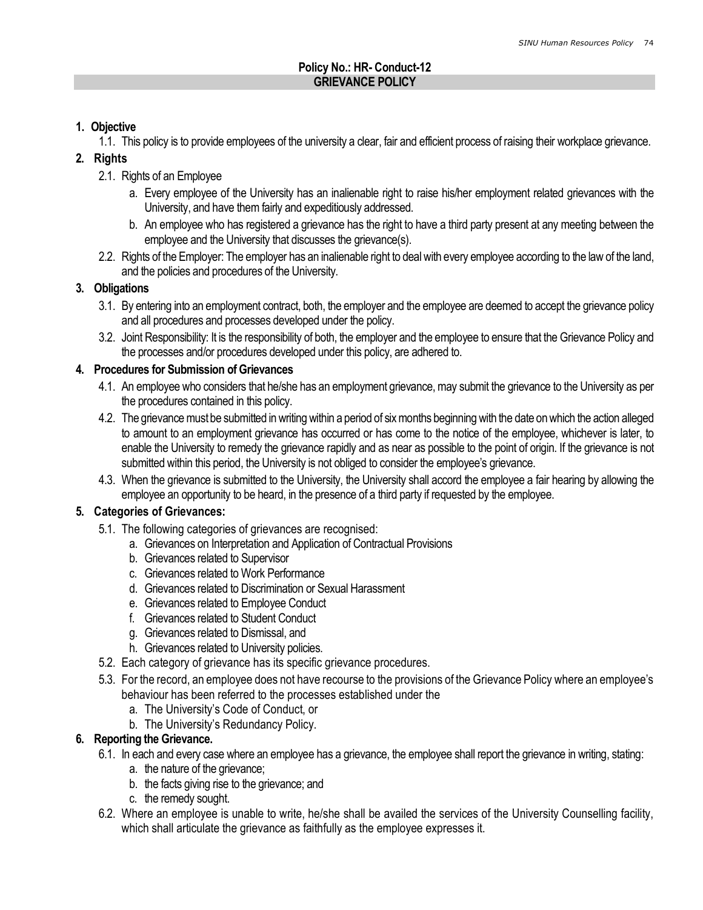**Policy No.: HR- Conduct-12**

## GRIEVANCE POLICY

**1. Objective**

1.1. This policy is to provide employees of the university a clear, fair and efficient process of raising their workplace grievance.

**2. Rights**

2.1. Rights of an Employee

a. Every employee of the University has an inalienable right to raise his/her employment related grievances with the University, and have them fairly and expeditiously addressed.

b. An employee who has registered a grievance has the right to have a third party present at any meeting between the employee and the University that discusses the grievance(s).

2.2. Rights of the Employer: The employer has an inalienable right to deal with every employee according to the law of the land, and the policies and procedures of the University.

**3. Obligations**

3.1. By entering into an employment contract, both, the employer and the employee are deemed to accept the grievance policy and all procedures and processes developed under the policy.

3.2. Joint Responsibility: It is the responsibility of both, the employer and the employee to ensure that the Grievance Policy and the processes and/or procedures developed under this policy, are adhered to.

**4. Procedures for Submission of Grievances**

4.1. An employee who considers that he/she has an employment grievance, may submit the grievance to the University as per the procedures contained in this policy.

4.2. The grievance must be submitted in writing within a period of six months beginning with the date on which the action alleged to amount to an employment grievance has occurred or has come to the notice of the employee, whichever is later, to enable the University to remedy the grievance rapidly and as near as possible to the point of origin. If the grievance is not submitted within this period, the University is not obliged to consider the employee's grievance.

4.3. When the grievance is submitted to the University, the University shall accord the employee a fair hearing by allowing the employee an opportunity to be heard, in the presence of a third party if requested by the employee.

**5. Categories of Grievances:**

5.1. The following categories of grievances are recognised:

a. Grievances on Interpretation and Application of Contractual Provisions
b. Grievances related to Supervisor
c. Grievances related to Work Performance
d. Grievances related to Discrimination or Sexual Harassment
e. Grievances related to Employee Conduct
f. Grievances related to Student Conduct
g. Grievances related to Dismissal, and
h. Grievances related to University policies.

5.2. Each category of grievance has its specific grievance procedures.

5.3. For the record, an employee does not have recourse to the provisions of the Grievance Policy where an employee's behaviour has been referred to the processes established under the

a. The University's Code of Conduct, or
b. The University's Redundancy Policy.

**6. Reporting the Grievance.**

6.1. In each and every case where an employee has a grievance, the employee shall report the grievance in writing, stating:

a. the nature of the grievance;
b. the facts giving rise to the grievance; and
c. the remedy sought.

6.2. Where an employee is unable to write, he/she shall be availed the services of the University Counselling facility, which shall articulate the grievance as faithfully as the employee expresses it.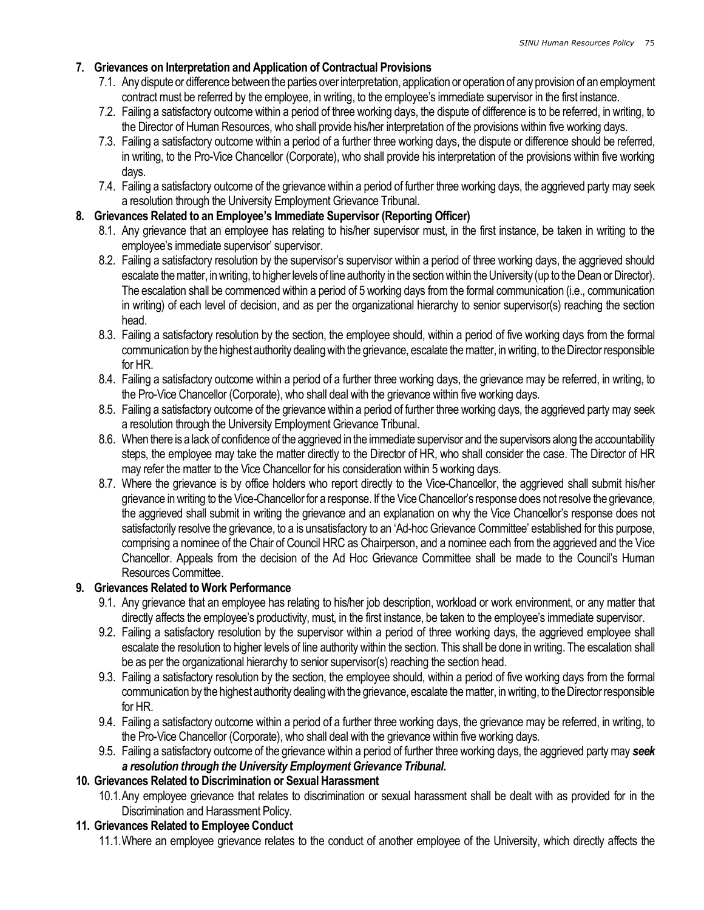**7. Grievances on Interpretation and Application of Contractual Provisions**

7.1. Any dispute or difference between the parties over interpretation, application or operation of any provision of an employment contract must be referred by the employee, in writing, to the employee's immediate supervisor in the first instance.

7.2. Failing a satisfactory outcome within a period of three working days, the dispute of difference is to be referred, in writing, to the Director of Human Resources, who shall provide his/her interpretation of the provisions within five working days.

7.3. Failing a satisfactory outcome within a period of a further three working days, the dispute or difference should be referred, in writing, to the Pro-Vice Chancellor (Corporate), who shall provide his interpretation of the provisions within five working days.

7.4. Failing a satisfactory outcome of the grievance within a period of further three working days, the aggrieved party may seek a resolution through the University Employment Grievance Tribunal.

**8. Grievances Related to an Employee's Immediate Supervisor (Reporting Officer)**

8.1. Any grievance that an employee has relating to his/her supervisor must, in the first instance, be taken in writing to the employee's immediate supervisor' supervisor.

8.2. Failing a satisfactory resolution by the supervisor's supervisor within a period of three working days, the aggrieved should escalate the matter, in writing, to higher levels of line authority in the section within the University (up to the Dean or Director). The escalation shall be commenced within a period of 5 working days from the formal communication (i.e., communication in writing) of each level of decision, and as per the organizational hierarchy to senior supervisor(s) reaching the section head.

8.3. Failing a satisfactory resolution by the section, the employee should, within a period of five working days from the formal communication by the highest authority dealing with the grievance, escalate the matter, in writing, to the Director responsible for HR.

8.4. Failing a satisfactory outcome within a period of a further three working days, the grievance may be referred, in writing, to the Pro-Vice Chancellor (Corporate), who shall deal with the grievance within five working days.

8.5. Failing a satisfactory outcome of the grievance within a period of further three working days, the aggrieved party may seek a resolution through the University Employment Grievance Tribunal.

8.6. When there is a lack of confidence of the aggrieved in the immediate supervisor and the supervisors along the accountability steps, the employee may take the matter directly to the Director of HR, who shall consider the case. The Director of HR may refer the matter to the Vice Chancellor for his consideration within 5 working days.

8.7. Where the grievance is by office holders who report directly to the Vice-Chancellor, the aggrieved shall submit his/her grievance in writing to the Vice-Chancellor for a response. If the Vice Chancellor's response does not resolve the grievance, the aggrieved shall submit in writing the grievance and an explanation on why the Vice Chancellor's response does not satisfactorily resolve the grievance, to a is unsatisfactory to an 'Ad-hoc Grievance Committee' established for this purpose, comprising a nominee of the Chair of Council HRC as Chairperson, and a nominee each from the aggrieved and the Vice Chancellor. Appeals from the decision of the Ad Hoc Grievance Committee shall be made to the Council's Human Resources Committee.

**9. Grievances Related to Work Performance**

9.1. Any grievance that an employee has relating to his/her job description, workload or work environment, or any matter that directly affects the employee's productivity, must, in the first instance, be taken to the employee's immediate supervisor.

9.2. Failing a satisfactory resolution by the supervisor within a period of three working days, the aggrieved employee shall escalate the resolution to higher levels of line authority within the section. This shall be done in writing. The escalation shall be as per the organizational hierarchy to senior supervisor(s) reaching the section head.

9.3. Failing a satisfactory resolution by the section, the employee should, within a period of five working days from the formal communication by the highest authority dealing with the grievance, escalate the matter, in writing, to the Director responsible for HR.

9.4. Failing a satisfactory outcome within a period of a further three working days, the grievance may be referred, in writing, to the Pro-Vice Chancellor (Corporate), who shall deal with the grievance within five working days.

9.5. Failing a satisfactory outcome of the grievance within a period of further three working days, the aggrieved party may ***seek a resolution through the University Employment Grievance Tribunal.***

**10. Grievances Related to Discrimination or Sexual Harassment**

10.1. Any employee grievance that relates to discrimination or sexual harassment shall be dealt with as provided for in the Discrimination and Harassment Policy.

**11. Grievances Related to Employee Conduct**

11.1. Where an employee grievance relates to the conduct of another employee of the University, which directly affects the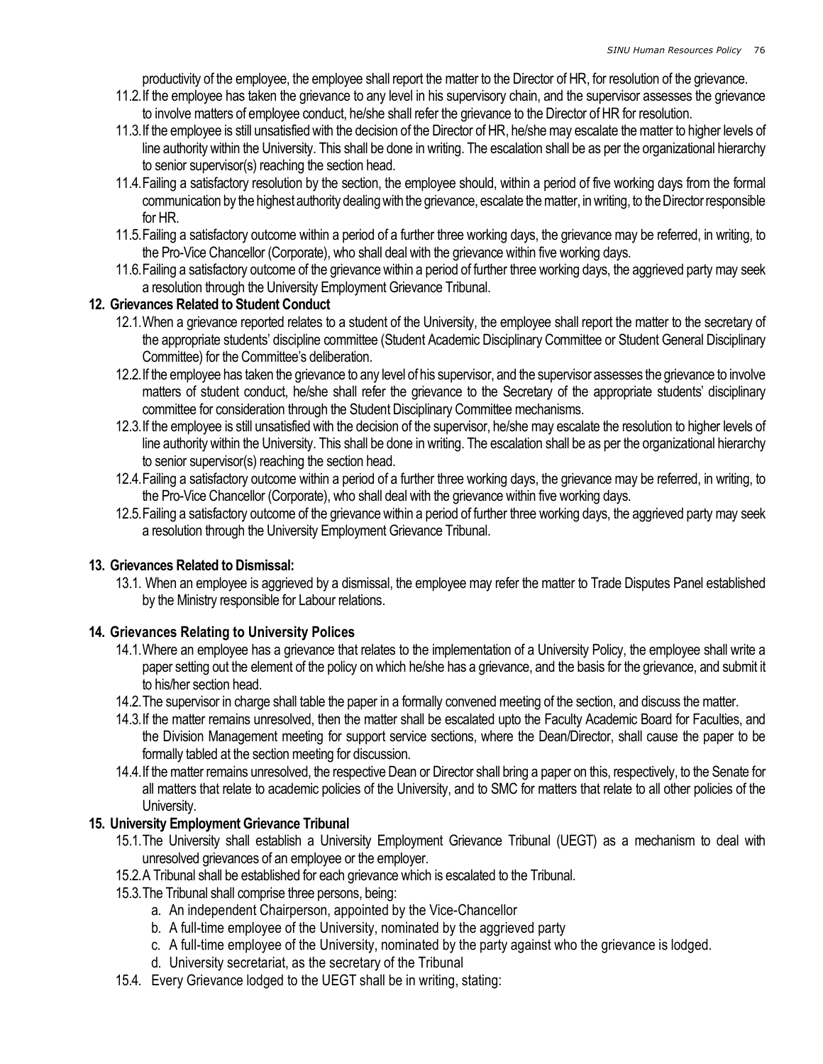productivity of the employee, the employee shall report the matter to the Director of HR, for resolution of the grievance.

11.2. If the employee has taken the grievance to any level in his supervisory chain, and the supervisor assesses the grievance to involve matters of employee conduct, he/she shall refer the grievance to the Director of HR for resolution.

11.3. If the employee is still unsatisfied with the decision of the Director of HR, he/she may escalate the matter to higher levels of line authority within the University. This shall be done in writing. The escalation shall be as per the organizational hierarchy to senior supervisor(s) reaching the section head.

11.4. Failing a satisfactory resolution by the section, the employee should, within a period of five working days from the formal communication by the highest authority dealing with the grievance, escalate the matter, in writing, to the Director responsible for HR.

11.5. Failing a satisfactory outcome within a period of a further three working days, the grievance may be referred, in writing, to the Pro-Vice Chancellor (Corporate), who shall deal with the grievance within five working days.

11.6. Failing a satisfactory outcome of the grievance within a period of further three working days, the aggrieved party may seek a resolution through the University Employment Grievance Tribunal.

## 12. Grievances Related to Student Conduct

12.1. When a grievance reported relates to a student of the University, the employee shall report the matter to the secretary of the appropriate students' discipline committee (Student Academic Disciplinary Committee or Student General Disciplinary Committee) for the Committee's deliberation.

12.2. If the employee has taken the grievance to any level of his supervisor, and the supervisor assesses the grievance to involve matters of student conduct, he/she shall refer the grievance to the Secretary of the appropriate students' disciplinary committee for consideration through the Student Disciplinary Committee mechanisms.

12.3. If the employee is still unsatisfied with the decision of the supervisor, he/she may escalate the resolution to higher levels of line authority within the University. This shall be done in writing. The escalation shall be as per the organizational hierarchy to senior supervisor(s) reaching the section head.

12.4. Failing a satisfactory outcome within a period of a further three working days, the grievance may be referred, in writing, to the Pro-Vice Chancellor (Corporate), who shall deal with the grievance within five working days.

12.5. Failing a satisfactory outcome of the grievance within a period of further three working days, the aggrieved party may seek a resolution through the University Employment Grievance Tribunal.

## 13. Grievances Related to Dismissal:

13.1. When an employee is aggrieved by a dismissal, the employee may refer the matter to Trade Disputes Panel established by the Ministry responsible for Labour relations.

## 14. Grievances Relating to University Polices

14.1. Where an employee has a grievance that relates to the implementation of a University Policy, the employee shall write a paper setting out the element of the policy on which he/she has a grievance, and the basis for the grievance, and submit it to his/her section head.

14.2. The supervisor in charge shall table the paper in a formally convened meeting of the section, and discuss the matter.

14.3. If the matter remains unresolved, then the matter shall be escalated upto the Faculty Academic Board for Faculties, and the Division Management meeting for support service sections, where the Dean/Director, shall cause the paper to be formally tabled at the section meeting for discussion.

14.4. If the matter remains unresolved, the respective Dean or Director shall bring a paper on this, respectively, to the Senate for all matters that relate to academic policies of the University, and to SMC for matters that relate to all other policies of the University.

## 15. University Employment Grievance Tribunal

15.1. The University shall establish a University Employment Grievance Tribunal (UEGT) as a mechanism to deal with unresolved grievances of an employee or the employer.

15.2. A Tribunal shall be established for each grievance which is escalated to the Tribunal.

15.3. The Tribunal shall comprise three persons, being:

a. An independent Chairperson, appointed by the Vice-Chancellor
b. A full-time employee of the University, nominated by the aggrieved party
c. A full-time employee of the University, nominated by the party against who the grievance is lodged.
d. University secretariat, as the secretary of the Tribunal

15.4. Every Grievance lodged to the UEGT shall be in writing, stating: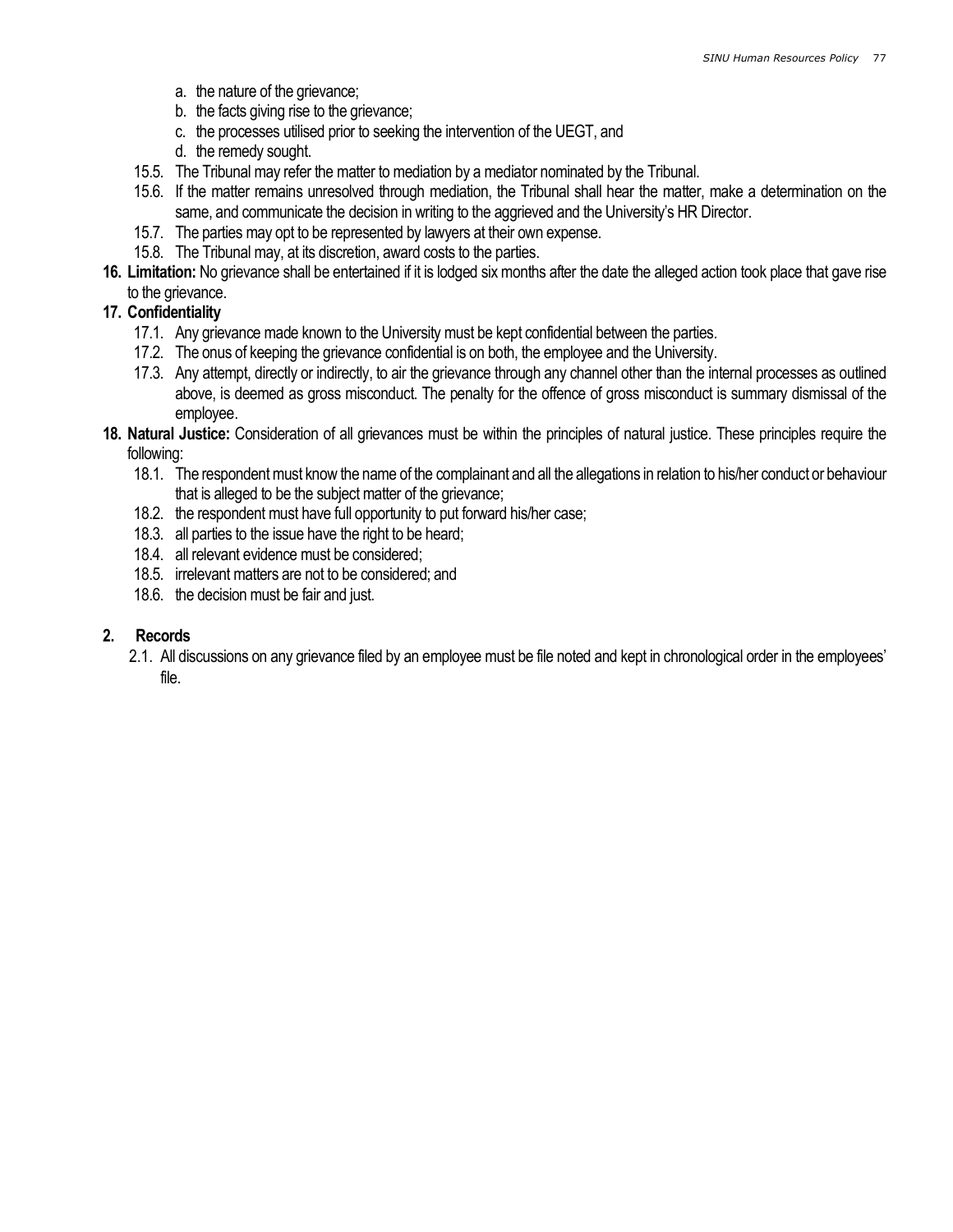a. the nature of the grievance;
b. the facts giving rise to the grievance;
c. the processes utilised prior to seeking the intervention of the UEGT, and
d. the remedy sought.

15.5. The Tribunal may refer the matter to mediation by a mediator nominated by the Tribunal.

15.6. If the matter remains unresolved through mediation, the Tribunal shall hear the matter, make a determination on the same, and communicate the decision in writing to the aggrieved and the University's HR Director.

15.7. The parties may opt to be represented by lawyers at their own expense.

15.8. The Tribunal may, at its discretion, award costs to the parties.

**16. Limitation:** No grievance shall be entertained if it is lodged six months after the date the alleged action took place that gave rise to the grievance.

**17. Confidentiality**

17.1. Any grievance made known to the University must be kept confidential between the parties.

17.2. The onus of keeping the grievance confidential is on both, the employee and the University.

17.3. Any attempt, directly or indirectly, to air the grievance through any channel other than the internal processes as outlined above, is deemed as gross misconduct. The penalty for the offence of gross misconduct is summary dismissal of the employee.

**18. Natural Justice:** Consideration of all grievances must be within the principles of natural justice. These principles require the following:

18.1. The respondent must know the name of the complainant and all the allegations in relation to his/her conduct or behaviour that is alleged to be the subject matter of the grievance;

18.2. the respondent must have full opportunity to put forward his/her case;

18.3. all parties to the issue have the right to be heard;

18.4. all relevant evidence must be considered;

18.5. irrelevant matters are not to be considered; and

18.6. the decision must be fair and just.

## 2. Records

2.1. All discussions on any grievance filed by an employee must be file noted and kept in chronological order in the employees' file.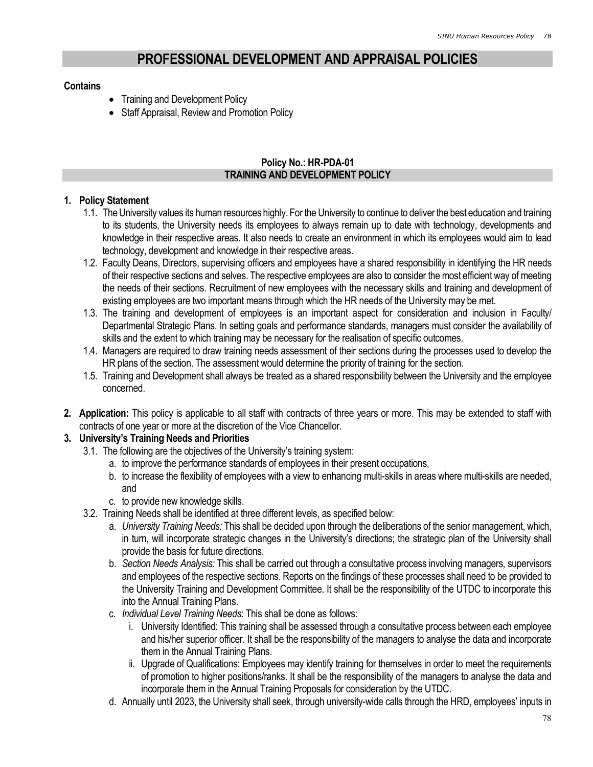# PROFESSIONAL DEVELOPMENT AND APPRAISAL POLICIES

**Contains**

- Training and Development Policy
- Staff Appraisal, Review and Promotion Policy

## Policy No.: HR-PDA-01
## TRAINING AND DEVELOPMENT POLICY

1. **Policy Statement**
   1.1. The University values its human resources highly. For the University to continue to deliver the best education and training to its students, the University needs its employees to always remain up to date with technology, developments and knowledge in their respective areas. It also needs to create an environment in which its employees would aim to lead technology, development and knowledge in their respective areas.
   1.2. Faculty Deans, Directors, supervising officers and employees have a shared responsibility in identifying the HR needs of their respective sections and selves. The respective employees are also to consider the most efficient way of meeting the needs of their sections. Recruitment of new employees with the necessary skills and training and development of existing employees are two important means through which the HR needs of the University may be met.
   1.3. The training and development of employees is an important aspect for consideration and inclusion in Faculty/ Departmental Strategic Plans. In setting goals and performance standards, managers must consider the availability of skills and the extent to which training may be necessary for the realisation of specific outcomes.
   1.4. Managers are required to draw training needs assessment of their sections during the processes used to develop the HR plans of the section. The assessment would determine the priority of training for the section.
   1.5. Training and Development shall always be treated as a shared responsibility between the University and the employee concerned.

2. **Application:** This policy is applicable to all staff with contracts of three years or more. This may be extended to staff with contracts of one year or more at the discretion of the Vice Chancellor.

3. **University's Training Needs and Priorities**
   3.1. The following are the objectives of the University's training system:
      a. to improve the performance standards of employees in their present occupations,
      b. to increase the flexibility of employees with a view to enhancing multi-skills in areas where multi-skills are needed, and
      c. to provide new knowledge skills.
   3.2. Training Needs shall be identified at three different levels, as specified below:
      a. *University Training Needs:* This shall be decided upon through the deliberations of the senior management, which, in turn, will incorporate strategic changes in the University's directions; the strategic plan of the University shall provide the basis for future directions.
      b. *Section Needs Analysis:* This shall be carried out through a consultative process involving managers, supervisors and employees of the respective sections. Reports on the findings of these processes shall need to be provided to the University Training and Development Committee. It shall be the responsibility of the UTDC to incorporate this into the Annual Training Plans.
      c. *Individual Level Training Needs*: This shall be done as follows:
         i. University Identified: This training shall be assessed through a consultative process between each employee and his/her superior officer. It shall be the responsibility of the managers to analyse the data and incorporate them in the Annual Training Plans.
         ii. Upgrade of Qualifications: Employees may identify training for themselves in order to meet the requirements of promotion to higher positions/ranks. It shall be the responsibility of the managers to analyse the data and incorporate them in the Annual Training Proposals for consideration by the UTDC.
      d. Annually until 2023, the University shall seek, through university-wide calls through the HRD, employees' inputs in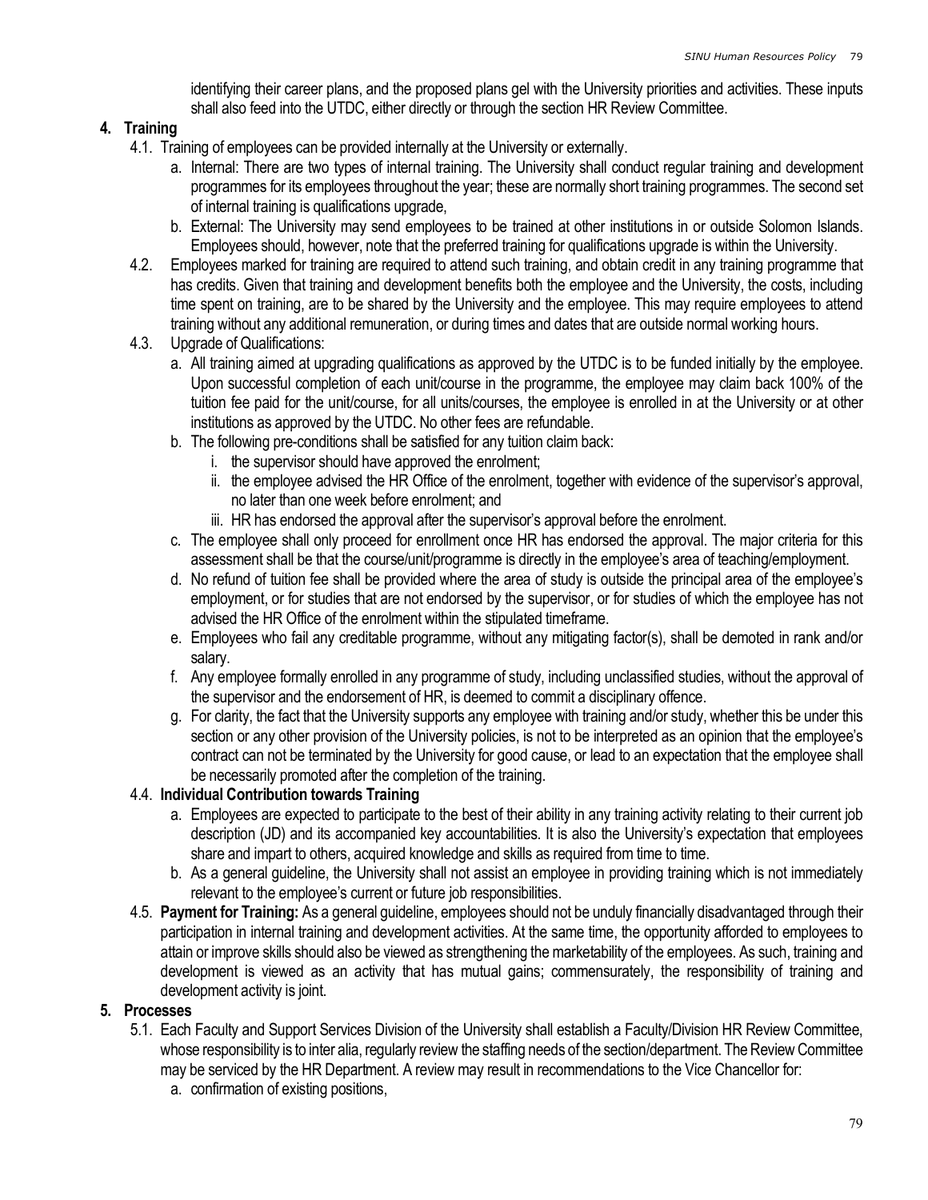identifying their career plans, and the proposed plans gel with the University priorities and activities. These inputs shall also feed into the UTDC, either directly or through the section HR Review Committee.

## 4. Training

4.1. Training of employees can be provided internally at the University or externally.

a. Internal: There are two types of internal training. The University shall conduct regular training and development programmes for its employees throughout the year; these are normally short training programmes. The second set of internal training is qualifications upgrade,

b. External: The University may send employees to be trained at other institutions in or outside Solomon Islands. Employees should, however, note that the preferred training for qualifications upgrade is within the University.

4.2. Employees marked for training are required to attend such training, and obtain credit in any training programme that has credits. Given that training and development benefits both the employee and the University, the costs, including time spent on training, are to be shared by the University and the employee. This may require employees to attend training without any additional remuneration, or during times and dates that are outside normal working hours.

4.3. Upgrade of Qualifications:

a. All training aimed at upgrading qualifications as approved by the UTDC is to be funded initially by the employee. Upon successful completion of each unit/course in the programme, the employee may claim back 100% of the tuition fee paid for the unit/course, for all units/courses, the employee is enrolled in at the University or at other institutions as approved by the UTDC. No other fees are refundable.

b. The following pre-conditions shall be satisfied for any tuition claim back:

i. the supervisor should have approved the enrolment;

ii. the employee advised the HR Office of the enrolment, together with evidence of the supervisor's approval, no later than one week before enrolment; and

iii. HR has endorsed the approval after the supervisor's approval before the enrolment.

c. The employee shall only proceed for enrollment once HR has endorsed the approval. The major criteria for this assessment shall be that the course/unit/programme is directly in the employee's area of teaching/employment.

d. No refund of tuition fee shall be provided where the area of study is outside the principal area of the employee's employment, or for studies that are not endorsed by the supervisor, or for studies of which the employee has not advised the HR Office of the enrolment within the stipulated timeframe.

e. Employees who fail any creditable programme, without any mitigating factor(s), shall be demoted in rank and/or salary.

f. Any employee formally enrolled in any programme of study, including unclassified studies, without the approval of the supervisor and the endorsement of HR, is deemed to commit a disciplinary offence.

g. For clarity, the fact that the University supports any employee with training and/or study, whether this be under this section or any other provision of the University policies, is not to be interpreted as an opinion that the employee's contract can not be terminated by the University for good cause, or lead to an expectation that the employee shall be necessarily promoted after the completion of the training.

### 4.4. Individual Contribution towards Training

a. Employees are expected to participate to the best of their ability in any training activity relating to their current job description (JD) and its accompanied key accountabilities. It is also the University's expectation that employees share and impart to others, acquired knowledge and skills as required from time to time.

b. As a general guideline, the University shall not assist an employee in providing training which is not immediately relevant to the employee's current or future job responsibilities.

4.5. **Payment for Training:** As a general guideline, employees should not be unduly financially disadvantaged through their participation in internal training and development activities. At the same time, the opportunity afforded to employees to attain or improve skills should also be viewed as strengthening the marketability of the employees. As such, training and development is viewed as an activity that has mutual gains; commensurately, the responsibility of training and development activity is joint.

## 5. Processes

5.1. Each Faculty and Support Services Division of the University shall establish a Faculty/Division HR Review Committee, whose responsibility is to inter alia, regularly review the staffing needs of the section/department. The Review Committee may be serviced by the HR Department. A review may result in recommendations to the Vice Chancellor for:

a. confirmation of existing positions,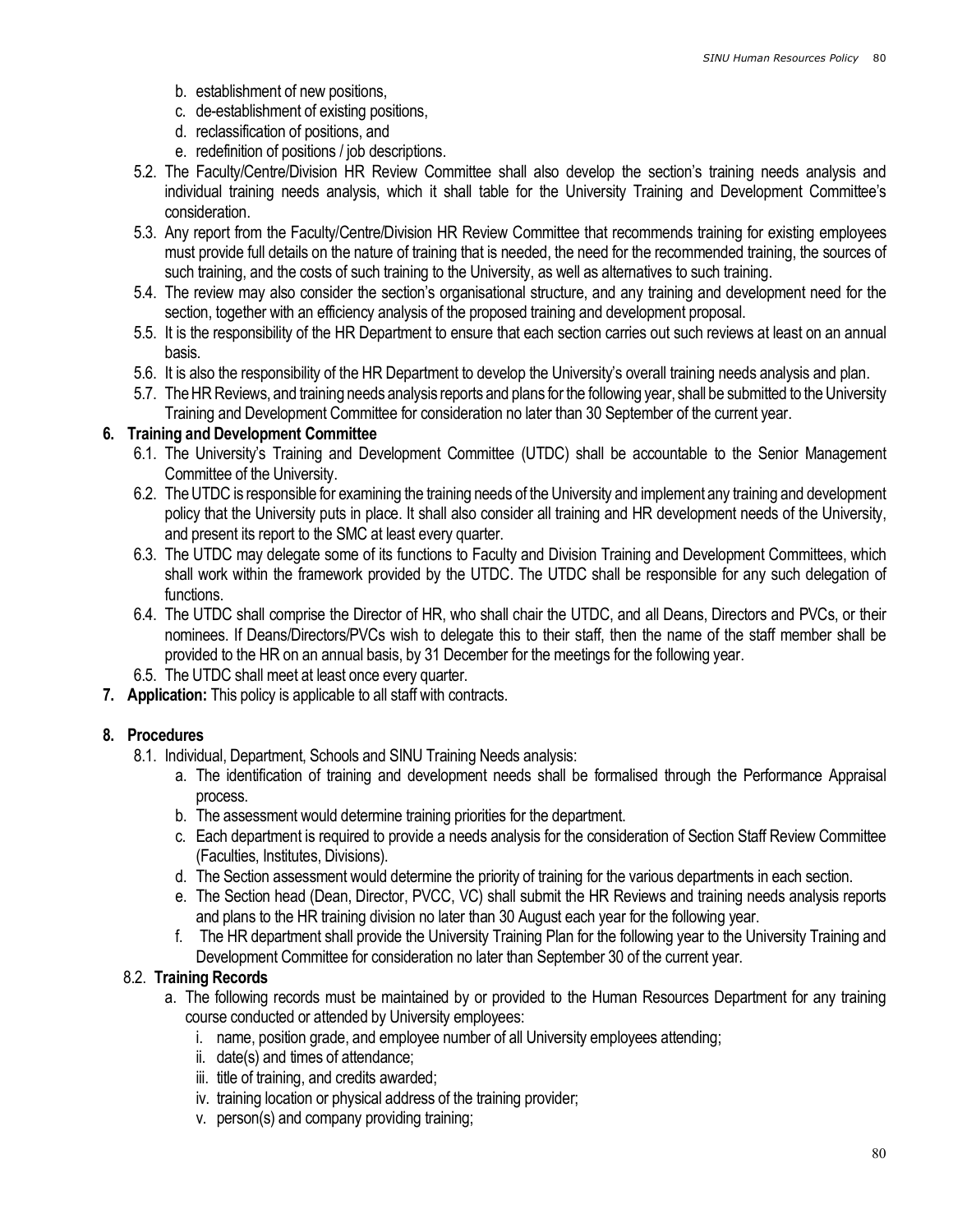b. establishment of new positions,
c. de-establishment of existing positions,
d. reclassification of positions, and
e. redefinition of positions / job descriptions.

5.2. The Faculty/Centre/Division HR Review Committee shall also develop the section's training needs analysis and individual training needs analysis, which it shall table for the University Training and Development Committee's consideration.

5.3. Any report from the Faculty/Centre/Division HR Review Committee that recommends training for existing employees must provide full details on the nature of training that is needed, the need for the recommended training, the sources of such training, and the costs of such training to the University, as well as alternatives to such training.

5.4. The review may also consider the section's organisational structure, and any training and development need for the section, together with an efficiency analysis of the proposed training and development proposal.

5.5. It is the responsibility of the HR Department to ensure that each section carries out such reviews at least on an annual basis.

5.6. It is also the responsibility of the HR Department to develop the University's overall training needs analysis and plan.

5.7. The HR Reviews, and training needs analysis reports and plans for the following year, shall be submitted to the University Training and Development Committee for consideration no later than 30 September of the current year.

**6. Training and Development Committee**

6.1. The University's Training and Development Committee (UTDC) shall be accountable to the Senior Management Committee of the University.

6.2. The UTDC is responsible for examining the training needs of the University and implement any training and development policy that the University puts in place. It shall also consider all training and HR development needs of the University, and present its report to the SMC at least every quarter.

6.3. The UTDC may delegate some of its functions to Faculty and Division Training and Development Committees, which shall work within the framework provided by the UTDC. The UTDC shall be responsible for any such delegation of functions.

6.4. The UTDC shall comprise the Director of HR, who shall chair the UTDC, and all Deans, Directors and PVCs, or their nominees. If Deans/Directors/PVCs wish to delegate this to their staff, then the name of the staff member shall be provided to the HR on an annual basis, by 31 December for the meetings for the following year.

6.5. The UTDC shall meet at least once every quarter.

**7. Application:** This policy is applicable to all staff with contracts.

**8. Procedures**

8.1. Individual, Department, Schools and SINU Training Needs analysis:

a. The identification of training and development needs shall be formalised through the Performance Appraisal process.
b. The assessment would determine training priorities for the department.
c. Each department is required to provide a needs analysis for the consideration of Section Staff Review Committee (Faculties, Institutes, Divisions).
d. The Section assessment would determine the priority of training for the various departments in each section.
e. The Section head (Dean, Director, PVCC, VC) shall submit the HR Reviews and training needs analysis reports and plans to the HR training division no later than 30 August each year for the following year.
f. The HR department shall provide the University Training Plan for the following year to the University Training and Development Committee for consideration no later than September 30 of the current year.

8.2. **Training Records**

a. The following records must be maintained by or provided to the Human Resources Department for any training course conducted or attended by University employees:
   i. name, position grade, and employee number of all University employees attending;
   ii. date(s) and times of attendance;
   iii. title of training, and credits awarded;
   iv. training location or physical address of the training provider;
   v. person(s) and company providing training;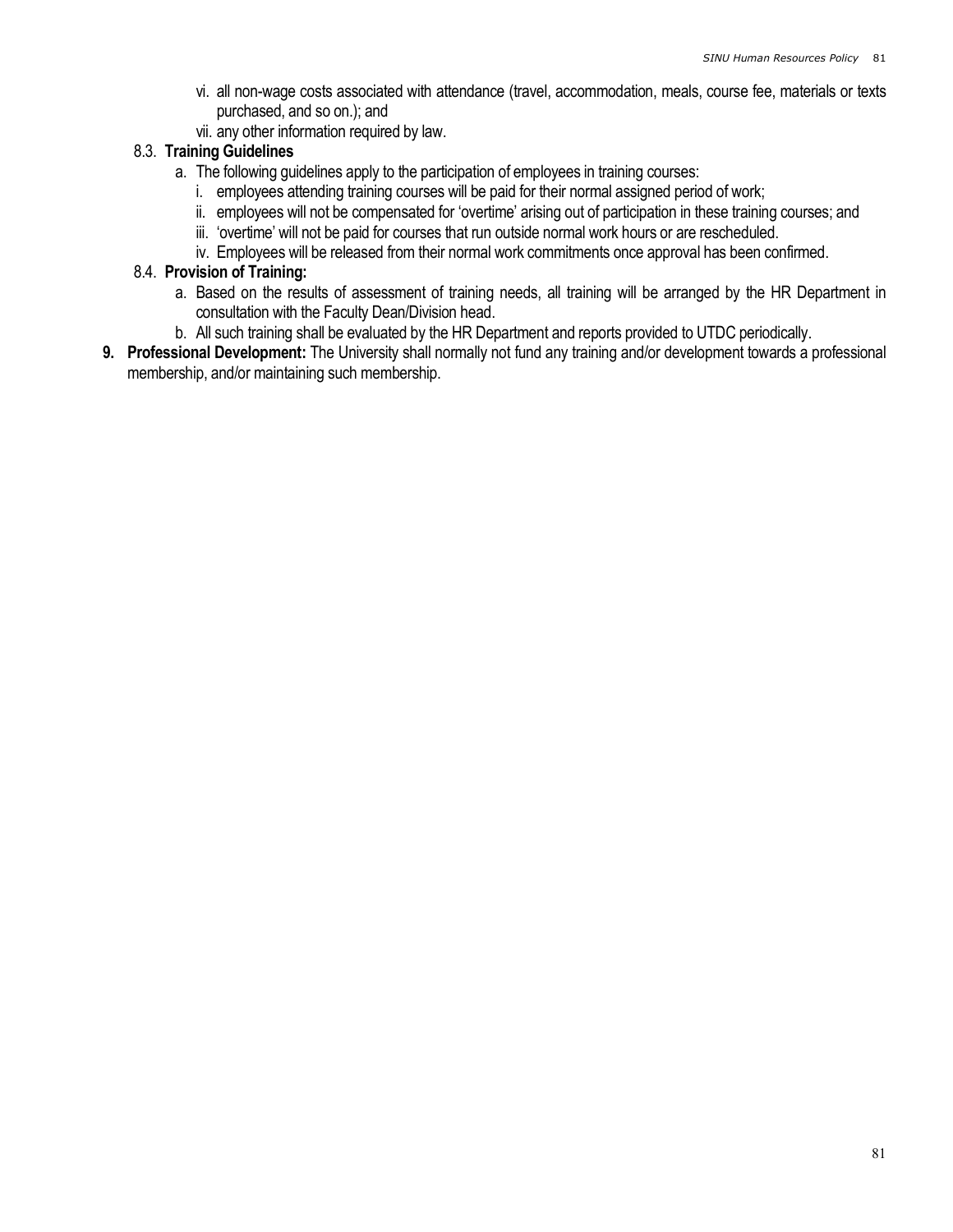vi. all non-wage costs associated with attendance (travel, accommodation, meals, course fee, materials or texts purchased, and so on.); and

vii. any other information required by law.

8.3. **Training Guidelines**

a. The following guidelines apply to the participation of employees in training courses:

i. employees attending training courses will be paid for their normal assigned period of work;

ii. employees will not be compensated for 'overtime' arising out of participation in these training courses; and

iii. 'overtime' will not be paid for courses that run outside normal work hours or are rescheduled.

iv. Employees will be released from their normal work commitments once approval has been confirmed.

8.4. **Provision of Training:**

a. Based on the results of assessment of training needs, all training will be arranged by the HR Department in consultation with the Faculty Dean/Division head.

b. All such training shall be evaluated by the HR Department and reports provided to UTDC periodically.

**9. Professional Development:** The University shall normally not fund any training and/or development towards a professional membership, and/or maintaining such membership.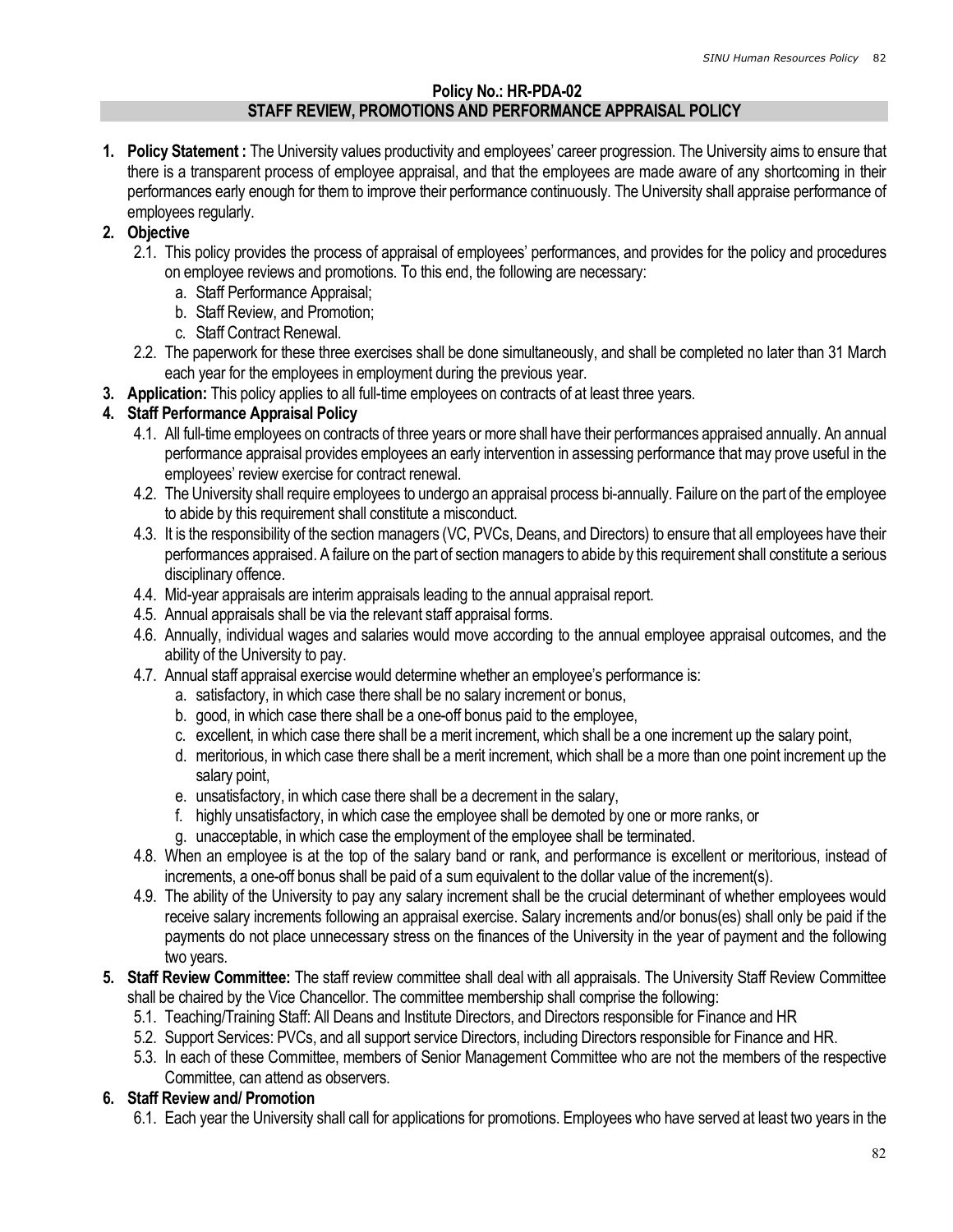**Policy No.: HR-PDA-02**

## STAFF REVIEW, PROMOTIONS AND PERFORMANCE APPRAISAL POLICY

1. **Policy Statement :** The University values productivity and employees' career progression. The University aims to ensure that there is a transparent process of employee appraisal, and that the employees are made aware of any shortcoming in their performances early enough for them to improve their performance continuously. The University shall appraise performance of employees regularly.
2. **Objective**
   - 2.1. This policy provides the process of appraisal of employees' performances, and provides for the policy and procedures on employee reviews and promotions. To this end, the following are necessary:
     - a. Staff Performance Appraisal;
     - b. Staff Review, and Promotion;
     - c. Staff Contract Renewal.
   - 2.2. The paperwork for these three exercises shall be done simultaneously, and shall be completed no later than 31 March each year for the employees in employment during the previous year.
3. **Application:** This policy applies to all full-time employees on contracts of at least three years.
4. **Staff Performance Appraisal Policy**
   - 4.1. All full-time employees on contracts of three years or more shall have their performances appraised annually. An annual performance appraisal provides employees an early intervention in assessing performance that may prove useful in the employees' review exercise for contract renewal.
   - 4.2. The University shall require employees to undergo an appraisal process bi-annually. Failure on the part of the employee to abide by this requirement shall constitute a misconduct.
   - 4.3. It is the responsibility of the section managers (VC, PVCs, Deans, and Directors) to ensure that all employees have their performances appraised. A failure on the part of section managers to abide by this requirement shall constitute a serious disciplinary offence.
   - 4.4. Mid-year appraisals are interim appraisals leading to the annual appraisal report.
   - 4.5. Annual appraisals shall be via the relevant staff appraisal forms.
   - 4.6. Annually, individual wages and salaries would move according to the annual employee appraisal outcomes, and the ability of the University to pay.
   - 4.7. Annual staff appraisal exercise would determine whether an employee's performance is:
     - a. satisfactory, in which case there shall be no salary increment or bonus,
     - b. good, in which case there shall be a one-off bonus paid to the employee,
     - c. excellent, in which case there shall be a merit increment, which shall be a one increment up the salary point,
     - d. meritorious, in which case there shall be a merit increment, which shall be a more than one point increment up the salary point,
     - e. unsatisfactory, in which case there shall be a decrement in the salary,
     - f. highly unsatisfactory, in which case the employee shall be demoted by one or more ranks, or
     - g. unacceptable, in which case the employment of the employee shall be terminated.
   - 4.8. When an employee is at the top of the salary band or rank, and performance is excellent or meritorious, instead of increments, a one-off bonus shall be paid of a sum equivalent to the dollar value of the increment(s).
   - 4.9. The ability of the University to pay any salary increment shall be the crucial determinant of whether employees would receive salary increments following an appraisal exercise. Salary increments and/or bonus(es) shall only be paid if the payments do not place unnecessary stress on the finances of the University in the year of payment and the following two years.
5. **Staff Review Committee:** The staff review committee shall deal with all appraisals. The University Staff Review Committee shall be chaired by the Vice Chancellor. The committee membership shall comprise the following:
   - 5.1. Teaching/Training Staff: All Deans and Institute Directors, and Directors responsible for Finance and HR
   - 5.2. Support Services: PVCs, and all support service Directors, including Directors responsible for Finance and HR.
   - 5.3. In each of these Committee, members of Senior Management Committee who are not the members of the respective Committee, can attend as observers.
6. **Staff Review and/ Promotion**
   - 6.1. Each year the University shall call for applications for promotions. Employees who have served at least two years in the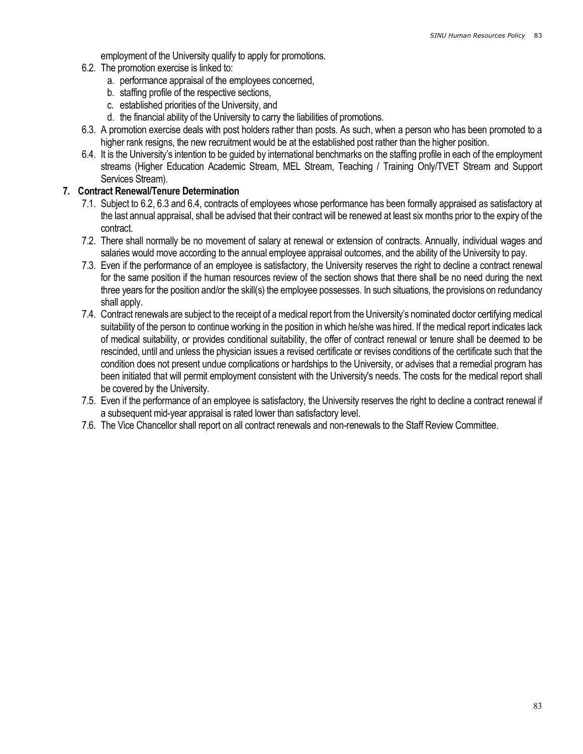employment of the University qualify to apply for promotions.

6.2. The promotion exercise is linked to:
   a. performance appraisal of the employees concerned,
   b. staffing profile of the respective sections,
   c. established priorities of the University, and
   d. the financial ability of the University to carry the liabilities of promotions.

6.3. A promotion exercise deals with post holders rather than posts. As such, when a person who has been promoted to a higher rank resigns, the new recruitment would be at the established post rather than the higher position.

6.4. It is the University's intention to be guided by international benchmarks on the staffing profile in each of the employment streams (Higher Education Academic Stream, MEL Stream, Teaching / Training Only/TVET Stream and Support Services Stream).

## 7. Contract Renewal/Tenure Determination

7.1. Subject to 6.2, 6.3 and 6.4, contracts of employees whose performance has been formally appraised as satisfactory at the last annual appraisal, shall be advised that their contract will be renewed at least six months prior to the expiry of the contract.

7.2. There shall normally be no movement of salary at renewal or extension of contracts. Annually, individual wages and salaries would move according to the annual employee appraisal outcomes, and the ability of the University to pay.

7.3. Even if the performance of an employee is satisfactory, the University reserves the right to decline a contract renewal for the same position if the human resources review of the section shows that there shall be no need during the next three years for the position and/or the skill(s) the employee possesses. In such situations, the provisions on redundancy shall apply.

7.4. Contract renewals are subject to the receipt of a medical report from the University's nominated doctor certifying medical suitability of the person to continue working in the position in which he/she was hired. If the medical report indicates lack of medical suitability, or provides conditional suitability, the offer of contract renewal or tenure shall be deemed to be rescinded, until and unless the physician issues a revised certificate or revises conditions of the certificate such that the condition does not present undue complications or hardships to the University, or advises that a remedial program has been initiated that will permit employment consistent with the University's needs. The costs for the medical report shall be covered by the University.

7.5. Even if the performance of an employee is satisfactory, the University reserves the right to decline a contract renewal if a subsequent mid-year appraisal is rated lower than satisfactory level.

7.6. The Vice Chancellor shall report on all contract renewals and non-renewals to the Staff Review Committee.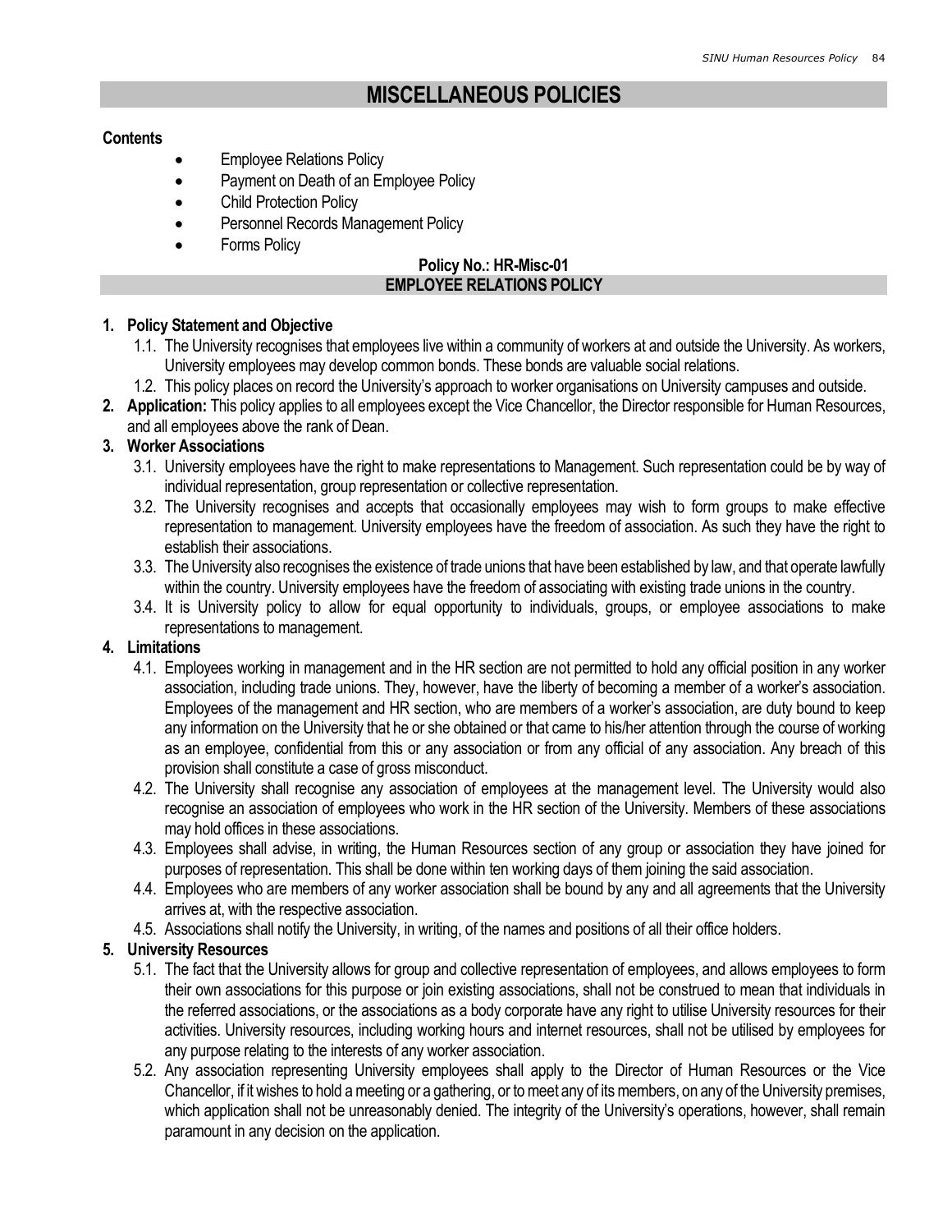# MISCELLANEOUS POLICIES

**Contents**

- Employee Relations Policy
- Payment on Death of an Employee Policy
- Child Protection Policy
- Personnel Records Management Policy
- Forms Policy

## Policy No.: HR-Misc-01
## EMPLOYEE RELATIONS POLICY

1. **Policy Statement and Objective**
   1.1. The University recognises that employees live within a community of workers at and outside the University. As workers, University employees may develop common bonds. These bonds are valuable social relations.
   1.2. This policy places on record the University's approach to worker organisations on University campuses and outside.
2. **Application:** This policy applies to all employees except the Vice Chancellor, the Director responsible for Human Resources, and all employees above the rank of Dean.
3. **Worker Associations**
   3.1. University employees have the right to make representations to Management. Such representation could be by way of individual representation, group representation or collective representation.
   3.2. The University recognises and accepts that occasionally employees may wish to form groups to make effective representation to management. University employees have the freedom of association. As such they have the right to establish their associations.
   3.3. The University also recognises the existence of trade unions that have been established by law, and that operate lawfully within the country. University employees have the freedom of associating with existing trade unions in the country.
   3.4. It is University policy to allow for equal opportunity to individuals, groups, or employee associations to make representations to management.
4. **Limitations**
   4.1. Employees working in management and in the HR section are not permitted to hold any official position in any worker association, including trade unions. They, however, have the liberty of becoming a member of a worker's association. Employees of the management and HR section, who are members of a worker's association, are duty bound to keep any information on the University that he or she obtained or that came to his/her attention through the course of working as an employee, confidential from this or any association or from any official of any association. Any breach of this provision shall constitute a case of gross misconduct.
   4.2. The University shall recognise any association of employees at the management level. The University would also recognise an association of employees who work in the HR section of the University. Members of these associations may hold offices in these associations.
   4.3. Employees shall advise, in writing, the Human Resources section of any group or association they have joined for purposes of representation. This shall be done within ten working days of them joining the said association.
   4.4. Employees who are members of any worker association shall be bound by any and all agreements that the University arrives at, with the respective association.
   4.5. Associations shall notify the University, in writing, of the names and positions of all their office holders.
5. **University Resources**
   5.1. The fact that the University allows for group and collective representation of employees, and allows employees to form their own associations for this purpose or join existing associations, shall not be construed to mean that individuals in the referred associations, or the associations as a body corporate have any right to utilise University resources for their activities. University resources, including working hours and internet resources, shall not be utilised by employees for any purpose relating to the interests of any worker association.
   5.2. Any association representing University employees shall apply to the Director of Human Resources or the Vice Chancellor, if it wishes to hold a meeting or a gathering, or to meet any of its members, on any of the University premises, which application shall not be unreasonably denied. The integrity of the University's operations, however, shall remain paramount in any decision on the application.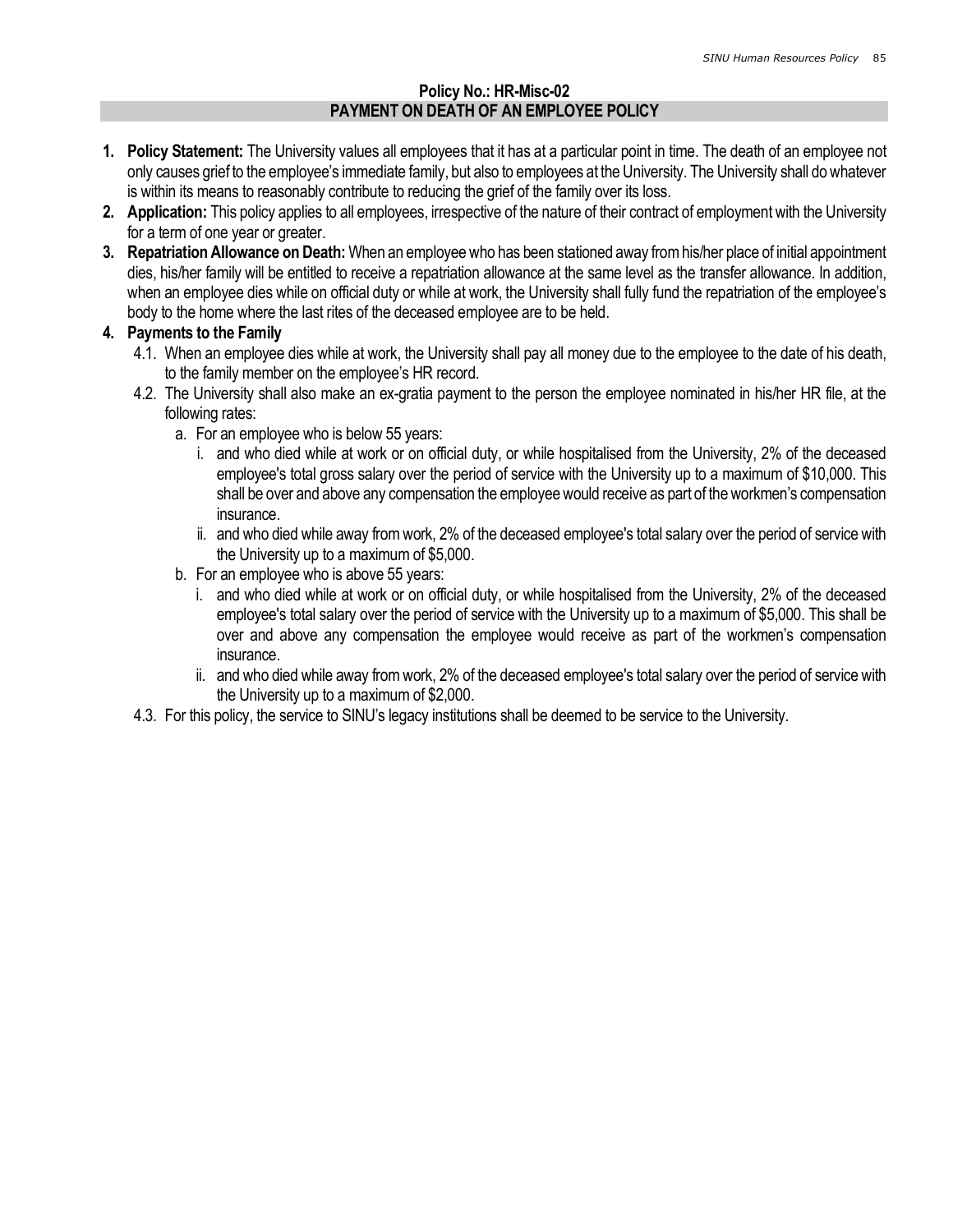## Policy No.: HR-Misc-02
## PAYMENT ON DEATH OF AN EMPLOYEE POLICY

1. **Policy Statement:** The University values all employees that it has at a particular point in time. The death of an employee not only causes grief to the employee's immediate family, but also to employees at the University. The University shall do whatever is within its means to reasonably contribute to reducing the grief of the family over its loss.
2. **Application:** This policy applies to all employees, irrespective of the nature of their contract of employment with the University for a term of one year or greater.
3. **Repatriation Allowance on Death:** When an employee who has been stationed away from his/her place of initial appointment dies, his/her family will be entitled to receive a repatriation allowance at the same level as the transfer allowance. In addition, when an employee dies while on official duty or while at work, the University shall fully fund the repatriation of the employee's body to the home where the last rites of the deceased employee are to be held.
4. **Payments to the Family**
   - 4.1. When an employee dies while at work, the University shall pay all money due to the employee to the date of his death, to the family member on the employee's HR record.
   - 4.2. The University shall also make an ex-gratia payment to the person the employee nominated in his/her HR file, at the following rates:
     - a. For an employee who is below 55 years:
       - i. and who died while at work or on official duty, or while hospitalised from the University, 2% of the deceased employee's total gross salary over the period of service with the University up to a maximum of $10,000. This shall be over and above any compensation the employee would receive as part of the workmen's compensation insurance.
       - ii. and who died while away from work, 2% of the deceased employee's total salary over the period of service with the University up to a maximum of $5,000.
     - b. For an employee who is above 55 years:
       - i. and who died while at work or on official duty, or while hospitalised from the University, 2% of the deceased employee's total salary over the period of service with the University up to a maximum of $5,000. This shall be over and above any compensation the employee would receive as part of the workmen's compensation insurance.
       - ii. and who died while away from work, 2% of the deceased employee's total salary over the period of service with the University up to a maximum of $2,000.
   - 4.3. For this policy, the service to SINU's legacy institutions shall be deemed to be service to the University.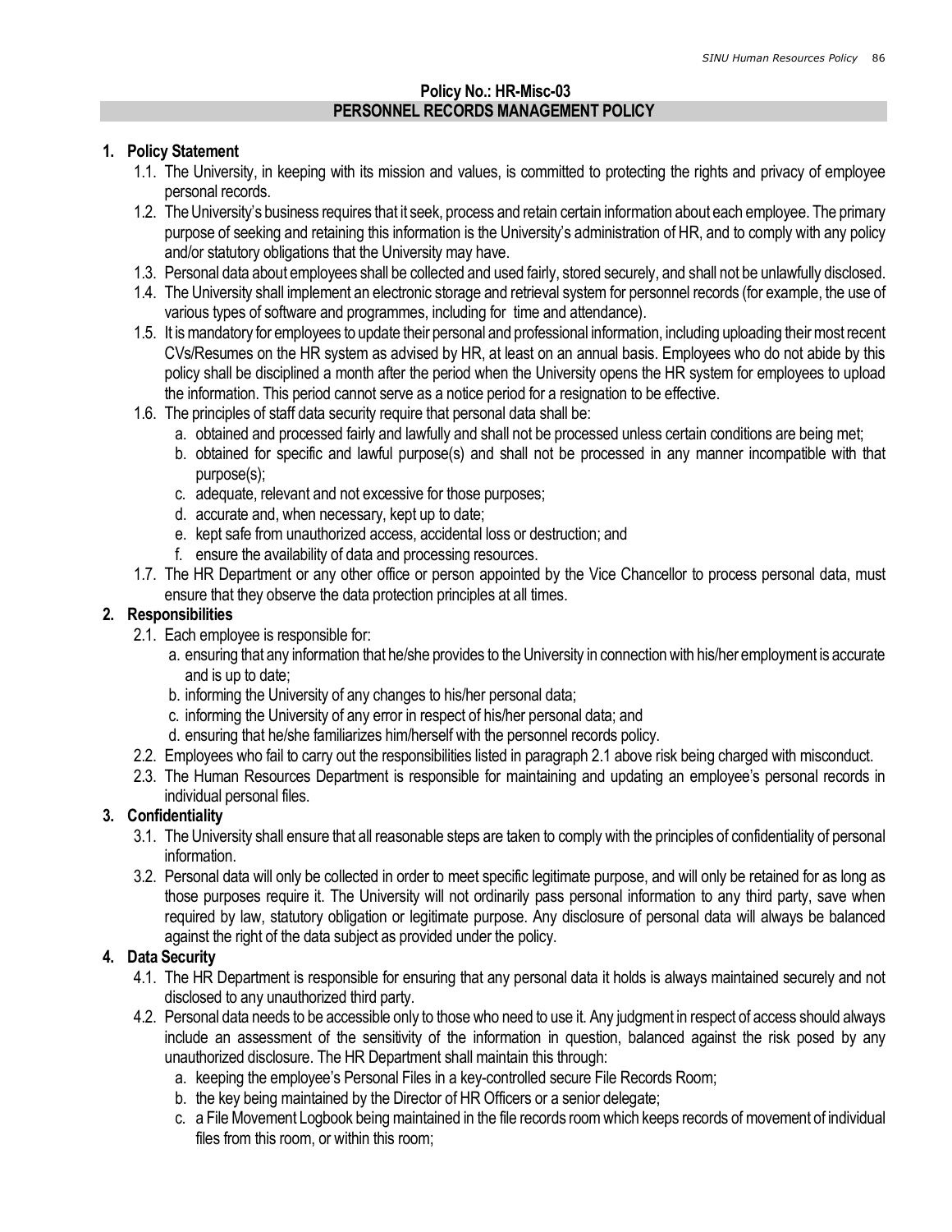**Policy No.: HR-Misc-03**

## PERSONNEL RECORDS MANAGEMENT POLICY

### 1. Policy Statement

1.1. The University, in keeping with its mission and values, is committed to protecting the rights and privacy of employee personal records.

1.2. The University's business requires that it seek, process and retain certain information about each employee. The primary purpose of seeking and retaining this information is the University's administration of HR, and to comply with any policy and/or statutory obligations that the University may have.

1.3. Personal data about employees shall be collected and used fairly, stored securely, and shall not be unlawfully disclosed.

1.4. The University shall implement an electronic storage and retrieval system for personnel records (for example, the use of various types of software and programmes, including for time and attendance).

1.5. It is mandatory for employees to update their personal and professional information, including uploading their most recent CVs/Resumes on the HR system as advised by HR, at least on an annual basis. Employees who do not abide by this policy shall be disciplined a month after the period when the University opens the HR system for employees to upload the information. This period cannot serve as a notice period for a resignation to be effective.

1.6. The principles of staff data security require that personal data shall be:

a. obtained and processed fairly and lawfully and shall not be processed unless certain conditions are being met;
b. obtained for specific and lawful purpose(s) and shall not be processed in any manner incompatible with that purpose(s);
c. adequate, relevant and not excessive for those purposes;
d. accurate and, when necessary, kept up to date;
e. kept safe from unauthorized access, accidental loss or destruction; and
f. ensure the availability of data and processing resources.

1.7. The HR Department or any other office or person appointed by the Vice Chancellor to process personal data, must ensure that they observe the data protection principles at all times.

### 2. Responsibilities

2.1. Each employee is responsible for:

a. ensuring that any information that he/she provides to the University in connection with his/her employment is accurate and is up to date;
b. informing the University of any changes to his/her personal data;
c. informing the University of any error in respect of his/her personal data; and
d. ensuring that he/she familiarizes him/herself with the personnel records policy.

2.2. Employees who fail to carry out the responsibilities listed in paragraph 2.1 above risk being charged with misconduct.

2.3. The Human Resources Department is responsible for maintaining and updating an employee's personal records in individual personal files.

### 3. Confidentiality

3.1. The University shall ensure that all reasonable steps are taken to comply with the principles of confidentiality of personal information.

3.2. Personal data will only be collected in order to meet specific legitimate purpose, and will only be retained for as long as those purposes require it. The University will not ordinarily pass personal information to any third party, save when required by law, statutory obligation or legitimate purpose. Any disclosure of personal data will always be balanced against the right of the data subject as provided under the policy.

### 4. Data Security

4.1. The HR Department is responsible for ensuring that any personal data it holds is always maintained securely and not disclosed to any unauthorized third party.

4.2. Personal data needs to be accessible only to those who need to use it. Any judgment in respect of access should always include an assessment of the sensitivity of the information in question, balanced against the risk posed by any unauthorized disclosure. The HR Department shall maintain this through:

a. keeping the employee's Personal Files in a key-controlled secure File Records Room;
b. the key being maintained by the Director of HR Officers or a senior delegate;
c. a File Movement Logbook being maintained in the file records room which keeps records of movement of individual files from this room, or within this room;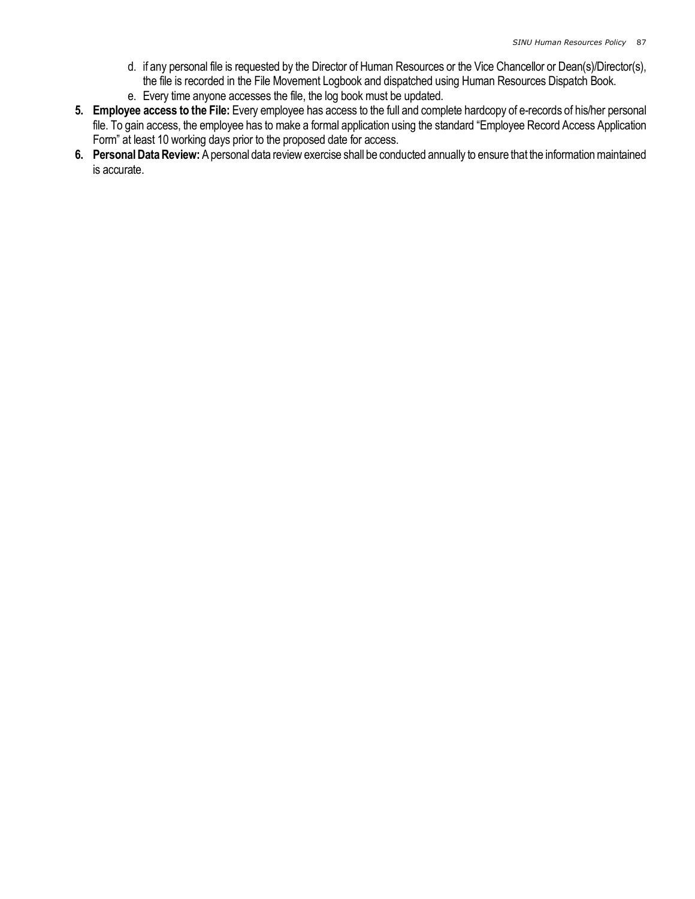d. if any personal file is requested by the Director of Human Resources or the Vice Chancellor or Dean(s)/Director(s), the file is recorded in the File Movement Logbook and dispatched using Human Resources Dispatch Book.
   e. Every time anyone accesses the file, the log book must be updated.

5. **Employee access to the File:** Every employee has access to the full and complete hardcopy of e-records of his/her personal file. To gain access, the employee has to make a formal application using the standard "Employee Record Access Application Form" at least 10 working days prior to the proposed date for access.
6. **Personal Data Review:** A personal data review exercise shall be conducted annually to ensure that the information maintained is accurate.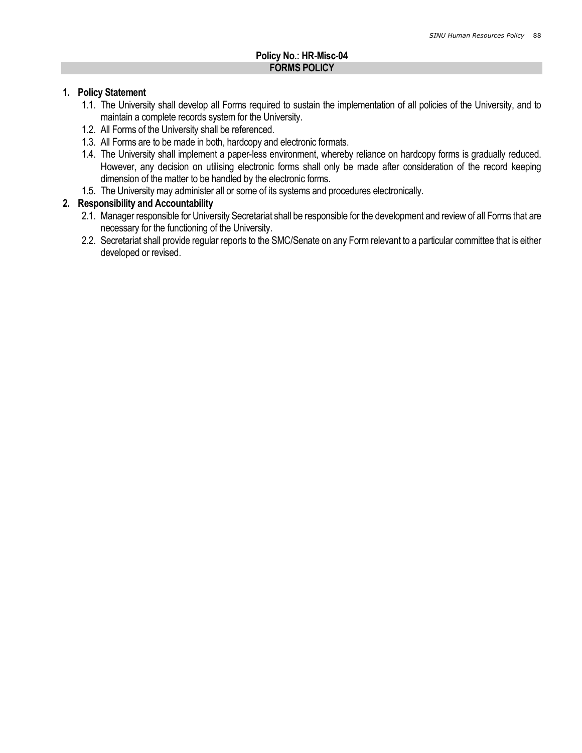## Policy No.: HR-Misc-04

## FORMS POLICY

**1. Policy Statement**

1.1. The University shall develop all Forms required to sustain the implementation of all policies of the University, and to maintain a complete records system for the University.

1.2. All Forms of the University shall be referenced.

1.3. All Forms are to be made in both, hardcopy and electronic formats.

1.4. The University shall implement a paper-less environment, whereby reliance on hardcopy forms is gradually reduced. However, any decision on utilising electronic forms shall only be made after consideration of the record keeping dimension of the matter to be handled by the electronic forms.

1.5. The University may administer all or some of its systems and procedures electronically.

**2. Responsibility and Accountability**

2.1. Manager responsible for University Secretariat shall be responsible for the development and review of all Forms that are necessary for the functioning of the University.

2.2. Secretariat shall provide regular reports to the SMC/Senate on any Form relevant to a particular committee that is either developed or revised.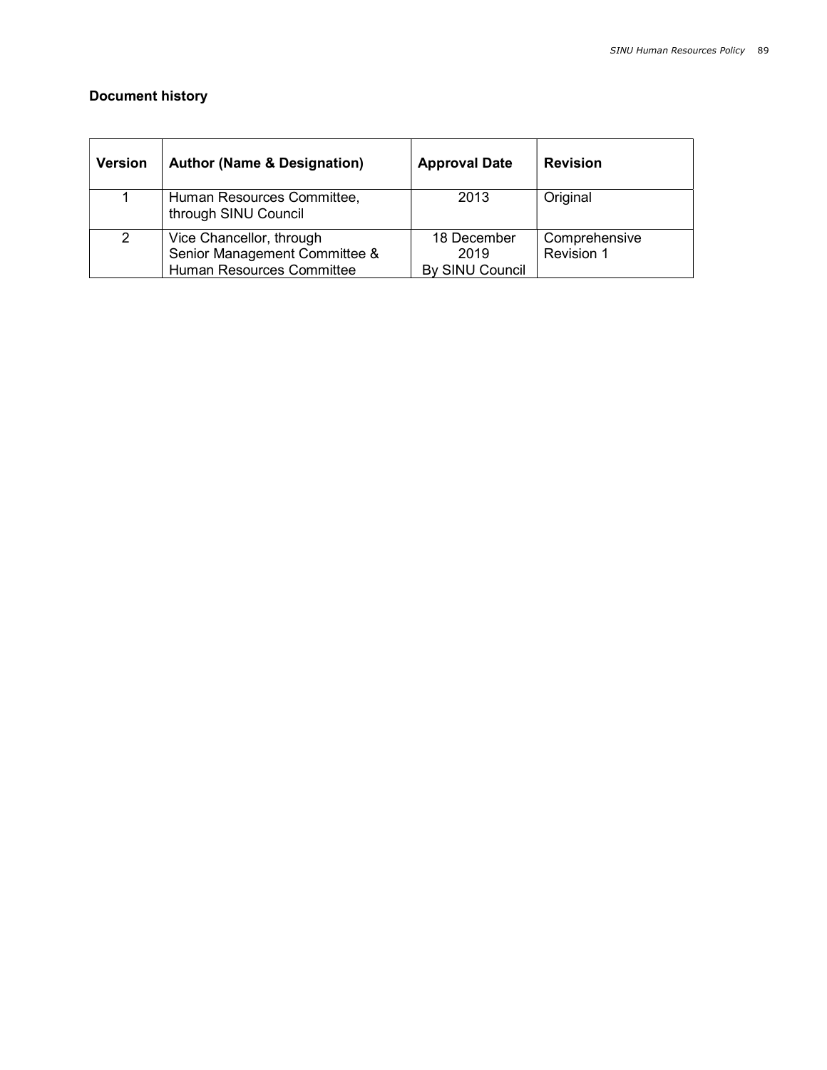**Document history**

| Version | Author (Name & Designation) | Approval Date | Revision |
|---|---|---|---|
| 1 | Human Resources Committee, through SINU Council | 2013 | Original |
| 2 | Vice Chancellor, through Senior Management Committee & Human Resources Committee | 18 December 2019 By SINU Council | Comprehensive Revision 1 |